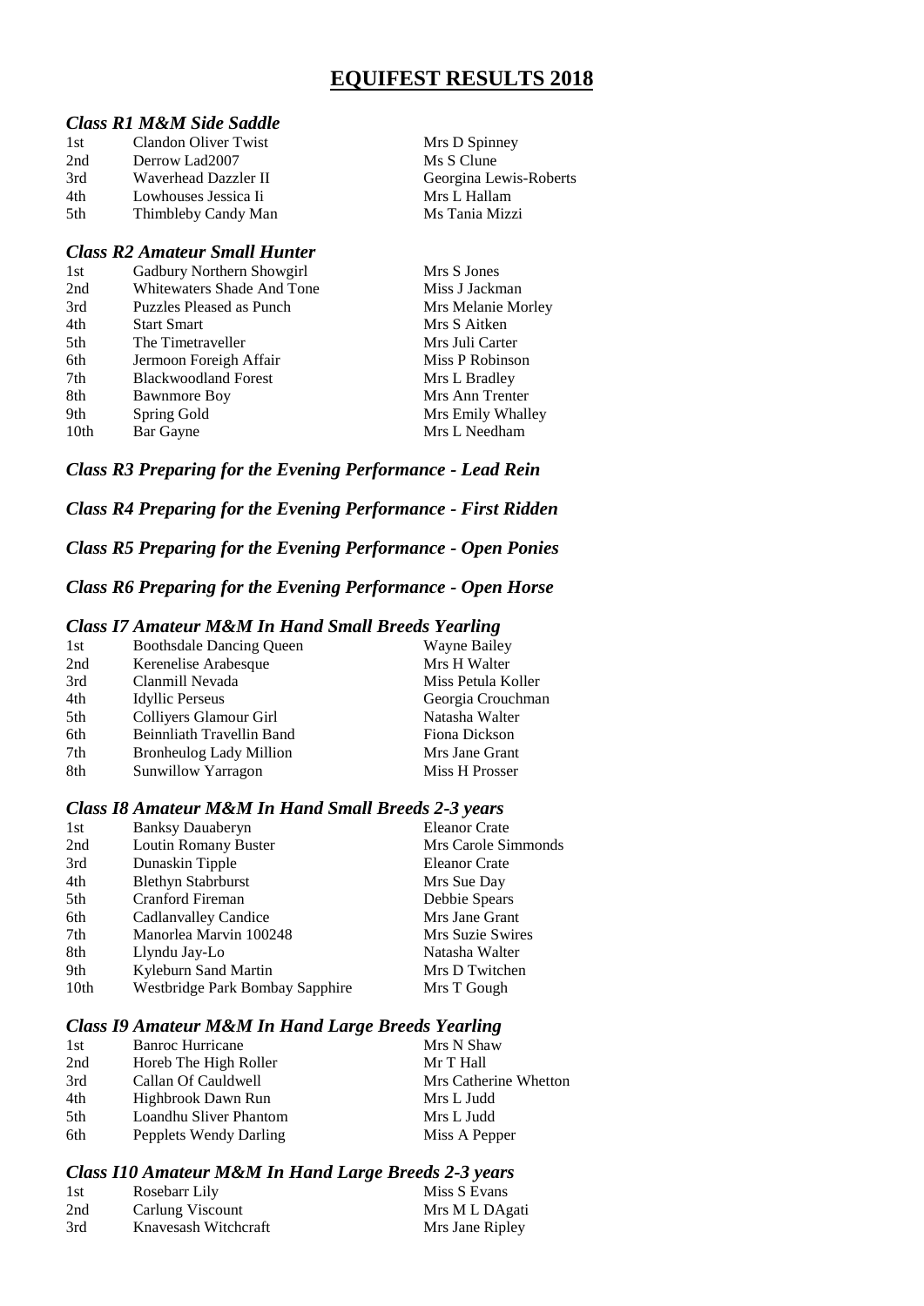# EQUIFEST RESULTS 2018

### *Class R1 M&M Side Saddle*

| | | |
|---|---|---|
| 1st | Clandon Oliver Twist | Mrs D Spinney |
| 2nd | Derrow Lad2007 | Ms S Clune |
| 3rd | Waverhead Dazzler II | Georgina Lewis-Roberts |
| 4th | Lowhouses Jessica Ii | Mrs L Hallam |
| 5th | Thimbleby Candy Man | Ms Tania Mizzi |

### *Class R2 Amateur Small Hunter*

| | | |
|---|---|---|
| 1st | Gadbury Northern Showgirl | Mrs S Jones |
| 2nd | Whitewaters Shade And Tone | Miss J Jackman |
| 3rd | Puzzles Pleased as Punch | Mrs Melanie Morley |
| 4th | Start Smart | Mrs S Aitken |
| 5th | The Timetraveller | Mrs Juli Carter |
| 6th | Jermoon Foreigh Affair | Miss P Robinson |
| 7th | Blackwoodland Forest | Mrs L Bradley |
| 8th | Bawnmore Boy | Mrs Ann Trenter |
| 9th | Spring Gold | Mrs Emily Whalley |
| 10th | Bar Gayne | Mrs L Needham |

### *Class R3 Preparing for the Evening Performance - Lead Rein*

### *Class R4 Preparing for the Evening Performance - First Ridden*

### *Class R5 Preparing for the Evening Performance - Open Ponies*

### *Class R6 Preparing for the Evening Performance - Open Horse*

### *Class I7 Amateur M&M In Hand Small Breeds Yearling*

| | | |
|---|---|---|
| 1st | Boothsdale Dancing Queen | Wayne Bailey |
| 2nd | Kerenelise Arabesque | Mrs H Walter |
| 3rd | Clanmill Nevada | Miss Petula Koller |
| 4th | Idyllic Perseus | Georgia Crouchman |
| 5th | Colliyers Glamour Girl | Natasha Walter |
| 6th | Beinnliath Travellin Band | Fiona Dickson |
| 7th | Bronheulog Lady Million | Mrs Jane Grant |
| 8th | Sunwillow Yarragon | Miss H Prosser |

### *Class I8 Amateur M&M In Hand Small Breeds 2-3 years*

| | | |
|---|---|---|
| 1st | Banksy Dauaberyn | Eleanor Crate |
| 2nd | Loutin Romany Buster | Mrs Carole Simmonds |
| 3rd | Dunaskin Tipple | Eleanor Crate |
| 4th | Blethyn Stabrburst | Mrs Sue Day |
| 5th | Cranford Fireman | Debbie Spears |
| 6th | Cadlanvalley Candice | Mrs Jane Grant |
| 7th | Manorlea Marvin 100248 | Mrs Suzie Swires |
| 8th | Llyndu Jay-Lo | Natasha Walter |
| 9th | Kyleburn Sand Martin | Mrs D Twitchen |
| 10th | Westbridge Park Bombay Sapphire | Mrs T Gough |

### *Class I9 Amateur M&M In Hand Large Breeds Yearling*

| | | |
|---|---|---|
| 1st | Banroc Hurricane | Mrs N Shaw |
| 2nd | Horeb The High Roller | Mr T Hall |
| 3rd | Callan Of Cauldwell | Mrs Catherine Whetton |
| 4th | Highbrook Dawn Run | Mrs L Judd |
| 5th | Loandhu Sliver Phantom | Mrs L Judd |
| 6th | Pepplets Wendy Darling | Miss A Pepper |

### *Class I10 Amateur M&M In Hand Large Breeds 2-3 years*

| | | |
|---|---|---|
| 1st | Rosebarr Lily | Miss S Evans |
| 2nd | Carlung Viscount | Mrs M L DAgati |
| 3rd | Knavesash Witchcraft | Mrs Jane Ripley |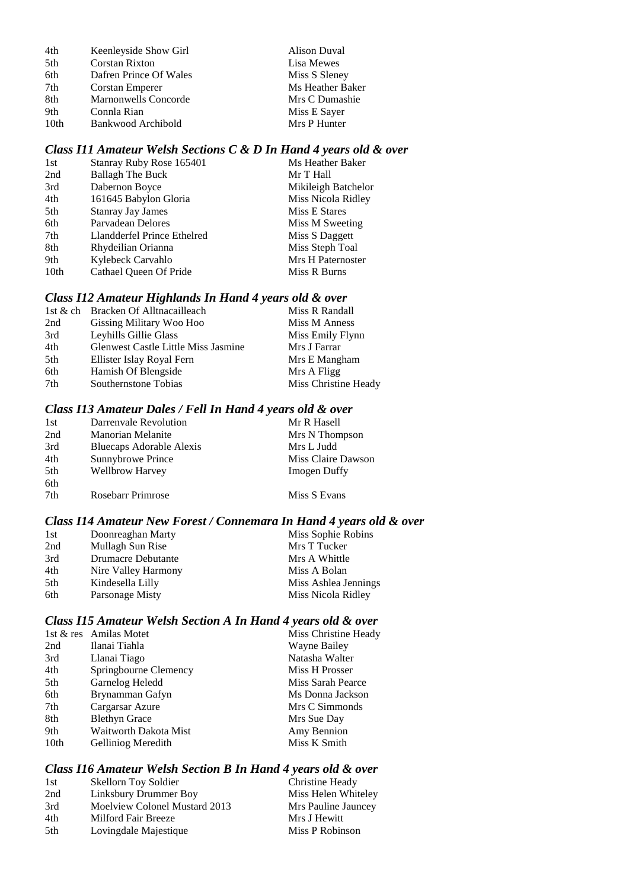| | | |
|---|---|---|
| 4th | Keenleyside Show Girl | Alison Duval |
| 5th | Corstan Rixton | Lisa Mewes |
| 6th | Dafren Prince Of Wales | Miss S Sleney |
| 7th | Corstan Emperer | Ms Heather Baker |
| 8th | Marnonwells Concorde | Mrs C Dumashie |
| 9th | Connla Rian | Miss E Sayer |
| 10th | Bankwood Archibold | Mrs P Hunter |

### *Class I11 Amateur Welsh Sections C & D In Hand 4 years old & over*

| | | |
|---|---|---|
| 1st | Stanray Ruby Rose 165401 | Ms Heather Baker |
| 2nd | Ballagh The Buck | Mr T Hall |
| 3rd | Dabernon Boyce | Mikileigh Batchelor |
| 4th | 161645 Babylon Gloria | Miss Nicola Ridley |
| 5th | Stanray Jay James | Miss E Stares |
| 6th | Parvadean Delores | Miss M Sweeting |
| 7th | Llandderfel Prince Ethelred | Miss S Daggett |
| 8th | Rhydeilian Orianna | Miss Steph Toal |
| 9th | Kylebeck Carvahlo | Mrs H Paternoster |
| 10th | Cathael Queen Of Pride | Miss R Burns |

### *Class I12 Amateur Highlands In Hand 4 years old & over*

| | | |
|---|---|---|
| 1st & ch | Bracken Of Alltnacailleach | Miss R Randall |
| 2nd | Gissing Military Woo Hoo | Miss M Anness |
| 3rd | Leyhills Gillie Glass | Miss Emily Flynn |
| 4th | Glenwest Castle Little Miss Jasmine | Mrs J Farrar |
| 5th | Ellister Islay Royal Fern | Mrs E Mangham |
| 6th | Hamish Of Blengside | Mrs A Fligg |
| 7th | Southernstone Tobias | Miss Christine Heady |

### *Class I13 Amateur Dales / Fell In Hand 4 years old & over*

| | | |
|---|---|---|
| 1st | Darrenvale Revolution | Mr R Hasell |
| 2nd | Manorian Melanite | Mrs N Thompson |
| 3rd | Bluecaps Adorable Alexis | Mrs L Judd |
| 4th | Sunnybrowe Prince | Miss Claire Dawson |
| 5th | Wellbrow Harvey | Imogen Duffy |
| 6th | | |
| 7th | Rosebarr Primrose | Miss S Evans |

### *Class I14 Amateur New Forest / Connemara In Hand 4 years old & over*

| | | |
|---|---|---|
| 1st | Doonreaghan Marty | Miss Sophie Robins |
| 2nd | Mullagh Sun Rise | Mrs T Tucker |
| 3rd | Drumacre Debutante | Mrs A Whittle |
| 4th | Nire Valley Harmony | Miss A Bolan |
| 5th | Kindesella Lilly | Miss Ashlea Jennings |
| 6th | Parsonage Misty | Miss Nicola Ridley |

### *Class I15 Amateur Welsh Section A In Hand 4 years old & over*

| | | |
|---|---|---|
| 1st & res | Amilas Motet | Miss Christine Heady |
| 2nd | Ilanai Tiahla | Wayne Bailey |
| 3rd | Llanai Tiago | Natasha Walter |
| 4th | Springbourne Clemency | Miss H Prosser |
| 5th | Garnelog Heledd | Miss Sarah Pearce |
| 6th | Brynamman Gafyn | Ms Donna Jackson |
| 7th | Cargarsar Azure | Mrs C Simmonds |
| 8th | Blethyn Grace | Mrs Sue Day |
| 9th | Waitworth Dakota Mist | Amy Bennion |
| 10th | Gelliniog Meredith | Miss K Smith |

### *Class I16 Amateur Welsh Section B In Hand 4 years old & over*

| | | |
|---|---|---|
| 1st | Skellorn Toy Soldier | Christine Heady |
| 2nd | Linksbury Drummer Boy | Miss Helen Whiteley |
| 3rd | Moelview Colonel Mustard 2013 | Mrs Pauline Jauncey |
| 4th | Milford Fair Breeze | Mrs J Hewitt |
| 5th | Lovingdale Majestique | Miss P Robinson |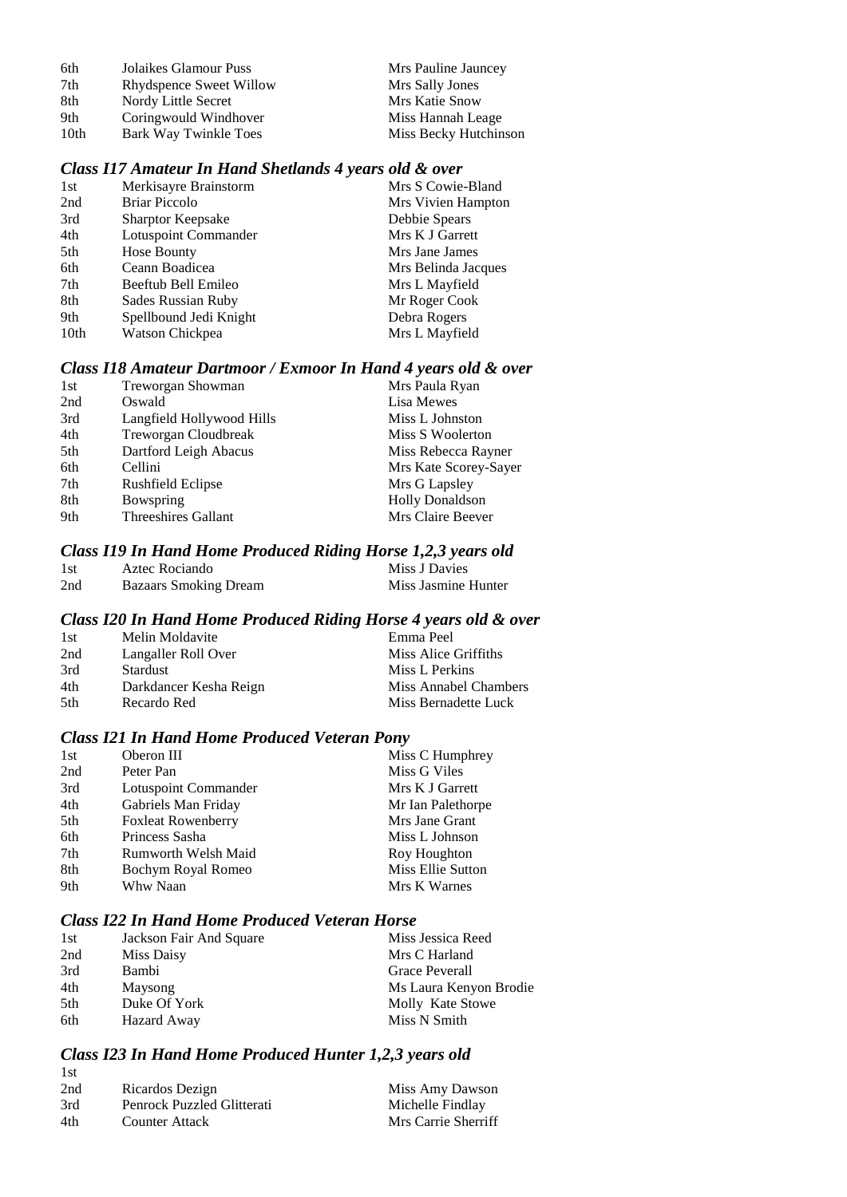| | | |
|---|---|---|
| 6th | Jolaikes Glamour Puss | Mrs Pauline Jauncey |
| 7th | Rhydspence Sweet Willow | Mrs Sally Jones |
| 8th | Nordy Little Secret | Mrs Katie Snow |
| 9th | Coringwould Windhover | Miss Hannah Leage |
| 10th | Bark Way Twinkle Toes | Miss Becky Hutchinson |

### *Class I17 Amateur In Hand Shetlands 4 years old & over*

| | | |
|---|---|---|
| 1st | Merkisayre Brainstorm | Mrs S Cowie-Bland |
| 2nd | Briar Piccolo | Mrs Vivien Hampton |
| 3rd | Sharptor Keepsake | Debbie Spears |
| 4th | Lotuspoint Commander | Mrs K J Garrett |
| 5th | Hose Bounty | Mrs Jane James |
| 6th | Ceann Boadicea | Mrs Belinda Jacques |
| 7th | Beeftub Bell Emileo | Mrs L Mayfield |
| 8th | Sades Russian Ruby | Mr Roger Cook |
| 9th | Spellbound Jedi Knight | Debra Rogers |
| 10th | Watson Chickpea | Mrs L Mayfield |

### *Class I18 Amateur Dartmoor / Exmoor In Hand 4 years old & over*

| | | |
|---|---|---|
| 1st | Treworgan Showman | Mrs Paula Ryan |
| 2nd | Oswald | Lisa Mewes |
| 3rd | Langfield Hollywood Hills | Miss L Johnston |
| 4th | Treworgan Cloudbreak | Miss S Woolerton |
| 5th | Dartford Leigh Abacus | Miss Rebecca Rayner |
| 6th | Cellini | Mrs Kate Scorey-Sayer |
| 7th | Rushfield Eclipse | Mrs G Lapsley |
| 8th | Bowspring | Holly Donaldson |
| 9th | Threeshires Gallant | Mrs Claire Beever |

### *Class I19 In Hand Home Produced Riding Horse 1,2,3 years old*

| | | |
|---|---|---|
| 1st | Aztec Rociando | Miss J Davies |
| 2nd | Bazaars Smoking Dream | Miss Jasmine Hunter |

### *Class I20 In Hand Home Produced Riding Horse 4 years old & over*

| | | |
|---|---|---|
| 1st | Melin Moldavite | Emma Peel |
| 2nd | Langaller Roll Over | Miss Alice Griffiths |
| 3rd | Stardust | Miss L Perkins |
| 4th | Darkdancer Kesha Reign | Miss Annabel Chambers |
| 5th | Recardo Red | Miss Bernadette Luck |

### *Class I21 In Hand Home Produced Veteran Pony*

| | | |
|---|---|---|
| 1st | Oberon III | Miss C Humphrey |
| 2nd | Peter Pan | Miss G Viles |
| 3rd | Lotuspoint Commander | Mrs K J Garrett |
| 4th | Gabriels Man Friday | Mr Ian Palethorpe |
| 5th | Foxleat Rowenberry | Mrs Jane Grant |
| 6th | Princess Sasha | Miss L Johnson |
| 7th | Rumworth Welsh Maid | Roy Houghton |
| 8th | Bochym Royal Romeo | Miss Ellie Sutton |
| 9th | Whw Naan | Mrs K Warnes |

### *Class I22 In Hand Home Produced Veteran Horse*

| | | |
|---|---|---|
| 1st | Jackson Fair And Square | Miss Jessica Reed |
| 2nd | Miss Daisy | Mrs C Harland |
| 3rd | Bambi | Grace Peverall |
| 4th | Maysong | Ms Laura Kenyon Brodie |
| 5th | Duke Of York | Molly Kate Stowe |
| 6th | Hazard Away | Miss N Smith |

### *Class I23 In Hand Home Produced Hunter 1,2,3 years old*

| | | |
|---|---|---|
| 1st | | |
| 2nd | Ricardos Dezign | Miss Amy Dawson |
| 3rd | Penrock Puzzled Glitterati | Michelle Findlay |
| 4th | Counter Attack | Mrs Carrie Sherriff |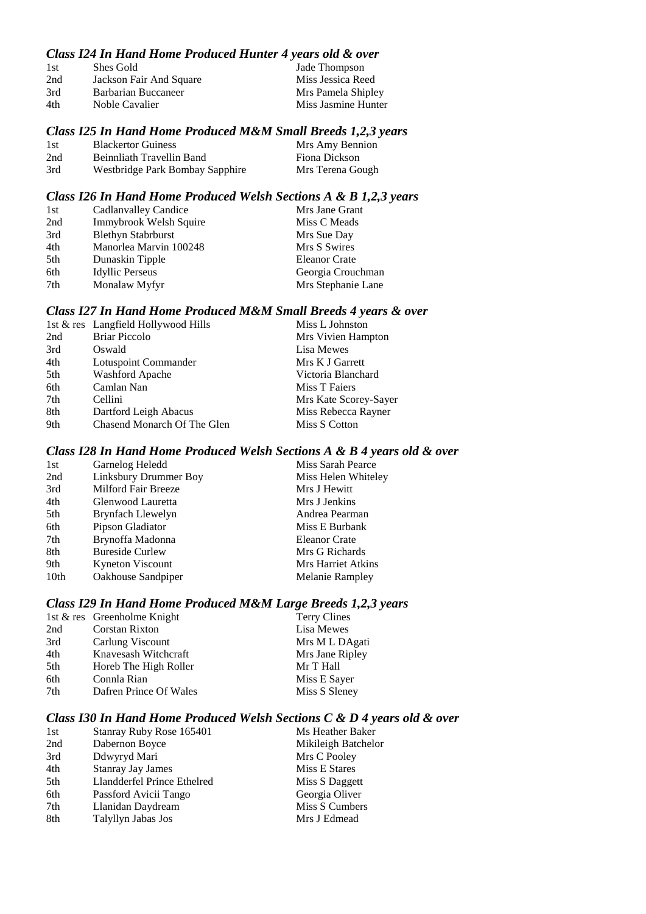### *Class I24 In Hand Home Produced Hunter 4 years old & over*

| | | |
|---|---|---|
| 1st | Shes Gold | Jade Thompson |
| 2nd | Jackson Fair And Square | Miss Jessica Reed |
| 3rd | Barbarian Buccaneer | Mrs Pamela Shipley |
| 4th | Noble Cavalier | Miss Jasmine Hunter |

### *Class I25 In Hand Home Produced M&M Small Breeds 1,2,3 years*

| | | |
|---|---|---|
| 1st | Blackertor Guiness | Mrs Amy Bennion |
| 2nd | Beinnliath Travellin Band | Fiona Dickson |
| 3rd | Westbridge Park Bombay Sapphire | Mrs Terena Gough |

### *Class I26 In Hand Home Produced Welsh Sections A & B 1,2,3 years*

| | | |
|---|---|---|
| 1st | Cadlanvalley Candice | Mrs Jane Grant |
| 2nd | Immybrook Welsh Squire | Miss C Meads |
| 3rd | Blethyn Stabrburst | Mrs Sue Day |
| 4th | Manorlea Marvin 100248 | Mrs S Swires |
| 5th | Dunaskin Tipple | Eleanor Crate |
| 6th | Idyllic Perseus | Georgia Crouchman |
| 7th | Monalaw Myfyr | Mrs Stephanie Lane |

### *Class I27 In Hand Home Produced M&M Small Breeds 4 years & over*

| | | |
|---|---|---|
| 1st & res | Langfield Hollywood Hills | Miss L Johnston |
| 2nd | Briar Piccolo | Mrs Vivien Hampton |
| 3rd | Oswald | Lisa Mewes |
| 4th | Lotuspoint Commander | Mrs K J Garrett |
| 5th | Washford Apache | Victoria Blanchard |
| 6th | Camlan Nan | Miss T Faiers |
| 7th | Cellini | Mrs Kate Scorey-Sayer |
| 8th | Dartford Leigh Abacus | Miss Rebecca Rayner |
| 9th | Chasend Monarch Of The Glen | Miss S Cotton |

### *Class I28 In Hand Home Produced Welsh Sections A & B 4 years old & over*

| | | |
|---|---|---|
| 1st | Garnelog Heledd | Miss Sarah Pearce |
| 2nd | Linksbury Drummer Boy | Miss Helen Whiteley |
| 3rd | Milford Fair Breeze | Mrs J Hewitt |
| 4th | Glenwood Lauretta | Mrs J Jenkins |
| 5th | Brynfach Llewelyn | Andrea Pearman |
| 6th | Pipson Gladiator | Miss E Burbank |
| 7th | Brynoffa Madonna | Eleanor Crate |
| 8th | Bureside Curlew | Mrs G Richards |
| 9th | Kyneton Viscount | Mrs Harriet Atkins |
| 10th | Oakhouse Sandpiper | Melanie Rampley |

### *Class I29 In Hand Home Produced M&M Large Breeds 1,2,3 years*

| | | |
|---|---|---|
| 1st & res | Greenholme Knight | Terry Clines |
| 2nd | Corstan Rixton | Lisa Mewes |
| 3rd | Carlung Viscount | Mrs M L DAgati |
| 4th | Knavesash Witchcraft | Mrs Jane Ripley |
| 5th | Horeb The High Roller | Mr T Hall |
| 6th | Connla Rian | Miss E Sayer |
| 7th | Dafren Prince Of Wales | Miss S Sleney |

### *Class I30 In Hand Home Produced Welsh Sections C & D 4 years old & over*

| | | |
|---|---|---|
| 1st | Stanray Ruby Rose 165401 | Ms Heather Baker |
| 2nd | Dabernon Boyce | Mikileigh Batchelor |
| 3rd | Ddwyryd Mari | Mrs C Pooley |
| 4th | Stanray Jay James | Miss E Stares |
| 5th | Llandderfel Prince Ethelred | Miss S Daggett |
| 6th | Passford Avicii Tango | Georgia Oliver |
| 7th | Llanidan Daydream | Miss S Cumbers |
| 8th | Talyllyn Jabas Jos | Mrs J Edmead |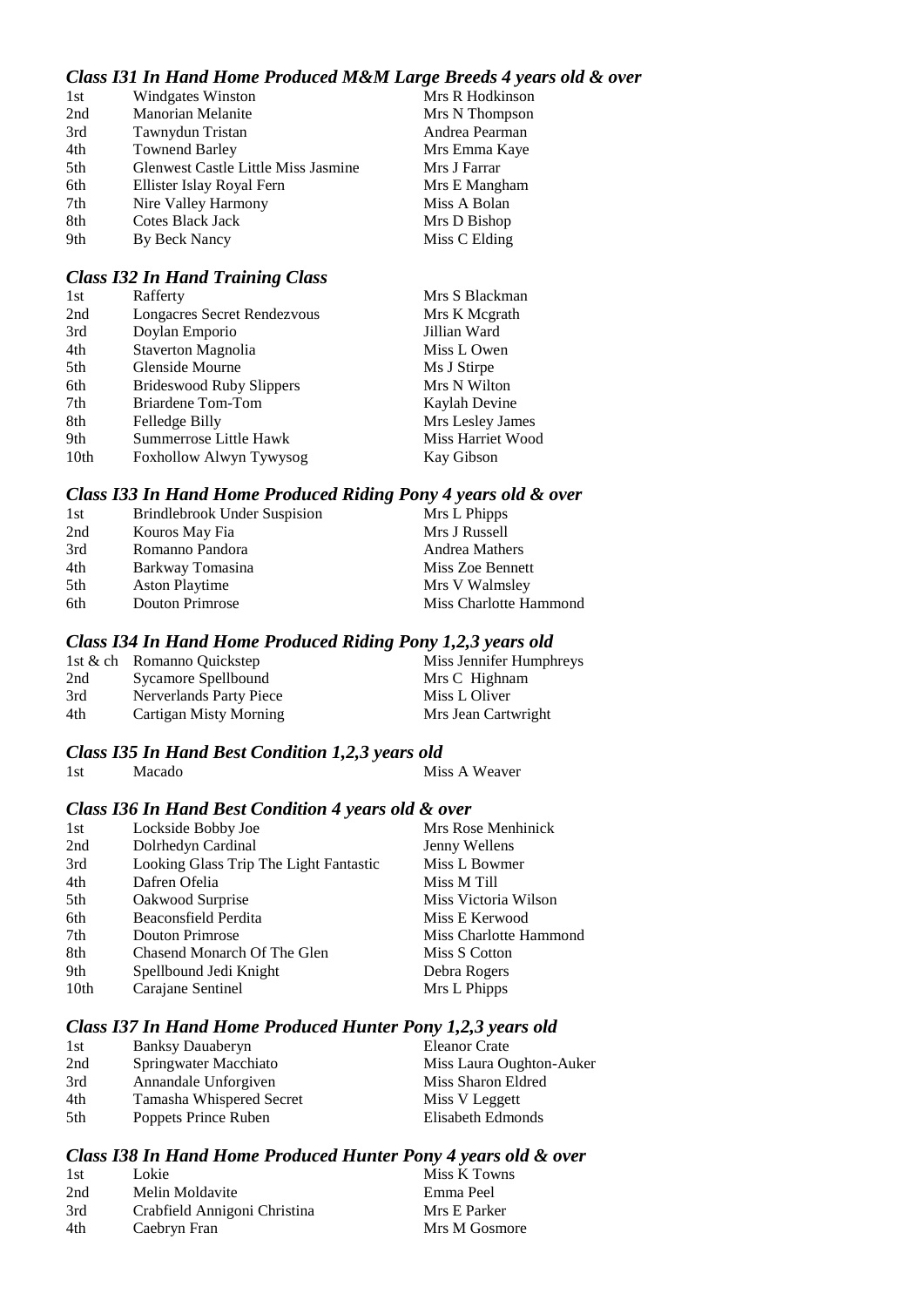### *Class I31 In Hand Home Produced M&M Large Breeds 4 years old & over*

| | | |
|---|---|---|
| 1st | Windgates Winston | Mrs R Hodkinson |
| 2nd | Manorian Melanite | Mrs N Thompson |
| 3rd | Tawnydun Tristan | Andrea Pearman |
| 4th | Townend Barley | Mrs Emma Kaye |
| 5th | Glenwest Castle Little Miss Jasmine | Mrs J Farrar |
| 6th | Ellister Islay Royal Fern | Mrs E Mangham |
| 7th | Nire Valley Harmony | Miss A Bolan |
| 8th | Cotes Black Jack | Mrs D Bishop |
| 9th | By Beck Nancy | Miss C Elding |

### *Class I32 In Hand Training Class*

| | | |
|---|---|---|
| 1st | Rafferty | Mrs S Blackman |
| 2nd | Longacres Secret Rendezvous | Mrs K Mcgrath |
| 3rd | Doylan Emporio | Jillian Ward |
| 4th | Staverton Magnolia | Miss L Owen |
| 5th | Glenside Mourne | Ms J Stirpe |
| 6th | Brideswood Ruby Slippers | Mrs N Wilton |
| 7th | Briardene Tom-Tom | Kaylah Devine |
| 8th | Felledge Billy | Mrs Lesley James |
| 9th | Summerrose Little Hawk | Miss Harriet Wood |
| 10th | Foxhollow Alwyn Tywysog | Kay Gibson |

### *Class I33 In Hand Home Produced Riding Pony 4 years old & over*

| | | |
|---|---|---|
| 1st | Brindlebrook Under Suspision | Mrs L Phipps |
| 2nd | Kouros May Fia | Mrs J Russell |
| 3rd | Romanno Pandora | Andrea Mathers |
| 4th | Barkway Tomasina | Miss Zoe Bennett |
| 5th | Aston Playtime | Mrs V Walmsley |
| 6th | Douton Primrose | Miss Charlotte Hammond |

### *Class I34 In Hand Home Produced Riding Pony 1,2,3 years old*

| | | |
|---|---|---|
| 1st & ch | Romanno Quickstep | Miss Jennifer Humphreys |
| 2nd | Sycamore Spellbound | Mrs C Highnam |
| 3rd | Nerverlands Party Piece | Miss L Oliver |
| 4th | Cartigan Misty Morning | Mrs Jean Cartwright |

### *Class I35 In Hand Best Condition 1,2,3 years old*

| | | |
|---|---|---|
| 1st | Macado | Miss A Weaver |

### *Class I36 In Hand Best Condition 4 years old & over*

| | | |
|---|---|---|
| 1st | Lockside Bobby Joe | Mrs Rose Menhinick |
| 2nd | Dolrhedyn Cardinal | Jenny Wellens |
| 3rd | Looking Glass Trip The Light Fantastic | Miss L Bowmer |
| 4th | Dafren Ofelia | Miss M Till |
| 5th | Oakwood Surprise | Miss Victoria Wilson |
| 6th | Beaconsfield Perdita | Miss E Kerwood |
| 7th | Douton Primrose | Miss Charlotte Hammond |
| 8th | Chasend Monarch Of The Glen | Miss S Cotton |
| 9th | Spellbound Jedi Knight | Debra Rogers |
| 10th | Carajane Sentinel | Mrs L Phipps |

### *Class I37 In Hand Home Produced Hunter Pony 1,2,3 years old*

| | | |
|---|---|---|
| 1st | Banksy Dauaberyn | Eleanor Crate |
| 2nd | Springwater Macchiato | Miss Laura Oughton-Auker |
| 3rd | Annandale Unforgiven | Miss Sharon Eldred |
| 4th | Tamasha Whispered Secret | Miss V Leggett |
| 5th | Poppets Prince Ruben | Elisabeth Edmonds |

### *Class I38 In Hand Home Produced Hunter Pony 4 years old & over*

| | | |
|---|---|---|
| 1st | Lokie | Miss K Towns |
| 2nd | Melin Moldavite | Emma Peel |
| 3rd | Crabfield Annigoni Christina | Mrs E Parker |
| 4th | Caebryn Fran | Mrs M Gosmore |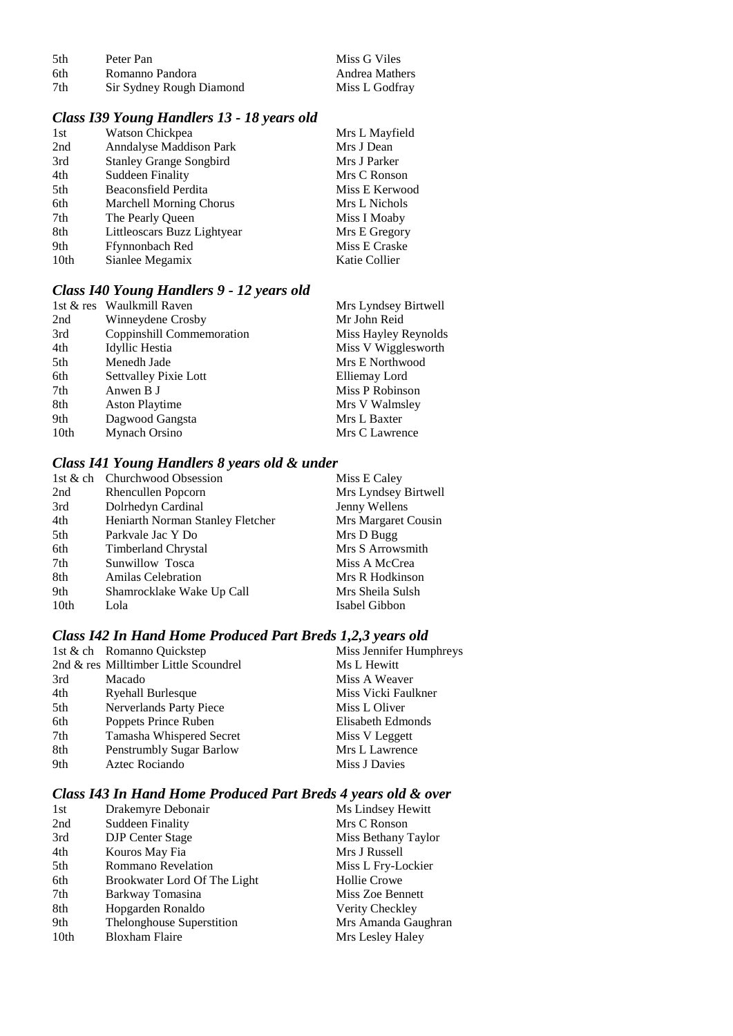| | | |
|---|---|---|
| 5th | Peter Pan | Miss G Viles |
| 6th | Romanno Pandora | Andrea Mathers |
| 7th | Sir Sydney Rough Diamond | Miss L Godfray |

### *Class I39 Young Handlers 13 - 18 years old*

| | | |
|---|---|---|
| 1st | Watson Chickpea | Mrs L Mayfield |
| 2nd | Anndalyse Maddison Park | Mrs J Dean |
| 3rd | Stanley Grange Songbird | Mrs J Parker |
| 4th | Suddeen Finality | Mrs C Ronson |
| 5th | Beaconsfield Perdita | Miss E Kerwood |
| 6th | Marchell Morning Chorus | Mrs L Nichols |
| 7th | The Pearly Queen | Miss I Moaby |
| 8th | Littleoscars Buzz Lightyear | Mrs E Gregory |
| 9th | Ffynnonbach Red | Miss E Craske |
| 10th | Sianlee Megamix | Katie Collier |

### *Class I40 Young Handlers 9 - 12 years old*

| | | |
|---|---|---|
| 1st & res | Waulkmill Raven | Mrs Lyndsey Birtwell |
| 2nd | Winneydene Crosby | Mr John Reid |
| 3rd | Coppinshill Commemoration | Miss Hayley Reynolds |
| 4th | Idyllic Hestia | Miss V Wigglesworth |
| 5th | Menedh Jade | Mrs E Northwood |
| 6th | Settvalley Pixie Lott | Elliemay Lord |
| 7th | Anwen B J | Miss P Robinson |
| 8th | Aston Playtime | Mrs V Walmsley |
| 9th | Dagwood Gangsta | Mrs L Baxter |
| 10th | Mynach Orsino | Mrs C Lawrence |

### *Class I41 Young Handlers 8 years old & under*

| | | |
|---|---|---|
| 1st & ch | Churchwood Obsession | Miss E Caley |
| 2nd | Rhencullen Popcorn | Mrs Lyndsey Birtwell |
| 3rd | Dolrhedyn Cardinal | Jenny Wellens |
| 4th | Heniarth Norman Stanley Fletcher | Mrs Margaret Cousin |
| 5th | Parkvale Jac Y Do | Mrs D Bugg |
| 6th | Timberland Chrystal | Mrs S Arrowsmith |
| 7th | Sunwillow Tosca | Miss A McCrea |
| 8th | Amilas Celebration | Mrs R Hodkinson |
| 9th | Shamrocklake Wake Up Call | Mrs Sheila Sulsh |
| 10th | Lola | Isabel Gibbon |

### *Class I42 In Hand Home Produced Part Breds 1,2,3 years old*

| | | |
|---|---|---|
| 1st & ch | Romanno Quickstep | Miss Jennifer Humphreys |
| 2nd & res | Milltimber Little Scoundrel | Ms L Hewitt |
| 3rd | Macado | Miss A Weaver |
| 4th | Ryehall Burlesque | Miss Vicki Faulkner |
| 5th | Nerverlands Party Piece | Miss L Oliver |
| 6th | Poppets Prince Ruben | Elisabeth Edmonds |
| 7th | Tamasha Whispered Secret | Miss V Leggett |
| 8th | Penstrumbly Sugar Barlow | Mrs L Lawrence |
| 9th | Aztec Rociando | Miss J Davies |

### *Class I43 In Hand Home Produced Part Breds 4 years old & over*

| | | |
|---|---|---|
| 1st | Drakemyre Debonair | Ms Lindsey Hewitt |
| 2nd | Suddeen Finality | Mrs C Ronson |
| 3rd | DJP Center Stage | Miss Bethany Taylor |
| 4th | Kouros May Fia | Mrs J Russell |
| 5th | Rommano Revelation | Miss L Fry-Lockier |
| 6th | Brookwater Lord Of The Light | Hollie Crowe |
| 7th | Barkway Tomasina | Miss Zoe Bennett |
| 8th | Hopgarden Ronaldo | Verity Checkley |
| 9th | Thelonghouse Superstition | Mrs Amanda Gaughran |
| 10th | Bloxham Flaire | Mrs Lesley Haley |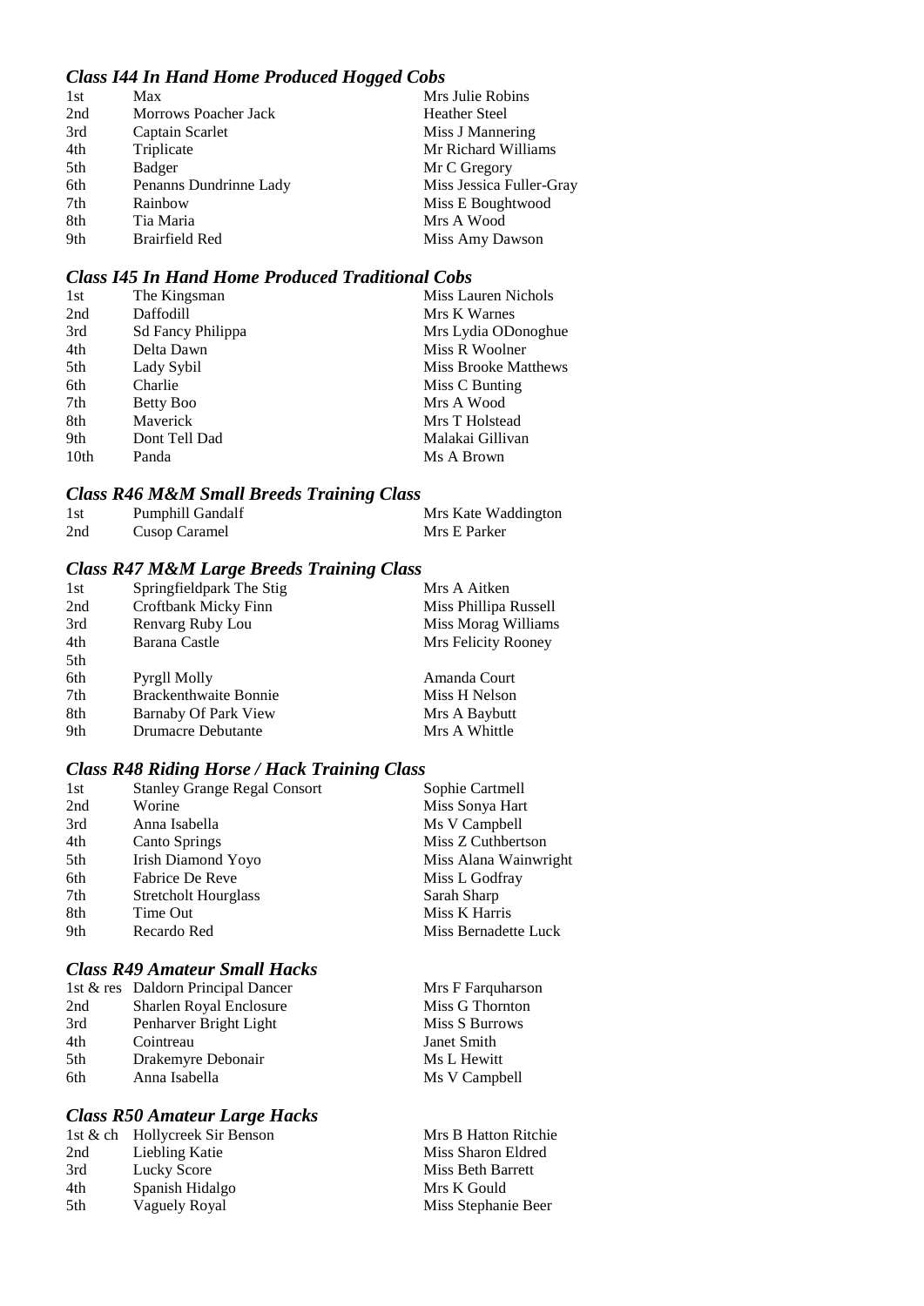### *Class I44 In Hand Home Produced Hogged Cobs*

| | | |
|---|---|---|
| 1st | Max | Mrs Julie Robins |
| 2nd | Morrows Poacher Jack | Heather Steel |
| 3rd | Captain Scarlet | Miss J Mannering |
| 4th | Triplicate | Mr Richard Williams |
| 5th | Badger | Mr C Gregory |
| 6th | Penanns Dundrinne Lady | Miss Jessica Fuller-Gray |
| 7th | Rainbow | Miss E Boughtwood |
| 8th | Tia Maria | Mrs A Wood |
| 9th | Brairfield Red | Miss Amy Dawson |

### *Class I45 In Hand Home Produced Traditional Cobs*

| | | |
|---|---|---|
| 1st | The Kingsman | Miss Lauren Nichols |
| 2nd | Daffodill | Mrs K Warnes |
| 3rd | Sd Fancy Philippa | Mrs Lydia ODonoghue |
| 4th | Delta Dawn | Miss R Woolner |
| 5th | Lady Sybil | Miss Brooke Matthews |
| 6th | Charlie | Miss C Bunting |
| 7th | Betty Boo | Mrs A Wood |
| 8th | Maverick | Mrs T Holstead |
| 9th | Dont Tell Dad | Malakai Gillivan |
| 10th | Panda | Ms A Brown |

### *Class R46 M&M Small Breeds Training Class*

| | | |
|---|---|---|
| 1st | Pumphill Gandalf | Mrs Kate Waddington |
| 2nd | Cusop Caramel | Mrs E Parker |

### *Class R47 M&M Large Breeds Training Class*

| | | |
|---|---|---|
| 1st | Springfieldpark The Stig | Mrs A Aitken |
| 2nd | Croftbank Micky Finn | Miss Phillipa Russell |
| 3rd | Renvarg Ruby Lou | Miss Morag Williams |
| 4th | Barana Castle | Mrs Felicity Rooney |
| 5th | | |
| 6th | Pyrgll Molly | Amanda Court |
| 7th | Brackenthwaite Bonnie | Miss H Nelson |
| 8th | Barnaby Of Park View | Mrs A Baybutt |
| 9th | Drumacre Debutante | Mrs A Whittle |

### *Class R48 Riding Horse / Hack Training Class*

| | | |
|---|---|---|
| 1st | Stanley Grange Regal Consort | Sophie Cartmell |
| 2nd | Worine | Miss Sonya Hart |
| 3rd | Anna Isabella | Ms V Campbell |
| 4th | Canto Springs | Miss Z Cuthbertson |
| 5th | Irish Diamond Yoyo | Miss Alana Wainwright |
| 6th | Fabrice De Reve | Miss L Godfray |
| 7th | Stretcholt Hourglass | Sarah Sharp |
| 8th | Time Out | Miss K Harris |
| 9th | Recardo Red | Miss Bernadette Luck |

### *Class R49 Amateur Small Hacks*

| | | |
|---|---|---|
| 1st & res | Daldorn Principal Dancer | Mrs F Farquharson |
| 2nd | Sharlen Royal Enclosure | Miss G Thornton |
| 3rd | Penharver Bright Light | Miss S Burrows |
| 4th | Cointreau | Janet Smith |
| 5th | Drakemyre Debonair | Ms L Hewitt |
| 6th | Anna Isabella | Ms V Campbell |

### *Class R50 Amateur Large Hacks*

| | | |
|---|---|---|
| 1st & ch | Hollycreek Sir Benson | Mrs B Hatton Ritchie |
| 2nd | Liebling Katie | Miss Sharon Eldred |
| 3rd | Lucky Score | Miss Beth Barrett |
| 4th | Spanish Hidalgo | Mrs K Gould |
| 5th | Vaguely Royal | Miss Stephanie Beer |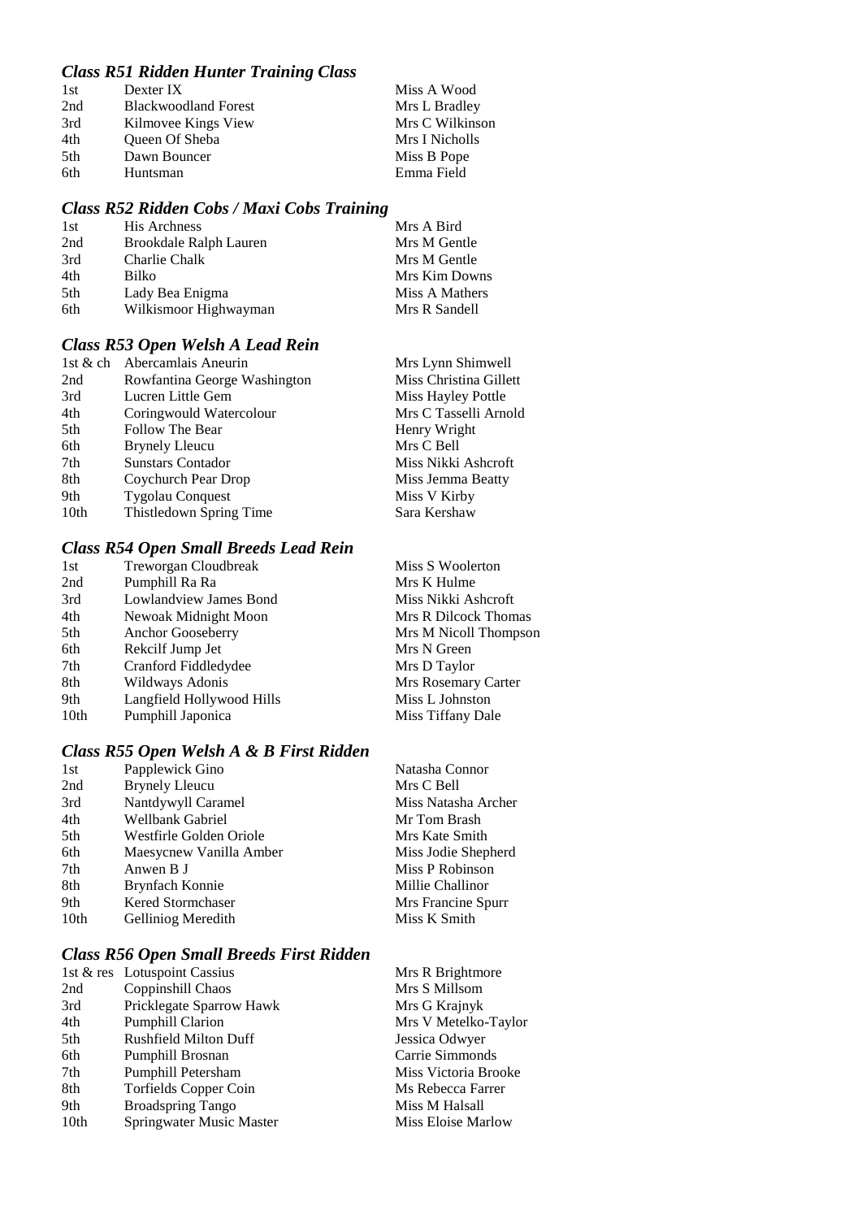### *Class R51 Ridden Hunter Training Class*

| | | |
|---|---|---|
| 1st | Dexter IX | Miss A Wood |
| 2nd | Blackwoodland Forest | Mrs L Bradley |
| 3rd | Kilmovee Kings View | Mrs C Wilkinson |
| 4th | Queen Of Sheba | Mrs I Nicholls |
| 5th | Dawn Bouncer | Miss B Pope |
| 6th | Huntsman | Emma Field |

### *Class R52 Ridden Cobs / Maxi Cobs Training*

| | | |
|---|---|---|
| 1st | His Archness | Mrs A Bird |
| 2nd | Brookdale Ralph Lauren | Mrs M Gentle |
| 3rd | Charlie Chalk | Mrs M Gentle |
| 4th | Bilko | Mrs Kim Downs |
| 5th | Lady Bea Enigma | Miss A Mathers |
| 6th | Wilkismoor Highwayman | Mrs R Sandell |

### *Class R53 Open Welsh A Lead Rein*

| | | |
|---|---|---|
| 1st & ch | Abercamlais Aneurin | Mrs Lynn Shimwell |
| 2nd | Rowfantina George Washington | Miss Christina Gillett |
| 3rd | Lucren Little Gem | Miss Hayley Pottle |
| 4th | Coringwould Watercolour | Mrs C Tasselli Arnold |
| 5th | Follow The Bear | Henry Wright |
| 6th | Brynely Lleucu | Mrs C Bell |
| 7th | Sunstars Contador | Miss Nikki Ashcroft |
| 8th | Coychurch Pear Drop | Miss Jemma Beatty |
| 9th | Tygolau Conquest | Miss V Kirby |
| 10th | Thistledown Spring Time | Sara Kershaw |

### *Class R54 Open Small Breeds Lead Rein*

| | | |
|---|---|---|
| 1st | Treworgan Cloudbreak | Miss S Woolerton |
| 2nd | Pumphill Ra Ra | Mrs K Hulme |
| 3rd | Lowlandview James Bond | Miss Nikki Ashcroft |
| 4th | Newoak Midnight Moon | Mrs R Dilcock Thomas |
| 5th | Anchor Gooseberry | Mrs M Nicoll Thompson |
| 6th | Rekcilf Jump Jet | Mrs N Green |
| 7th | Cranford Fiddledydee | Mrs D Taylor |
| 8th | Wildways Adonis | Mrs Rosemary Carter |
| 9th | Langfield Hollywood Hills | Miss L Johnston |
| 10th | Pumphill Japonica | Miss Tiffany Dale |

### *Class R55 Open Welsh A & B First Ridden*

| | | |
|---|---|---|
| 1st | Papplewick Gino | Natasha Connor |
| 2nd | Brynely Lleucu | Mrs C Bell |
| 3rd | Nantdywyll Caramel | Miss Natasha Archer |
| 4th | Wellbank Gabriel | Mr Tom Brash |
| 5th | Westfirle Golden Oriole | Mrs Kate Smith |
| 6th | Maesycnew Vanilla Amber | Miss Jodie Shepherd |
| 7th | Anwen B J | Miss P Robinson |
| 8th | Brynfach Konnie | Millie Challinor |
| 9th | Kered Stormchaser | Mrs Francine Spurr |
| 10th | Gelliniog Meredith | Miss K Smith |

### *Class R56 Open Small Breeds First Ridden*

| | | |
|---|---|---|
| 1st & res | Lotuspoint Cassius | Mrs R Brightmore |
| 2nd | Coppinshill Chaos | Mrs S Millsom |
| 3rd | Pricklegate Sparrow Hawk | Mrs G Krajnyk |
| 4th | Pumphill Clarion | Mrs V Metelko-Taylor |
| 5th | Rushfield Milton Duff | Jessica Odwyer |
| 6th | Pumphill Brosnan | Carrie Simmonds |
| 7th | Pumphill Petersham | Miss Victoria Brooke |
| 8th | Torfields Copper Coin | Ms Rebecca Farrer |
| 9th | Broadspring Tango | Miss M Halsall |
| 10th | Springwater Music Master | Miss Eloise Marlow |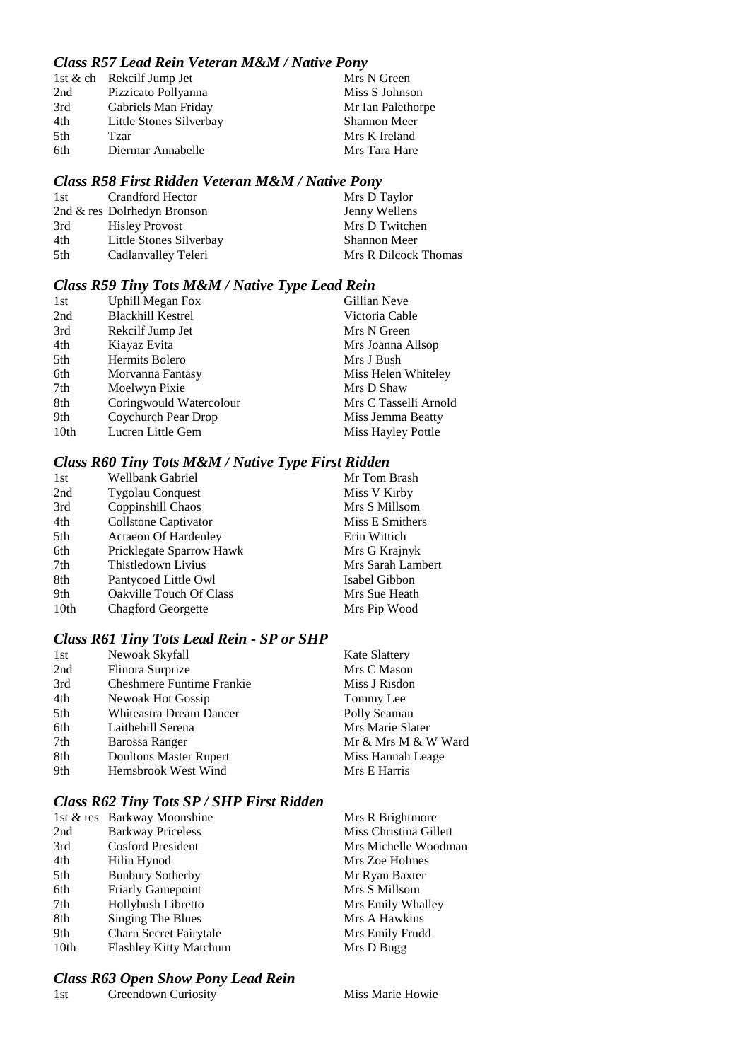### *Class R57 Lead Rein Veteran M&M / Native Pony*

| | | |
|---|---|---|
| 1st & ch | Rekcilf Jump Jet | Mrs N Green |
| 2nd | Pizzicato Pollyanna | Miss S Johnson |
| 3rd | Gabriels Man Friday | Mr Ian Palethorpe |
| 4th | Little Stones Silverbay | Shannon Meer |
| 5th | Tzar | Mrs K Ireland |
| 6th | Diermar Annabelle | Mrs Tara Hare |

### *Class R58 First Ridden Veteran M&M / Native Pony*

| | | |
|---|---|---|
| 1st | Crandford Hector | Mrs D Taylor |
| 2nd & res | Dolrhedyn Bronson | Jenny Wellens |
| 3rd | Hisley Provost | Mrs D Twitchen |
| 4th | Little Stones Silverbay | Shannon Meer |
| 5th | Cadlanvalley Teleri | Mrs R Dilcock Thomas |

### *Class R59 Tiny Tots M&M / Native Type Lead Rein*

| | | |
|---|---|---|
| 1st | Uphill Megan Fox | Gillian Neve |
| 2nd | Blackhill Kestrel | Victoria Cable |
| 3rd | Rekcilf Jump Jet | Mrs N Green |
| 4th | Kiayaz Evita | Mrs Joanna Allsop |
| 5th | Hermits Bolero | Mrs J Bush |
| 6th | Morvanna Fantasy | Miss Helen Whiteley |
| 7th | Moelwyn Pixie | Mrs D Shaw |
| 8th | Coringwould Watercolour | Mrs C Tasselli Arnold |
| 9th | Coychurch Pear Drop | Miss Jemma Beatty |
| 10th | Lucren Little Gem | Miss Hayley Pottle |

### *Class R60 Tiny Tots M&M / Native Type First Ridden*

| | | |
|---|---|---|
| 1st | Wellbank Gabriel | Mr Tom Brash |
| 2nd | Tygolau Conquest | Miss V Kirby |
| 3rd | Coppinshill Chaos | Mrs S Millsom |
| 4th | Collstone Captivator | Miss E Smithers |
| 5th | Actaeon Of Hardenley | Erin Wittich |
| 6th | Pricklegate Sparrow Hawk | Mrs G Krajnyk |
| 7th | Thistledown Livius | Mrs Sarah Lambert |
| 8th | Pantycoed Little Owl | Isabel Gibbon |
| 9th | Oakville Touch Of Class | Mrs Sue Heath |
| 10th | Chagford Georgette | Mrs Pip Wood |

### *Class R61 Tiny Tots Lead Rein - SP or SHP*

| | | |
|---|---|---|
| 1st | Newoak Skyfall | Kate Slattery |
| 2nd | Flinora Surprize | Mrs C Mason |
| 3rd | Cheshmere Funtime Frankie | Miss J Risdon |
| 4th | Newoak Hot Gossip | Tommy Lee |
| 5th | Whiteastra Dream Dancer | Polly Seaman |
| 6th | Laithehill Serena | Mrs Marie Slater |
| 7th | Barossa Ranger | Mr & Mrs M & W Ward |
| 8th | Doultons Master Rupert | Miss Hannah Leage |
| 9th | Hemsbrook West Wind | Mrs E Harris |

### *Class R62 Tiny Tots SP / SHP First Ridden*

| | | |
|---|---|---|
| 1st & res | Barkway Moonshine | Mrs R Brightmore |
| 2nd | Barkway Priceless | Miss Christina Gillett |
| 3rd | Cosford President | Mrs Michelle Woodman |
| 4th | Hilin Hynod | Mrs Zoe Holmes |
| 5th | Bunbury Sotherby | Mr Ryan Baxter |
| 6th | Friarly Gamepoint | Mrs S Millsom |
| 7th | Hollybush Libretto | Mrs Emily Whalley |
| 8th | Singing The Blues | Mrs A Hawkins |
| 9th | Charn Secret Fairytale | Mrs Emily Frudd |
| 10th | Flashley Kitty Matchum | Mrs D Bugg |

### *Class R63 Open Show Pony Lead Rein*

| | | |
|---|---|---|
| 1st | Greendown Curiosity | Miss Marie Howie |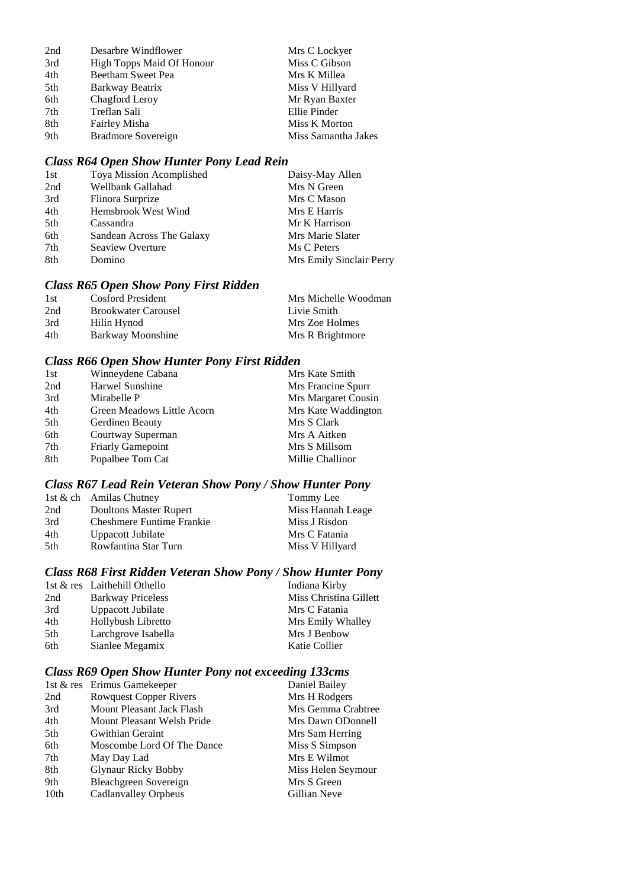| | | |
|---|---|---|
| 2nd | Desarbre Windflower | Mrs C Lockyer |
| 3rd | High Topps Maid Of Honour | Miss C Gibson |
| 4th | Beetham Sweet Pea | Mrs K Millea |
| 5th | Barkway Beatrix | Miss V Hillyard |
| 6th | Chagford Leroy | Mr Ryan Baxter |
| 7th | Treflan Sali | Ellie Pinder |
| 8th | Fairley Misha | Miss K Morton |
| 9th | Bradmore Sovereign | Miss Samantha Jakes |

### *Class R64 Open Show Hunter Pony Lead Rein*

| | | |
|---|---|---|
| 1st | Toya Mission Acomplished | Daisy-May Allen |
| 2nd | Wellbank Gallahad | Mrs N Green |
| 3rd | Flinora Surprize | Mrs C Mason |
| 4th | Hemsbrook West Wind | Mrs E Harris |
| 5th | Cassandra | Mr K Harrison |
| 6th | Sandean Across The Galaxy | Mrs Marie Slater |
| 7th | Seaview Overture | Ms C Peters |
| 8th | Domino | Mrs Emily Sinclair Perry |

### *Class R65 Open Show Pony First Ridden*

| | | |
|---|---|---|
| 1st | Cosford President | Mrs Michelle Woodman |
| 2nd | Brookwater Carousel | Livie Smith |
| 3rd | Hilin Hynod | Mrs Zoe Holmes |
| 4th | Barkway Moonshine | Mrs R Brightmore |

### *Class R66 Open Show Hunter Pony First Ridden*

| | | |
|---|---|---|
| 1st | Winneydene Cabana | Mrs Kate Smith |
| 2nd | Harwel Sunshine | Mrs Francine Spurr |
| 3rd | Mirabelle P | Mrs Margaret Cousin |
| 4th | Green Meadows Little Acorn | Mrs Kate Waddington |
| 5th | Gerdinen Beauty | Mrs S Clark |
| 6th | Courtway Superman | Mrs A Aitken |
| 7th | Friarly Gamepoint | Mrs S Millsom |
| 8th | Popalbee Tom Cat | Millie Challinor |

### *Class R67 Lead Rein Veteran Show Pony / Show Hunter Pony*

| | | |
|---|---|---|
| 1st & ch | Amilas Chutney | Tommy Lee |
| 2nd | Doultons Master Rupert | Miss Hannah Leage |
| 3rd | Cheshmere Funtime Frankie | Miss J Risdon |
| 4th | Uppacott Jubilate | Mrs C Fatania |
| 5th | Rowfantina Star Turn | Miss V Hillyard |

### *Class R68 First Ridden Veteran Show Pony / Show Hunter Pony*

| | | |
|---|---|---|
| 1st & res | Laithehill Othello | Indiana Kirby |
| 2nd | Barkway Priceless | Miss Christina Gillett |
| 3rd | Uppacott Jubilate | Mrs C Fatania |
| 4th | Hollybush Libretto | Mrs Emily Whalley |
| 5th | Larchgrove Isabella | Mrs J Benbow |
| 6th | Sianlee Megamix | Katie Collier |

### *Class R69 Open Show Hunter Pony not exceeding 133cms*

| | | |
|---|---|---|
| 1st & res | Erimus Gamekeeper | Daniel Bailey |
| 2nd | Rowquest Copper Rivers | Mrs H Rodgers |
| 3rd | Mount Pleasant Jack Flash | Mrs Gemma Crabtree |
| 4th | Mount Pleasant Welsh Pride | Mrs Dawn ODonnell |
| 5th | Gwithian Geraint | Mrs Sam Herring |
| 6th | Moscombe Lord Of The Dance | Miss S Simpson |
| 7th | May Day Lad | Mrs E Wilmot |
| 8th | Glynaur Ricky Bobby | Miss Helen Seymour |
| 9th | Bleachgreen Sovereign | Mrs S Green |
| 10th | Cadlanvalley Orpheus | Gillian Neve |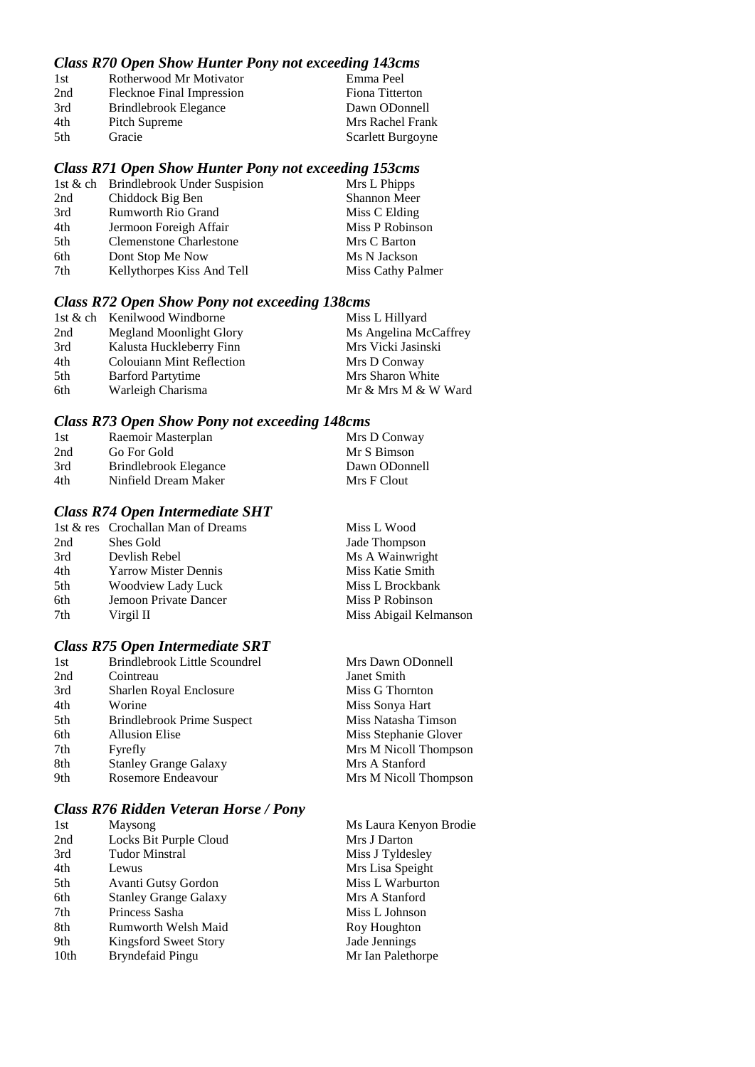### *Class R70 Open Show Hunter Pony not exceeding 143cms*

| | | |
|---|---|---|
| 1st | Rotherwood Mr Motivator | Emma Peel |
| 2nd | Flecknoe Final Impression | Fiona Titterton |
| 3rd | Brindlebrook Elegance | Dawn ODonnell |
| 4th | Pitch Supreme | Mrs Rachel Frank |
| 5th | Gracie | Scarlett Burgoyne |

### *Class R71 Open Show Hunter Pony not exceeding 153cms*

| | | |
|---|---|---|
| 1st & ch | Brindlebrook Under Suspision | Mrs L Phipps |
| 2nd | Chiddock Big Ben | Shannon Meer |
| 3rd | Rumworth Rio Grand | Miss C Elding |
| 4th | Jermoon Foreigh Affair | Miss P Robinson |
| 5th | Clemenstone Charlestone | Mrs C Barton |
| 6th | Dont Stop Me Now | Ms N Jackson |
| 7th | Kellythorpes Kiss And Tell | Miss Cathy Palmer |

### *Class R72 Open Show Pony not exceeding 138cms*

| | | |
|---|---|---|
| 1st & ch | Kenilwood Windborne | Miss L Hillyard |
| 2nd | Megland Moonlight Glory | Ms Angelina McCaffrey |
| 3rd | Kalusta Huckleberry Finn | Mrs Vicki Jasinski |
| 4th | Colouiann Mint Reflection | Mrs D Conway |
| 5th | Barford Partytime | Mrs Sharon White |
| 6th | Warleigh Charisma | Mr & Mrs M & W Ward |

### *Class R73 Open Show Pony not exceeding 148cms*

| | | |
|---|---|---|
| 1st | Raemoir Masterplan | Mrs D Conway |
| 2nd | Go For Gold | Mr S Bimson |
| 3rd | Brindlebrook Elegance | Dawn ODonnell |
| 4th | Ninfield Dream Maker | Mrs F Clout |

### *Class R74 Open Intermediate SHT*

| | | |
|---|---|---|
| 1st & res | Crochallan Man of Dreams | Miss L Wood |
| 2nd | Shes Gold | Jade Thompson |
| 3rd | Devlish Rebel | Ms A Wainwright |
| 4th | Yarrow Mister Dennis | Miss Katie Smith |
| 5th | Woodview Lady Luck | Miss L Brockbank |
| 6th | Jemoon Private Dancer | Miss P Robinson |
| 7th | Virgil II | Miss Abigail Kelmanson |

### *Class R75 Open Intermediate SRT*

| | | |
|---|---|---|
| 1st | Brindlebrook Little Scoundrel | Mrs Dawn ODonnell |
| 2nd | Cointreau | Janet Smith |
| 3rd | Sharlen Royal Enclosure | Miss G Thornton |
| 4th | Worine | Miss Sonya Hart |
| 5th | Brindlebrook Prime Suspect | Miss Natasha Timson |
| 6th | Allusion Elise | Miss Stephanie Glover |
| 7th | Fyrefly | Mrs M Nicoll Thompson |
| 8th | Stanley Grange Galaxy | Mrs A Stanford |
| 9th | Rosemore Endeavour | Mrs M Nicoll Thompson |

### *Class R76 Ridden Veteran Horse / Pony*

| | | |
|---|---|---|
| 1st | Maysong | Ms Laura Kenyon Brodie |
| 2nd | Locks Bit Purple Cloud | Mrs J Darton |
| 3rd | Tudor Minstral | Miss J Tyldesley |
| 4th | Lewus | Mrs Lisa Speight |
| 5th | Avanti Gutsy Gordon | Miss L Warburton |
| 6th | Stanley Grange Galaxy | Mrs A Stanford |
| 7th | Princess Sasha | Miss L Johnson |
| 8th | Rumworth Welsh Maid | Roy Houghton |
| 9th | Kingsford Sweet Story | Jade Jennings |
| 10th | Bryndefaid Pingu | Mr Ian Palethorpe |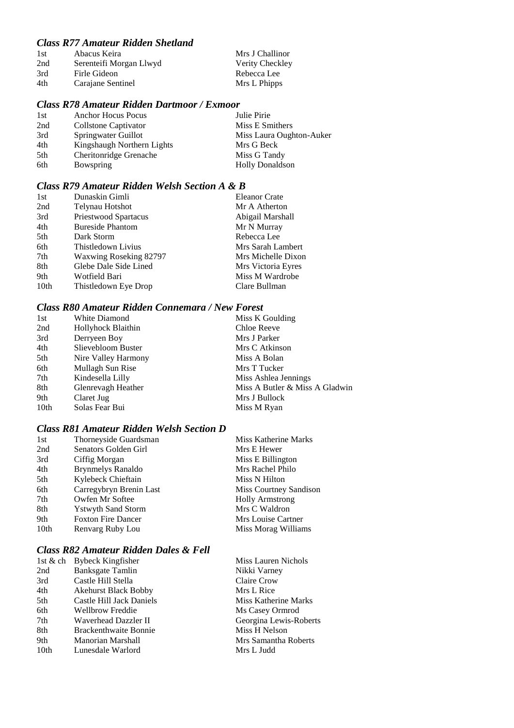### *Class R77 Amateur Ridden Shetland*

| | | |
|---|---|---|
| 1st | Abacus Keira | Mrs J Challinor |
| 2nd | Serenteifi Morgan Llwyd | Verity Checkley |
| 3rd | Firle Gideon | Rebecca Lee |
| 4th | Carajane Sentinel | Mrs L Phipps |

### *Class R78 Amateur Ridden Dartmoor / Exmoor*

| | | |
|---|---|---|
| 1st | Anchor Hocus Pocus | Julie Pirie |
| 2nd | Collstone Captivator | Miss E Smithers |
| 3rd | Springwater Guillot | Miss Laura Oughton-Auker |
| 4th | Kingshaugh Northern Lights | Mrs G Beck |
| 5th | Cheritonridge Grenache | Miss G Tandy |
| 6th | Bowspring | Holly Donaldson |

### *Class R79 Amateur Ridden Welsh Section A & B*

| | | |
|---|---|---|
| 1st | Dunaskin Gimli | Eleanor Crate |
| 2nd | Telynau Hotshot | Mr A Atherton |
| 3rd | Priestwood Spartacus | Abigail Marshall |
| 4th | Bureside Phantom | Mr N Murray |
| 5th | Dark Storm | Rebecca Lee |
| 6th | Thistledown Livius | Mrs Sarah Lambert |
| 7th | Waxwing Roseking 82797 | Mrs Michelle Dixon |
| 8th | Glebe Dale Side Lined | Mrs Victoria Eyres |
| 9th | Wotfield Bari | Miss M Wardrobe |
| 10th | Thistledown Eye Drop | Clare Bullman |

### *Class R80 Amateur Ridden Connemara / New Forest*

| | | |
|---|---|---|
| 1st | White Diamond | Miss K Goulding |
| 2nd | Hollyhock Blaithin | Chloe Reeve |
| 3rd | Derryeen Boy | Mrs J Parker |
| 4th | Slievebloom Buster | Mrs C Atkinson |
| 5th | Nire Valley Harmony | Miss A Bolan |
| 6th | Mullagh Sun Rise | Mrs T Tucker |
| 7th | Kindesella Lilly | Miss Ashlea Jennings |
| 8th | Glenrevagh Heather | Miss A Butler & Miss A Gladwin |
| 9th | Claret Jug | Mrs J Bullock |
| 10th | Solas Fear Bui | Miss M Ryan |

### *Class R81 Amateur Ridden Welsh Section D*

| | | |
|---|---|---|
| 1st | Thorneyside Guardsman | Miss Katherine Marks |
| 2nd | Senators Golden Girl | Mrs E Hewer |
| 3rd | Ciffig Morgan | Miss E Billington |
| 4th | Brynmelys Ranaldo | Mrs Rachel Philo |
| 5th | Kylebeck Chieftain | Miss N Hilton |
| 6th | Carregybryn Brenin Last | Miss Courtney Sandison |
| 7th | Owfen Mr Softee | Holly Armstrong |
| 8th | Ystwyth Sand Storm | Mrs C Waldron |
| 9th | Foxton Fire Dancer | Mrs Louise Cartner |
| 10th | Renvarg Ruby Lou | Miss Morag Williams |

### *Class R82 Amateur Ridden Dales & Fell*

| | | |
|---|---|---|
| 1st & ch | Bybeck Kingfisher | Miss Lauren Nichols |
| 2nd | Banksgate Tamlin | Nikki Varney |
| 3rd | Castle Hill Stella | Claire Crow |
| 4th | Akehurst Black Bobby | Mrs L Rice |
| 5th | Castle Hill Jack Daniels | Miss Katherine Marks |
| 6th | Wellbrow Freddie | Ms Casey Ormrod |
| 7th | Waverhead Dazzler II | Georgina Lewis-Roberts |
| 8th | Brackenthwaite Bonnie | Miss H Nelson |
| 9th | Manorian Marshall | Mrs Samantha Roberts |
| 10th | Lunesdale Warlord | Mrs L Judd |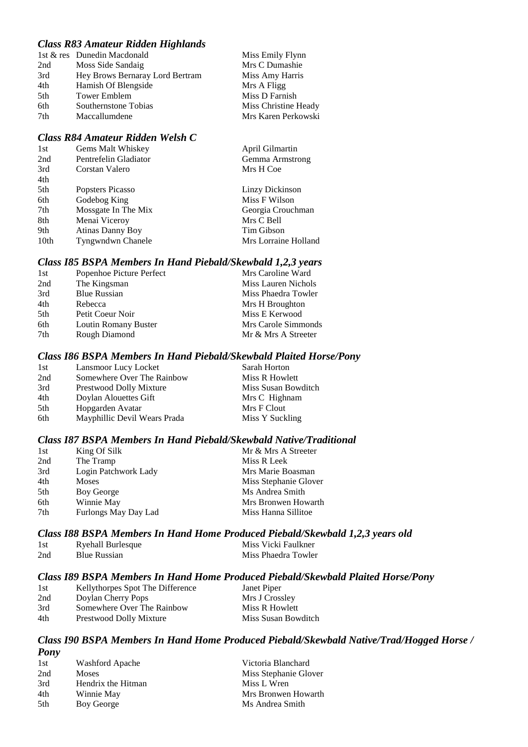### *Class R83 Amateur Ridden Highlands*

| | | |
|---|---|---|
| 1st & res | Dunedin Macdonald | Miss Emily Flynn |
| 2nd | Moss Side Sandaig | Mrs C Dumashie |
| 3rd | Hey Brows Bernaray Lord Bertram | Miss Amy Harris |
| 4th | Hamish Of Blengside | Mrs A Fligg |
| 5th | Tower Emblem | Miss D Farnish |
| 6th | Southernstone Tobias | Miss Christine Heady |
| 7th | Maccallumdene | Mrs Karen Perkowski |

### *Class R84 Amateur Ridden Welsh C*

| | | |
|---|---|---|
| 1st | Gems Malt Whiskey | April Gilmartin |
| 2nd | Pentrefelin Gladiator | Gemma Armstrong |
| 3rd | Corstan Valero | Mrs H Coe |
| 4th | | |
| 5th | Popsters Picasso | Linzy Dickinson |
| 6th | Godebog King | Miss F Wilson |
| 7th | Mossgate In The Mix | Georgia Crouchman |
| 8th | Menai Viceroy | Mrs C Bell |
| 9th | Atinas Danny Boy | Tim Gibson |
| 10th | Tyngwndwn Chanele | Mrs Lorraine Holland |

### *Class I85 BSPA Members In Hand Piebald/Skewbald 1,2,3 years*

| | | |
|---|---|---|
| 1st | Popenhoe Picture Perfect | Mrs Caroline Ward |
| 2nd | The Kingsman | Miss Lauren Nichols |
| 3rd | Blue Russian | Miss Phaedra Towler |
| 4th | Rebecca | Mrs H Broughton |
| 5th | Petit Coeur Noir | Miss E Kerwood |
| 6th | Loutin Romany Buster | Mrs Carole Simmonds |
| 7th | Rough Diamond | Mr & Mrs A Streeter |

### *Class I86 BSPA Members In Hand Piebald/Skewbald Plaited Horse/Pony*

| | | |
|---|---|---|
| 1st | Lansmoor Lucy Locket | Sarah Horton |
| 2nd | Somewhere Over The Rainbow | Miss R Howlett |
| 3rd | Prestwood Dolly Mixture | Miss Susan Bowditch |
| 4th | Doylan Alouettes Gift | Mrs C Highnam |
| 5th | Hopgarden Avatar | Mrs F Clout |
| 6th | Mayphillic Devil Wears Prada | Miss Y Suckling |

### *Class I87 BSPA Members In Hand Piebald/Skewbald Native/Traditional*

| | | |
|---|---|---|
| 1st | King Of Silk | Mr & Mrs A Streeter |
| 2nd | The Tramp | Miss R Leek |
| 3rd | Login Patchwork Lady | Mrs Marie Boasman |
| 4th | Moses | Miss Stephanie Glover |
| 5th | Boy George | Ms Andrea Smith |
| 6th | Winnie May | Mrs Bronwen Howarth |
| 7th | Furlongs May Day Lad | Miss Hanna Sillitoe |

### *Class I88 BSPA Members In Hand Home Produced Piebald/Skewbald 1,2,3 years old*

| | | |
|---|---|---|
| 1st | Ryehall Burlesque | Miss Vicki Faulkner |
| 2nd | Blue Russian | Miss Phaedra Towler |

### *Class I89 BSPA Members In Hand Home Produced Piebald/Skewbald Plaited Horse/Pony*

| | | |
|---|---|---|
| 1st | Kellythorpes Spot The Difference | Janet Piper |
| 2nd | Doylan Cherry Pops | Mrs J Crossley |
| 3rd | Somewhere Over The Rainbow | Miss R Howlett |
| 4th | Prestwood Dolly Mixture | Miss Susan Bowditch |

### *Class I90 BSPA Members In Hand Home Produced Piebald/Skewbald Native/Trad/Hogged Horse / Pony*

| | | |
|---|---|---|
| 1st | Washford Apache | Victoria Blanchard |
| 2nd | Moses | Miss Stephanie Glover |
| 3rd | Hendrix the Hitman | Miss L Wren |
| 4th | Winnie May | Mrs Bronwen Howarth |
| 5th | Boy George | Ms Andrea Smith |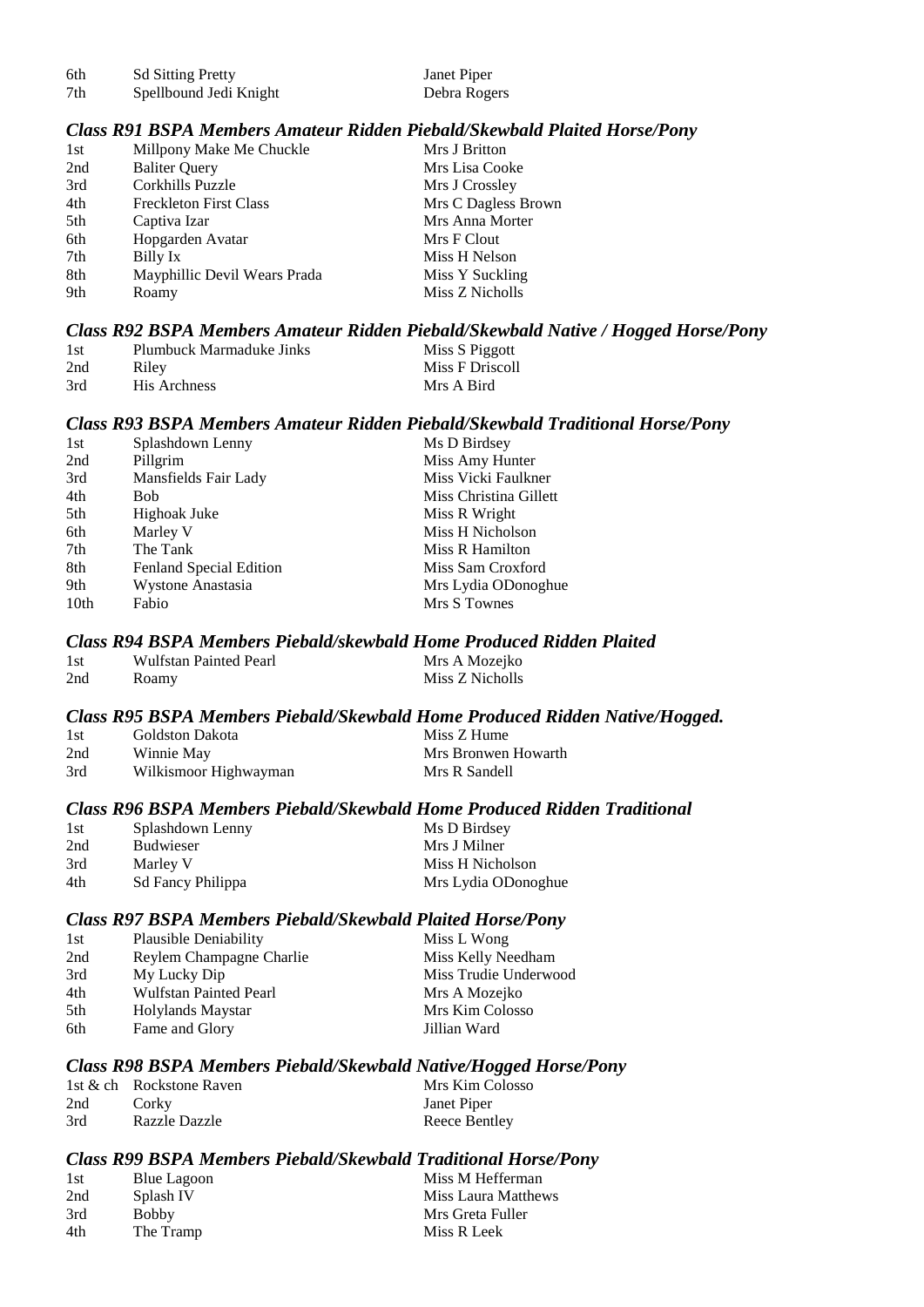| | | |
|---|---|---|
| 6th | Sd Sitting Pretty | Janet Piper |
| 7th | Spellbound Jedi Knight | Debra Rogers |

### *Class R91 BSPA Members Amateur Ridden Piebald/Skewbald Plaited Horse/Pony*

| | | |
|---|---|---|
| 1st | Millpony Make Me Chuckle | Mrs J Britton |
| 2nd | Baliter Query | Mrs Lisa Cooke |
| 3rd | Corkhills Puzzle | Mrs J Crossley |
| 4th | Freckleton First Class | Mrs C Dagless Brown |
| 5th | Captiva Izar | Mrs Anna Morter |
| 6th | Hopgarden Avatar | Mrs F Clout |
| 7th | Billy Ix | Miss H Nelson |
| 8th | Mayphillic Devil Wears Prada | Miss Y Suckling |
| 9th | Roamy | Miss Z Nicholls |

### *Class R92 BSPA Members Amateur Ridden Piebald/Skewbald Native / Hogged Horse/Pony*

| | | |
|---|---|---|
| 1st | Plumbuck Marmaduke Jinks | Miss S Piggott |
| 2nd | Riley | Miss F Driscoll |
| 3rd | His Archness | Mrs A Bird |

### *Class R93 BSPA Members Amateur Ridden Piebald/Skewbald Traditional Horse/Pony*

| | | |
|---|---|---|
| 1st | Splashdown Lenny | Ms D Birdsey |
| 2nd | Pillgrim | Miss Amy Hunter |
| 3rd | Mansfields Fair Lady | Miss Vicki Faulkner |
| 4th | Bob | Miss Christina Gillett |
| 5th | Highoak Juke | Miss R Wright |
| 6th | Marley V | Miss H Nicholson |
| 7th | The Tank | Miss R Hamilton |
| 8th | Fenland Special Edition | Miss Sam Croxford |
| 9th | Wystone Anastasia | Mrs Lydia ODonoghue |
| 10th | Fabio | Mrs S Townes |

### *Class R94 BSPA Members Piebald/skewbald Home Produced Ridden Plaited*

| | | |
|---|---|---|
| 1st | Wulfstan Painted Pearl | Mrs A Mozejko |
| 2nd | Roamy | Miss Z Nicholls |

### *Class R95 BSPA Members Piebald/Skewbald Home Produced Ridden Native/Hogged.*

| | | |
|---|---|---|
| 1st | Goldston Dakota | Miss Z Hume |
| 2nd | Winnie May | Mrs Bronwen Howarth |
| 3rd | Wilkismoor Highwayman | Mrs R Sandell |

### *Class R96 BSPA Members Piebald/Skewbald Home Produced Ridden Traditional*

| | | |
|---|---|---|
| 1st | Splashdown Lenny | Ms D Birdsey |
| 2nd | Budwieser | Mrs J Milner |
| 3rd | Marley V | Miss H Nicholson |
| 4th | Sd Fancy Philippa | Mrs Lydia ODonoghue |

### *Class R97 BSPA Members Piebald/Skewbald Plaited Horse/Pony*

| | | |
|---|---|---|
| 1st | Plausible Deniability | Miss L Wong |
| 2nd | Reylem Champagne Charlie | Miss Kelly Needham |
| 3rd | My Lucky Dip | Miss Trudie Underwood |
| 4th | Wulfstan Painted Pearl | Mrs A Mozejko |
| 5th | Holylands Maystar | Mrs Kim Colosso |
| 6th | Fame and Glory | Jillian Ward |

### *Class R98 BSPA Members Piebald/Skewbald Native/Hogged Horse/Pony*

| | | |
|---|---|---|
| 1st & ch | Rockstone Raven | Mrs Kim Colosso |
| 2nd | Corky | Janet Piper |
| 3rd | Razzle Dazzle | Reece Bentley |

### *Class R99 BSPA Members Piebald/Skewbald Traditional Horse/Pony*

| | | |
|---|---|---|
| 1st | Blue Lagoon | Miss M Hefferman |
| 2nd | Splash IV | Miss Laura Matthews |
| 3rd | Bobby | Mrs Greta Fuller |
| 4th | The Tramp | Miss R Leek |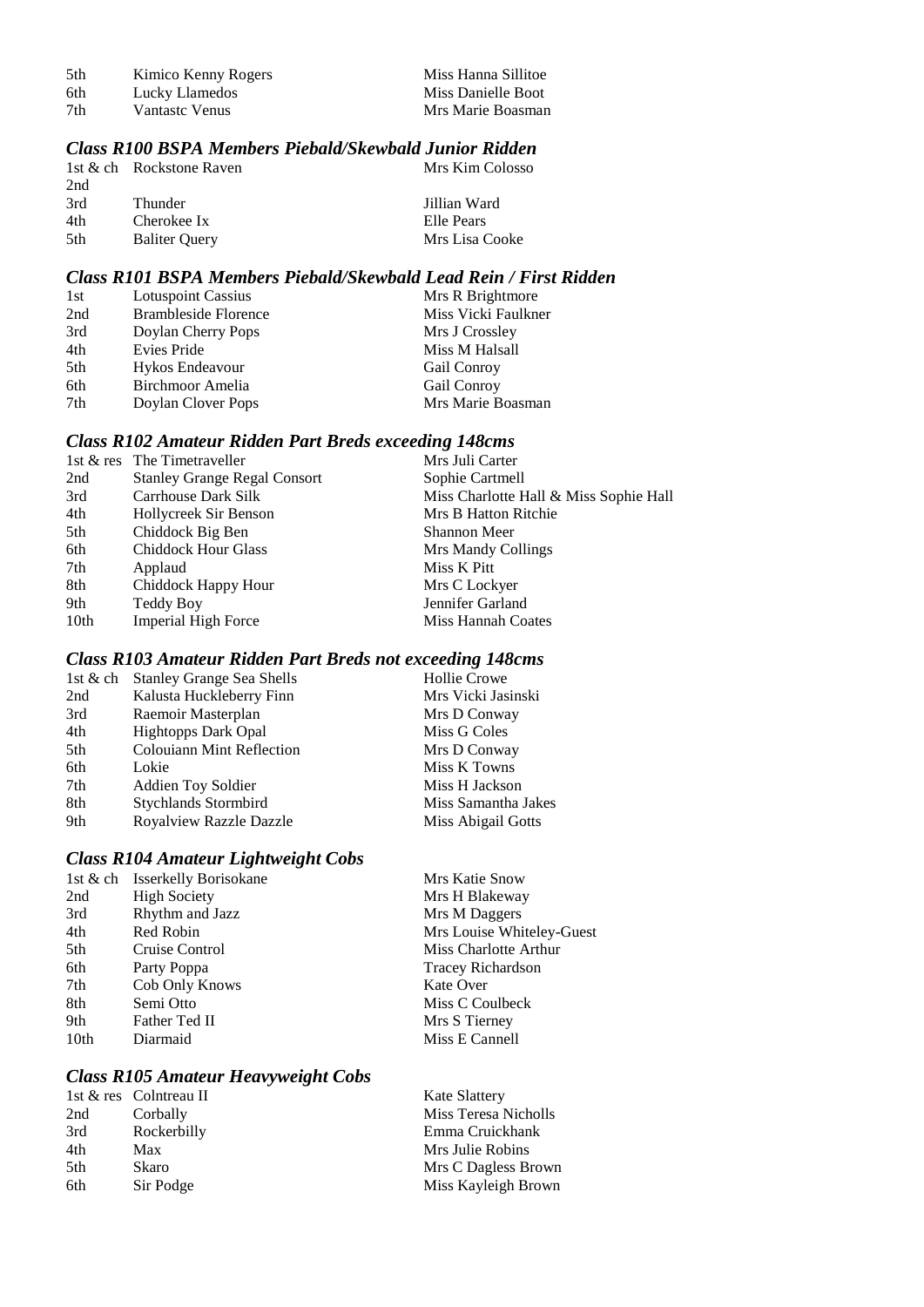| | | |
|---|---|---|
| 5th | Kimico Kenny Rogers | Miss Hanna Sillitoe |
| 6th | Lucky Llamedos | Miss Danielle Boot |
| 7th | Vantastc Venus | Mrs Marie Boasman |

### *Class R100 BSPA Members Piebald/Skewbald Junior Ridden*

| | | |
|---|---|---|
| 1st & ch | Rockstone Raven | Mrs Kim Colosso |
| 2nd | | |
| 3rd | Thunder | Jillian Ward |
| 4th | Cherokee Ix | Elle Pears |
| 5th | Baliter Query | Mrs Lisa Cooke |

### *Class R101 BSPA Members Piebald/Skewbald Lead Rein / First Ridden*

| | | |
|---|---|---|
| 1st | Lotuspoint Cassius | Mrs R Brightmore |
| 2nd | Brambleside Florence | Miss Vicki Faulkner |
| 3rd | Doylan Cherry Pops | Mrs J Crossley |
| 4th | Evies Pride | Miss M Halsall |
| 5th | Hykos Endeavour | Gail Conroy |
| 6th | Birchmoor Amelia | Gail Conroy |
| 7th | Doylan Clover Pops | Mrs Marie Boasman |

### *Class R102 Amateur Ridden Part Breds exceeding 148cms*

| | | |
|---|---|---|
| 1st & res | The Timetraveller | Mrs Juli Carter |
| 2nd | Stanley Grange Regal Consort | Sophie Cartmell |
| 3rd | Carrhouse Dark Silk | Miss Charlotte Hall & Miss Sophie Hall |
| 4th | Hollycreek Sir Benson | Mrs B Hatton Ritchie |
| 5th | Chiddock Big Ben | Shannon Meer |
| 6th | Chiddock Hour Glass | Mrs Mandy Collings |
| 7th | Applaud | Miss K Pitt |
| 8th | Chiddock Happy Hour | Mrs C Lockyer |
| 9th | Teddy Boy | Jennifer Garland |
| 10th | Imperial High Force | Miss Hannah Coates |

### *Class R103 Amateur Ridden Part Breds not exceeding 148cms*

| | | |
|---|---|---|
| 1st & ch | Stanley Grange Sea Shells | Hollie Crowe |
| 2nd | Kalusta Huckleberry Finn | Mrs Vicki Jasinski |
| 3rd | Raemoir Masterplan | Mrs D Conway |
| 4th | Hightopps Dark Opal | Miss G Coles |
| 5th | Colouiann Mint Reflection | Mrs D Conway |
| 6th | Lokie | Miss K Towns |
| 7th | Addien Toy Soldier | Miss H Jackson |
| 8th | Stychlands Stormbird | Miss Samantha Jakes |
| 9th | Royalview Razzle Dazzle | Miss Abigail Gotts |

### *Class R104 Amateur Lightweight Cobs*

| | | |
|---|---|---|
| 1st & ch | Isserkelly Borisokane | Mrs Katie Snow |
| 2nd | High Society | Mrs H Blakeway |
| 3rd | Rhythm and Jazz | Mrs M Daggers |
| 4th | Red Robin | Mrs Louise Whiteley-Guest |
| 5th | Cruise Control | Miss Charlotte Arthur |
| 6th | Party Poppa | Tracey Richardson |
| 7th | Cob Only Knows | Kate Over |
| 8th | Semi Otto | Miss C Coulbeck |
| 9th | Father Ted II | Mrs S Tierney |
| 10th | Diarmaid | Miss E Cannell |

### *Class R105 Amateur Heavyweight Cobs*

| | | |
|---|---|---|
| 1st & res | Colntreau II | Kate Slattery |
| 2nd | Corbally | Miss Teresa Nicholls |
| 3rd | Rockerbilly | Emma Cruickhank |
| 4th | Max | Mrs Julie Robins |
| 5th | Skaro | Mrs C Dagless Brown |
| 6th | Sir Podge | Miss Kayleigh Brown |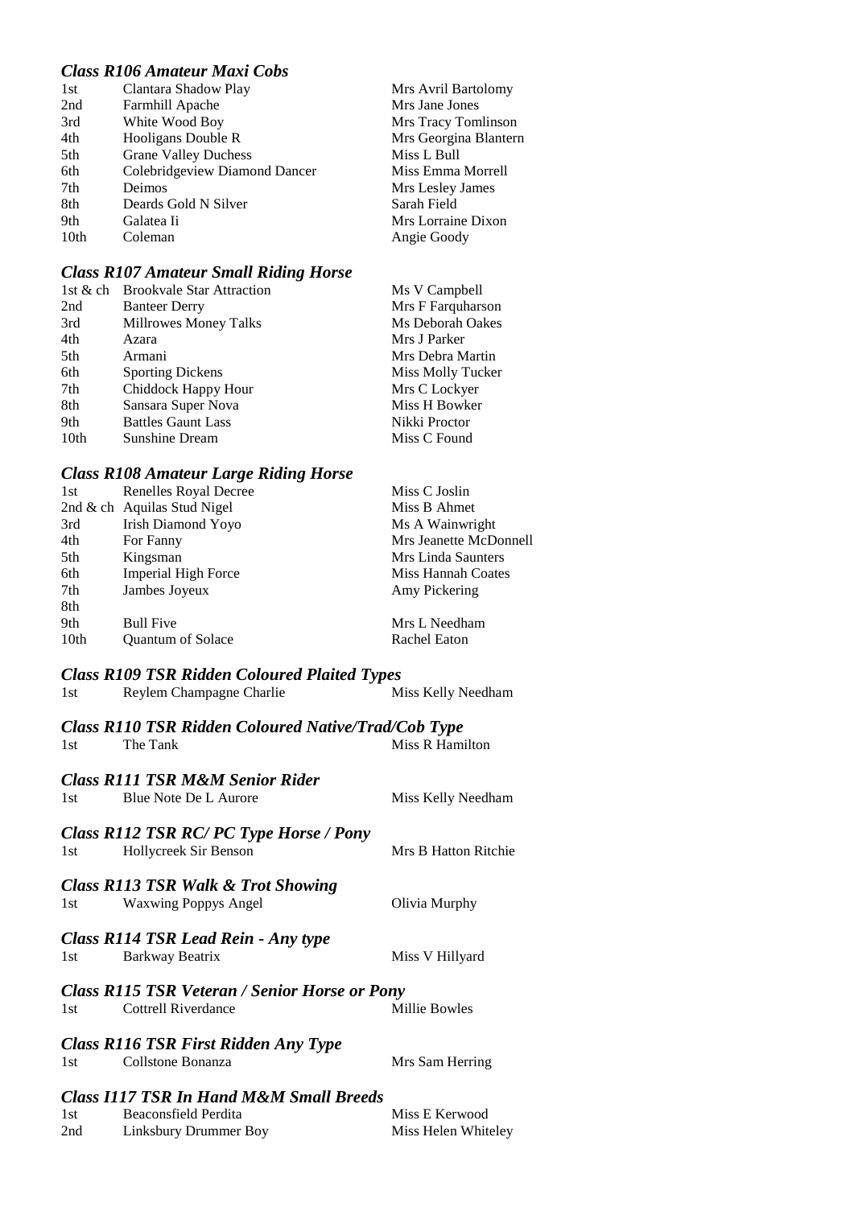### *Class R106 Amateur Maxi Cobs*

| | | |
|---|---|---|
| 1st | Clantara Shadow Play | Mrs Avril Bartolomy |
| 2nd | Farmhill Apache | Mrs Jane Jones |
| 3rd | White Wood Boy | Mrs Tracy Tomlinson |
| 4th | Hooligans Double R | Mrs Georgina Blantern |
| 5th | Grane Valley Duchess | Miss L Bull |
| 6th | Colebridgeview Diamond Dancer | Miss Emma Morrell |
| 7th | Deimos | Mrs Lesley James |
| 8th | Deards Gold N Silver | Sarah Field |
| 9th | Galatea Ii | Mrs Lorraine Dixon |
| 10th | Coleman | Angie Goody |

### *Class R107 Amateur Small Riding Horse*

| | | |
|---|---|---|
| 1st & ch | Brookvale Star Attraction | Ms V Campbell |
| 2nd | Banteer Derry | Mrs F Farquharson |
| 3rd | Millrowes Money Talks | Ms Deborah Oakes |
| 4th | Azara | Mrs J Parker |
| 5th | Armani | Mrs Debra Martin |
| 6th | Sporting Dickens | Miss Molly Tucker |
| 7th | Chiddock Happy Hour | Mrs C Lockyer |
| 8th | Sansara Super Nova | Miss H Bowker |
| 9th | Battles Gaunt Lass | Nikki Proctor |
| 10th | Sunshine Dream | Miss C Found |

### *Class R108 Amateur Large Riding Horse*

| | | |
|---|---|---|
| 1st | Renelles Royal Decree | Miss C Joslin |
| 2nd & ch | Aquilas Stud Nigel | Miss B Ahmet |
| 3rd | Irish Diamond Yoyo | Ms A Wainwright |
| 4th | For Fanny | Mrs Jeanette McDonnell |
| 5th | Kingsman | Mrs Linda Saunters |
| 6th | Imperial High Force | Miss Hannah Coates |
| 7th | Jambes Joyeux | Amy Pickering |
| 8th | | |
| 9th | Bull Five | Mrs L Needham |
| 10th | Quantum of Solace | Rachel Eaton |

### *Class R109 TSR Ridden Coloured Plaited Types*

| | | |
|---|---|---|
| 1st | Reylem Champagne Charlie | Miss Kelly Needham |

### *Class R110 TSR Ridden Coloured Native/Trad/Cob Type*

| | | |
|---|---|---|
| 1st | The Tank | Miss R Hamilton |

### *Class R111 TSR M&M Senior Rider*

| | | |
|---|---|---|
| 1st | Blue Note De L Aurore | Miss Kelly Needham |

### *Class R112 TSR RC/ PC Type Horse / Pony*

| | | |
|---|---|---|
| 1st | Hollycreek Sir Benson | Mrs B Hatton Ritchie |

### *Class R113 TSR Walk & Trot Showing*

| | | |
|---|---|---|
| 1st | Waxwing Poppys Angel | Olivia Murphy |

### *Class R114 TSR Lead Rein - Any type*

| | | |
|---|---|---|
| 1st | Barkway Beatrix | Miss V Hillyard |

### *Class R115 TSR Veteran / Senior Horse or Pony*

| | | |
|---|---|---|
| 1st | Cottrell Riverdance | Millie Bowles |

### *Class R116 TSR First Ridden Any Type*

| | | |
|---|---|---|
| 1st | Collstone Bonanza | Mrs Sam Herring |

### *Class I117 TSR In Hand M&M Small Breeds*

| | | |
|---|---|---|
| 1st | Beaconsfield Perdita | Miss E Kerwood |
| 2nd | Linksbury Drummer Boy | Miss Helen Whiteley |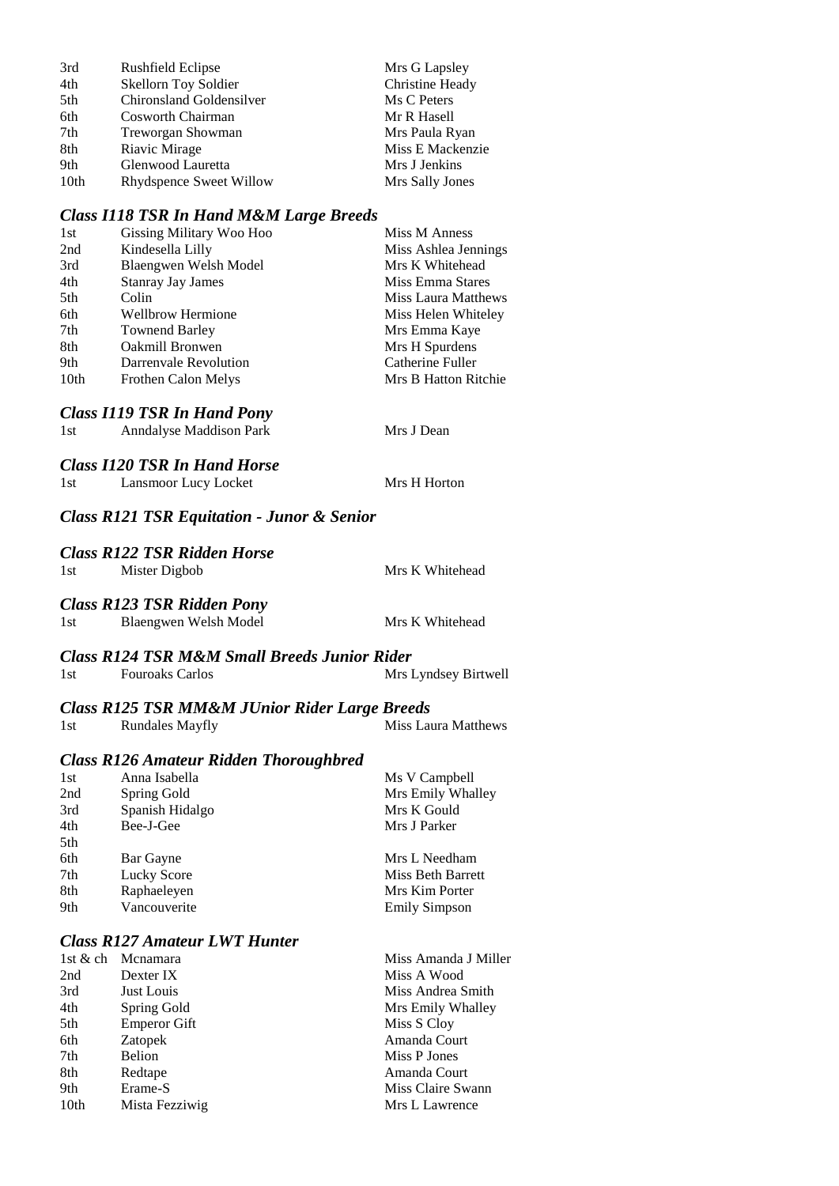| | | |
|---|---|---|
| 3rd | Rushfield Eclipse | Mrs G Lapsley |
| 4th | Skellorn Toy Soldier | Christine Heady |
| 5th | Chironsland Goldensilver | Ms C Peters |
| 6th | Cosworth Chairman | Mr R Hasell |
| 7th | Treworgan Showman | Mrs Paula Ryan |
| 8th | Riavic Mirage | Miss E Mackenzie |
| 9th | Glenwood Lauretta | Mrs J Jenkins |
| 10th | Rhydspence Sweet Willow | Mrs Sally Jones |

### *Class I118 TSR In Hand M&M Large Breeds*

| | | |
|---|---|---|
| 1st | Gissing Military Woo Hoo | Miss M Anness |
| 2nd | Kindesella Lilly | Miss Ashlea Jennings |
| 3rd | Blaengwen Welsh Model | Mrs K Whitehead |
| 4th | Stanray Jay James | Miss Emma Stares |
| 5th | Colin | Miss Laura Matthews |
| 6th | Wellbrow Hermione | Miss Helen Whiteley |
| 7th | Townend Barley | Mrs Emma Kaye |
| 8th | Oakmill Bronwen | Mrs H Spurdens |
| 9th | Darrenvale Revolution | Catherine Fuller |
| 10th | Frothen Calon Melys | Mrs B Hatton Ritchie |

### *Class I119 TSR In Hand Pony*

| | | |
|---|---|---|
| 1st | Anndalyse Maddison Park | Mrs J Dean |

### *Class I120 TSR In Hand Horse*

| | | |
|---|---|---|
| 1st | Lansmoor Lucy Locket | Mrs H Horton |

### *Class R121 TSR Equitation - Junor & Senior*

### *Class R122 TSR Ridden Horse*

| | | |
|---|---|---|
| 1st | Mister Digbob | Mrs K Whitehead |

### *Class R123 TSR Ridden Pony*

| | | |
|---|---|---|
| 1st | Blaengwen Welsh Model | Mrs K Whitehead |

### *Class R124 TSR M&M Small Breeds Junior Rider*

| | | |
|---|---|---|
| 1st | Fouroaks Carlos | Mrs Lyndsey Birtwell |

### *Class R125 TSR MM&M JUnior Rider Large Breeds*

| | | |
|---|---|---|
| 1st | Rundales Mayfly | Miss Laura Matthews |

### *Class R126 Amateur Ridden Thoroughbred*

| | | |
|---|---|---|
| 1st | Anna Isabella | Ms V Campbell |
| 2nd | Spring Gold | Mrs Emily Whalley |
| 3rd | Spanish Hidalgo | Mrs K Gould |
| 4th | Bee-J-Gee | Mrs J Parker |
| 5th | | |
| 6th | Bar Gayne | Mrs L Needham |
| 7th | Lucky Score | Miss Beth Barrett |
| 8th | Raphaeleyen | Mrs Kim Porter |
| 9th | Vancouverite | Emily Simpson |

### *Class R127 Amateur LWT Hunter*

| | | |
|---|---|---|
| 1st & ch | Mcnamara | Miss Amanda J Miller |
| 2nd | Dexter IX | Miss A Wood |
| 3rd | Just Louis | Miss Andrea Smith |
| 4th | Spring Gold | Mrs Emily Whalley |
| 5th | Emperor Gift | Miss S Cloy |
| 6th | Zatopek | Amanda Court |
| 7th | Belion | Miss P Jones |
| 8th | Redtape | Amanda Court |
| 9th | Erame-S | Miss Claire Swann |
| 10th | Mista Fezziwig | Mrs L Lawrence |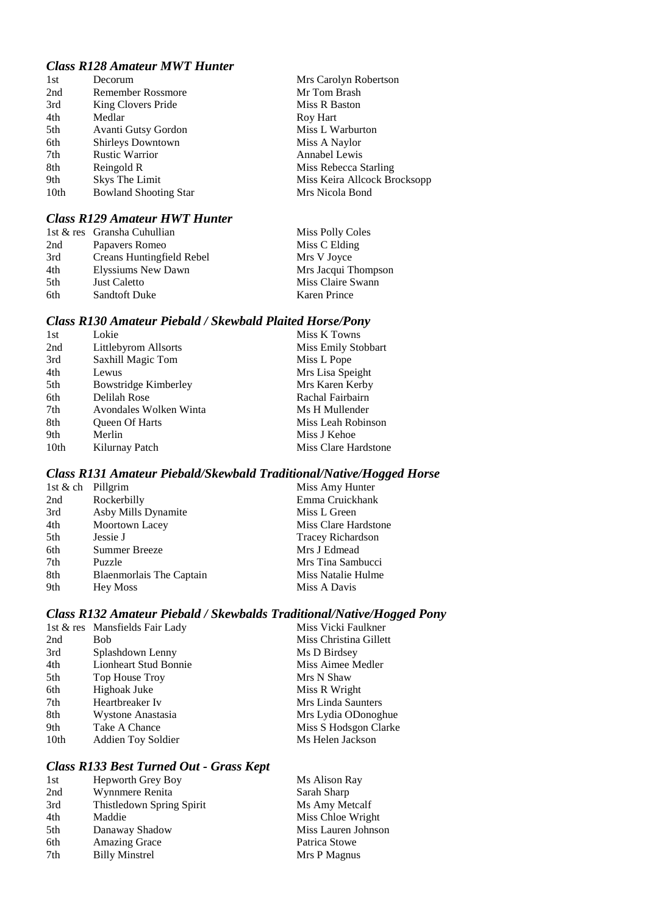### *Class R128 Amateur MWT Hunter*

| | | |
|---|---|---|
| 1st | Decorum | Mrs Carolyn Robertson |
| 2nd | Remember Rossmore | Mr Tom Brash |
| 3rd | King Clovers Pride | Miss R Baston |
| 4th | Medlar | Roy Hart |
| 5th | Avanti Gutsy Gordon | Miss L Warburton |
| 6th | Shirleys Downtown | Miss A Naylor |
| 7th | Rustic Warrior | Annabel Lewis |
| 8th | Reingold R | Miss Rebecca Starling |
| 9th | Skys The Limit | Miss Keira Allcock Brocksopp |
| 10th | Bowland Shooting Star | Mrs Nicola Bond |

### *Class R129 Amateur HWT Hunter*

| | | |
|---|---|---|
| 1st & res | Gransha Cuhullian | Miss Polly Coles |
| 2nd | Papavers Romeo | Miss C Elding |
| 3rd | Creans Huntingfield Rebel | Mrs V Joyce |
| 4th | Elyssiums New Dawn | Mrs Jacqui Thompson |
| 5th | Just Caletto | Miss Claire Swann |
| 6th | Sandtoft Duke | Karen Prince |

### *Class R130 Amateur Piebald / Skewbald Plaited Horse/Pony*

| | | |
|---|---|---|
| 1st | Lokie | Miss K Towns |
| 2nd | Littlebyrom Allsorts | Miss Emily Stobbart |
| 3rd | Saxhill Magic Tom | Miss L Pope |
| 4th | Lewus | Mrs Lisa Speight |
| 5th | Bowstridge Kimberley | Mrs Karen Kerby |
| 6th | Delilah Rose | Rachal Fairbairn |
| 7th | Avondales Wolken Winta | Ms H Mullender |
| 8th | Queen Of Harts | Miss Leah Robinson |
| 9th | Merlin | Miss J Kehoe |
| 10th | Kilurnay Patch | Miss Clare Hardstone |

### *Class R131 Amateur Piebald/Skewbald Traditional/Native/Hogged Horse*

| | | |
|---|---|---|
| 1st & ch | Pillgrim | Miss Amy Hunter |
| 2nd | Rockerbilly | Emma Cruickhank |
| 3rd | Asby Mills Dynamite | Miss L Green |
| 4th | Moortown Lacey | Miss Clare Hardstone |
| 5th | Jessie J | Tracey Richardson |
| 6th | Summer Breeze | Mrs J Edmead |
| 7th | Puzzle | Mrs Tina Sambucci |
| 8th | Blaenmorlais The Captain | Miss Natalie Hulme |
| 9th | Hey Moss | Miss A Davis |

### *Class R132 Amateur Piebald / Skewbalds Traditional/Native/Hogged Pony*

| | | |
|---|---|---|
| 1st & res | Mansfields Fair Lady | Miss Vicki Faulkner |
| 2nd | Bob | Miss Christina Gillett |
| 3rd | Splashdown Lenny | Ms D Birdsey |
| 4th | Lionheart Stud Bonnie | Miss Aimee Medler |
| 5th | Top House Troy | Mrs N Shaw |
| 6th | Highoak Juke | Miss R Wright |
| 7th | Heartbreaker Iv | Mrs Linda Saunters |
| 8th | Wystone Anastasia | Mrs Lydia ODonoghue |
| 9th | Take A Chance | Miss S Hodsgon Clarke |
| 10th | Addien Toy Soldier | Ms Helen Jackson |

### *Class R133 Best Turned Out - Grass Kept*

| | | |
|---|---|---|
| 1st | Hepworth Grey Boy | Ms Alison Ray |
| 2nd | Wynnmere Renita | Sarah Sharp |
| 3rd | Thistledown Spring Spirit | Ms Amy Metcalf |
| 4th | Maddie | Miss Chloe Wright |
| 5th | Danaway Shadow | Miss Lauren Johnson |
| 6th | Amazing Grace | Patrica Stowe |
| 7th | Billy Minstrel | Mrs P Magnus |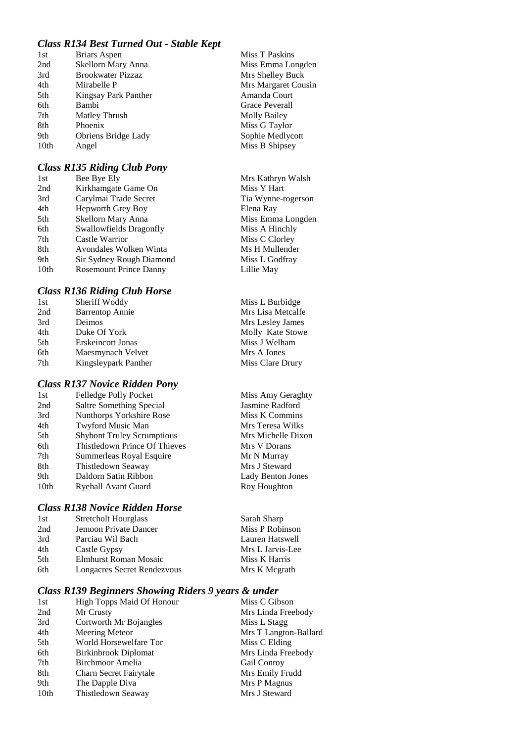### *Class R134 Best Turned Out - Stable Kept*

| | | |
|---|---|---|
| 1st | Briars Aspen | Miss T Paskins |
| 2nd | Skellorn Mary Anna | Miss Emma Longden |
| 3rd | Brookwater Pizzaz | Mrs Shelley Buck |
| 4th | Mirabelle P | Mrs Margaret Cousin |
| 5th | Kingsay Park Panther | Amanda Court |
| 6th | Bambi | Grace Peverall |
| 7th | Matley Thrush | Molly Bailey |
| 8th | Phoenix | Miss G Taylor |
| 9th | Obriens Bridge Lady | Sophie Medlycott |
| 10th | Angel | Miss B Shipsey |

### *Class R135 Riding Club Pony*

| | | |
|---|---|---|
| 1st | Bee Bye Ely | Mrs Kathryn Walsh |
| 2nd | Kirkhamgate Game On | Miss Y Hart |
| 3rd | Carylmai Trade Secret | Tia Wynne-rogerson |
| 4th | Hepworth Grey Boy | Elena Ray |
| 5th | Skellorn Mary Anna | Miss Emma Longden |
| 6th | Swallowfields Dragonfly | Miss A Hinchly |
| 7th | Castle Warrior | Miss C Clorley |
| 8th | Avondales Wolken Winta | Ms H Mullender |
| 9th | Sir Sydney Rough Diamond | Miss L Godfray |
| 10th | Rosemount Prince Danny | Lillie May |

### *Class R136 Riding Club Horse*

| | | |
|---|---|---|
| 1st | Sheriff Woddy | Miss L Burbidge |
| 2nd | Barrentop Annie | Mrs Lisa Metcalfe |
| 3rd | Deimos | Mrs Lesley James |
| 4th | Duke Of York | Molly Kate Stowe |
| 5th | Erskeincott Jonas | Miss J Welham |
| 6th | Maesmynach Velvet | Mrs A Jones |
| 7th | Kingsleypark Panther | Miss Clare Drury |

### *Class R137 Novice Ridden Pony*

| | | |
|---|---|---|
| 1st | Felledge Polly Pocket | Miss Amy Geraghty |
| 2nd | Saltre Something Special | Jasmine Radford |
| 3rd | Nunthorps Yorkshire Rose | Miss K Commins |
| 4th | Twyford Music Man | Mrs Teresa Wilks |
| 5th | Shybont Truley Scrumptious | Mrs Michelle Dixon |
| 6th | Thistledown Prince Of Thieves | Mrs V Dorans |
| 7th | Summerleas Royal Esquire | Mr N Murray |
| 8th | Thistledown Seaway | Mrs J Steward |
| 9th | Daldorn Satin Ribbon | Lady Benton Jones |
| 10th | Ryehall Avant Guard | Roy Houghton |

### *Class R138 Novice Ridden Horse*

| | | |
|---|---|---|
| 1st | Stretcholt Hourglass | Sarah Sharp |
| 2nd | Jemoon Private Dancer | Miss P Robinson |
| 3rd | Parciau Wil Bach | Lauren Hatswell |
| 4th | Castle Gypsy | Mrs L Jarvis-Lee |
| 5th | Elmhurst Roman Mosaic | Miss K Harris |
| 6th | Longacres Secret Rendezvous | Mrs K Mcgrath |

### *Class R139 Beginners Showing Riders 9 years & under*

| | | |
|---|---|---|
| 1st | High Topps Maid Of Honour | Miss C Gibson |
| 2nd | Mr Crusty | Mrs Linda Freebody |
| 3rd | Cortworth Mr Bojangles | Miss L Stagg |
| 4th | Meering Meteor | Mrs T Langton-Ballard |
| 5th | World Horsewelfare Tor | Miss C Elding |
| 6th | Birkinbrook Diplomat | Mrs Linda Freebody |
| 7th | Birchmoor Amelia | Gail Conroy |
| 8th | Charn Secret Fairytale | Mrs Emily Frudd |
| 9th | The Dapple Diva | Mrs P Magnus |
| 10th | Thistledown Seaway | Mrs J Steward |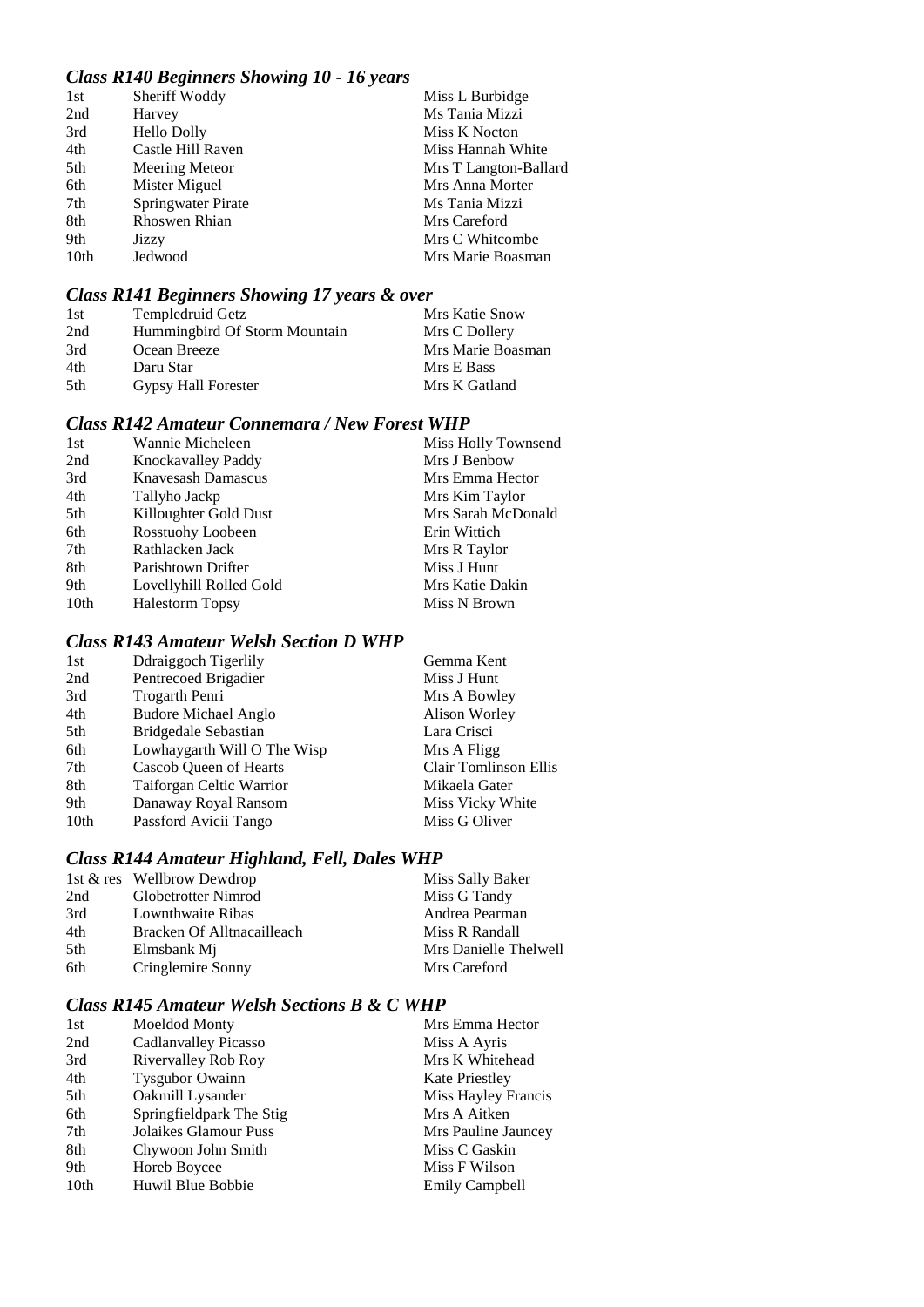### *Class R140 Beginners Showing 10 - 16 years*

| | | |
|---|---|---|
| 1st | Sheriff Woddy | Miss L Burbidge |
| 2nd | Harvey | Ms Tania Mizzi |
| 3rd | Hello Dolly | Miss K Nocton |
| 4th | Castle Hill Raven | Miss Hannah White |
| 5th | Meering Meteor | Mrs T Langton-Ballard |
| 6th | Mister Miguel | Mrs Anna Morter |
| 7th | Springwater Pirate | Ms Tania Mizzi |
| 8th | Rhoswen Rhian | Mrs Careford |
| 9th | Jizzy | Mrs C Whitcombe |
| 10th | Jedwood | Mrs Marie Boasman |

### *Class R141 Beginners Showing 17 years & over*

| | | |
|---|---|---|
| 1st | Templedruid Getz | Mrs Katie Snow |
| 2nd | Hummingbird Of Storm Mountain | Mrs C Dollery |
| 3rd | Ocean Breeze | Mrs Marie Boasman |
| 4th | Daru Star | Mrs E Bass |
| 5th | Gypsy Hall Forester | Mrs K Gatland |

### *Class R142 Amateur Connemara / New Forest WHP*

| | | |
|---|---|---|
| 1st | Wannie Micheleen | Miss Holly Townsend |
| 2nd | Knockavalley Paddy | Mrs J Benbow |
| 3rd | Knavesash Damascus | Mrs Emma Hector |
| 4th | Tallyho Jackp | Mrs Kim Taylor |
| 5th | Killoughter Gold Dust | Mrs Sarah McDonald |
| 6th | Rosstuohy Loobeen | Erin Wittich |
| 7th | Rathlacken Jack | Mrs R Taylor |
| 8th | Parishtown Drifter | Miss J Hunt |
| 9th | Lovellyhill Rolled Gold | Mrs Katie Dakin |
| 10th | Halestorm Topsy | Miss N Brown |

### *Class R143 Amateur Welsh Section D WHP*

| | | |
|---|---|---|
| 1st | Ddraiggoch Tigerlily | Gemma Kent |
| 2nd | Pentrecoed Brigadier | Miss J Hunt |
| 3rd | Trogarth Penri | Mrs A Bowley |
| 4th | Budore Michael Anglo | Alison Worley |
| 5th | Bridgedale Sebastian | Lara Crisci |
| 6th | Lowhaygarth Will O The Wisp | Mrs A Fligg |
| 7th | Cascob Queen of Hearts | Clair Tomlinson Ellis |
| 8th | Taiforgan Celtic Warrior | Mikaela Gater |
| 9th | Danaway Royal Ransom | Miss Vicky White |
| 10th | Passford Avicii Tango | Miss G Oliver |

### *Class R144 Amateur Highland, Fell, Dales WHP*

| | | |
|---|---|---|
| 1st & res | Wellbrow Dewdrop | Miss Sally Baker |
| 2nd | Globetrotter Nimrod | Miss G Tandy |
| 3rd | Lownthwaite Ribas | Andrea Pearman |
| 4th | Bracken Of Alltnacailleach | Miss R Randall |
| 5th | Elmsbank Mj | Mrs Danielle Thelwell |
| 6th | Cringlemire Sonny | Mrs Careford |

### *Class R145 Amateur Welsh Sections B & C WHP*

| | | |
|---|---|---|
| 1st | Moeldod Monty | Mrs Emma Hector |
| 2nd | Cadlanvalley Picasso | Miss A Ayris |
| 3rd | Rivervalley Rob Roy | Mrs K Whitehead |
| 4th | Tysgubor Owainn | Kate Priestley |
| 5th | Oakmill Lysander | Miss Hayley Francis |
| 6th | Springfieldpark The Stig | Mrs A Aitken |
| 7th | Jolaikes Glamour Puss | Mrs Pauline Jauncey |
| 8th | Chywoon John Smith | Miss C Gaskin |
| 9th | Horeb Boycee | Miss F Wilson |
| 10th | Huwil Blue Bobbie | Emily Campbell |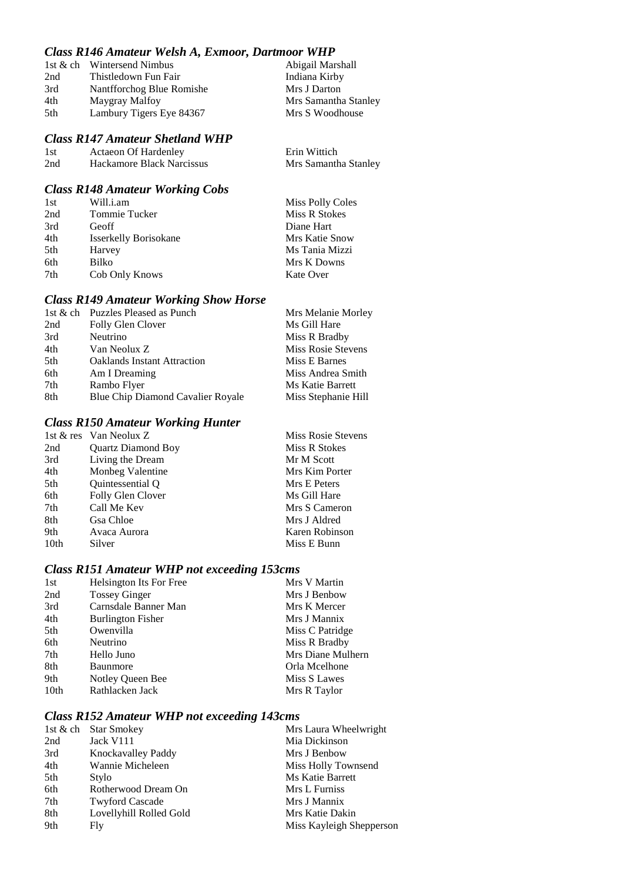### *Class R146 Amateur Welsh A, Exmoor, Dartmoor WHP*

| | | |
|---|---|---|
| 1st & ch | Wintersend Nimbus | Abigail Marshall |
| 2nd | Thistledown Fun Fair | Indiana Kirby |
| 3rd | Nantfforchog Blue Romishe | Mrs J Darton |
| 4th | Maygray Malfoy | Mrs Samantha Stanley |
| 5th | Lambury Tigers Eye 84367 | Mrs S Woodhouse |

### *Class R147 Amateur Shetland WHP*

| | | |
|---|---|---|
| 1st | Actaeon Of Hardenley | Erin Wittich |
| 2nd | Hackamore Black Narcissus | Mrs Samantha Stanley |

### *Class R148 Amateur Working Cobs*

| | | |
|---|---|---|
| 1st | Will.i.am | Miss Polly Coles |
| 2nd | Tommie Tucker | Miss R Stokes |
| 3rd | Geoff | Diane Hart |
| 4th | Isserkelly Borisokane | Mrs Katie Snow |
| 5th | Harvey | Ms Tania Mizzi |
| 6th | Bilko | Mrs K Downs |
| 7th | Cob Only Knows | Kate Over |

### *Class R149 Amateur Working Show Horse*

| | | |
|---|---|---|
| 1st & ch | Puzzles Pleased as Punch | Mrs Melanie Morley |
| 2nd | Folly Glen Clover | Ms Gill Hare |
| 3rd | Neutrino | Miss R Bradby |
| 4th | Van Neolux Z | Miss Rosie Stevens |
| 5th | Oaklands Instant Attraction | Miss E Barnes |
| 6th | Am I Dreaming | Miss Andrea Smith |
| 7th | Rambo Flyer | Ms Katie Barrett |
| 8th | Blue Chip Diamond Cavalier Royale | Miss Stephanie Hill |

### *Class R150 Amateur Working Hunter*

| | | |
|---|---|---|
| 1st & res | Van Neolux Z | Miss Rosie Stevens |
| 2nd | Quartz Diamond Boy | Miss R Stokes |
| 3rd | Living the Dream | Mr M Scott |
| 4th | Monbeg Valentine | Mrs Kim Porter |
| 5th | Quintessential Q | Mrs E Peters |
| 6th | Folly Glen Clover | Ms Gill Hare |
| 7th | Call Me Kev | Mrs S Cameron |
| 8th | Gsa Chloe | Mrs J Aldred |
| 9th | Avaca Aurora | Karen Robinson |
| 10th | Silver | Miss E Bunn |

### *Class R151 Amateur WHP not exceeding 153cms*

| | | |
|---|---|---|
| 1st | Helsington Its For Free | Mrs V Martin |
| 2nd | Tossey Ginger | Mrs J Benbow |
| 3rd | Carnsdale Banner Man | Mrs K Mercer |
| 4th | Burlington Fisher | Mrs J Mannix |
| 5th | Owenvilla | Miss C Patridge |
| 6th | Neutrino | Miss R Bradby |
| 7th | Hello Juno | Mrs Diane Mulhern |
| 8th | Baunmore | Orla Mcelhone |
| 9th | Notley Queen Bee | Miss S Lawes |
| 10th | Rathlacken Jack | Mrs R Taylor |

### *Class R152 Amateur WHP not exceeding 143cms*

| | | |
|---|---|---|
| 1st & ch | Star Smokey | Mrs Laura Wheelwright |
| 2nd | Jack V111 | Mia Dickinson |
| 3rd | Knockavalley Paddy | Mrs J Benbow |
| 4th | Wannie Micheleen | Miss Holly Townsend |
| 5th | Stylo | Ms Katie Barrett |
| 6th | Rotherwood Dream On | Mrs L Furniss |
| 7th | Twyford Cascade | Mrs J Mannix |
| 8th | Lovellyhill Rolled Gold | Mrs Katie Dakin |
| 9th | Fly | Miss Kayleigh Shepperson |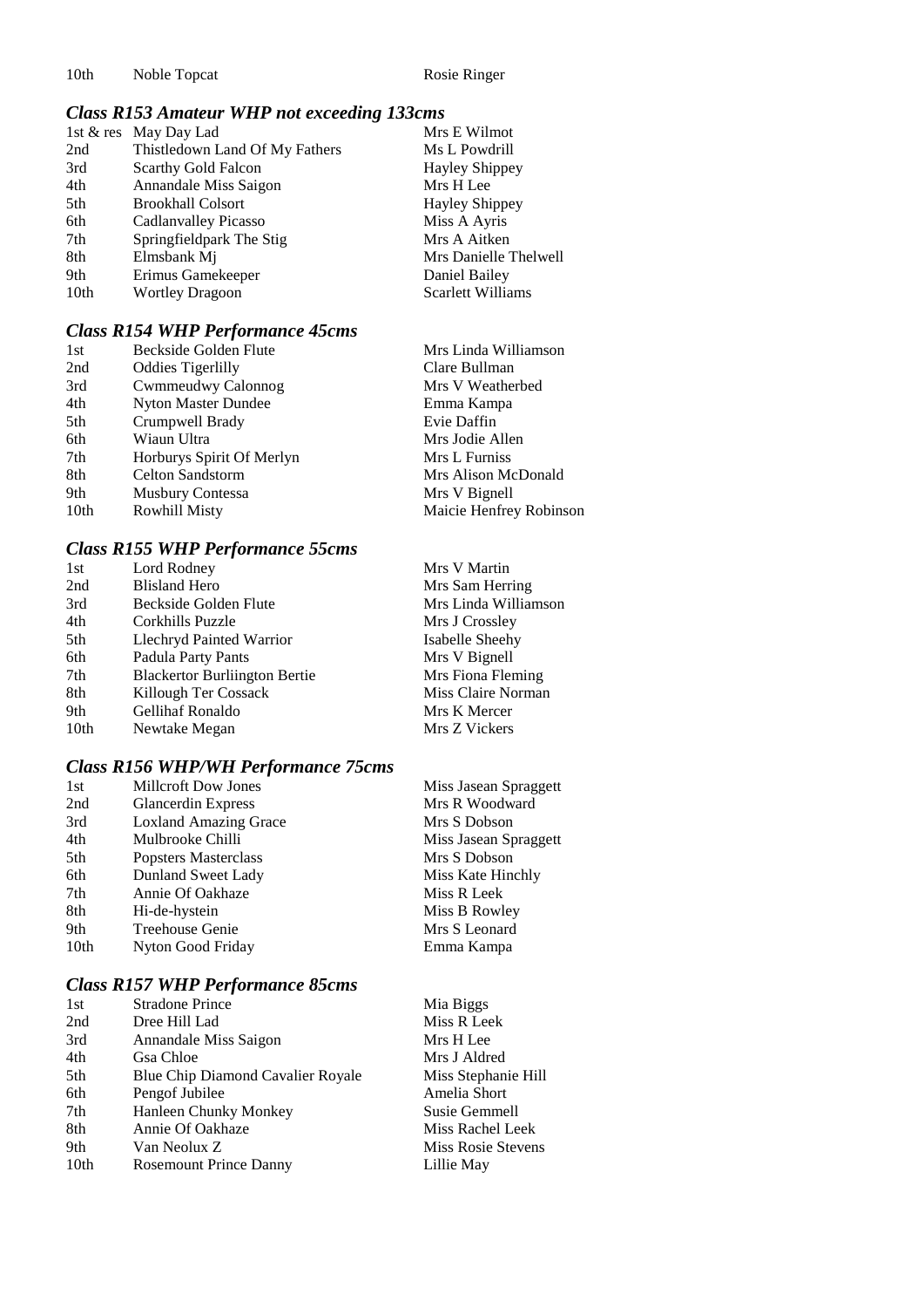| | | |
|---|---|---|
| 10th | Noble Topcat | Rosie Ringer |

### *Class R153 Amateur WHP not exceeding 133cms*

| | | |
|---|---|---|
| 1st & res | May Day Lad | Mrs E Wilmot |
| 2nd | Thistledown Land Of My Fathers | Ms L Powdrill |
| 3rd | Scarthy Gold Falcon | Hayley Shippey |
| 4th | Annandale Miss Saigon | Mrs H Lee |
| 5th | Brookhall Colsort | Hayley Shippey |
| 6th | Cadlanvalley Picasso | Miss A Ayris |
| 7th | Springfieldpark The Stig | Mrs A Aitken |
| 8th | Elmsbank Mj | Mrs Danielle Thelwell |
| 9th | Erimus Gamekeeper | Daniel Bailey |
| 10th | Wortley Dragoon | Scarlett Williams |

### *Class R154 WHP Performance 45cms*

| | | |
|---|---|---|
| 1st | Beckside Golden Flute | Mrs Linda Williamson |
| 2nd | Oddies Tigerlilly | Clare Bullman |
| 3rd | Cwmmeudwy Calonnog | Mrs V Weatherbed |
| 4th | Nyton Master Dundee | Emma Kampa |
| 5th | Crumpwell Brady | Evie Daffin |
| 6th | Wiaun Ultra | Mrs Jodie Allen |
| 7th | Horburys Spirit Of Merlyn | Mrs L Furniss |
| 8th | Celton Sandstorm | Mrs Alison McDonald |
| 9th | Musbury Contessa | Mrs V Bignell |
| 10th | Rowhill Misty | Maicie Henfrey Robinson |

### *Class R155 WHP Performance 55cms*

| | | |
|---|---|---|
| 1st | Lord Rodney | Mrs V Martin |
| 2nd | Blisland Hero | Mrs Sam Herring |
| 3rd | Beckside Golden Flute | Mrs Linda Williamson |
| 4th | Corkhills Puzzle | Mrs J Crossley |
| 5th | Llechryd Painted Warrior | Isabelle Sheehy |
| 6th | Padula Party Pants | Mrs V Bignell |
| 7th | Blackertor Burliington Bertie | Mrs Fiona Fleming |
| 8th | Killough Ter Cossack | Miss Claire Norman |
| 9th | Gellihaf Ronaldo | Mrs K Mercer |
| 10th | Newtake Megan | Mrs Z Vickers |

### *Class R156 WHP/WH Performance 75cms*

| | | |
|---|---|---|
| 1st | Millcroft Dow Jones | Miss Jasean Spraggett |
| 2nd | Glancerdin Express | Mrs R Woodward |
| 3rd | Loxland Amazing Grace | Mrs S Dobson |
| 4th | Mulbrooke Chilli | Miss Jasean Spraggett |
| 5th | Popsters Masterclass | Mrs S Dobson |
| 6th | Dunland Sweet Lady | Miss Kate Hinchly |
| 7th | Annie Of Oakhaze | Miss R Leek |
| 8th | Hi-de-hystein | Miss B Rowley |
| 9th | Treehouse Genie | Mrs S Leonard |
| 10th | Nyton Good Friday | Emma Kampa |

### *Class R157 WHP Performance 85cms*

| | | |
|---|---|---|
| 1st | Stradone Prince | Mia Biggs |
| 2nd | Dree Hill Lad | Miss R Leek |
| 3rd | Annandale Miss Saigon | Mrs H Lee |
| 4th | Gsa Chloe | Mrs J Aldred |
| 5th | Blue Chip Diamond Cavalier Royale | Miss Stephanie Hill |
| 6th | Pengof Jubilee | Amelia Short |
| 7th | Hanleen Chunky Monkey | Susie Gemmell |
| 8th | Annie Of Oakhaze | Miss Rachel Leek |
| 9th | Van Neolux Z | Miss Rosie Stevens |
| 10th | Rosemount Prince Danny | Lillie May |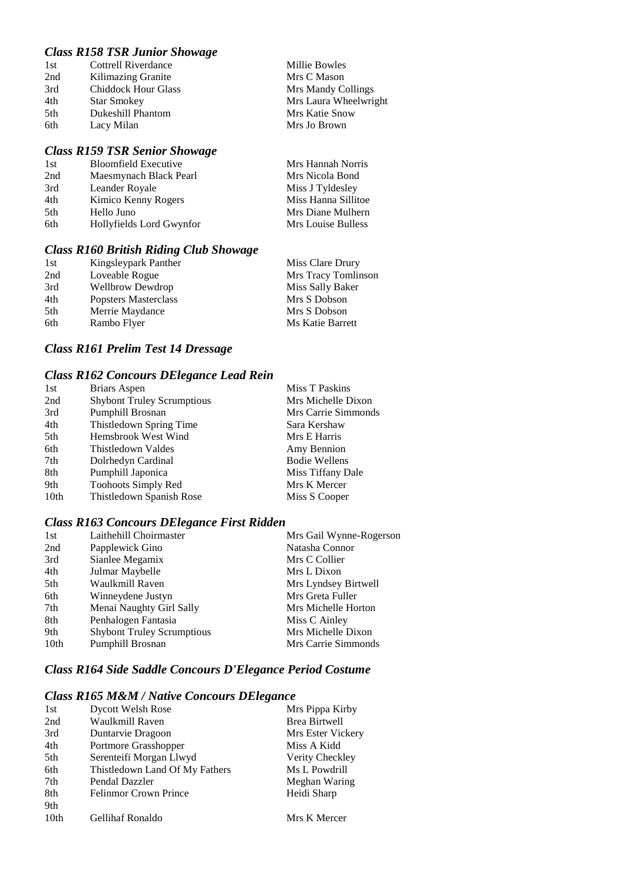### *Class R158 TSR Junior Showage*

| | | |
|---|---|---|
| 1st | Cottrell Riverdance | Millie Bowles |
| 2nd | Kilimazing Granite | Mrs C Mason |
| 3rd | Chiddock Hour Glass | Mrs Mandy Collings |
| 4th | Star Smokey | Mrs Laura Wheelwright |
| 5th | Dukeshill Phantom | Mrs Katie Snow |
| 6th | Lacy Milan | Mrs Jo Brown |

### *Class R159 TSR Senior Showage*

| | | |
|---|---|---|
| 1st | Bloomfield Executive | Mrs Hannah Norris |
| 2nd | Maesmynach Black Pearl | Mrs Nicola Bond |
| 3rd | Leander Royale | Miss J Tyldesley |
| 4th | Kimico Kenny Rogers | Miss Hanna Sillitoe |
| 5th | Hello Juno | Mrs Diane Mulhern |
| 6th | Hollyfields Lord Gwynfor | Mrs Louise Bulless |

### *Class R160 British Riding Club Showage*

| | | |
|---|---|---|
| 1st | Kingsleypark Panther | Miss Clare Drury |
| 2nd | Loveable Rogue | Mrs Tracy Tomlinson |
| 3rd | Wellbrow Dewdrop | Miss Sally Baker |
| 4th | Popsters Masterclass | Mrs S Dobson |
| 5th | Merrie Maydance | Mrs S Dobson |
| 6th | Rambo Flyer | Ms Katie Barrett |

### *Class R161 Prelim Test 14 Dressage*

### *Class R162 Concours DElegance Lead Rein*

| | | |
|---|---|---|
| 1st | Briars Aspen | Miss T Paskins |
| 2nd | Shybont Truley Scrumptious | Mrs Michelle Dixon |
| 3rd | Pumphill Brosnan | Mrs Carrie Simmonds |
| 4th | Thistledown Spring Time | Sara Kershaw |
| 5th | Hemsbrook West Wind | Mrs E Harris |
| 6th | Thistledown Valdes | Amy Bennion |
| 7th | Dolrhedyn Cardinal | Bodie Wellens |
| 8th | Pumphill Japonica | Miss Tiffany Dale |
| 9th | Toohoots Simply Red | Mrs K Mercer |
| 10th | Thistledown Spanish Rose | Miss S Cooper |

### *Class R163 Concours DElegance First Ridden*

| | | |
|---|---|---|
| 1st | Laithehill Choirmaster | Mrs Gail Wynne-Rogerson |
| 2nd | Papplewick Gino | Natasha Connor |
| 3rd | Sianlee Megamix | Mrs C Collier |
| 4th | Julmar Maybelle | Mrs L Dixon |
| 5th | Waulkmill Raven | Mrs Lyndsey Birtwell |
| 6th | Winneydene Justyn | Mrs Greta Fuller |
| 7th | Menai Naughty Girl Sally | Mrs Michelle Horton |
| 8th | Penhalogen Fantasia | Miss C Ainley |
| 9th | Shybont Truley Scrumptious | Mrs Michelle Dixon |
| 10th | Pumphill Brosnan | Mrs Carrie Simmonds |

### *Class R164 Side Saddle Concours D'Elegance Period Costume*

### *Class R165 M&M / Native Concours DElegance*

| | | |
|---|---|---|
| 1st | Dycott Welsh Rose | Mrs Pippa Kirby |
| 2nd | Waulkmill Raven | Brea Birtwell |
| 3rd | Duntarvie Dragoon | Mrs Ester Vickery |
| 4th | Portmore Grasshopper | Miss A Kidd |
| 5th | Serenteifi Morgan Llwyd | Verity Checkley |
| 6th | Thistledown Land Of My Fathers | Ms L Powdrill |
| 7th | Pendal Dazzler | Meghan Waring |
| 8th | Felinmor Crown Prince | Heidi Sharp |
| 9th | | |
| 10th | Gellihaf Ronaldo | Mrs K Mercer |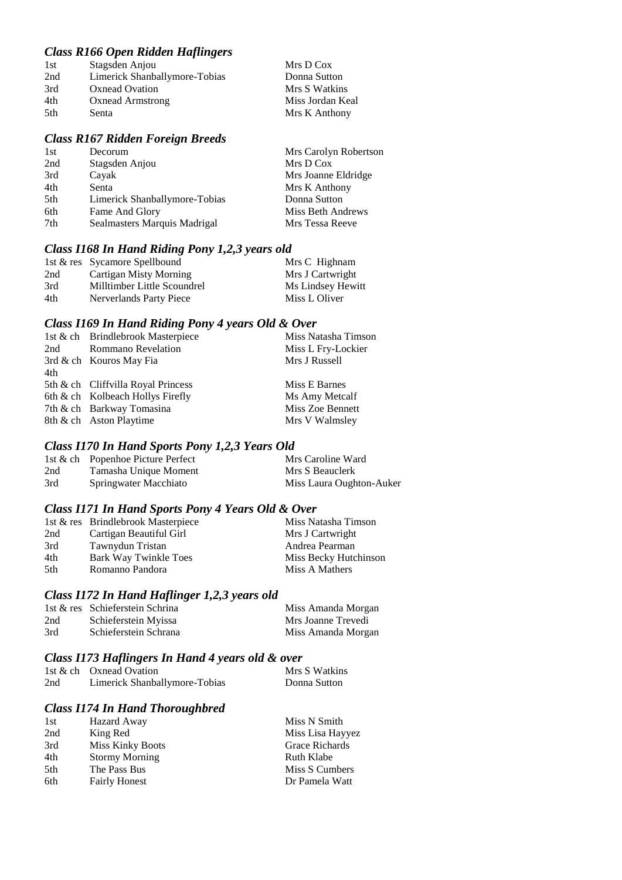### *Class R166 Open Ridden Haflingers*

| | | |
|---|---|---|
| 1st | Stagsden Anjou | Mrs D Cox |
| 2nd | Limerick Shanballymore-Tobias | Donna Sutton |
| 3rd | Oxnead Ovation | Mrs S Watkins |
| 4th | Oxnead Armstrong | Miss Jordan Keal |
| 5th | Senta | Mrs K Anthony |

### *Class R167 Ridden Foreign Breeds*

| | | |
|---|---|---|
| 1st | Decorum | Mrs Carolyn Robertson |
| 2nd | Stagsden Anjou | Mrs D Cox |
| 3rd | Cayak | Mrs Joanne Eldridge |
| 4th | Senta | Mrs K Anthony |
| 5th | Limerick Shanballymore-Tobias | Donna Sutton |
| 6th | Fame And Glory | Miss Beth Andrews |
| 7th | Sealmasters Marquis Madrigal | Mrs Tessa Reeve |

### *Class I168 In Hand Riding Pony 1,2,3 years old*

| | | |
|---|---|---|
| 1st & res | Sycamore Spellbound | Mrs C Highnam |
| 2nd | Cartigan Misty Morning | Mrs J Cartwright |
| 3rd | Milltimber Little Scoundrel | Ms Lindsey Hewitt |
| 4th | Nerverlands Party Piece | Miss L Oliver |

### *Class I169 In Hand Riding Pony 4 years Old & Over*

| | | |
|---|---|---|
| 1st & ch | Brindlebrook Masterpiece | Miss Natasha Timson |
| 2nd | Rommano Revelation | Miss L Fry-Lockier |
| 3rd & ch | Kouros May Fia | Mrs J Russell |
| 4th | | |
| 5th & ch | Cliffvilla Royal Princess | Miss E Barnes |
| 6th & ch | Kolbeach Hollys Firefly | Ms Amy Metcalf |
| 7th & ch | Barkway Tomasina | Miss Zoe Bennett |
| 8th & ch | Aston Playtime | Mrs V Walmsley |

### *Class I170 In Hand Sports Pony 1,2,3 Years Old*

| | | |
|---|---|---|
| 1st & ch | Popenhoe Picture Perfect | Mrs Caroline Ward |
| 2nd | Tamasha Unique Moment | Mrs S Beauclerk |
| 3rd | Springwater Macchiato | Miss Laura Oughton-Auker |

### *Class I171 In Hand Sports Pony 4 Years Old & Over*

| | | |
|---|---|---|
| 1st & res | Brindlebrook Masterpiece | Miss Natasha Timson |
| 2nd | Cartigan Beautiful Girl | Mrs J Cartwright |
| 3rd | Tawnydun Tristan | Andrea Pearman |
| 4th | Bark Way Twinkle Toes | Miss Becky Hutchinson |
| 5th | Romanno Pandora | Miss A Mathers |

### *Class I172 In Hand Haflinger 1,2,3 years old*

| | | |
|---|---|---|
| 1st & res | Schieferstein Schrina | Miss Amanda Morgan |
| 2nd | Schieferstein Myissa | Mrs Joanne Trevedi |
| 3rd | Schieferstein Schrana | Miss Amanda Morgan |

### *Class I173 Haflingers In Hand 4 years old & over*

| | | |
|---|---|---|
| 1st & ch | Oxnead Ovation | Mrs S Watkins |
| 2nd | Limerick Shanballymore-Tobias | Donna Sutton |

### *Class I174 In Hand Thoroughbred*

| | | |
|---|---|---|
| 1st | Hazard Away | Miss N Smith |
| 2nd | King Red | Miss Lisa Hayyez |
| 3rd | Miss Kinky Boots | Grace Richards |
| 4th | Stormy Morning | Ruth Klabe |
| 5th | The Pass Bus | Miss S Cumbers |
| 6th | Fairly Honest | Dr Pamela Watt |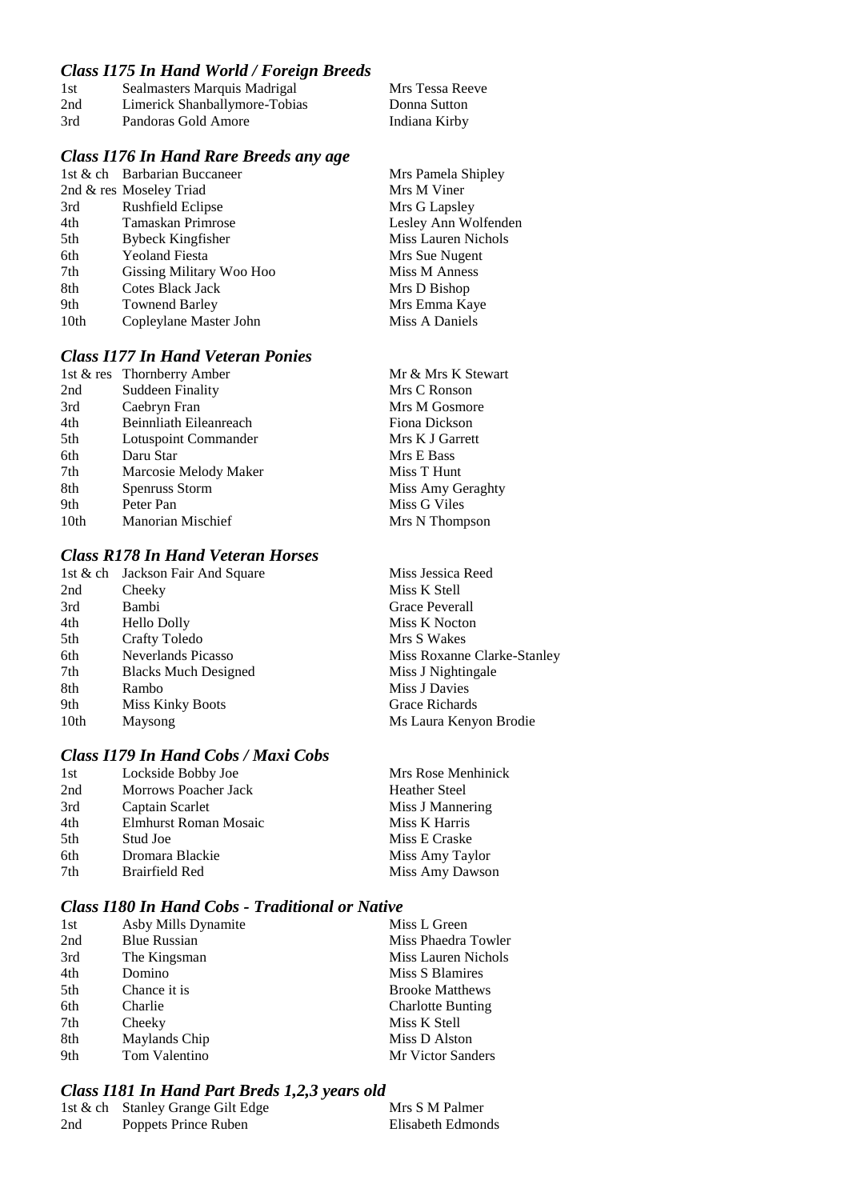### *Class I175 In Hand World / Foreign Breeds*

| | | |
|---|---|---|
| 1st | Sealmasters Marquis Madrigal | Mrs Tessa Reeve |
| 2nd | Limerick Shanballymore-Tobias | Donna Sutton |
| 3rd | Pandoras Gold Amore | Indiana Kirby |

### *Class I176 In Hand Rare Breeds any age*

| | | |
|---|---|---|
| 1st & ch | Barbarian Buccaneer | Mrs Pamela Shipley |
| 2nd & res | Moseley Triad | Mrs M Viner |
| 3rd | Rushfield Eclipse | Mrs G Lapsley |
| 4th | Tamaskan Primrose | Lesley Ann Wolfenden |
| 5th | Bybeck Kingfisher | Miss Lauren Nichols |
| 6th | Yeoland Fiesta | Mrs Sue Nugent |
| 7th | Gissing Military Woo Hoo | Miss M Anness |
| 8th | Cotes Black Jack | Mrs D Bishop |
| 9th | Townend Barley | Mrs Emma Kaye |
| 10th | Copleylane Master John | Miss A Daniels |

### *Class I177 In Hand Veteran Ponies*

| | | |
|---|---|---|
| 1st & res | Thornberry Amber | Mr & Mrs K Stewart |
| 2nd | Suddeen Finality | Mrs C Ronson |
| 3rd | Caebryn Fran | Mrs M Gosmore |
| 4th | Beinnliath Eileanreach | Fiona Dickson |
| 5th | Lotuspoint Commander | Mrs K J Garrett |
| 6th | Daru Star | Mrs E Bass |
| 7th | Marcosie Melody Maker | Miss T Hunt |
| 8th | Spenruss Storm | Miss Amy Geraghty |
| 9th | Peter Pan | Miss G Viles |
| 10th | Manorian Mischief | Mrs N Thompson |

### *Class R178 In Hand Veteran Horses*

| | | |
|---|---|---|
| 1st & ch | Jackson Fair And Square | Miss Jessica Reed |
| 2nd | Cheeky | Miss K Stell |
| 3rd | Bambi | Grace Peverall |
| 4th | Hello Dolly | Miss K Nocton |
| 5th | Crafty Toledo | Mrs S Wakes |
| 6th | Neverlands Picasso | Miss Roxanne Clarke-Stanley |
| 7th | Blacks Much Designed | Miss J Nightingale |
| 8th | Rambo | Miss J Davies |
| 9th | Miss Kinky Boots | Grace Richards |
| 10th | Maysong | Ms Laura Kenyon Brodie |

### *Class I179 In Hand Cobs / Maxi Cobs*

| | | |
|---|---|---|
| 1st | Lockside Bobby Joe | Mrs Rose Menhinick |
| 2nd | Morrows Poacher Jack | Heather Steel |
| 3rd | Captain Scarlet | Miss J Mannering |
| 4th | Elmhurst Roman Mosaic | Miss K Harris |
| 5th | Stud Joe | Miss E Craske |
| 6th | Dromara Blackie | Miss Amy Taylor |
| 7th | Brairfield Red | Miss Amy Dawson |

### *Class I180 In Hand Cobs - Traditional or Native*

| | | |
|---|---|---|
| 1st | Asby Mills Dynamite | Miss L Green |
| 2nd | Blue Russian | Miss Phaedra Towler |
| 3rd | The Kingsman | Miss Lauren Nichols |
| 4th | Domino | Miss S Blamires |
| 5th | Chance it is | Brooke Matthews |
| 6th | Charlie | Charlotte Bunting |
| 7th | Cheeky | Miss K Stell |
| 8th | Maylands Chip | Miss D Alston |
| 9th | Tom Valentino | Mr Victor Sanders |

### *Class I181 In Hand Part Breds 1,2,3 years old*

| | | |
|---|---|---|
| 1st & ch | Stanley Grange Gilt Edge | Mrs S M Palmer |
| 2nd | Poppets Prince Ruben | Elisabeth Edmonds |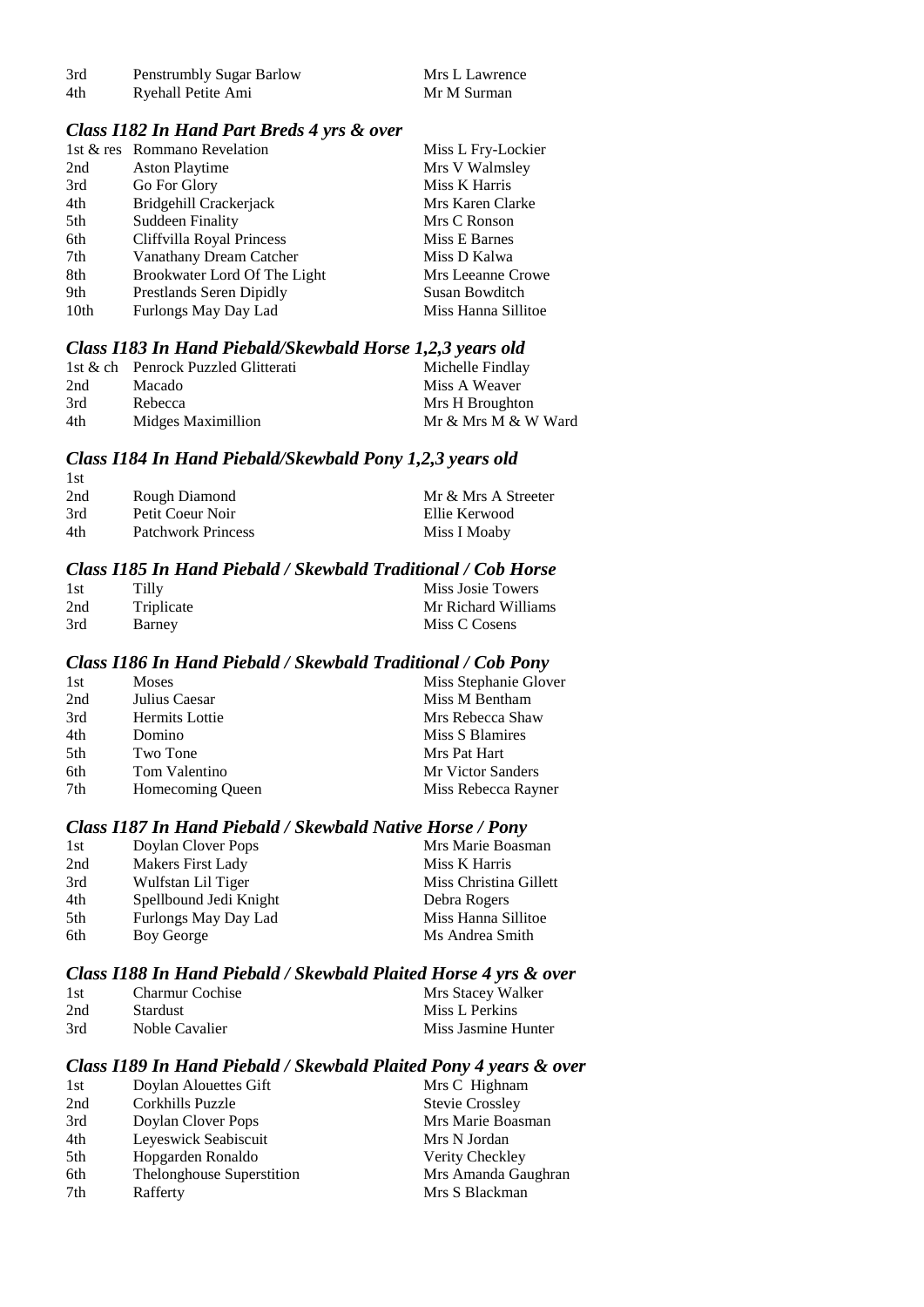| | | |
|---|---|---|
| 3rd | Penstrumbly Sugar Barlow | Mrs L Lawrence |
| 4th | Ryehall Petite Ami | Mr M Surman |

### *Class I182 In Hand Part Breds 4 yrs & over*

| | | |
|---|---|---|
| 1st & res | Rommano Revelation | Miss L Fry-Lockier |
| 2nd | Aston Playtime | Mrs V Walmsley |
| 3rd | Go For Glory | Miss K Harris |
| 4th | Bridgehill Crackerjack | Mrs Karen Clarke |
| 5th | Suddeen Finality | Mrs C Ronson |
| 6th | Cliffvilla Royal Princess | Miss E Barnes |
| 7th | Vanathany Dream Catcher | Miss D Kalwa |
| 8th | Brookwater Lord Of The Light | Mrs Leeanne Crowe |
| 9th | Prestlands Seren Dipidly | Susan Bowditch |
| 10th | Furlongs May Day Lad | Miss Hanna Sillitoe |

### *Class I183 In Hand Piebald/Skewbald Horse 1,2,3 years old*

| | | |
|---|---|---|
| 1st & ch | Penrock Puzzled Glitterati | Michelle Findlay |
| 2nd | Macado | Miss A Weaver |
| 3rd | Rebecca | Mrs H Broughton |
| 4th | Midges Maximillion | Mr & Mrs M & W Ward |

### *Class I184 In Hand Piebald/Skewbald Pony 1,2,3 years old*

| | | |
|---|---|---|
| 1st | | |
| 2nd | Rough Diamond | Mr & Mrs A Streeter |
| 3rd | Petit Coeur Noir | Ellie Kerwood |
| 4th | Patchwork Princess | Miss I Moaby |

### *Class I185 In Hand Piebald / Skewbald Traditional / Cob Horse*

| | | |
|---|---|---|
| 1st | Tilly | Miss Josie Towers |
| 2nd | Triplicate | Mr Richard Williams |
| 3rd | Barney | Miss C Cosens |

### *Class I186 In Hand Piebald / Skewbald Traditional / Cob Pony*

| | | |
|---|---|---|
| 1st | Moses | Miss Stephanie Glover |
| 2nd | Julius Caesar | Miss M Bentham |
| 3rd | Hermits Lottie | Mrs Rebecca Shaw |
| 4th | Domino | Miss S Blamires |
| 5th | Two Tone | Mrs Pat Hart |
| 6th | Tom Valentino | Mr Victor Sanders |
| 7th | Homecoming Queen | Miss Rebecca Rayner |

### *Class I187 In Hand Piebald / Skewbald Native Horse / Pony*

| | | |
|---|---|---|
| 1st | Doylan Clover Pops | Mrs Marie Boasman |
| 2nd | Makers First Lady | Miss K Harris |
| 3rd | Wulfstan Lil Tiger | Miss Christina Gillett |
| 4th | Spellbound Jedi Knight | Debra Rogers |
| 5th | Furlongs May Day Lad | Miss Hanna Sillitoe |
| 6th | Boy George | Ms Andrea Smith |

### *Class I188 In Hand Piebald / Skewbald Plaited Horse 4 yrs & over*

| | | |
|---|---|---|
| 1st | Charmur Cochise | Mrs Stacey Walker |
| 2nd | Stardust | Miss L Perkins |
| 3rd | Noble Cavalier | Miss Jasmine Hunter |

### *Class I189 In Hand Piebald / Skewbald Plaited Pony 4 years & over*

| | | |
|---|---|---|
| 1st | Doylan Alouettes Gift | Mrs C Highnam |
| 2nd | Corkhills Puzzle | Stevie Crossley |
| 3rd | Doylan Clover Pops | Mrs Marie Boasman |
| 4th | Leyeswick Seabiscuit | Mrs N Jordan |
| 5th | Hopgarden Ronaldo | Verity Checkley |
| 6th | Thelonghouse Superstition | Mrs Amanda Gaughran |
| 7th | Rafferty | Mrs S Blackman |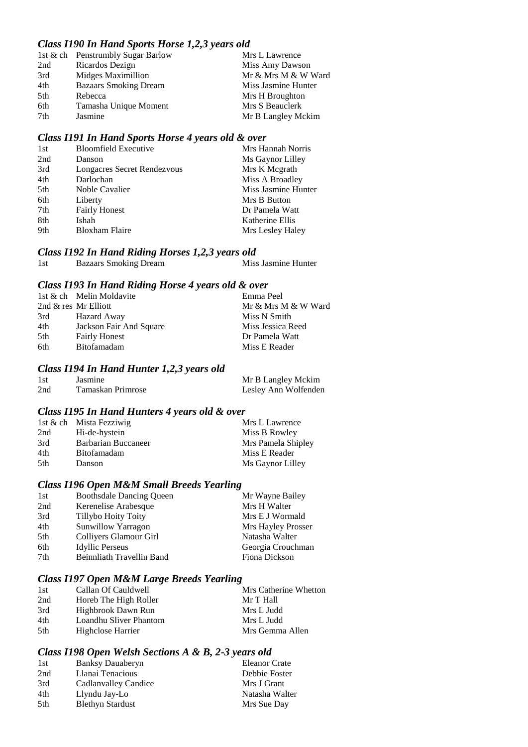### *Class I190 In Hand Sports Horse 1,2,3 years old*

| | | |
|---|---|---|
| 1st & ch | Penstrumbly Sugar Barlow | Mrs L Lawrence |
| 2nd | Ricardos Dezign | Miss Amy Dawson |
| 3rd | Midges Maximillion | Mr & Mrs M & W Ward |
| 4th | Bazaars Smoking Dream | Miss Jasmine Hunter |
| 5th | Rebecca | Mrs H Broughton |
| 6th | Tamasha Unique Moment | Mrs S Beauclerk |
| 7th | Jasmine | Mr B Langley Mckim |

### *Class I191 In Hand Sports Horse 4 years old & over*

| | | |
|---|---|---|
| 1st | Bloomfield Executive | Mrs Hannah Norris |
| 2nd | Danson | Ms Gaynor Lilley |
| 3rd | Longacres Secret Rendezvous | Mrs K Mcgrath |
| 4th | Darlochan | Miss A Broadley |
| 5th | Noble Cavalier | Miss Jasmine Hunter |
| 6th | Liberty | Mrs B Button |
| 7th | Fairly Honest | Dr Pamela Watt |
| 8th | Ishah | Katherine Ellis |
| 9th | Bloxham Flaire | Mrs Lesley Haley |

### *Class I192 In Hand Riding Horses 1,2,3 years old*

| | | |
|---|---|---|
| 1st | Bazaars Smoking Dream | Miss Jasmine Hunter |

### *Class I193 In Hand Riding Horse 4 years old & over*

| | | |
|---|---|---|
| 1st & ch | Melin Moldavite | Emma Peel |
| 2nd & res | Mr Elliott | Mr & Mrs M & W Ward |
| 3rd | Hazard Away | Miss N Smith |
| 4th | Jackson Fair And Square | Miss Jessica Reed |
| 5th | Fairly Honest | Dr Pamela Watt |
| 6th | Bitofamadam | Miss E Reader |

### *Class I194 In Hand Hunter 1,2,3 years old*

| | | |
|---|---|---|
| 1st | Jasmine | Mr B Langley Mckim |
| 2nd | Tamaskan Primrose | Lesley Ann Wolfenden |

### *Class I195 In Hand Hunters 4 years old & over*

| | | |
|---|---|---|
| 1st & ch | Mista Fezziwig | Mrs L Lawrence |
| 2nd | Hi-de-hystein | Miss B Rowley |
| 3rd | Barbarian Buccaneer | Mrs Pamela Shipley |
| 4th | Bitofamadam | Miss E Reader |
| 5th | Danson | Ms Gaynor Lilley |

### *Class I196 Open M&M Small Breeds Yearling*

| | | |
|---|---|---|
| 1st | Boothsdale Dancing Queen | Mr Wayne Bailey |
| 2nd | Kerenelise Arabesque | Mrs H Walter |
| 3rd | Tillybo Hoity Toity | Mrs E J Wormald |
| 4th | Sunwillow Yarragon | Mrs Hayley Prosser |
| 5th | Colliyers Glamour Girl | Natasha Walter |
| 6th | Idyllic Perseus | Georgia Crouchman |
| 7th | Beinnliath Travellin Band | Fiona Dickson |

### *Class I197 Open M&M Large Breeds Yearling*

| | | |
|---|---|---|
| 1st | Callan Of Cauldwell | Mrs Catherine Whetton |
| 2nd | Horeb The High Roller | Mr T Hall |
| 3rd | Highbrook Dawn Run | Mrs L Judd |
| 4th | Loandhu Sliver Phantom | Mrs L Judd |
| 5th | Highclose Harrier | Mrs Gemma Allen |

### *Class I198 Open Welsh Sections A & B, 2-3 years old*

| | | |
|---|---|---|
| 1st | Banksy Dauaberyn | Eleanor Crate |
| 2nd | Llanai Tenacious | Debbie Foster |
| 3rd | Cadlanvalley Candice | Mrs J Grant |
| 4th | Llyndu Jay-Lo | Natasha Walter |
| 5th | Blethyn Stardust | Mrs Sue Day |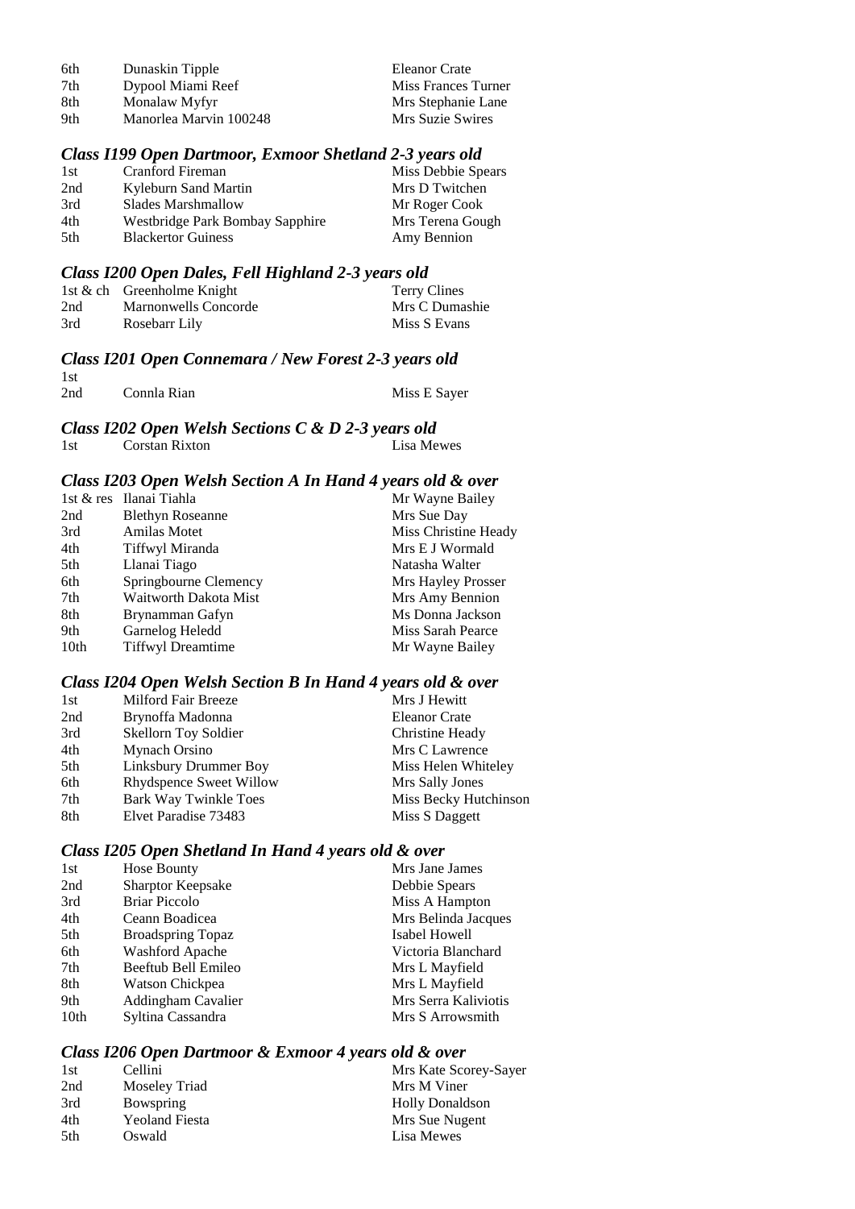| | | |
|---|---|---|
| 6th | Dunaskin Tipple | Eleanor Crate |
| 7th | Dypool Miami Reef | Miss Frances Turner |
| 8th | Monalaw Myfyr | Mrs Stephanie Lane |
| 9th | Manorlea Marvin 100248 | Mrs Suzie Swires |

### *Class I199 Open Dartmoor, Exmoor Shetland 2-3 years old*

| | | |
|---|---|---|
| 1st | Cranford Fireman | Miss Debbie Spears |
| 2nd | Kyleburn Sand Martin | Mrs D Twitchen |
| 3rd | Slades Marshmallow | Mr Roger Cook |
| 4th | Westbridge Park Bombay Sapphire | Mrs Terena Gough |
| 5th | Blackertor Guiness | Amy Bennion |

### *Class I200 Open Dales, Fell Highland 2-3 years old*

| | | |
|---|---|---|
| 1st & ch | Greenholme Knight | Terry Clines |
| 2nd | Marnonwells Concorde | Mrs C Dumashie |
| 3rd | Rosebarr Lily | Miss S Evans |

### *Class I201 Open Connemara / New Forest 2-3 years old*

| | | |
|---|---|---|
| 1st | | |
| 2nd | Connla Rian | Miss E Sayer |

### *Class I202 Open Welsh Sections C & D 2-3 years old*

| | | |
|---|---|---|
| 1st | Corstan Rixton | Lisa Mewes |

### *Class I203 Open Welsh Section A In Hand 4 years old & over*

| | | |
|---|---|---|
| 1st & res | Ilanai Tiahla | Mr Wayne Bailey |
| 2nd | Blethyn Roseanne | Mrs Sue Day |
| 3rd | Amilas Motet | Miss Christine Heady |
| 4th | Tiffwyl Miranda | Mrs E J Wormald |
| 5th | Llanai Tiago | Natasha Walter |
| 6th | Springbourne Clemency | Mrs Hayley Prosser |
| 7th | Waitworth Dakota Mist | Mrs Amy Bennion |
| 8th | Brynamman Gafyn | Ms Donna Jackson |
| 9th | Garnelog Heledd | Miss Sarah Pearce |
| 10th | Tiffwyl Dreamtime | Mr Wayne Bailey |

### *Class I204 Open Welsh Section B In Hand 4 years old & over*

| | | |
|---|---|---|
| 1st | Milford Fair Breeze | Mrs J Hewitt |
| 2nd | Brynoffa Madonna | Eleanor Crate |
| 3rd | Skellorn Toy Soldier | Christine Heady |
| 4th | Mynach Orsino | Mrs C Lawrence |
| 5th | Linksbury Drummer Boy | Miss Helen Whiteley |
| 6th | Rhydspence Sweet Willow | Mrs Sally Jones |
| 7th | Bark Way Twinkle Toes | Miss Becky Hutchinson |
| 8th | Elvet Paradise 73483 | Miss S Daggett |

### *Class I205 Open Shetland In Hand 4 years old & over*

| | | |
|---|---|---|
| 1st | Hose Bounty | Mrs Jane James |
| 2nd | Sharptor Keepsake | Debbie Spears |
| 3rd | Briar Piccolo | Miss A Hampton |
| 4th | Ceann Boadicea | Mrs Belinda Jacques |
| 5th | Broadspring Topaz | Isabel Howell |
| 6th | Washford Apache | Victoria Blanchard |
| 7th | Beeftub Bell Emileo | Mrs L Mayfield |
| 8th | Watson Chickpea | Mrs L Mayfield |
| 9th | Addingham Cavalier | Mrs Serra Kaliviotis |
| 10th | Syltina Cassandra | Mrs S Arrowsmith |

### *Class I206 Open Dartmoor & Exmoor 4 years old & over*

| | | |
|---|---|---|
| 1st | Cellini | Mrs Kate Scorey-Sayer |
| 2nd | Moseley Triad | Mrs M Viner |
| 3rd | Bowspring | Holly Donaldson |
| 4th | Yeoland Fiesta | Mrs Sue Nugent |
| 5th | Oswald | Lisa Mewes |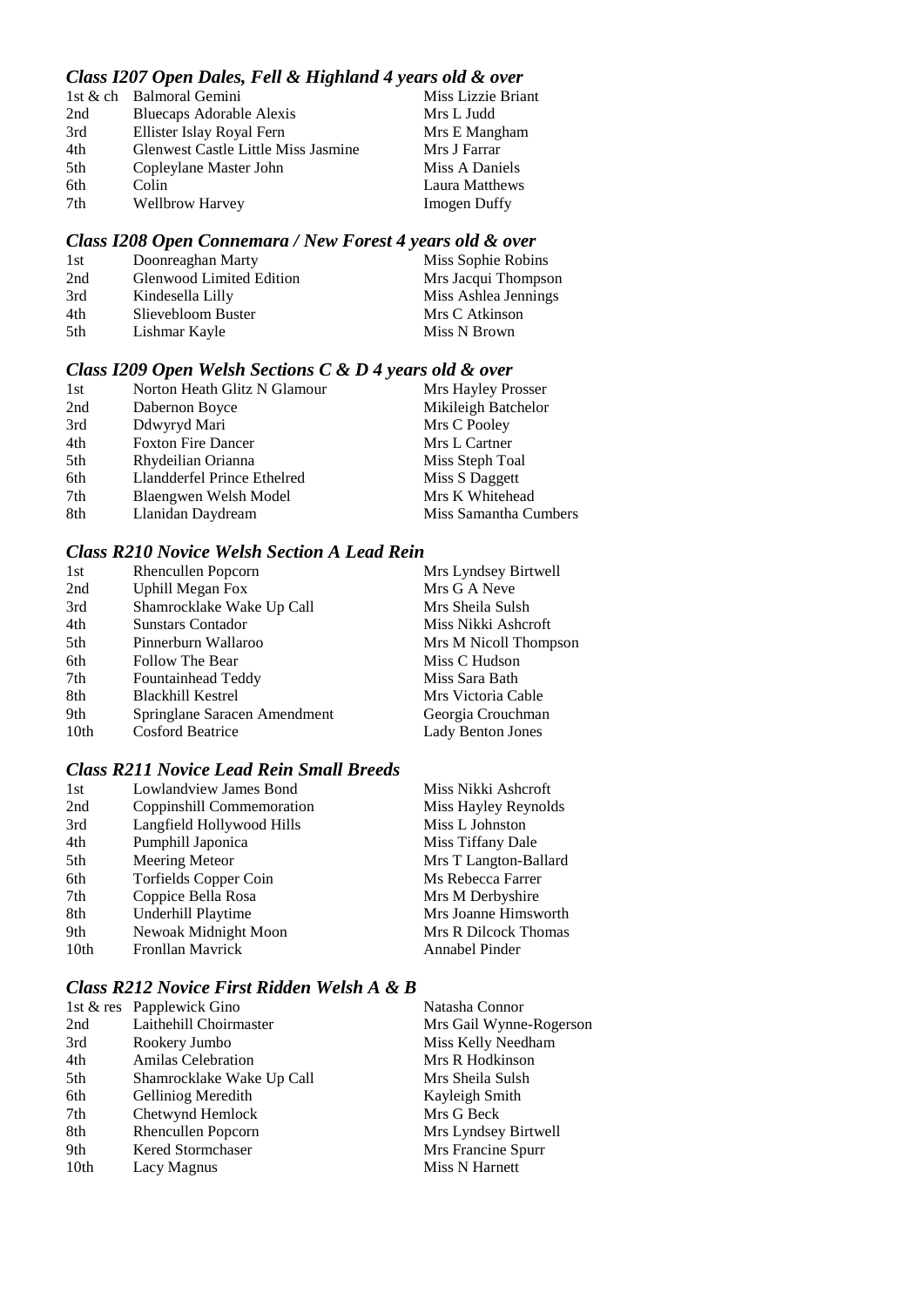### *Class I207 Open Dales, Fell & Highland 4 years old & over*

| | | |
|---|---|---|
| 1st & ch | Balmoral Gemini | Miss Lizzie Briant |
| 2nd | Bluecaps Adorable Alexis | Mrs L Judd |
| 3rd | Ellister Islay Royal Fern | Mrs E Mangham |
| 4th | Glenwest Castle Little Miss Jasmine | Mrs J Farrar |
| 5th | Copleylane Master John | Miss A Daniels |
| 6th | Colin | Laura Matthews |
| 7th | Wellbrow Harvey | Imogen Duffy |

### *Class I208 Open Connemara / New Forest 4 years old & over*

| | | |
|---|---|---|
| 1st | Doonreaghan Marty | Miss Sophie Robins |
| 2nd | Glenwood Limited Edition | Mrs Jacqui Thompson |
| 3rd | Kindesella Lilly | Miss Ashlea Jennings |
| 4th | Slievebloom Buster | Mrs C Atkinson |
| 5th | Lishmar Kayle | Miss N Brown |

### *Class I209 Open Welsh Sections C & D 4 years old & over*

| | | |
|---|---|---|
| 1st | Norton Heath Glitz N Glamour | Mrs Hayley Prosser |
| 2nd | Dabernon Boyce | Mikileigh Batchelor |
| 3rd | Ddwyryd Mari | Mrs C Pooley |
| 4th | Foxton Fire Dancer | Mrs L Cartner |
| 5th | Rhydeilian Orianna | Miss Steph Toal |
| 6th | Llandderfel Prince Ethelred | Miss S Daggett |
| 7th | Blaengwen Welsh Model | Mrs K Whitehead |
| 8th | Llanidan Daydream | Miss Samantha Cumbers |

### *Class R210 Novice Welsh Section A Lead Rein*

| | | |
|---|---|---|
| 1st | Rhencullen Popcorn | Mrs Lyndsey Birtwell |
| 2nd | Uphill Megan Fox | Mrs G A Neve |
| 3rd | Shamrocklake Wake Up Call | Mrs Sheila Sulsh |
| 4th | Sunstars Contador | Miss Nikki Ashcroft |
| 5th | Pinnerburn Wallaroo | Mrs M Nicoll Thompson |
| 6th | Follow The Bear | Miss C Hudson |
| 7th | Fountainhead Teddy | Miss Sara Bath |
| 8th | Blackhill Kestrel | Mrs Victoria Cable |
| 9th | Springlane Saracen Amendment | Georgia Crouchman |
| 10th | Cosford Beatrice | Lady Benton Jones |

### *Class R211 Novice Lead Rein Small Breeds*

| | | |
|---|---|---|
| 1st | Lowlandview James Bond | Miss Nikki Ashcroft |
| 2nd | Coppinshill Commemoration | Miss Hayley Reynolds |
| 3rd | Langfield Hollywood Hills | Miss L Johnston |
| 4th | Pumphill Japonica | Miss Tiffany Dale |
| 5th | Meering Meteor | Mrs T Langton-Ballard |
| 6th | Torfields Copper Coin | Ms Rebecca Farrer |
| 7th | Coppice Bella Rosa | Mrs M Derbyshire |
| 8th | Underhill Playtime | Mrs Joanne Himsworth |
| 9th | Newoak Midnight Moon | Mrs R Dilcock Thomas |
| 10th | Fronllan Mavrick | Annabel Pinder |

### *Class R212 Novice First Ridden Welsh A & B*

| | | |
|---|---|---|
| 1st & res | Papplewick Gino | Natasha Connor |
| 2nd | Laithehill Choirmaster | Mrs Gail Wynne-Rogerson |
| 3rd | Rookery Jumbo | Miss Kelly Needham |
| 4th | Amilas Celebration | Mrs R Hodkinson |
| 5th | Shamrocklake Wake Up Call | Mrs Sheila Sulsh |
| 6th | Gelliniog Meredith | Kayleigh Smith |
| 7th | Chetwynd Hemlock | Mrs G Beck |
| 8th | Rhencullen Popcorn | Mrs Lyndsey Birtwell |
| 9th | Kered Stormchaser | Mrs Francine Spurr |
| 10th | Lacy Magnus | Miss N Harnett |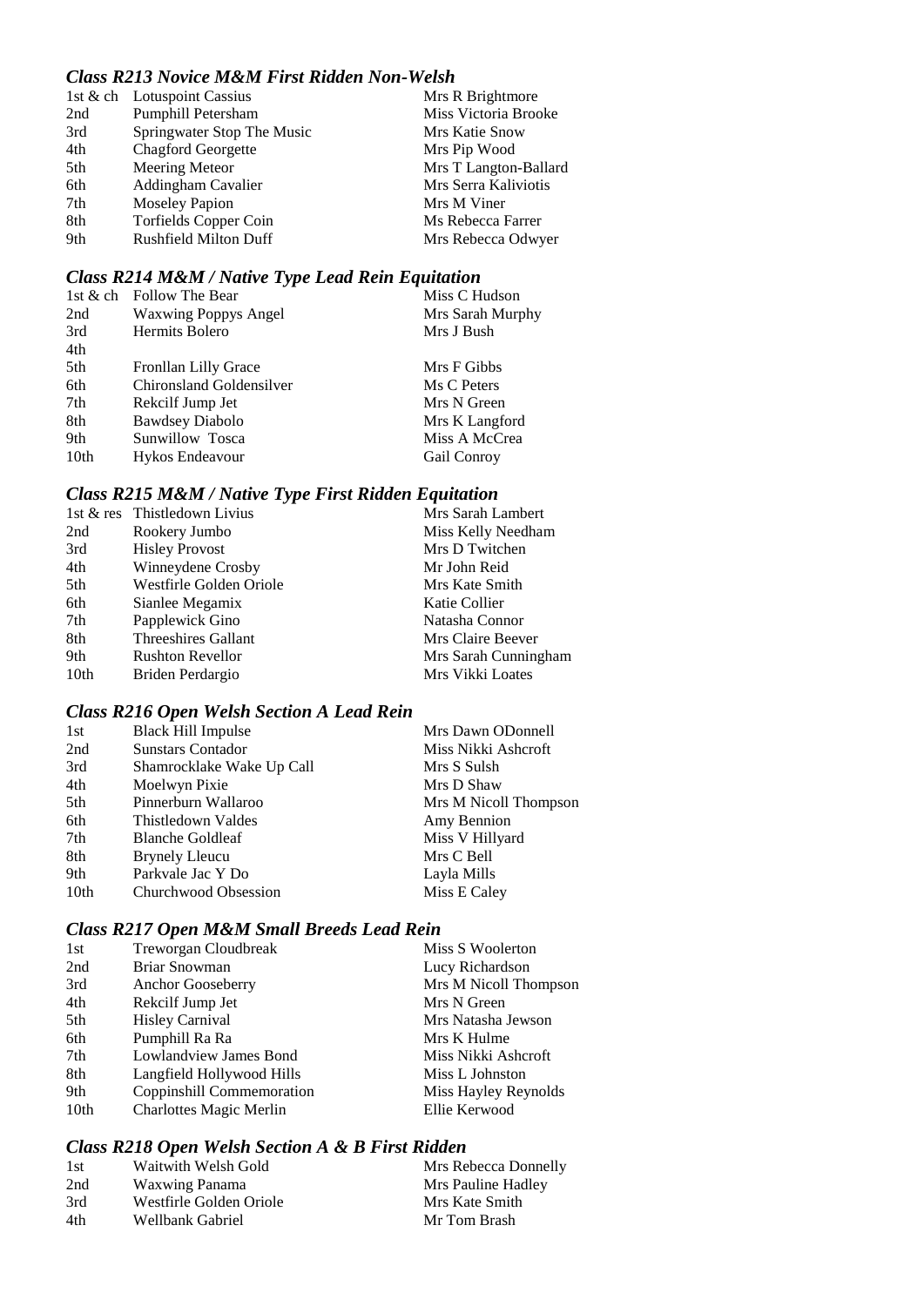### *Class R213 Novice M&M First Ridden Non-Welsh*

| | | |
|---|---|---|
| 1st & ch | Lotuspoint Cassius | Mrs R Brightmore |
| 2nd | Pumphill Petersham | Miss Victoria Brooke |
| 3rd | Springwater Stop The Music | Mrs Katie Snow |
| 4th | Chagford Georgette | Mrs Pip Wood |
| 5th | Meering Meteor | Mrs T Langton-Ballard |
| 6th | Addingham Cavalier | Mrs Serra Kaliviotis |
| 7th | Moseley Papion | Mrs M Viner |
| 8th | Torfields Copper Coin | Ms Rebecca Farrer |
| 9th | Rushfield Milton Duff | Mrs Rebecca Odwyer |

### *Class R214 M&M / Native Type Lead Rein Equitation*

| | | |
|---|---|---|
| 1st & ch | Follow The Bear | Miss C Hudson |
| 2nd | Waxwing Poppys Angel | Mrs Sarah Murphy |
| 3rd | Hermits Bolero | Mrs J Bush |
| 4th | | |
| 5th | Fronllan Lilly Grace | Mrs F Gibbs |
| 6th | Chironsland Goldensilver | Ms C Peters |
| 7th | Rekcilf Jump Jet | Mrs N Green |
| 8th | Bawdsey Diabolo | Mrs K Langford |
| 9th | Sunwillow Tosca | Miss A McCrea |
| 10th | Hykos Endeavour | Gail Conroy |

### *Class R215 M&M / Native Type First Ridden Equitation*

| | | |
|---|---|---|
| 1st & res | Thistledown Livius | Mrs Sarah Lambert |
| 2nd | Rookery Jumbo | Miss Kelly Needham |
| 3rd | Hisley Provost | Mrs D Twitchen |
| 4th | Winneydene Crosby | Mr John Reid |
| 5th | Westfirle Golden Oriole | Mrs Kate Smith |
| 6th | Sianlee Megamix | Katie Collier |
| 7th | Papplewick Gino | Natasha Connor |
| 8th | Threeshires Gallant | Mrs Claire Beever |
| 9th | Rushton Revellor | Mrs Sarah Cunningham |
| 10th | Briden Perdargio | Mrs Vikki Loates |

### *Class R216 Open Welsh Section A Lead Rein*

| | | |
|---|---|---|
| 1st | Black Hill Impulse | Mrs Dawn ODonnell |
| 2nd | Sunstars Contador | Miss Nikki Ashcroft |
| 3rd | Shamrocklake Wake Up Call | Mrs S Sulsh |
| 4th | Moelwyn Pixie | Mrs D Shaw |
| 5th | Pinnerburn Wallaroo | Mrs M Nicoll Thompson |
| 6th | Thistledown Valdes | Amy Bennion |
| 7th | Blanche Goldleaf | Miss V Hillyard |
| 8th | Brynely Lleucu | Mrs C Bell |
| 9th | Parkvale Jac Y Do | Layla Mills |
| 10th | Churchwood Obsession | Miss E Caley |

### *Class R217 Open M&M Small Breeds Lead Rein*

| | | |
|---|---|---|
| 1st | Treworgan Cloudbreak | Miss S Woolerton |
| 2nd | Briar Snowman | Lucy Richardson |
| 3rd | Anchor Gooseberry | Mrs M Nicoll Thompson |
| 4th | Rekcilf Jump Jet | Mrs N Green |
| 5th | Hisley Carnival | Mrs Natasha Jewson |
| 6th | Pumphill Ra Ra | Mrs K Hulme |
| 7th | Lowlandview James Bond | Miss Nikki Ashcroft |
| 8th | Langfield Hollywood Hills | Miss L Johnston |
| 9th | Coppinshill Commemoration | Miss Hayley Reynolds |
| 10th | Charlottes Magic Merlin | Ellie Kerwood |

### *Class R218 Open Welsh Section A & B First Ridden*

| | | |
|---|---|---|
| 1st | Waitwith Welsh Gold | Mrs Rebecca Donnelly |
| 2nd | Waxwing Panama | Mrs Pauline Hadley |
| 3rd | Westfirle Golden Oriole | Mrs Kate Smith |
| 4th | Wellbank Gabriel | Mr Tom Brash |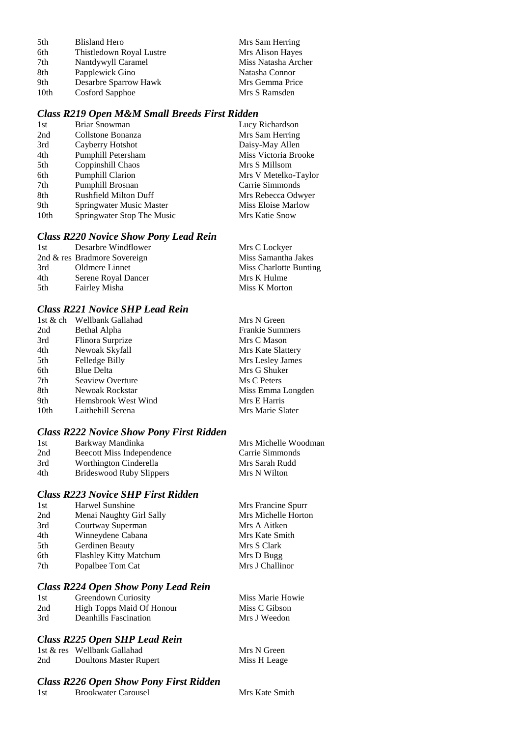| | | |
|---|---|---|
| 5th | Blisland Hero | Mrs Sam Herring |
| 6th | Thistledown Royal Lustre | Mrs Alison Hayes |
| 7th | Nantdywyll Caramel | Miss Natasha Archer |
| 8th | Papplewick Gino | Natasha Connor |
| 9th | Desarbre Sparrow Hawk | Mrs Gemma Price |
| 10th | Cosford Sapphoe | Mrs S Ramsden |

### *Class R219 Open M&M Small Breeds First Ridden*

| | | |
|---|---|---|
| 1st | Briar Snowman | Lucy Richardson |
| 2nd | Collstone Bonanza | Mrs Sam Herring |
| 3rd | Cayberry Hotshot | Daisy-May Allen |
| 4th | Pumphill Petersham | Miss Victoria Brooke |
| 5th | Coppinshill Chaos | Mrs S Millsom |
| 6th | Pumphill Clarion | Mrs V Metelko-Taylor |
| 7th | Pumphill Brosnan | Carrie Simmonds |
| 8th | Rushfield Milton Duff | Mrs Rebecca Odwyer |
| 9th | Springwater Music Master | Miss Eloise Marlow |
| 10th | Springwater Stop The Music | Mrs Katie Snow |

### *Class R220 Novice Show Pony Lead Rein*

| | | |
|---|---|---|
| 1st | Desarbre Windflower | Mrs C Lockyer |
| 2nd & res | Bradmore Sovereign | Miss Samantha Jakes |
| 3rd | Oldmere Linnet | Miss Charlotte Bunting |
| 4th | Serene Royal Dancer | Mrs K Hulme |
| 5th | Fairley Misha | Miss K Morton |

### *Class R221 Novice SHP Lead Rein*

| | | |
|---|---|---|
| 1st & ch | Wellbank Gallahad | Mrs N Green |
| 2nd | Bethal Alpha | Frankie Summers |
| 3rd | Flinora Surprize | Mrs C Mason |
| 4th | Newoak Skyfall | Mrs Kate Slattery |
| 5th | Felledge Billy | Mrs Lesley James |
| 6th | Blue Delta | Mrs G Shuker |
| 7th | Seaview Overture | Ms C Peters |
| 8th | Newoak Rockstar | Miss Emma Longden |
| 9th | Hemsbrook West Wind | Mrs E Harris |
| 10th | Laithehill Serena | Mrs Marie Slater |

### *Class R222 Novice Show Pony First Ridden*

| | | |
|---|---|---|
| 1st | Barkway Mandinka | Mrs Michelle Woodman |
| 2nd | Beecott Miss Independence | Carrie Simmonds |
| 3rd | Worthington Cinderella | Mrs Sarah Rudd |
| 4th | Brideswood Ruby Slippers | Mrs N Wilton |

### *Class R223 Novice SHP First Ridden*

| | | |
|---|---|---|
| 1st | Harwel Sunshine | Mrs Francine Spurr |
| 2nd | Menai Naughty Girl Sally | Mrs Michelle Horton |
| 3rd | Courtway Superman | Mrs A Aitken |
| 4th | Winneydene Cabana | Mrs Kate Smith |
| 5th | Gerdinen Beauty | Mrs S Clark |
| 6th | Flashley Kitty Matchum | Mrs D Bugg |
| 7th | Popalbee Tom Cat | Mrs J Challinor |

### *Class R224 Open Show Pony Lead Rein*

| | | |
|---|---|---|
| 1st | Greendown Curiosity | Miss Marie Howie |
| 2nd | High Topps Maid Of Honour | Miss C Gibson |
| 3rd | Deanhills Fascination | Mrs J Weedon |

### *Class R225 Open SHP Lead Rein*

| | | |
|---|---|---|
| 1st & res | Wellbank Gallahad | Mrs N Green |
| 2nd | Doultons Master Rupert | Miss H Leage |

### *Class R226 Open Show Pony First Ridden*

| | | |
|---|---|---|
| 1st | Brookwater Carousel | Mrs Kate Smith |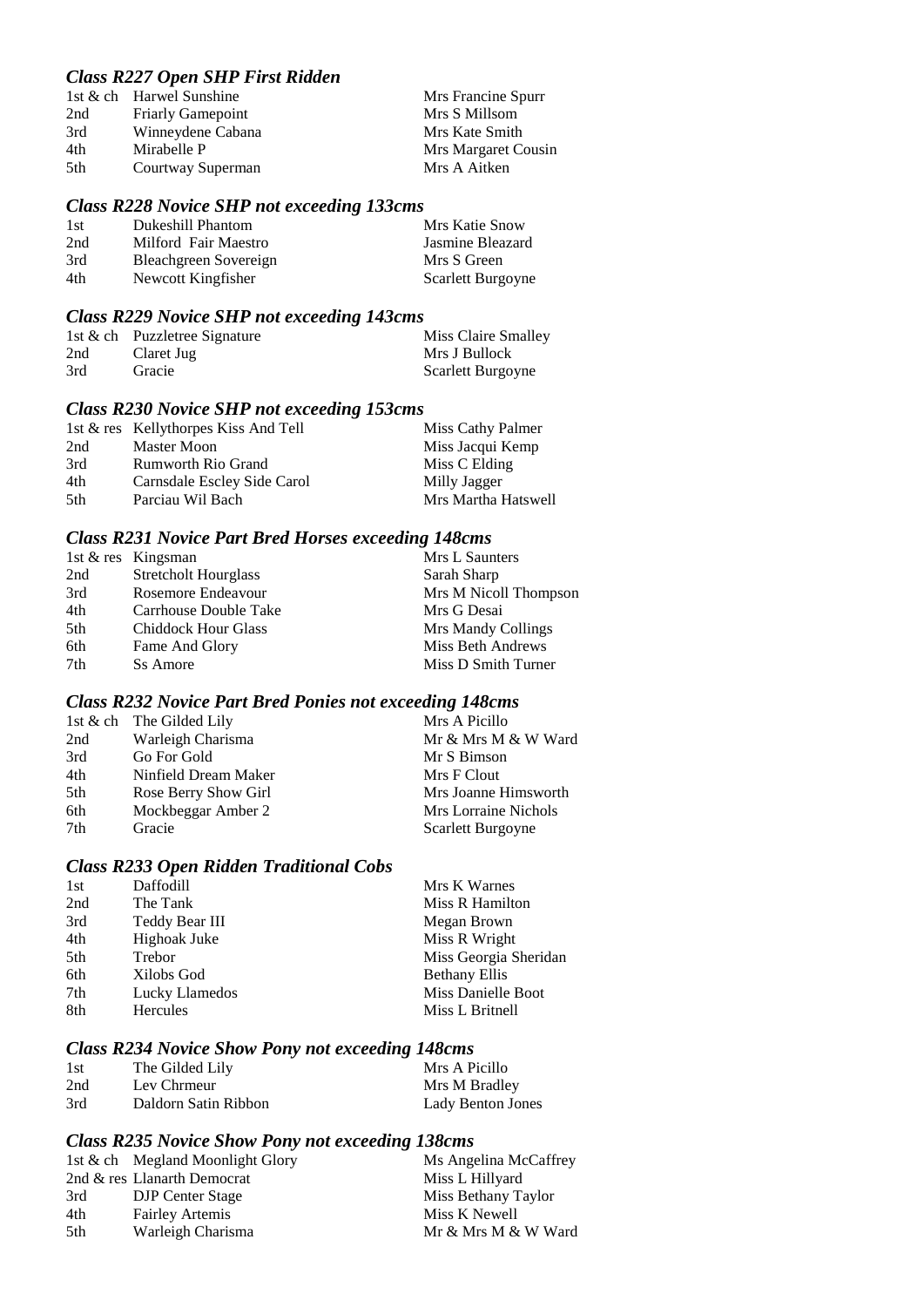### *Class R227 Open SHP First Ridden*

| | | |
|---|---|---|
| 1st & ch | Harwel Sunshine | Mrs Francine Spurr |
| 2nd | Friarly Gamepoint | Mrs S Millsom |
| 3rd | Winneydene Cabana | Mrs Kate Smith |
| 4th | Mirabelle P | Mrs Margaret Cousin |
| 5th | Courtway Superman | Mrs A Aitken |

### *Class R228 Novice SHP not exceeding 133cms*

| | | |
|---|---|---|
| 1st | Dukeshill Phantom | Mrs Katie Snow |
| 2nd | Milford Fair Maestro | Jasmine Bleazard |
| 3rd | Bleachgreen Sovereign | Mrs S Green |
| 4th | Newcott Kingfisher | Scarlett Burgoyne |

### *Class R229 Novice SHP not exceeding 143cms*

| | | |
|---|---|---|
| 1st & ch | Puzzletree Signature | Miss Claire Smalley |
| 2nd | Claret Jug | Mrs J Bullock |
| 3rd | Gracie | Scarlett Burgoyne |

### *Class R230 Novice SHP not exceeding 153cms*

| | | |
|---|---|---|
| 1st & res | Kellythorpes Kiss And Tell | Miss Cathy Palmer |
| 2nd | Master Moon | Miss Jacqui Kemp |
| 3rd | Rumworth Rio Grand | Miss C Elding |
| 4th | Carnsdale Escley Side Carol | Milly Jagger |
| 5th | Parciau Wil Bach | Mrs Martha Hatswell |

### *Class R231 Novice Part Bred Horses exceeding 148cms*

| | | |
|---|---|---|
| 1st & res | Kingsman | Mrs L Saunters |
| 2nd | Stretcholt Hourglass | Sarah Sharp |
| 3rd | Rosemore Endeavour | Mrs M Nicoll Thompson |
| 4th | Carrhouse Double Take | Mrs G Desai |
| 5th | Chiddock Hour Glass | Mrs Mandy Collings |
| 6th | Fame And Glory | Miss Beth Andrews |
| 7th | Ss Amore | Miss D Smith Turner |

### *Class R232 Novice Part Bred Ponies not exceeding 148cms*

| | | |
|---|---|---|
| 1st & ch | The Gilded Lily | Mrs A Picillo |
| 2nd | Warleigh Charisma | Mr & Mrs M & W Ward |
| 3rd | Go For Gold | Mr S Bimson |
| 4th | Ninfield Dream Maker | Mrs F Clout |
| 5th | Rose Berry Show Girl | Mrs Joanne Himsworth |
| 6th | Mockbeggar Amber 2 | Mrs Lorraine Nichols |
| 7th | Gracie | Scarlett Burgoyne |

### *Class R233 Open Ridden Traditional Cobs*

| | | |
|---|---|---|
| 1st | Daffodill | Mrs K Warnes |
| 2nd | The Tank | Miss R Hamilton |
| 3rd | Teddy Bear III | Megan Brown |
| 4th | Highoak Juke | Miss R Wright |
| 5th | Trebor | Miss Georgia Sheridan |
| 6th | Xilobs God | Bethany Ellis |
| 7th | Lucky Llamedos | Miss Danielle Boot |
| 8th | Hercules | Miss L Britnell |

### *Class R234 Novice Show Pony not exceeding 148cms*

| | | |
|---|---|---|
| 1st | The Gilded Lily | Mrs A Picillo |
| 2nd | Lev Chrmeur | Mrs M Bradley |
| 3rd | Daldorn Satin Ribbon | Lady Benton Jones |

### *Class R235 Novice Show Pony not exceeding 138cms*

| | | |
|---|---|---|
| 1st & ch | Megland Moonlight Glory | Ms Angelina McCaffrey |
| 2nd & res | Llanarth Democrat | Miss L Hillyard |
| 3rd | DJP Center Stage | Miss Bethany Taylor |
| 4th | Fairley Artemis | Miss K Newell |
| 5th | Warleigh Charisma | Mr & Mrs M & W Ward |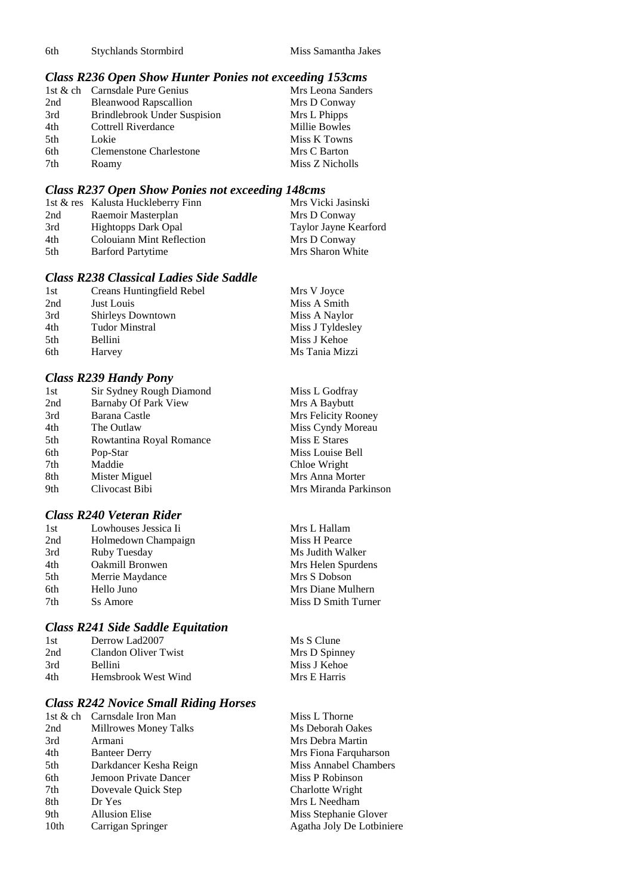| | | |
|---|---|---|
| 6th | Stychlands Stormbird | Miss Samantha Jakes |

### *Class R236 Open Show Hunter Ponies not exceeding 153cms*

| | | |
|---|---|---|
| 1st & ch | Carnsdale Pure Genius | Mrs Leona Sanders |
| 2nd | Bleanwood Rapscallion | Mrs D Conway |
| 3rd | Brindlebrook Under Suspision | Mrs L Phipps |
| 4th | Cottrell Riverdance | Millie Bowles |
| 5th | Lokie | Miss K Towns |
| 6th | Clemenstone Charlestone | Mrs C Barton |
| 7th | Roamy | Miss Z Nicholls |

### *Class R237 Open Show Ponies not exceeding 148cms*

| | | |
|---|---|---|
| 1st & res | Kalusta Huckleberry Finn | Mrs Vicki Jasinski |
| 2nd | Raemoir Masterplan | Mrs D Conway |
| 3rd | Hightopps Dark Opal | Taylor Jayne Kearford |
| 4th | Colouiann Mint Reflection | Mrs D Conway |
| 5th | Barford Partytime | Mrs Sharon White |

### *Class R238 Classical Ladies Side Saddle*

| | | |
|---|---|---|
| 1st | Creans Huntingfield Rebel | Mrs V Joyce |
| 2nd | Just Louis | Miss A Smith |
| 3rd | Shirleys Downtown | Miss A Naylor |
| 4th | Tudor Minstral | Miss J Tyldesley |
| 5th | Bellini | Miss J Kehoe |
| 6th | Harvey | Ms Tania Mizzi |

### *Class R239 Handy Pony*

| | | |
|---|---|---|
| 1st | Sir Sydney Rough Diamond | Miss L Godfray |
| 2nd | Barnaby Of Park View | Mrs A Baybutt |
| 3rd | Barana Castle | Mrs Felicity Rooney |
| 4th | The Outlaw | Miss Cyndy Moreau |
| 5th | Rowtantina Royal Romance | Miss E Stares |
| 6th | Pop-Star | Miss Louise Bell |
| 7th | Maddie | Chloe Wright |
| 8th | Mister Miguel | Mrs Anna Morter |
| 9th | Clivocast Bibi | Mrs Miranda Parkinson |

### *Class R240 Veteran Rider*

| | | |
|---|---|---|
| 1st | Lowhouses Jessica Ii | Mrs L Hallam |
| 2nd | Holmedown Champaign | Miss H Pearce |
| 3rd | Ruby Tuesday | Ms Judith Walker |
| 4th | Oakmill Bronwen | Mrs Helen Spurdens |
| 5th | Merrie Maydance | Mrs S Dobson |
| 6th | Hello Juno | Mrs Diane Mulhern |
| 7th | Ss Amore | Miss D Smith Turner |

### *Class R241 Side Saddle Equitation*

| | | |
|---|---|---|
| 1st | Derrow Lad2007 | Ms S Clune |
| 2nd | Clandon Oliver Twist | Mrs D Spinney |
| 3rd | Bellini | Miss J Kehoe |
| 4th | Hemsbrook West Wind | Mrs E Harris |

### *Class R242 Novice Small Riding Horses*

| | | |
|---|---|---|
| 1st & ch | Carnsdale Iron Man | Miss L Thorne |
| 2nd | Millrowes Money Talks | Ms Deborah Oakes |
| 3rd | Armani | Mrs Debra Martin |
| 4th | Banteer Derry | Mrs Fiona Farquharson |
| 5th | Darkdancer Kesha Reign | Miss Annabel Chambers |
| 6th | Jemoon Private Dancer | Miss P Robinson |
| 7th | Dovevale Quick Step | Charlotte Wright |
| 8th | Dr Yes | Mrs L Needham |
| 9th | Allusion Elise | Miss Stephanie Glover |
| 10th | Carrigan Springer | Agatha Joly De Lotbiniere |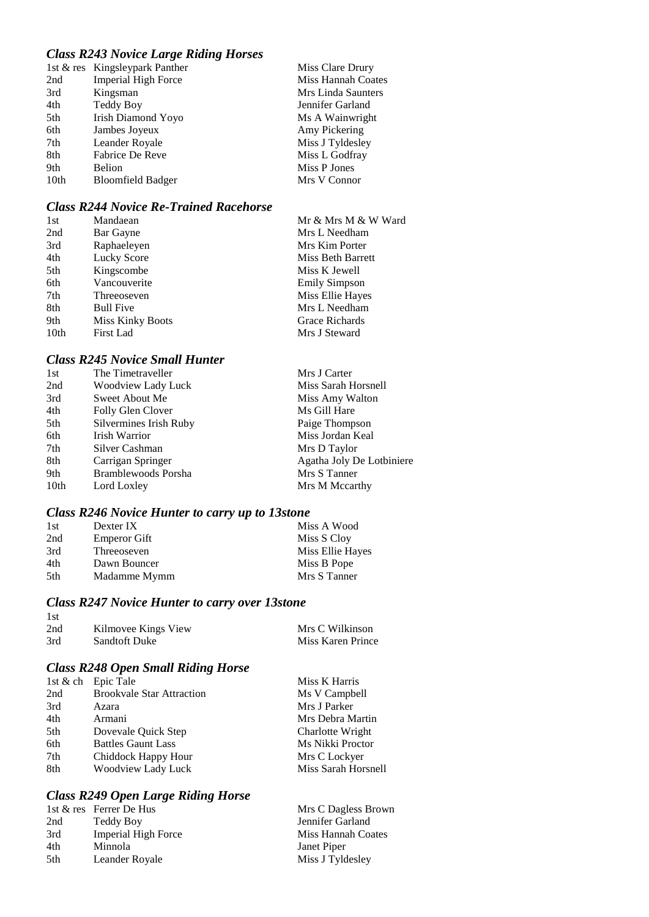### *Class R243 Novice Large Riding Horses*

| | | |
|---|---|---|
| 1st & res | Kingsleypark Panther | Miss Clare Drury |
| 2nd | Imperial High Force | Miss Hannah Coates |
| 3rd | Kingsman | Mrs Linda Saunters |
| 4th | Teddy Boy | Jennifer Garland |
| 5th | Irish Diamond Yoyo | Ms A Wainwright |
| 6th | Jambes Joyeux | Amy Pickering |
| 7th | Leander Royale | Miss J Tyldesley |
| 8th | Fabrice De Reve | Miss L Godfray |
| 9th | Belion | Miss P Jones |
| 10th | Bloomfield Badger | Mrs V Connor |

### *Class R244 Novice Re-Trained Racehorse*

| | | |
|---|---|---|
| 1st | Mandaean | Mr & Mrs M & W Ward |
| 2nd | Bar Gayne | Mrs L Needham |
| 3rd | Raphaeleyen | Mrs Kim Porter |
| 4th | Lucky Score | Miss Beth Barrett |
| 5th | Kingscombe | Miss K Jewell |
| 6th | Vancouverite | Emily Simpson |
| 7th | Threeoseven | Miss Ellie Hayes |
| 8th | Bull Five | Mrs L Needham |
| 9th | Miss Kinky Boots | Grace Richards |
| 10th | First Lad | Mrs J Steward |

### *Class R245 Novice Small Hunter*

| | | |
|---|---|---|
| 1st | The Timetraveller | Mrs J Carter |
| 2nd | Woodview Lady Luck | Miss Sarah Horsnell |
| 3rd | Sweet About Me | Miss Amy Walton |
| 4th | Folly Glen Clover | Ms Gill Hare |
| 5th | Silvermines Irish Ruby | Paige Thompson |
| 6th | Irish Warrior | Miss Jordan Keal |
| 7th | Silver Cashman | Mrs D Taylor |
| 8th | Carrigan Springer | Agatha Joly De Lotbiniere |
| 9th | Bramblewoods Porsha | Mrs S Tanner |
| 10th | Lord Loxley | Mrs M Mccarthy |

### *Class R246 Novice Hunter to carry up to 13stone*

| | | |
|---|---|---|
| 1st | Dexter IX | Miss A Wood |
| 2nd | Emperor Gift | Miss S Cloy |
| 3rd | Threeoseven | Miss Ellie Hayes |
| 4th | Dawn Bouncer | Miss B Pope |
| 5th | Madamme Mymm | Mrs S Tanner |

### *Class R247 Novice Hunter to carry over 13stone*

| | | |
|---|---|---|
| 1st | | |
| 2nd | Kilmovee Kings View | Mrs C Wilkinson |
| 3rd | Sandtoft Duke | Miss Karen Prince |

### *Class R248 Open Small Riding Horse*

| | | |
|---|---|---|
| 1st & ch | Epic Tale | Miss K Harris |
| 2nd | Brookvale Star Attraction | Ms V Campbell |
| 3rd | Azara | Mrs J Parker |
| 4th | Armani | Mrs Debra Martin |
| 5th | Dovevale Quick Step | Charlotte Wright |
| 6th | Battles Gaunt Lass | Ms Nikki Proctor |
| 7th | Chiddock Happy Hour | Mrs C Lockyer |
| 8th | Woodview Lady Luck | Miss Sarah Horsnell |

### *Class R249 Open Large Riding Horse*

| | | |
|---|---|---|
| 1st & res | Ferrer De Hus | Mrs C Dagless Brown |
| 2nd | Teddy Boy | Jennifer Garland |
| 3rd | Imperial High Force | Miss Hannah Coates |
| 4th | Minnola | Janet Piper |
| 5th | Leander Royale | Miss J Tyldesley |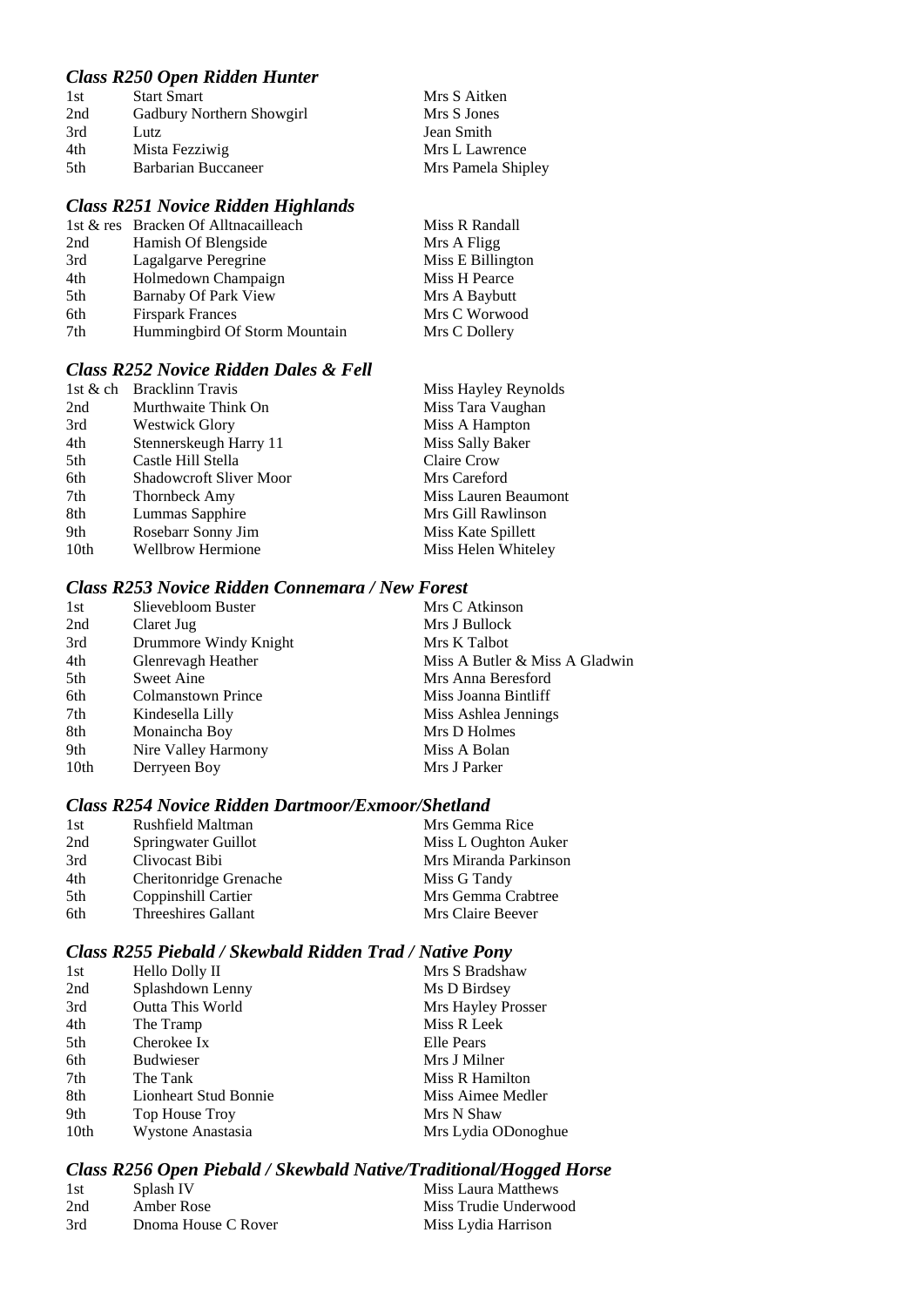### *Class R250 Open Ridden Hunter*

| | | |
|---|---|---|
| 1st | Start Smart | Mrs S Aitken |
| 2nd | Gadbury Northern Showgirl | Mrs S Jones |
| 3rd | Lutz | Jean Smith |
| 4th | Mista Fezziwig | Mrs L Lawrence |
| 5th | Barbarian Buccaneer | Mrs Pamela Shipley |

### *Class R251 Novice Ridden Highlands*

| | | |
|---|---|---|
| 1st & res | Bracken Of Alltnacailleach | Miss R Randall |
| 2nd | Hamish Of Blengside | Mrs A Fligg |
| 3rd | Lagalgarve Peregrine | Miss E Billington |
| 4th | Holmedown Champaign | Miss H Pearce |
| 5th | Barnaby Of Park View | Mrs A Baybutt |
| 6th | Firspark Frances | Mrs C Worwood |
| 7th | Hummingbird Of Storm Mountain | Mrs C Dollery |

### *Class R252 Novice Ridden Dales & Fell*

| | | |
|---|---|---|
| 1st & ch | Bracklinn Travis | Miss Hayley Reynolds |
| 2nd | Murthwaite Think On | Miss Tara Vaughan |
| 3rd | Westwick Glory | Miss A Hampton |
| 4th | Stennerskeugh Harry 11 | Miss Sally Baker |
| 5th | Castle Hill Stella | Claire Crow |
| 6th | Shadowcroft Sliver Moor | Mrs Careford |
| 7th | Thornbeck Amy | Miss Lauren Beaumont |
| 8th | Lummas Sapphire | Mrs Gill Rawlinson |
| 9th | Rosebarr Sonny Jim | Miss Kate Spillett |
| 10th | Wellbrow Hermione | Miss Helen Whiteley |

### *Class R253 Novice Ridden Connemara / New Forest*

| | | |
|---|---|---|
| 1st | Slievebloom Buster | Mrs C Atkinson |
| 2nd | Claret Jug | Mrs J Bullock |
| 3rd | Drummore Windy Knight | Mrs K Talbot |
| 4th | Glenrevagh Heather | Miss A Butler & Miss A Gladwin |
| 5th | Sweet Aine | Mrs Anna Beresford |
| 6th | Colmanstown Prince | Miss Joanna Bintliff |
| 7th | Kindesella Lilly | Miss Ashlea Jennings |
| 8th | Monaincha Boy | Mrs D Holmes |
| 9th | Nire Valley Harmony | Miss A Bolan |
| 10th | Derryeen Boy | Mrs J Parker |

### *Class R254 Novice Ridden Dartmoor/Exmoor/Shetland*

| | | |
|---|---|---|
| 1st | Rushfield Maltman | Mrs Gemma Rice |
| 2nd | Springwater Guillot | Miss L Oughton Auker |
| 3rd | Clivocast Bibi | Mrs Miranda Parkinson |
| 4th | Cheritonridge Grenache | Miss G Tandy |
| 5th | Coppinshill Cartier | Mrs Gemma Crabtree |
| 6th | Threeshires Gallant | Mrs Claire Beever |

### *Class R255 Piebald / Skewbald Ridden Trad / Native Pony*

| | | |
|---|---|---|
| 1st | Hello Dolly II | Mrs S Bradshaw |
| 2nd | Splashdown Lenny | Ms D Birdsey |
| 3rd | Outta This World | Mrs Hayley Prosser |
| 4th | The Tramp | Miss R Leek |
| 5th | Cherokee Ix | Elle Pears |
| 6th | Budwieser | Mrs J Milner |
| 7th | The Tank | Miss R Hamilton |
| 8th | Lionheart Stud Bonnie | Miss Aimee Medler |
| 9th | Top House Troy | Mrs N Shaw |
| 10th | Wystone Anastasia | Mrs Lydia ODonoghue |

### *Class R256 Open Piebald / Skewbald Native/Traditional/Hogged Horse*

| | | |
|---|---|---|
| 1st | Splash IV | Miss Laura Matthews |
| 2nd | Amber Rose | Miss Trudie Underwood |
| 3rd | Dnoma House C Rover | Miss Lydia Harrison |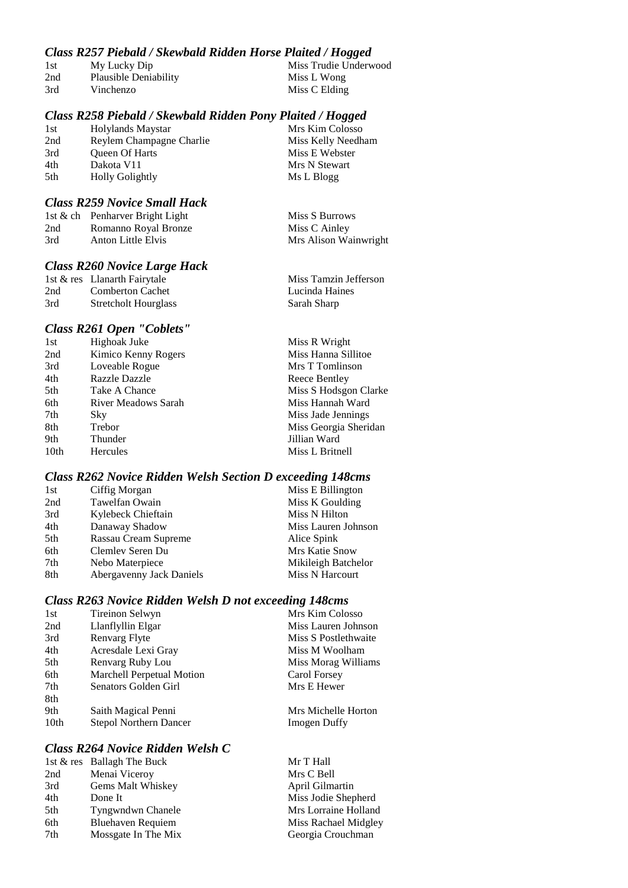### *Class R257 Piebald / Skewbald Ridden Horse Plaited / Hogged*

| | | |
|---|---|---|
| 1st | My Lucky Dip | Miss Trudie Underwood |
| 2nd | Plausible Deniability | Miss L Wong |
| 3rd | Vinchenzo | Miss C Elding |

### *Class R258 Piebald / Skewbald Ridden Pony Plaited / Hogged*

| | | |
|---|---|---|
| 1st | Holylands Maystar | Mrs Kim Colosso |
| 2nd | Reylem Champagne Charlie | Miss Kelly Needham |
| 3rd | Queen Of Harts | Miss E Webster |
| 4th | Dakota V11 | Mrs N Stewart |
| 5th | Holly Golightly | Ms L Blogg |

### *Class R259 Novice Small Hack*

| | | |
|---|---|---|
| 1st & ch | Penharver Bright Light | Miss S Burrows |
| 2nd | Romanno Royal Bronze | Miss C Ainley |
| 3rd | Anton Little Elvis | Mrs Alison Wainwright |

### *Class R260 Novice Large Hack*

| | | |
|---|---|---|
| 1st & res | Llanarth Fairytale | Miss Tamzin Jefferson |
| 2nd | Comberton Cachet | Lucinda Haines |
| 3rd | Stretcholt Hourglass | Sarah Sharp |

### *Class R261 Open "Coblets"*

| | | |
|---|---|---|
| 1st | Highoak Juke | Miss R Wright |
| 2nd | Kimico Kenny Rogers | Miss Hanna Sillitoe |
| 3rd | Loveable Rogue | Mrs T Tomlinson |
| 4th | Razzle Dazzle | Reece Bentley |
| 5th | Take A Chance | Miss S Hodgson Clarke |
| 6th | River Meadows Sarah | Miss Hannah Ward |
| 7th | Sky | Miss Jade Jennings |
| 8th | Trebor | Miss Georgia Sheridan |
| 9th | Thunder | Jillian Ward |
| 10th | Hercules | Miss L Britnell |

### *Class R262 Novice Ridden Welsh Section D exceeding 148cms*

| | | |
|---|---|---|
| 1st | Ciffig Morgan | Miss E Billington |
| 2nd | Tawelfan Owain | Miss K Goulding |
| 3rd | Kylebeck Chieftain | Miss N Hilton |
| 4th | Danaway Shadow | Miss Lauren Johnson |
| 5th | Rassau Cream Supreme | Alice Spink |
| 6th | Clemlev Seren Du | Mrs Katie Snow |
| 7th | Nebo Materpiece | Mikileigh Batchelor |
| 8th | Abergavenny Jack Daniels | Miss N Harcourt |

### *Class R263 Novice Ridden Welsh D not exceeding 148cms*

| | | |
|---|---|---|
| 1st | Tireinon Selwyn | Mrs Kim Colosso |
| 2nd | Llanfyllin Elgar | Miss Lauren Johnson |
| 3rd | Renvarg Flyte | Miss S Postlethwaite |
| 4th | Acresdale Lexi Gray | Miss M Woolham |
| 5th | Renvarg Ruby Lou | Miss Morag Williams |
| 6th | Marchell Perpetual Motion | Carol Forsey |
| 7th | Senators Golden Girl | Mrs E Hewer |
| 8th | | |
| 9th | Saith Magical Penni | Mrs Michelle Horton |
| 10th | Stepol Northern Dancer | Imogen Duffy |

### *Class R264 Novice Ridden Welsh C*

| | | |
|---|---|---|
| 1st & res | Ballagh The Buck | Mr T Hall |
| 2nd | Menai Viceroy | Mrs C Bell |
| 3rd | Gems Malt Whiskey | April Gilmartin |
| 4th | Done It | Miss Jodie Shepherd |
| 5th | Tyngwndwn Chanele | Mrs Lorraine Holland |
| 6th | Bluehaven Requiem | Miss Rachael Midgley |
| 7th | Mossgate In The Mix | Georgia Crouchman |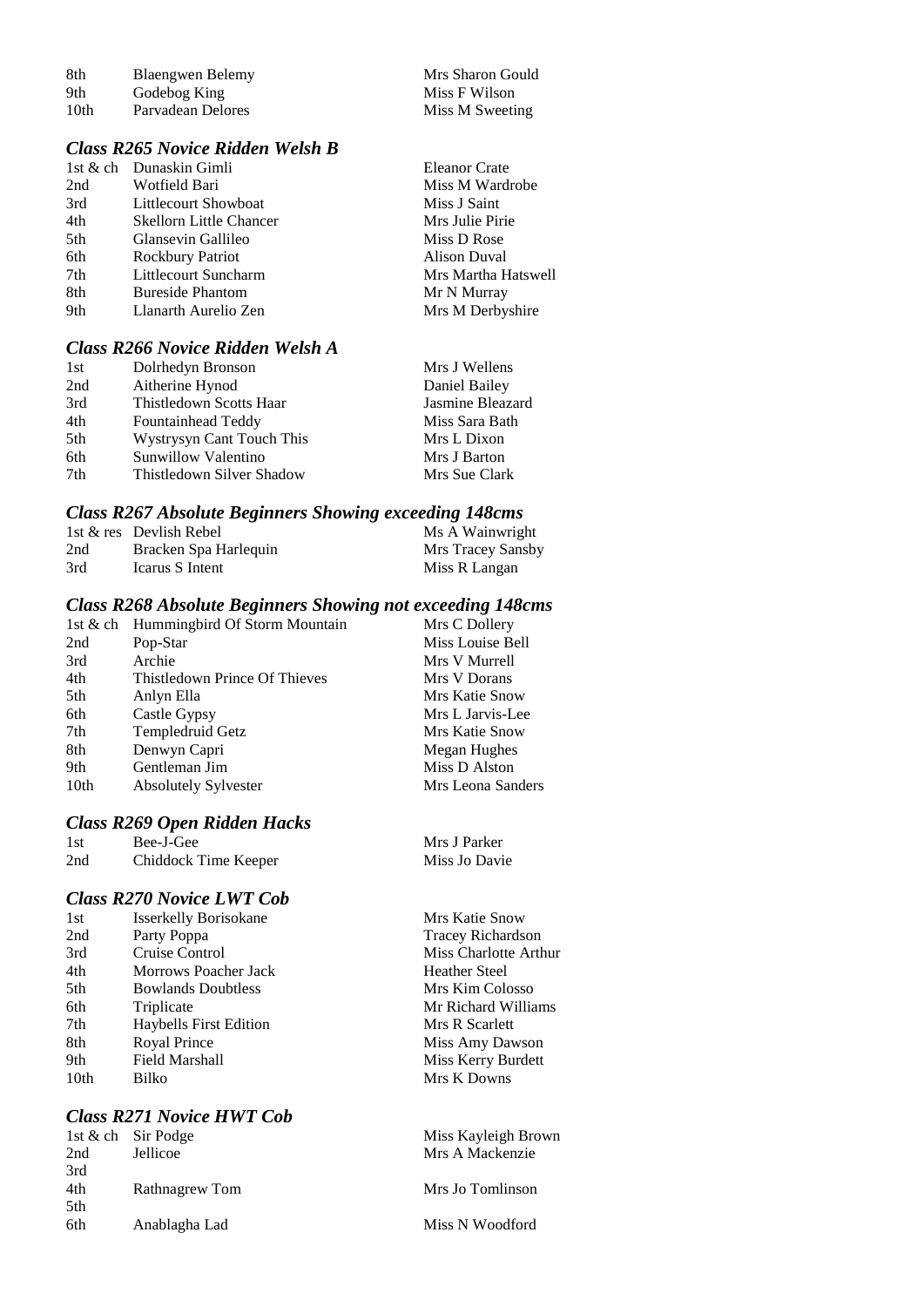| | | |
|---|---|---|
| 8th | Blaengwen Belemy | Mrs Sharon Gould |
| 9th | Godebog King | Miss F Wilson |
| 10th | Parvadean Delores | Miss M Sweeting |

### *Class R265 Novice Ridden Welsh B*

| | | |
|---|---|---|
| 1st & ch | Dunaskin Gimli | Eleanor Crate |
| 2nd | Wotfield Bari | Miss M Wardrobe |
| 3rd | Littlecourt Showboat | Miss J Saint |
| 4th | Skellorn Little Chancer | Mrs Julie Pirie |
| 5th | Glansevin Gallileo | Miss D Rose |
| 6th | Rockbury Patriot | Alison Duval |
| 7th | Littlecourt Suncharm | Mrs Martha Hatswell |
| 8th | Bureside Phantom | Mr N Murray |
| 9th | Llanarth Aurelio Zen | Mrs M Derbyshire |

### *Class R266 Novice Ridden Welsh A*

| | | |
|---|---|---|
| 1st | Dolrhedyn Bronson | Mrs J Wellens |
| 2nd | Aitherine Hynod | Daniel Bailey |
| 3rd | Thistledown Scotts Haar | Jasmine Bleazard |
| 4th | Fountainhead Teddy | Miss Sara Bath |
| 5th | Wystrysyn Cant Touch This | Mrs L Dixon |
| 6th | Sunwillow Valentino | Mrs J Barton |
| 7th | Thistledown Silver Shadow | Mrs Sue Clark |

### *Class R267 Absolute Beginners Showing exceeding 148cms*

| | | |
|---|---|---|
| 1st & res | Devlish Rebel | Ms A Wainwright |
| 2nd | Bracken Spa Harlequin | Mrs Tracey Sansby |
| 3rd | Icarus S Intent | Miss R Langan |

### *Class R268 Absolute Beginners Showing not exceeding 148cms*

| | | |
|---|---|---|
| 1st & ch | Hummingbird Of Storm Mountain | Mrs C Dollery |
| 2nd | Pop-Star | Miss Louise Bell |
| 3rd | Archie | Mrs V Murrell |
| 4th | Thistledown Prince Of Thieves | Mrs V Dorans |
| 5th | Anlyn Ella | Mrs Katie Snow |
| 6th | Castle Gypsy | Mrs L Jarvis-Lee |
| 7th | Templedruid Getz | Mrs Katie Snow |
| 8th | Denwyn Capri | Megan Hughes |
| 9th | Gentleman Jim | Miss D Alston |
| 10th | Absolutely Sylvester | Mrs Leona Sanders |

### *Class R269 Open Ridden Hacks*

| | | |
|---|---|---|
| 1st | Bee-J-Gee | Mrs J Parker |
| 2nd | Chiddock Time Keeper | Miss Jo Davie |

### *Class R270 Novice LWT Cob*

| | | |
|---|---|---|
| 1st | Isserkelly Borisokane | Mrs Katie Snow |
| 2nd | Party Poppa | Tracey Richardson |
| 3rd | Cruise Control | Miss Charlotte Arthur |
| 4th | Morrows Poacher Jack | Heather Steel |
| 5th | Bowlands Doubtless | Mrs Kim Colosso |
| 6th | Triplicate | Mr Richard Williams |
| 7th | Haybells First Edition | Mrs R Scarlett |
| 8th | Royal Prince | Miss Amy Dawson |
| 9th | Field Marshall | Miss Kerry Burdett |
| 10th | Bilko | Mrs K Downs |

### *Class R271 Novice HWT Cob*

| | | |
|---|---|---|
| 1st & ch | Sir Podge | Miss Kayleigh Brown |
| 2nd | Jellicoe | Mrs A Mackenzie |
| 3rd | | |
| 4th | Rathnagrew Tom | Mrs Jo Tomlinson |
| 5th | | |
| 6th | Anablagha Lad | Miss N Woodford |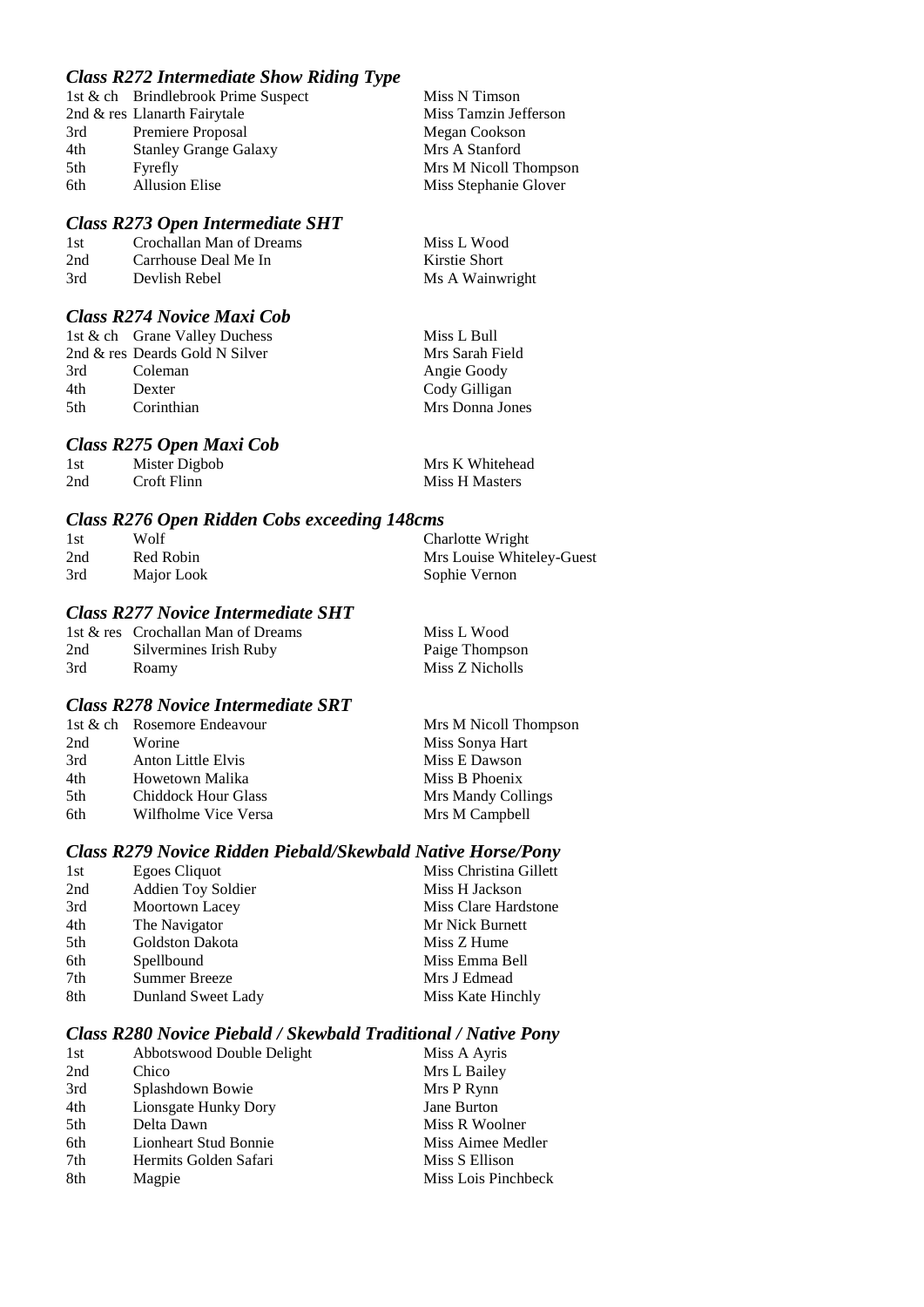### *Class R272 Intermediate Show Riding Type*

| | | |
|---|---|---|
| 1st & ch | Brindlebrook Prime Suspect | Miss N Timson |
| 2nd & res | Llanarth Fairytale | Miss Tamzin Jefferson |
| 3rd | Premiere Proposal | Megan Cookson |
| 4th | Stanley Grange Galaxy | Mrs A Stanford |
| 5th | Fyrefly | Mrs M Nicoll Thompson |
| 6th | Allusion Elise | Miss Stephanie Glover |

### *Class R273 Open Intermediate SHT*

| | | |
|---|---|---|
| 1st | Crochallan Man of Dreams | Miss L Wood |
| 2nd | Carrhouse Deal Me In | Kirstie Short |
| 3rd | Devlish Rebel | Ms A Wainwright |

### *Class R274 Novice Maxi Cob*

| | | |
|---|---|---|
| 1st & ch | Grane Valley Duchess | Miss L Bull |
| 2nd & res | Deards Gold N Silver | Mrs Sarah Field |
| 3rd | Coleman | Angie Goody |
| 4th | Dexter | Cody Gilligan |
| 5th | Corinthian | Mrs Donna Jones |

### *Class R275 Open Maxi Cob*

| | | |
|---|---|---|
| 1st | Mister Digbob | Mrs K Whitehead |
| 2nd | Croft Flinn | Miss H Masters |

### *Class R276 Open Ridden Cobs exceeding 148cms*

| | | |
|---|---|---|
| 1st | Wolf | Charlotte Wright |
| 2nd | Red Robin | Mrs Louise Whiteley-Guest |
| 3rd | Major Look | Sophie Vernon |

### *Class R277 Novice Intermediate SHT*

| | | |
|---|---|---|
| 1st & res | Crochallan Man of Dreams | Miss L Wood |
| 2nd | Silvermines Irish Ruby | Paige Thompson |
| 3rd | Roamy | Miss Z Nicholls |

### *Class R278 Novice Intermediate SRT*

| | | |
|---|---|---|
| 1st & ch | Rosemore Endeavour | Mrs M Nicoll Thompson |
| 2nd | Worine | Miss Sonya Hart |
| 3rd | Anton Little Elvis | Miss E Dawson |
| 4th | Howetown Malika | Miss B Phoenix |
| 5th | Chiddock Hour Glass | Mrs Mandy Collings |
| 6th | Wilfholme Vice Versa | Mrs M Campbell |

### *Class R279 Novice Ridden Piebald/Skewbald Native Horse/Pony*

| | | |
|---|---|---|
| 1st | Egoes Cliquot | Miss Christina Gillett |
| 2nd | Addien Toy Soldier | Miss H Jackson |
| 3rd | Moortown Lacey | Miss Clare Hardstone |
| 4th | The Navigator | Mr Nick Burnett |
| 5th | Goldston Dakota | Miss Z Hume |
| 6th | Spellbound | Miss Emma Bell |
| 7th | Summer Breeze | Mrs J Edmead |
| 8th | Dunland Sweet Lady | Miss Kate Hinchly |

### *Class R280 Novice Piebald / Skewbald Traditional / Native Pony*

| | | |
|---|---|---|
| 1st | Abbotswood Double Delight | Miss A Ayris |
| 2nd | Chico | Mrs L Bailey |
| 3rd | Splashdown Bowie | Mrs P Rynn |
| 4th | Lionsgate Hunky Dory | Jane Burton |
| 5th | Delta Dawn | Miss R Woolner |
| 6th | Lionheart Stud Bonnie | Miss Aimee Medler |
| 7th | Hermits Golden Safari | Miss S Ellison |
| 8th | Magpie | Miss Lois Pinchbeck |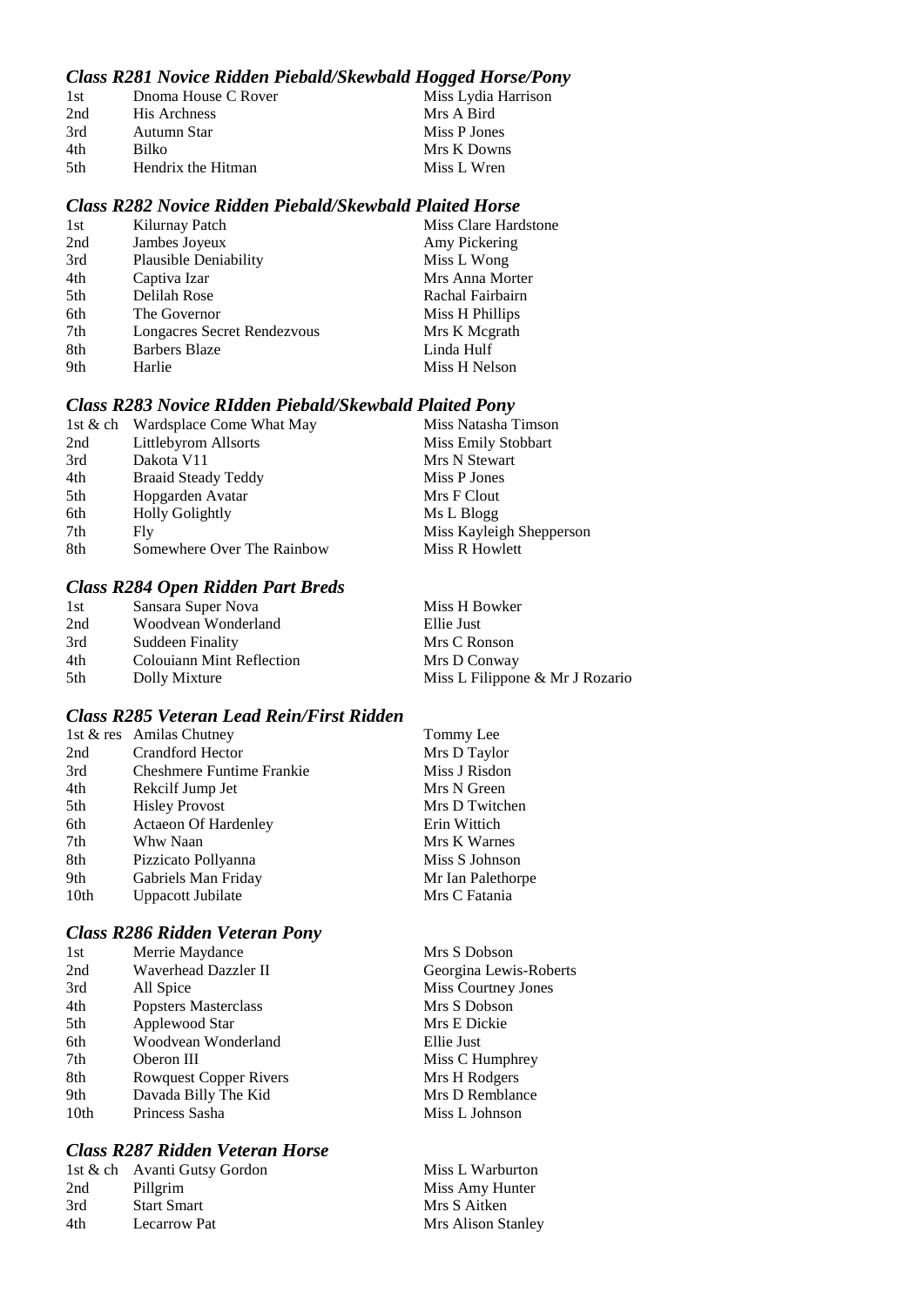### *Class R281 Novice Ridden Piebald/Skewbald Hogged Horse/Pony*

| | | |
|---|---|---|
| 1st | Dnoma House C Rover | Miss Lydia Harrison |
| 2nd | His Archness | Mrs A Bird |
| 3rd | Autumn Star | Miss P Jones |
| 4th | Bilko | Mrs K Downs |
| 5th | Hendrix the Hitman | Miss L Wren |

### *Class R282 Novice Ridden Piebald/Skewbald Plaited Horse*

| | | |
|---|---|---|
| 1st | Kilurnay Patch | Miss Clare Hardstone |
| 2nd | Jambes Joyeux | Amy Pickering |
| 3rd | Plausible Deniability | Miss L Wong |
| 4th | Captiva Izar | Mrs Anna Morter |
| 5th | Delilah Rose | Rachal Fairbairn |
| 6th | The Governor | Miss H Phillips |
| 7th | Longacres Secret Rendezvous | Mrs K Mcgrath |
| 8th | Barbers Blaze | Linda Hulf |
| 9th | Harlie | Miss H Nelson |

### *Class R283 Novice RIdden Piebald/Skewbald Plaited Pony*

| | | |
|---|---|---|
| 1st & ch | Wardsplace Come What May | Miss Natasha Timson |
| 2nd | Littlebyrom Allsorts | Miss Emily Stobbart |
| 3rd | Dakota V11 | Mrs N Stewart |
| 4th | Braaid Steady Teddy | Miss P Jones |
| 5th | Hopgarden Avatar | Mrs F Clout |
| 6th | Holly Golightly | Ms L Blogg |
| 7th | Fly | Miss Kayleigh Shepperson |
| 8th | Somewhere Over The Rainbow | Miss R Howlett |

### *Class R284 Open Ridden Part Breds*

| | | |
|---|---|---|
| 1st | Sansara Super Nova | Miss H Bowker |
| 2nd | Woodvean Wonderland | Ellie Just |
| 3rd | Suddeen Finality | Mrs C Ronson |
| 4th | Colouiann Mint Reflection | Mrs D Conway |
| 5th | Dolly Mixture | Miss L Filippone & Mr J Rozario |

### *Class R285 Veteran Lead Rein/First Ridden*

| | | |
|---|---|---|
| 1st & res | Amilas Chutney | Tommy Lee |
| 2nd | Crandford Hector | Mrs D Taylor |
| 3rd | Cheshmere Funtime Frankie | Miss J Risdon |
| 4th | Rekcilf Jump Jet | Mrs N Green |
| 5th | Hisley Provost | Mrs D Twitchen |
| 6th | Actaeon Of Hardenley | Erin Wittich |
| 7th | Whw Naan | Mrs K Warnes |
| 8th | Pizzicato Pollyanna | Miss S Johnson |
| 9th | Gabriels Man Friday | Mr Ian Palethorpe |
| 10th | Uppacott Jubilate | Mrs C Fatania |

### *Class R286 Ridden Veteran Pony*

| | | |
|---|---|---|
| 1st | Merrie Maydance | Mrs S Dobson |
| 2nd | Waverhead Dazzler II | Georgina Lewis-Roberts |
| 3rd | All Spice | Miss Courtney Jones |
| 4th | Popsters Masterclass | Mrs S Dobson |
| 5th | Applewood Star | Mrs E Dickie |
| 6th | Woodvean Wonderland | Ellie Just |
| 7th | Oberon III | Miss C Humphrey |
| 8th | Rowquest Copper Rivers | Mrs H Rodgers |
| 9th | Davada Billy The Kid | Mrs D Remblance |
| 10th | Princess Sasha | Miss L Johnson |

### *Class R287 Ridden Veteran Horse*

| | | |
|---|---|---|
| 1st & ch | Avanti Gutsy Gordon | Miss L Warburton |
| 2nd | Pillgrim | Miss Amy Hunter |
| 3rd | Start Smart | Mrs S Aitken |
| 4th | Lecarrow Pat | Mrs Alison Stanley |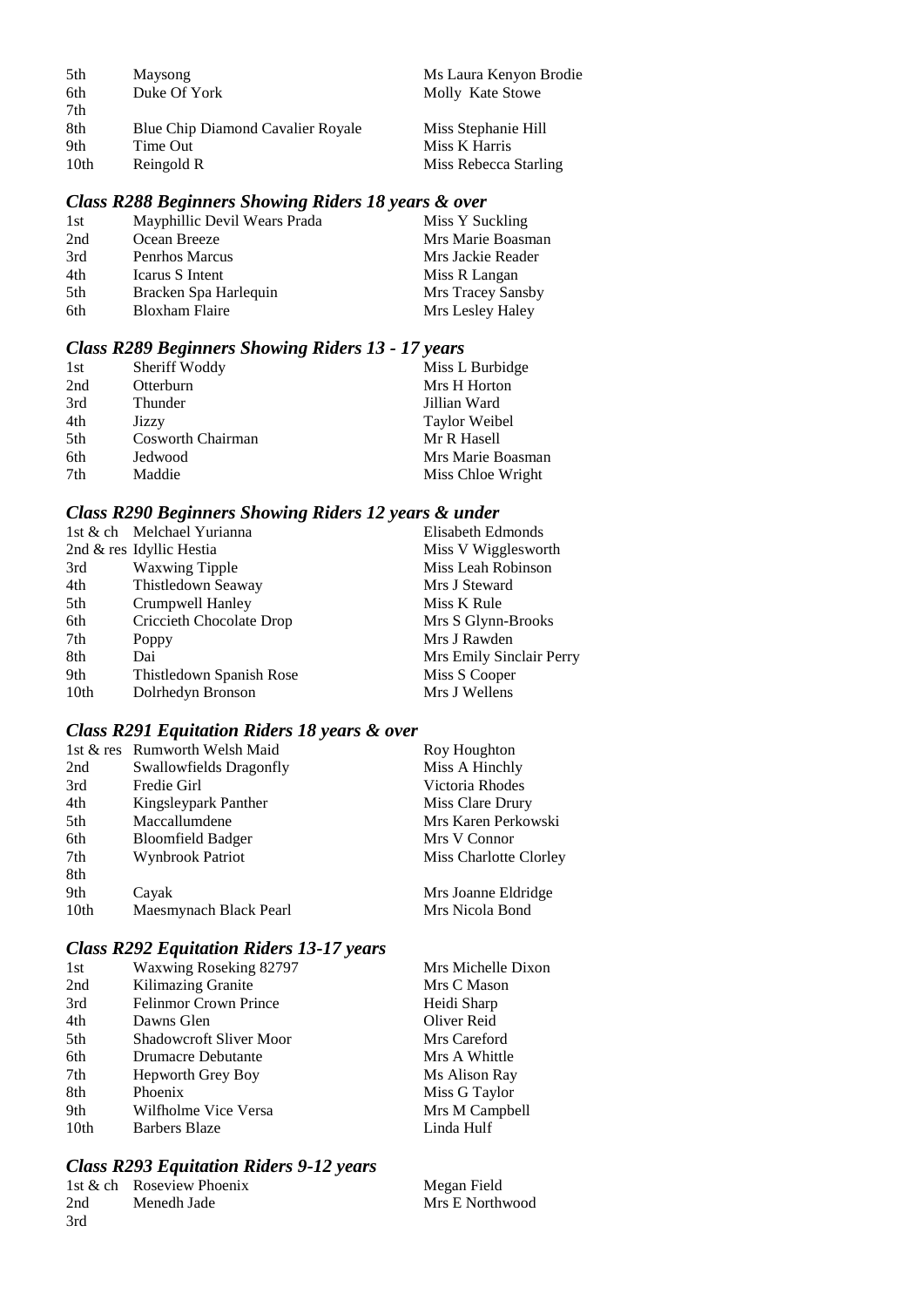| | | |
|---|---|---|
| 5th | Maysong | Ms Laura Kenyon Brodie |
| 6th | Duke Of York | Molly Kate Stowe |
| 7th | | |
| 8th | Blue Chip Diamond Cavalier Royale | Miss Stephanie Hill |
| 9th | Time Out | Miss K Harris |
| 10th | Reingold R | Miss Rebecca Starling |

### *Class R288 Beginners Showing Riders 18 years & over*

| | | |
|---|---|---|
| 1st | Mayphillic Devil Wears Prada | Miss Y Suckling |
| 2nd | Ocean Breeze | Mrs Marie Boasman |
| 3rd | Penrhos Marcus | Mrs Jackie Reader |
| 4th | Icarus S Intent | Miss R Langan |
| 5th | Bracken Spa Harlequin | Mrs Tracey Sansby |
| 6th | Bloxham Flaire | Mrs Lesley Haley |

### *Class R289 Beginners Showing Riders 13 - 17 years*

| | | |
|---|---|---|
| 1st | Sheriff Woddy | Miss L Burbidge |
| 2nd | Otterburn | Mrs H Horton |
| 3rd | Thunder | Jillian Ward |
| 4th | Jizzy | Taylor Weibel |
| 5th | Cosworth Chairman | Mr R Hasell |
| 6th | Jedwood | Mrs Marie Boasman |
| 7th | Maddie | Miss Chloe Wright |

### *Class R290 Beginners Showing Riders 12 years & under*

| | | |
|---|---|---|
| 1st & ch | Melchael Yurianna | Elisabeth Edmonds |
| 2nd & res | Idyllic Hestia | Miss V Wigglesworth |
| 3rd | Waxwing Tipple | Miss Leah Robinson |
| 4th | Thistledown Seaway | Mrs J Steward |
| 5th | Crumpwell Hanley | Miss K Rule |
| 6th | Criccieth Chocolate Drop | Mrs S Glynn-Brooks |
| 7th | Poppy | Mrs J Rawden |
| 8th | Dai | Mrs Emily Sinclair Perry |
| 9th | Thistledown Spanish Rose | Miss S Cooper |
| 10th | Dolrhedyn Bronson | Mrs J Wellens |

### *Class R291 Equitation Riders 18 years & over*

| | | |
|---|---|---|
| 1st & res | Rumworth Welsh Maid | Roy Houghton |
| 2nd | Swallowfields Dragonfly | Miss A Hinchly |
| 3rd | Fredie Girl | Victoria Rhodes |
| 4th | Kingsleypark Panther | Miss Clare Drury |
| 5th | Maccallumdene | Mrs Karen Perkowski |
| 6th | Bloomfield Badger | Mrs V Connor |
| 7th | Wynbrook Patriot | Miss Charlotte Clorley |
| 8th | | |
| 9th | Cayak | Mrs Joanne Eldridge |
| 10th | Maesmynach Black Pearl | Mrs Nicola Bond |

### *Class R292 Equitation Riders 13-17 years*

| | | |
|---|---|---|
| 1st | Waxwing Roseking 82797 | Mrs Michelle Dixon |
| 2nd | Kilimazing Granite | Mrs C Mason |
| 3rd | Felinmor Crown Prince | Heidi Sharp |
| 4th | Dawns Glen | Oliver Reid |
| 5th | Shadowcroft Sliver Moor | Mrs Careford |
| 6th | Drumacre Debutante | Mrs A Whittle |
| 7th | Hepworth Grey Boy | Ms Alison Ray |
| 8th | Phoenix | Miss G Taylor |
| 9th | Wilfholme Vice Versa | Mrs M Campbell |
| 10th | Barbers Blaze | Linda Hulf |

### *Class R293 Equitation Riders 9-12 years*

| | | |
|---|---|---|
| 1st & ch | Roseview Phoenix | Megan Field |
| 2nd | Menedh Jade | Mrs E Northwood |
| 3rd | | |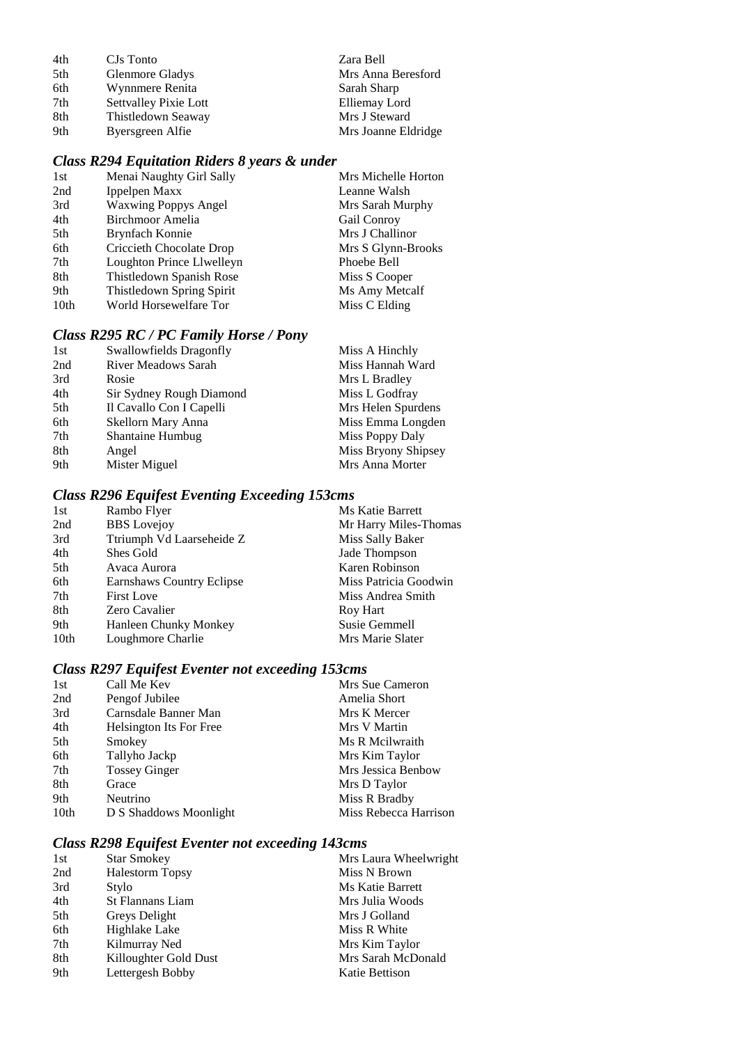| | | |
|---|---|---|
| 4th | CJs Tonto | Zara Bell |
| 5th | Glenmore Gladys | Mrs Anna Beresford |
| 6th | Wynnmere Renita | Sarah Sharp |
| 7th | Settvalley Pixie Lott | Elliemay Lord |
| 8th | Thistledown Seaway | Mrs J Steward |
| 9th | Byersgreen Alfie | Mrs Joanne Eldridge |

### *Class R294 Equitation Riders 8 years & under*

| | | |
|---|---|---|
| 1st | Menai Naughty Girl Sally | Mrs Michelle Horton |
| 2nd | Ippelpen Maxx | Leanne Walsh |
| 3rd | Waxwing Poppys Angel | Mrs Sarah Murphy |
| 4th | Birchmoor Amelia | Gail Conroy |
| 5th | Brynfach Konnie | Mrs J Challinor |
| 6th | Criccieth Chocolate Drop | Mrs S Glynn-Brooks |
| 7th | Loughton Prince Llwelleyn | Phoebe Bell |
| 8th | Thistledown Spanish Rose | Miss S Cooper |
| 9th | Thistledown Spring Spirit | Ms Amy Metcalf |
| 10th | World Horsewelfare Tor | Miss C Elding |

### *Class R295 RC / PC Family Horse / Pony*

| | | |
|---|---|---|
| 1st | Swallowfields Dragonfly | Miss A Hinchly |
| 2nd | River Meadows Sarah | Miss Hannah Ward |
| 3rd | Rosie | Mrs L Bradley |
| 4th | Sir Sydney Rough Diamond | Miss L Godfray |
| 5th | Il Cavallo Con I Capelli | Mrs Helen Spurdens |
| 6th | Skellorn Mary Anna | Miss Emma Longden |
| 7th | Shantaine Humbug | Miss Poppy Daly |
| 8th | Angel | Miss Bryony Shipsey |
| 9th | Mister Miguel | Mrs Anna Morter |

### *Class R296 Equifest Eventing Exceeding 153cms*

| | | |
|---|---|---|
| 1st | Rambo Flyer | Ms Katie Barrett |
| 2nd | BBS Lovejoy | Mr Harry Miles-Thomas |
| 3rd | Ttriumph Vd Laarseheide Z | Miss Sally Baker |
| 4th | Shes Gold | Jade Thompson |
| 5th | Avaca Aurora | Karen Robinson |
| 6th | Earnshaws Country Eclipse | Miss Patricia Goodwin |
| 7th | First Love | Miss Andrea Smith |
| 8th | Zero Cavalier | Roy Hart |
| 9th | Hanleen Chunky Monkey | Susie Gemmell |
| 10th | Loughmore Charlie | Mrs Marie Slater |

### *Class R297 Equifest Eventer not exceeding 153cms*

| | | |
|---|---|---|
| 1st | Call Me Kev | Mrs Sue Cameron |
| 2nd | Pengof Jubilee | Amelia Short |
| 3rd | Carnsdale Banner Man | Mrs K Mercer |
| 4th | Helsington Its For Free | Mrs V Martin |
| 5th | Smokey | Ms R Mcilwraith |
| 6th | Tallyho Jackp | Mrs Kim Taylor |
| 7th | Tossey Ginger | Mrs Jessica Benbow |
| 8th | Grace | Mrs D Taylor |
| 9th | Neutrino | Miss R Bradby |
| 10th | D S Shaddows Moonlight | Miss Rebecca Harrison |

### *Class R298 Equifest Eventer not exceeding 143cms*

| | | |
|---|---|---|
| 1st | Star Smokey | Mrs Laura Wheelwright |
| 2nd | Halestorm Topsy | Miss N Brown |
| 3rd | Stylo | Ms Katie Barrett |
| 4th | St Flannans Liam | Mrs Julia Woods |
| 5th | Greys Delight | Mrs J Golland |
| 6th | Highlake Lake | Miss R White |
| 7th | Kilmurray Ned | Mrs Kim Taylor |
| 8th | Killoughter Gold Dust | Mrs Sarah McDonald |
| 9th | Lettergesh Bobby | Katie Bettison |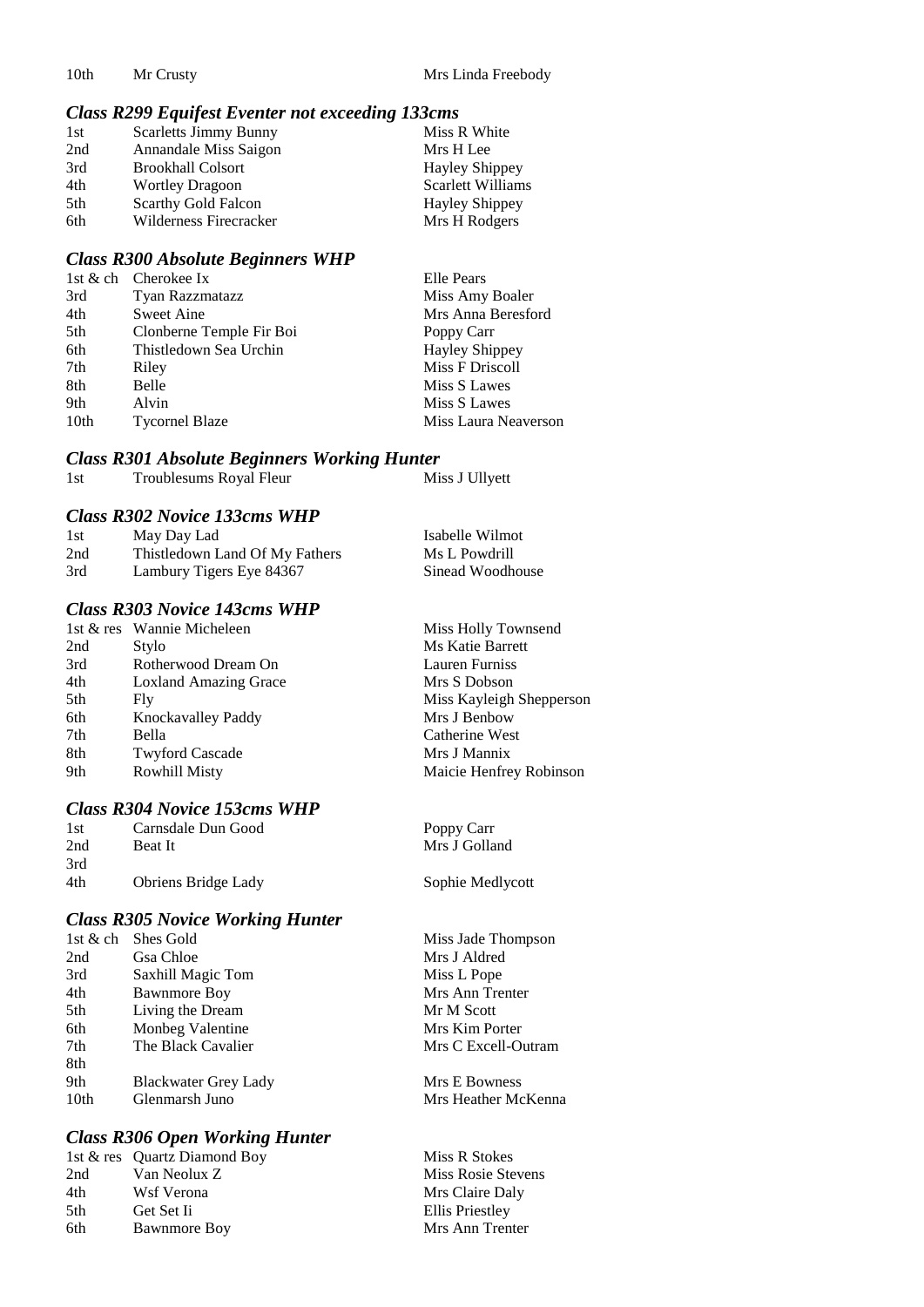| | | |
|---|---|---|
| 10th | Mr Crusty | Mrs Linda Freebody |

### *Class R299 Equifest Eventer not exceeding 133cms*

| | | |
|---|---|---|
| 1st | Scarletts Jimmy Bunny | Miss R White |
| 2nd | Annandale Miss Saigon | Mrs H Lee |
| 3rd | Brookhall Colsort | Hayley Shippey |
| 4th | Wortley Dragoon | Scarlett Williams |
| 5th | Scarthy Gold Falcon | Hayley Shippey |
| 6th | Wilderness Firecracker | Mrs H Rodgers |

### *Class R300 Absolute Beginners WHP*

| | | |
|---|---|---|
| 1st & ch | Cherokee Ix | Elle Pears |
| 3rd | Tyan Razzmatazz | Miss Amy Boaler |
| 4th | Sweet Aine | Mrs Anna Beresford |
| 5th | Clonberne Temple Fir Boi | Poppy Carr |
| 6th | Thistledown Sea Urchin | Hayley Shippey |
| 7th | Riley | Miss F Driscoll |
| 8th | Belle | Miss S Lawes |
| 9th | Alvin | Miss S Lawes |
| 10th | Tycornel Blaze | Miss Laura Neaverson |

### *Class R301 Absolute Beginners Working Hunter*

| | | |
|---|---|---|
| 1st | Troublesums Royal Fleur | Miss J Ullyett |

### *Class R302 Novice 133cms WHP*

| | | |
|---|---|---|
| 1st | May Day Lad | Isabelle Wilmot |
| 2nd | Thistledown Land Of My Fathers | Ms L Powdrill |
| 3rd | Lambury Tigers Eye 84367 | Sinead Woodhouse |

### *Class R303 Novice 143cms WHP*

| | | |
|---|---|---|
| 1st & res | Wannie Micheleen | Miss Holly Townsend |
| 2nd | Stylo | Ms Katie Barrett |
| 3rd | Rotherwood Dream On | Lauren Furniss |
| 4th | Loxland Amazing Grace | Mrs S Dobson |
| 5th | Fly | Miss Kayleigh Shepperson |
| 6th | Knockavalley Paddy | Mrs J Benbow |
| 7th | Bella | Catherine West |
| 8th | Twyford Cascade | Mrs J Mannix |
| 9th | Rowhill Misty | Maicie Henfrey Robinson |

### *Class R304 Novice 153cms WHP*

| | | |
|---|---|---|
| 1st | Carnsdale Dun Good | Poppy Carr |
| 2nd | Beat It | Mrs J Golland |
| 3rd | | |
| 4th | Obriens Bridge Lady | Sophie Medlycott |

### *Class R305 Novice Working Hunter*

| | | |
|---|---|---|
| 1st & ch | Shes Gold | Miss Jade Thompson |
| 2nd | Gsa Chloe | Mrs J Aldred |
| 3rd | Saxhill Magic Tom | Miss L Pope |
| 4th | Bawnmore Boy | Mrs Ann Trenter |
| 5th | Living the Dream | Mr M Scott |
| 6th | Monbeg Valentine | Mrs Kim Porter |
| 7th | The Black Cavalier | Mrs C Excell-Outram |
| 8th | | |
| 9th | Blackwater Grey Lady | Mrs E Bowness |
| 10th | Glenmarsh Juno | Mrs Heather McKenna |

### *Class R306 Open Working Hunter*

| | | |
|---|---|---|
| 1st & res | Quartz Diamond Boy | Miss R Stokes |
| 2nd | Van Neolux Z | Miss Rosie Stevens |
| 4th | Wsf Verona | Mrs Claire Daly |
| 5th | Get Set Ii | Ellis Priestley |
| 6th | Bawnmore Boy | Mrs Ann Trenter |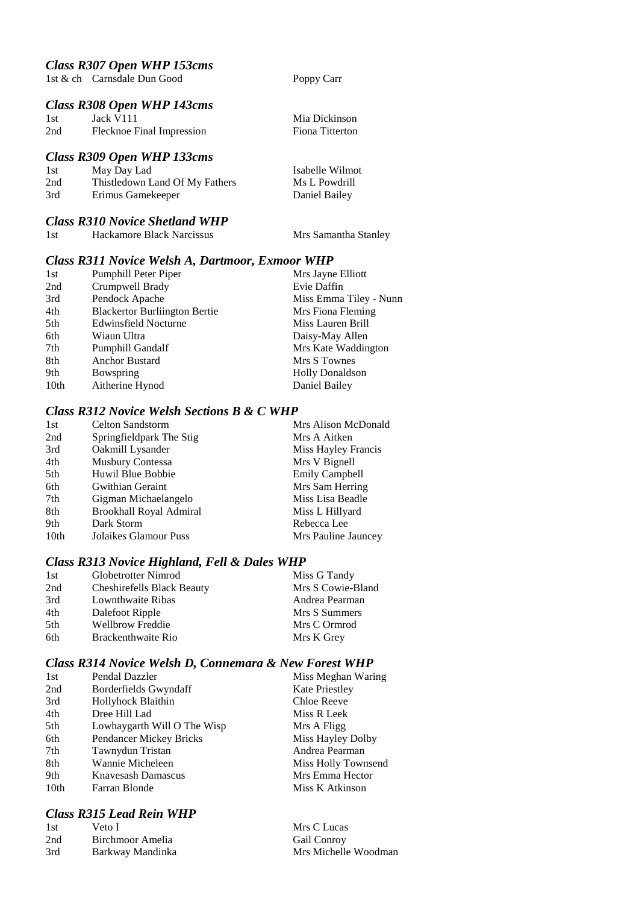### *Class R307 Open WHP 153cms*

| | | |
|---|---|---|
| 1st & ch | Carnsdale Dun Good | Poppy Carr |

### *Class R308 Open WHP 143cms*

| | | |
|---|---|---|
| 1st | Jack V111 | Mia Dickinson |
| 2nd | Flecknoe Final Impression | Fiona Titterton |

### *Class R309 Open WHP 133cms*

| | | |
|---|---|---|
| 1st | May Day Lad | Isabelle Wilmot |
| 2nd | Thistledown Land Of My Fathers | Ms L Powdrill |
| 3rd | Erimus Gamekeeper | Daniel Bailey |

### *Class R310 Novice Shetland WHP*

| | | |
|---|---|---|
| 1st | Hackamore Black Narcissus | Mrs Samantha Stanley |

### *Class R311 Novice Welsh A, Dartmoor, Exmoor WHP*

| | | |
|---|---|---|
| 1st | Pumphill Peter Piper | Mrs Jayne Elliott |
| 2nd | Crumpwell Brady | Evie Daffin |
| 3rd | Pendock Apache | Miss Emma Tiley - Nunn |
| 4th | Blackertor Burliington Bertie | Mrs Fiona Fleming |
| 5th | Edwinsfield Nocturne | Miss Lauren Brill |
| 6th | Wiaun Ultra | Daisy-May Allen |
| 7th | Pumphill Gandalf | Mrs Kate Waddington |
| 8th | Anchor Bustard | Mrs S Townes |
| 9th | Bowspring | Holly Donaldson |
| 10th | Aitherine Hynod | Daniel Bailey |

### *Class R312 Novice Welsh Sections B & C WHP*

| | | |
|---|---|---|
| 1st | Celton Sandstorm | Mrs Alison McDonald |
| 2nd | Springfieldpark The Stig | Mrs A Aitken |
| 3rd | Oakmill Lysander | Miss Hayley Francis |
| 4th | Musbury Contessa | Mrs V Bignell |
| 5th | Huwil Blue Bobbie | Emily Campbell |
| 6th | Gwithian Geraint | Mrs Sam Herring |
| 7th | Gigman Michaelangelo | Miss Lisa Beadle |
| 8th | Brookhall Royal Admiral | Miss L Hillyard |
| 9th | Dark Storm | Rebecca Lee |
| 10th | Jolaikes Glamour Puss | Mrs Pauline Jauncey |

### *Class R313 Novice Highland, Fell & Dales WHP*

| | | |
|---|---|---|
| 1st | Globetrotter Nimrod | Miss G Tandy |
| 2nd | Cheshirefells Black Beauty | Mrs S Cowie-Bland |
| 3rd | Lownthwaite Ribas | Andrea Pearman |
| 4th | Dalefoot Ripple | Mrs S Summers |
| 5th | Wellbrow Freddie | Mrs C Ormrod |
| 6th | Brackenthwaite Rio | Mrs K Grey |

### *Class R314 Novice Welsh D, Connemara & New Forest WHP*

| | | |
|---|---|---|
| 1st | Pendal Dazzler | Miss Meghan Waring |
| 2nd | Borderfields Gwyndaff | Kate Priestley |
| 3rd | Hollyhock Blaithin | Chloe Reeve |
| 4th | Dree Hill Lad | Miss R Leek |
| 5th | Lowhaygarth Will O The Wisp | Mrs A Fligg |
| 6th | Pendancer Mickey Bricks | Miss Hayley Dolby |
| 7th | Tawnydun Tristan | Andrea Pearman |
| 8th | Wannie Micheleen | Miss Holly Townsend |
| 9th | Knavesash Damascus | Mrs Emma Hector |
| 10th | Farran Blonde | Miss K Atkinson |

### *Class R315 Lead Rein WHP*

| | | |
|---|---|---|
| 1st | Veto I | Mrs C Lucas |
| 2nd | Birchmoor Amelia | Gail Conroy |
| 3rd | Barkway Mandinka | Mrs Michelle Woodman |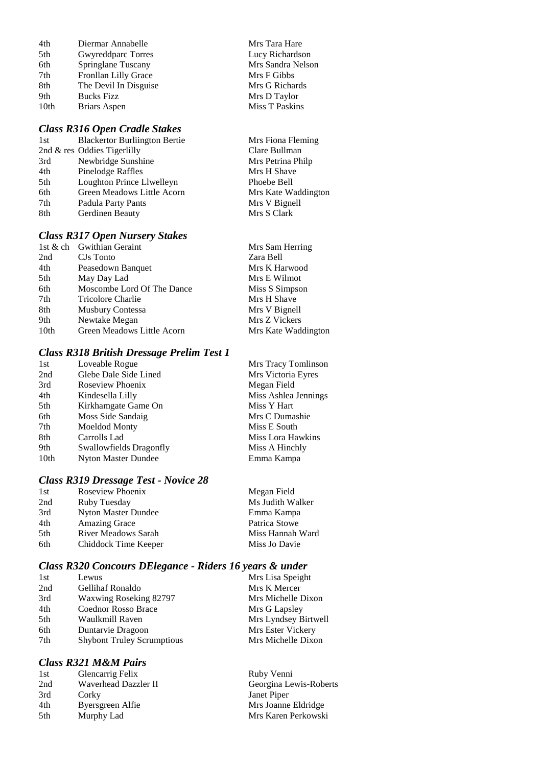| | | |
|---|---|---|
| 4th | Diermar Annabelle | Mrs Tara Hare |
| 5th | Gwyreddparc Torres | Lucy Richardson |
| 6th | Springlane Tuscany | Mrs Sandra Nelson |
| 7th | Fronllan Lilly Grace | Mrs F Gibbs |
| 8th | The Devil In Disguise | Mrs G Richards |
| 9th | Bucks Fizz | Mrs D Taylor |
| 10th | Briars Aspen | Miss T Paskins |

### *Class R316 Open Cradle Stakes*

| | | |
|---|---|---|
| 1st | Blackertor Burliington Bertie | Mrs Fiona Fleming |
| 2nd & res | Oddies Tigerlilly | Clare Bullman |
| 3rd | Newbridge Sunshine | Mrs Petrina Philp |
| 4th | Pinelodge Raffles | Mrs H Shave |
| 5th | Loughton Prince Llwelleyn | Phoebe Bell |
| 6th | Green Meadows Little Acorn | Mrs Kate Waddington |
| 7th | Padula Party Pants | Mrs V Bignell |
| 8th | Gerdinen Beauty | Mrs S Clark |

### *Class R317 Open Nursery Stakes*

| | | |
|---|---|---|
| 1st & ch | Gwithian Geraint | Mrs Sam Herring |
| 2nd | CJs Tonto | Zara Bell |
| 4th | Peasedown Banquet | Mrs K Harwood |
| 5th | May Day Lad | Mrs E Wilmot |
| 6th | Moscombe Lord Of The Dance | Miss S Simpson |
| 7th | Tricolore Charlie | Mrs H Shave |
| 8th | Musbury Contessa | Mrs V Bignell |
| 9th | Newtake Megan | Mrs Z Vickers |
| 10th | Green Meadows Little Acorn | Mrs Kate Waddington |

### *Class R318 British Dressage Prelim Test 1*

| | | |
|---|---|---|
| 1st | Loveable Rogue | Mrs Tracy Tomlinson |
| 2nd | Glebe Dale Side Lined | Mrs Victoria Eyres |
| 3rd | Roseview Phoenix | Megan Field |
| 4th | Kindesella Lilly | Miss Ashlea Jennings |
| 5th | Kirkhamgate Game On | Miss Y Hart |
| 6th | Moss Side Sandaig | Mrs C Dumashie |
| 7th | Moeldod Monty | Miss E South |
| 8th | Carrolls Lad | Miss Lora Hawkins |
| 9th | Swallowfields Dragonfly | Miss A Hinchly |
| 10th | Nyton Master Dundee | Emma Kampa |

### *Class R319 Dressage Test - Novice 28*

| | | |
|---|---|---|
| 1st | Roseview Phoenix | Megan Field |
| 2nd | Ruby Tuesday | Ms Judith Walker |
| 3rd | Nyton Master Dundee | Emma Kampa |
| 4th | Amazing Grace | Patrica Stowe |
| 5th | River Meadows Sarah | Miss Hannah Ward |
| 6th | Chiddock Time Keeper | Miss Jo Davie |

### *Class R320 Concours DElegance - Riders 16 years & under*

| | | |
|---|---|---|
| 1st | Lewus | Mrs Lisa Speight |
| 2nd | Gellihaf Ronaldo | Mrs K Mercer |
| 3rd | Waxwing Roseking 82797 | Mrs Michelle Dixon |
| 4th | Coednor Rosso Brace | Mrs G Lapsley |
| 5th | Waulkmill Raven | Mrs Lyndsey Birtwell |
| 6th | Duntarvie Dragoon | Mrs Ester Vickery |
| 7th | Shybont Truley Scrumptious | Mrs Michelle Dixon |

### *Class R321 M&M Pairs*

| | | |
|---|---|---|
| 1st | Glencarrig Felix | Ruby Venni |
| 2nd | Waverhead Dazzler II | Georgina Lewis-Roberts |
| 3rd | Corky | Janet Piper |
| 4th | Byersgreen Alfie | Mrs Joanne Eldridge |
| 5th | Murphy Lad | Mrs Karen Perkowski |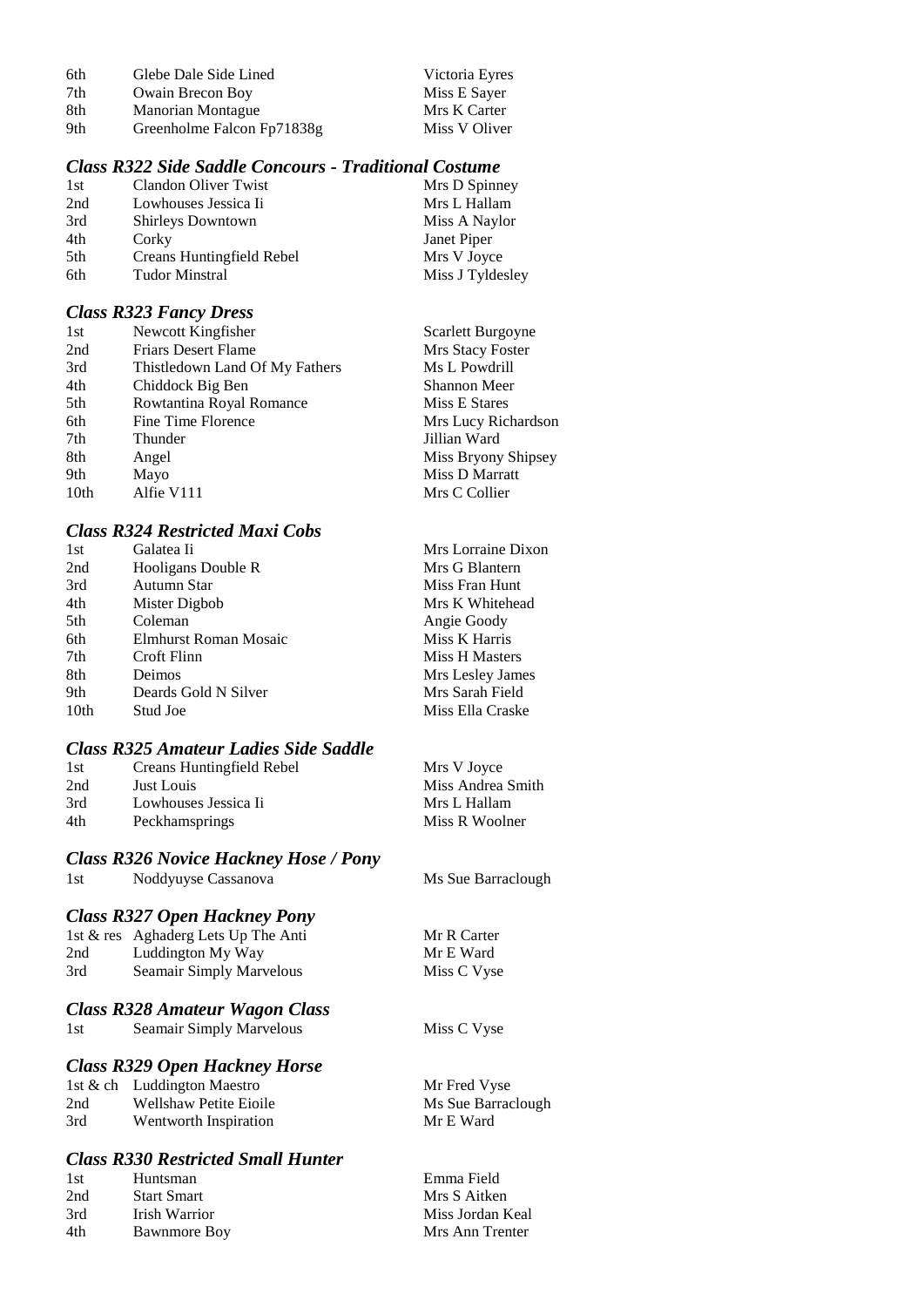| | | |
|---|---|---|
| 6th | Glebe Dale Side Lined | Victoria Eyres |
| 7th | Owain Brecon Boy | Miss E Sayer |
| 8th | Manorian Montague | Mrs K Carter |
| 9th | Greenholme Falcon Fp71838g | Miss V Oliver |

### *Class R322 Side Saddle Concours - Traditional Costume*

| | | |
|---|---|---|
| 1st | Clandon Oliver Twist | Mrs D Spinney |
| 2nd | Lowhouses Jessica Ii | Mrs L Hallam |
| 3rd | Shirleys Downtown | Miss A Naylor |
| 4th | Corky | Janet Piper |
| 5th | Creans Huntingfield Rebel | Mrs V Joyce |
| 6th | Tudor Minstral | Miss J Tyldesley |

### *Class R323 Fancy Dress*

| | | |
|---|---|---|
| 1st | Newcott Kingfisher | Scarlett Burgoyne |
| 2nd | Friars Desert Flame | Mrs Stacy Foster |
| 3rd | Thistledown Land Of My Fathers | Ms L Powdrill |
| 4th | Chiddock Big Ben | Shannon Meer |
| 5th | Rowtantina Royal Romance | Miss E Stares |
| 6th | Fine Time Florence | Mrs Lucy Richardson |
| 7th | Thunder | Jillian Ward |
| 8th | Angel | Miss Bryony Shipsey |
| 9th | Mayo | Miss D Marratt |
| 10th | Alfie V111 | Mrs C Collier |

### *Class R324 Restricted Maxi Cobs*

| | | |
|---|---|---|
| 1st | Galatea Ii | Mrs Lorraine Dixon |
| 2nd | Hooligans Double R | Mrs G Blantern |
| 3rd | Autumn Star | Miss Fran Hunt |
| 4th | Mister Digbob | Mrs K Whitehead |
| 5th | Coleman | Angie Goody |
| 6th | Elmhurst Roman Mosaic | Miss K Harris |
| 7th | Croft Flinn | Miss H Masters |
| 8th | Deimos | Mrs Lesley James |
| 9th | Deards Gold N Silver | Mrs Sarah Field |
| 10th | Stud Joe | Miss Ella Craske |

### *Class R325 Amateur Ladies Side Saddle*

| | | |
|---|---|---|
| 1st | Creans Huntingfield Rebel | Mrs V Joyce |
| 2nd | Just Louis | Miss Andrea Smith |
| 3rd | Lowhouses Jessica Ii | Mrs L Hallam |
| 4th | Peckhamsprings | Miss R Woolner |

### *Class R326 Novice Hackney Hose / Pony*

| | | |
|---|---|---|
| 1st | Noddyuyse Cassanova | Ms Sue Barraclough |

### *Class R327 Open Hackney Pony*

| | | |
|---|---|---|
| 1st & res | Aghaderg Lets Up The Anti | Mr R Carter |
| 2nd | Luddington My Way | Mr E Ward |
| 3rd | Seamair Simply Marvelous | Miss C Vyse |

### *Class R328 Amateur Wagon Class*

| | | |
|---|---|---|
| 1st | Seamair Simply Marvelous | Miss C Vyse |

### *Class R329 Open Hackney Horse*

| | | |
|---|---|---|
| 1st & ch | Luddington Maestro | Mr Fred Vyse |
| 2nd | Wellshaw Petite Eioile | Ms Sue Barraclough |
| 3rd | Wentworth Inspiration | Mr E Ward |

### *Class R330 Restricted Small Hunter*

| | | |
|---|---|---|
| 1st | Huntsman | Emma Field |
| 2nd | Start Smart | Mrs S Aitken |
| 3rd | Irish Warrior | Miss Jordan Keal |
| 4th | Bawnmore Boy | Mrs Ann Trenter |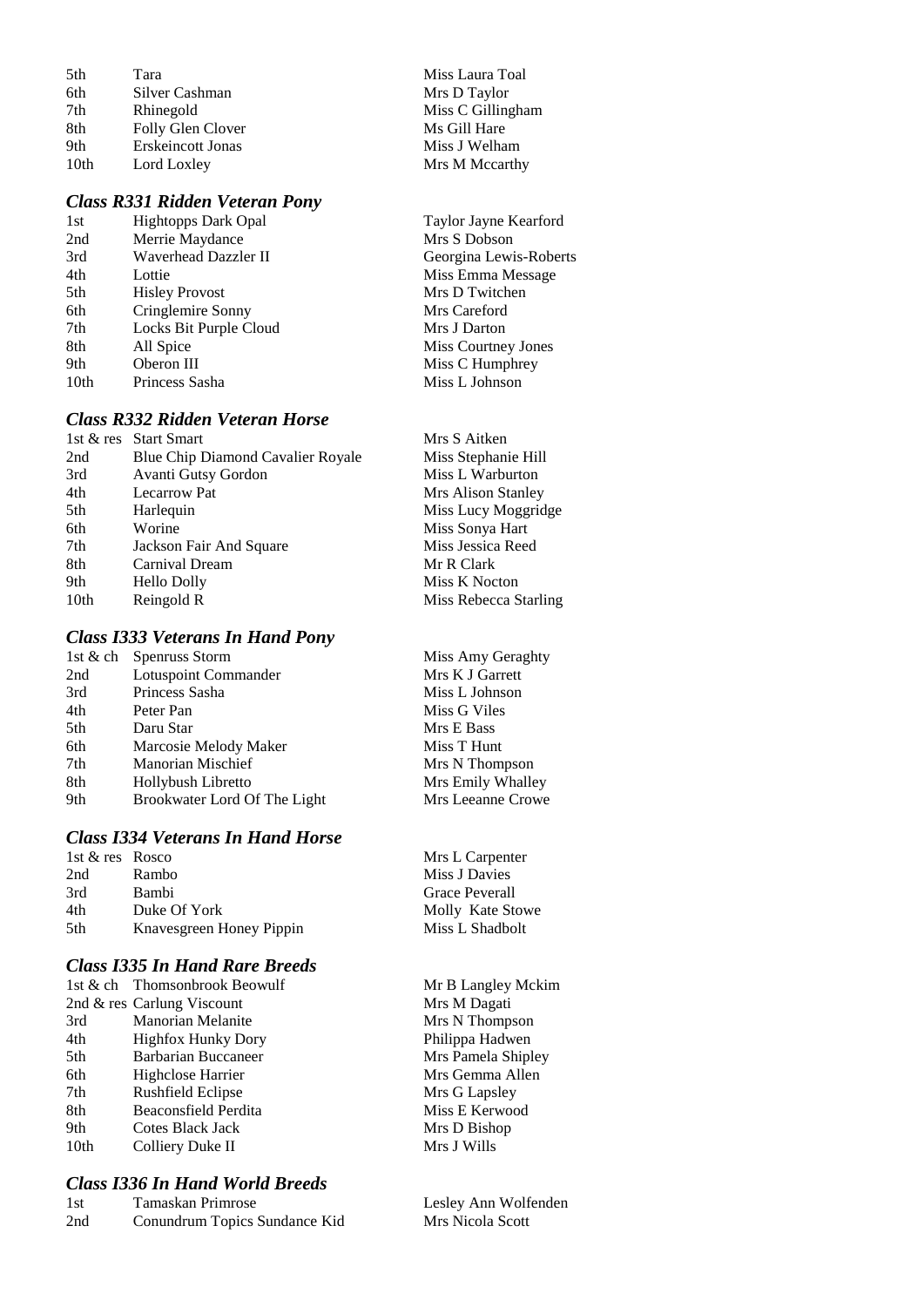| | | |
|---|---|---|
| 5th | Tara | Miss Laura Toal |
| 6th | Silver Cashman | Mrs D Taylor |
| 7th | Rhinegold | Miss C Gillingham |
| 8th | Folly Glen Clover | Ms Gill Hare |
| 9th | Erskeincott Jonas | Miss J Welham |
| 10th | Lord Loxley | Mrs M Mccarthy |

### *Class R331 Ridden Veteran Pony*

| | | |
|---|---|---|
| 1st | Hightopps Dark Opal | Taylor Jayne Kearford |
| 2nd | Merrie Maydance | Mrs S Dobson |
| 3rd | Waverhead Dazzler II | Georgina Lewis-Roberts |
| 4th | Lottie | Miss Emma Message |
| 5th | Hisley Provost | Mrs D Twitchen |
| 6th | Cringlemire Sonny | Mrs Careford |
| 7th | Locks Bit Purple Cloud | Mrs J Darton |
| 8th | All Spice | Miss Courtney Jones |
| 9th | Oberon III | Miss C Humphrey |
| 10th | Princess Sasha | Miss L Johnson |

### *Class R332 Ridden Veteran Horse*

| | | |
|---|---|---|
| 1st & res | Start Smart | Mrs S Aitken |
| 2nd | Blue Chip Diamond Cavalier Royale | Miss Stephanie Hill |
| 3rd | Avanti Gutsy Gordon | Miss L Warburton |
| 4th | Lecarrow Pat | Mrs Alison Stanley |
| 5th | Harlequin | Miss Lucy Moggridge |
| 6th | Worine | Miss Sonya Hart |
| 7th | Jackson Fair And Square | Miss Jessica Reed |
| 8th | Carnival Dream | Mr R Clark |
| 9th | Hello Dolly | Miss K Nocton |
| 10th | Reingold R | Miss Rebecca Starling |

### *Class I333 Veterans In Hand Pony*

| | | |
|---|---|---|
| 1st & ch | Spenruss Storm | Miss Amy Geraghty |
| 2nd | Lotuspoint Commander | Mrs K J Garrett |
| 3rd | Princess Sasha | Miss L Johnson |
| 4th | Peter Pan | Miss G Viles |
| 5th | Daru Star | Mrs E Bass |
| 6th | Marcosie Melody Maker | Miss T Hunt |
| 7th | Manorian Mischief | Mrs N Thompson |
| 8th | Hollybush Libretto | Mrs Emily Whalley |
| 9th | Brookwater Lord Of The Light | Mrs Leeanne Crowe |

### *Class I334 Veterans In Hand Horse*

| | | |
|---|---|---|
| 1st & res | Rosco | Mrs L Carpenter |
| 2nd | Rambo | Miss J Davies |
| 3rd | Bambi | Grace Peverall |
| 4th | Duke Of York | Molly Kate Stowe |
| 5th | Knavesgreen Honey Pippin | Miss L Shadbolt |

### *Class I335 In Hand Rare Breeds*

| | | |
|---|---|---|
| 1st & ch | Thomsonbrook Beowulf | Mr B Langley Mckim |
| 2nd & res | Carlung Viscount | Mrs M Dagati |
| 3rd | Manorian Melanite | Mrs N Thompson |
| 4th | Highfox Hunky Dory | Philippa Hadwen |
| 5th | Barbarian Buccaneer | Mrs Pamela Shipley |
| 6th | Highclose Harrier | Mrs Gemma Allen |
| 7th | Rushfield Eclipse | Mrs G Lapsley |
| 8th | Beaconsfield Perdita | Miss E Kerwood |
| 9th | Cotes Black Jack | Mrs D Bishop |
| 10th | Colliery Duke II | Mrs J Wills |

### *Class I336 In Hand World Breeds*

| | | |
|---|---|---|
| 1st | Tamaskan Primrose | Lesley Ann Wolfenden |
| 2nd | Conundrum Topics Sundance Kid | Mrs Nicola Scott |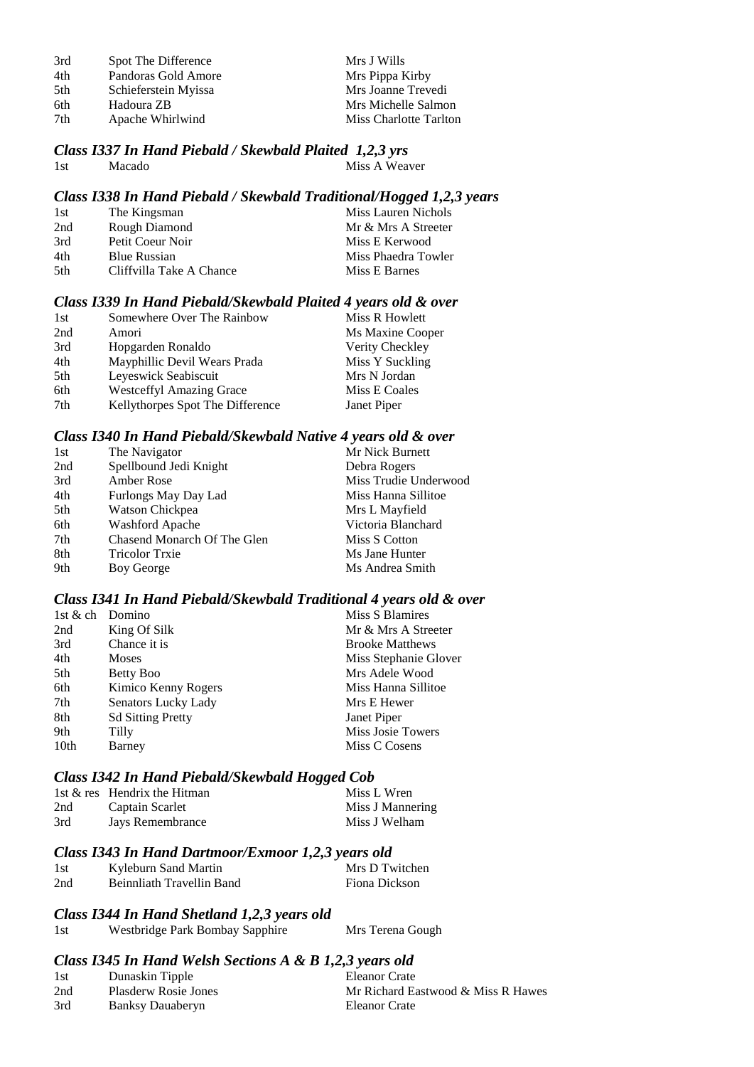| | | |
|---|---|---|
| 3rd | Spot The Difference | Mrs J Wills |
| 4th | Pandoras Gold Amore | Mrs Pippa Kirby |
| 5th | Schieferstein Myissa | Mrs Joanne Trevedi |
| 6th | Hadoura ZB | Mrs Michelle Salmon |
| 7th | Apache Whirlwind | Miss Charlotte Tarlton |

### *Class I337 In Hand Piebald / Skewbald Plaited 1,2,3 yrs*

| | | |
|---|---|---|
| 1st | Macado | Miss A Weaver |

### *Class I338 In Hand Piebald / Skewbald Traditional/Hogged 1,2,3 years*

| | | |
|---|---|---|
| 1st | The Kingsman | Miss Lauren Nichols |
| 2nd | Rough Diamond | Mr & Mrs A Streeter |
| 3rd | Petit Coeur Noir | Miss E Kerwood |
| 4th | Blue Russian | Miss Phaedra Towler |
| 5th | Cliffvilla Take A Chance | Miss E Barnes |

### *Class I339 In Hand Piebald/Skewbald Plaited 4 years old & over*

| | | |
|---|---|---|
| 1st | Somewhere Over The Rainbow | Miss R Howlett |
| 2nd | Amori | Ms Maxine Cooper |
| 3rd | Hopgarden Ronaldo | Verity Checkley |
| 4th | Mayphillic Devil Wears Prada | Miss Y Suckling |
| 5th | Leyeswick Seabiscuit | Mrs N Jordan |
| 6th | Westceffyl Amazing Grace | Miss E Coales |
| 7th | Kellythorpes Spot The Difference | Janet Piper |

### *Class I340 In Hand Piebald/Skewbald Native 4 years old & over*

| | | |
|---|---|---|
| 1st | The Navigator | Mr Nick Burnett |
| 2nd | Spellbound Jedi Knight | Debra Rogers |
| 3rd | Amber Rose | Miss Trudie Underwood |
| 4th | Furlongs May Day Lad | Miss Hanna Sillitoe |
| 5th | Watson Chickpea | Mrs L Mayfield |
| 6th | Washford Apache | Victoria Blanchard |
| 7th | Chasend Monarch Of The Glen | Miss S Cotton |
| 8th | Tricolor Trxie | Ms Jane Hunter |
| 9th | Boy George | Ms Andrea Smith |

### *Class I341 In Hand Piebald/Skewbald Traditional 4 years old & over*

| | | |
|---|---|---|
| 1st & ch | Domino | Miss S Blamires |
| 2nd | King Of Silk | Mr & Mrs A Streeter |
| 3rd | Chance it is | Brooke Matthews |
| 4th | Moses | Miss Stephanie Glover |
| 5th | Betty Boo | Mrs Adele Wood |
| 6th | Kimico Kenny Rogers | Miss Hanna Sillitoe |
| 7th | Senators Lucky Lady | Mrs E Hewer |
| 8th | Sd Sitting Pretty | Janet Piper |
| 9th | Tilly | Miss Josie Towers |
| 10th | Barney | Miss C Cosens |

### *Class I342 In Hand Piebald/Skewbald Hogged Cob*

| | | |
|---|---|---|
| 1st & res | Hendrix the Hitman | Miss L Wren |
| 2nd | Captain Scarlet | Miss J Mannering |
| 3rd | Jays Remembrance | Miss J Welham |

### *Class I343 In Hand Dartmoor/Exmoor 1,2,3 years old*

| | | |
|---|---|---|
| 1st | Kyleburn Sand Martin | Mrs D Twitchen |
| 2nd | Beinnliath Travellin Band | Fiona Dickson |

### *Class I344 In Hand Shetland 1,2,3 years old*

| | | |
|---|---|---|
| 1st | Westbridge Park Bombay Sapphire | Mrs Terena Gough |

### *Class I345 In Hand Welsh Sections A & B 1,2,3 years old*

| | | |
|---|---|---|
| 1st | Dunaskin Tipple | Eleanor Crate |
| 2nd | Plasderw Rosie Jones | Mr Richard Eastwood & Miss R Hawes |
| 3rd | Banksy Dauaberyn | Eleanor Crate |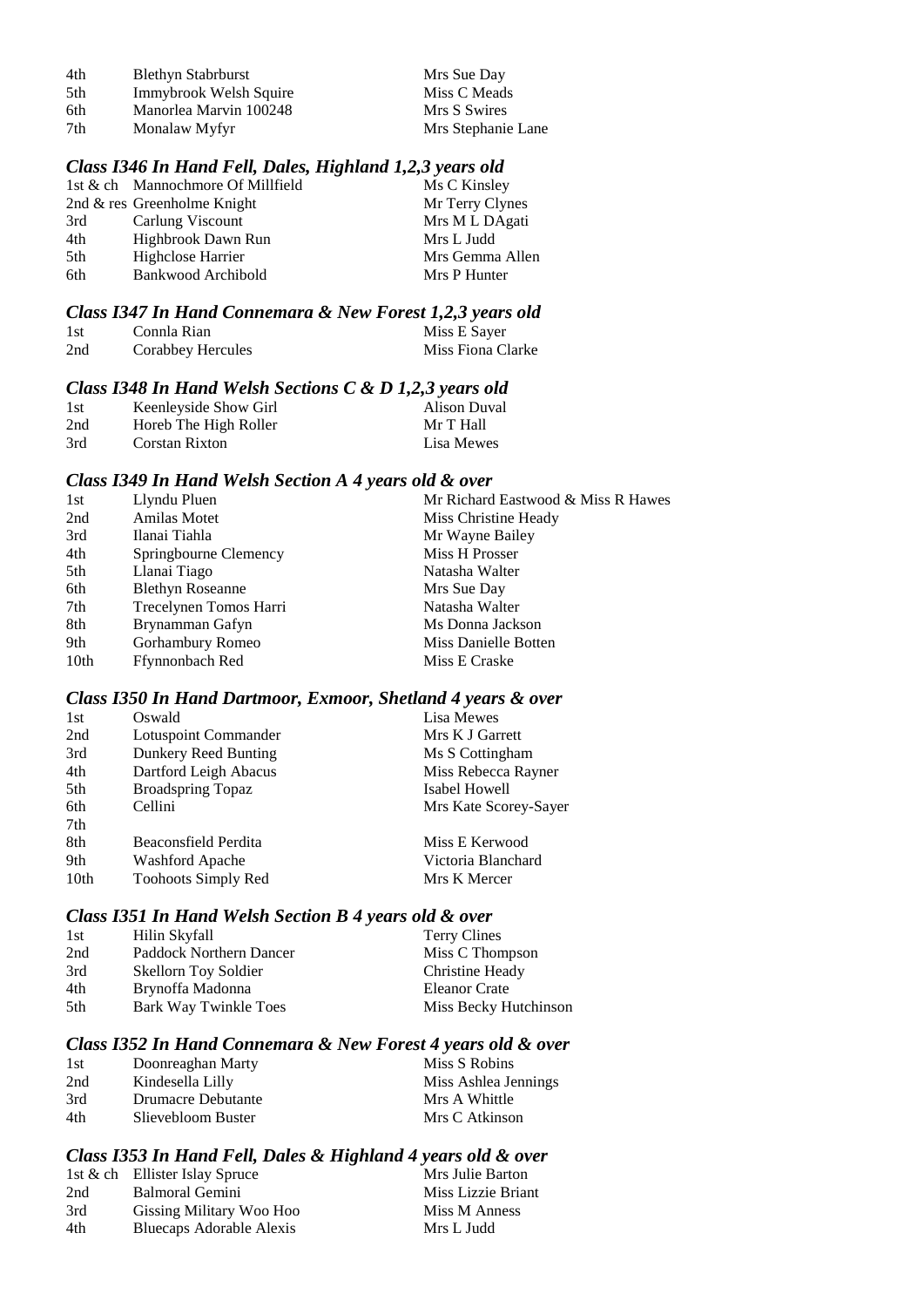| | | |
|---|---|---|
| 4th | Blethyn Stabrburst | Mrs Sue Day |
| 5th | Immybrook Welsh Squire | Miss C Meads |
| 6th | Manorlea Marvin 100248 | Mrs S Swires |
| 7th | Monalaw Myfyr | Mrs Stephanie Lane |

### *Class I346 In Hand Fell, Dales, Highland 1,2,3 years old*

| | | |
|---|---|---|
| 1st & ch | Mannochmore Of Millfield | Ms C Kinsley |
| 2nd & res | Greenholme Knight | Mr Terry Clynes |
| 3rd | Carlung Viscount | Mrs M L DAgati |
| 4th | Highbrook Dawn Run | Mrs L Judd |
| 5th | Highclose Harrier | Mrs Gemma Allen |
| 6th | Bankwood Archibold | Mrs P Hunter |

### *Class I347 In Hand Connemara & New Forest 1,2,3 years old*

| | | |
|---|---|---|
| 1st | Connla Rian | Miss E Sayer |
| 2nd | Corabbey Hercules | Miss Fiona Clarke |

### *Class I348 In Hand Welsh Sections C & D 1,2,3 years old*

| | | |
|---|---|---|
| 1st | Keenleyside Show Girl | Alison Duval |
| 2nd | Horeb The High Roller | Mr T Hall |
| 3rd | Corstan Rixton | Lisa Mewes |

### *Class I349 In Hand Welsh Section A 4 years old & over*

| | | |
|---|---|---|
| 1st | Llyndu Pluen | Mr Richard Eastwood & Miss R Hawes |
| 2nd | Amilas Motet | Miss Christine Heady |
| 3rd | Ilanai Tiahla | Mr Wayne Bailey |
| 4th | Springbourne Clemency | Miss H Prosser |
| 5th | Llanai Tiago | Natasha Walter |
| 6th | Blethyn Roseanne | Mrs Sue Day |
| 7th | Trecelynen Tomos Harri | Natasha Walter |
| 8th | Brynamman Gafyn | Ms Donna Jackson |
| 9th | Gorhambury Romeo | Miss Danielle Botten |
| 10th | Ffynnonbach Red | Miss E Craske |

### *Class I350 In Hand Dartmoor, Exmoor, Shetland 4 years & over*

| | | |
|---|---|---|
| 1st | Oswald | Lisa Mewes |
| 2nd | Lotuspoint Commander | Mrs K J Garrett |
| 3rd | Dunkery Reed Bunting | Ms S Cottingham |
| 4th | Dartford Leigh Abacus | Miss Rebecca Rayner |
| 5th | Broadspring Topaz | Isabel Howell |
| 6th | Cellini | Mrs Kate Scorey-Sayer |
| 7th | | |
| 8th | Beaconsfield Perdita | Miss E Kerwood |
| 9th | Washford Apache | Victoria Blanchard |
| 10th | Toohoots Simply Red | Mrs K Mercer |

### *Class I351 In Hand Welsh Section B 4 years old & over*

| | | |
|---|---|---|
| 1st | Hilin Skyfall | Terry Clines |
| 2nd | Paddock Northern Dancer | Miss C Thompson |
| 3rd | Skellorn Toy Soldier | Christine Heady |
| 4th | Brynoffa Madonna | Eleanor Crate |
| 5th | Bark Way Twinkle Toes | Miss Becky Hutchinson |

### *Class I352 In Hand Connemara & New Forest 4 years old & over*

| | | |
|---|---|---|
| 1st | Doonreaghan Marty | Miss S Robins |
| 2nd | Kindesella Lilly | Miss Ashlea Jennings |
| 3rd | Drumacre Debutante | Mrs A Whittle |
| 4th | Slievebloom Buster | Mrs C Atkinson |

### *Class I353 In Hand Fell, Dales & Highland 4 years old & over*

| | | |
|---|---|---|
| 1st & ch | Ellister Islay Spruce | Mrs Julie Barton |
| 2nd | Balmoral Gemini | Miss Lizzie Briant |
| 3rd | Gissing Military Woo Hoo | Miss M Anness |
| 4th | Bluecaps Adorable Alexis | Mrs L Judd |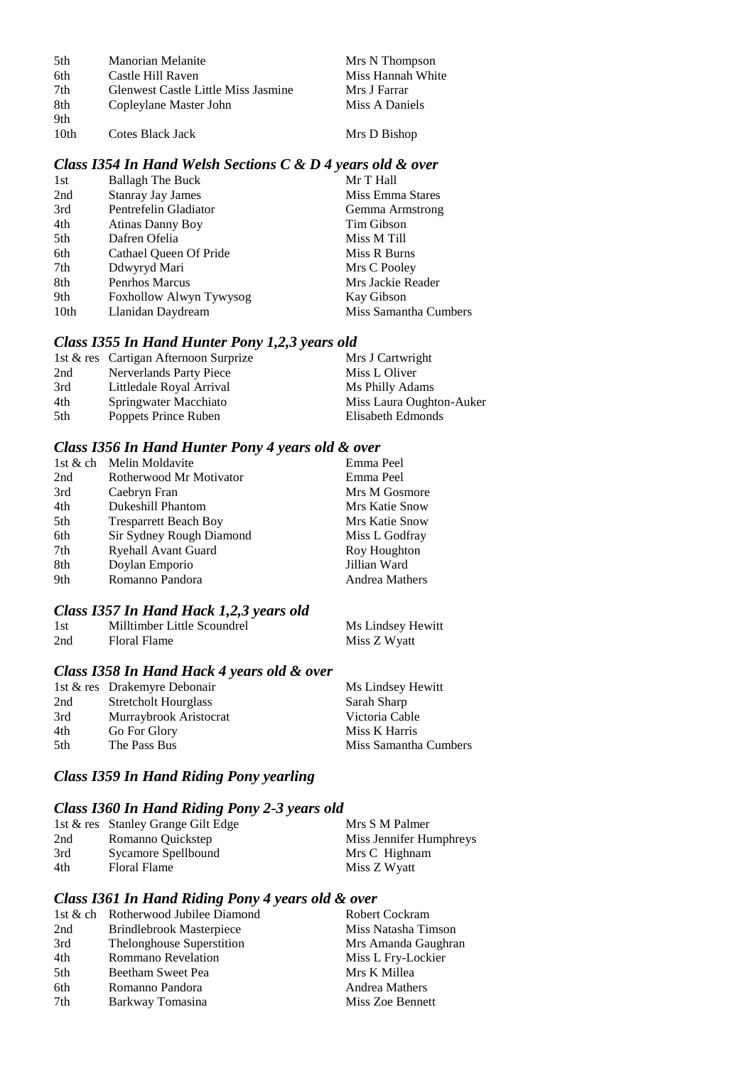| | | |
|---|---|---|
| 5th | Manorian Melanite | Mrs N Thompson |
| 6th | Castle Hill Raven | Miss Hannah White |
| 7th | Glenwest Castle Little Miss Jasmine | Mrs J Farrar |
| 8th | Copleylane Master John | Miss A Daniels |
| 9th | | |
| 10th | Cotes Black Jack | Mrs D Bishop |

### *Class I354 In Hand Welsh Sections C & D 4 years old & over*

| | | |
|---|---|---|
| 1st | Ballagh The Buck | Mr T Hall |
| 2nd | Stanray Jay James | Miss Emma Stares |
| 3rd | Pentrefelin Gladiator | Gemma Armstrong |
| 4th | Atinas Danny Boy | Tim Gibson |
| 5th | Dafren Ofelia | Miss M Till |
| 6th | Cathael Queen Of Pride | Miss R Burns |
| 7th | Ddwyryd Mari | Mrs C Pooley |
| 8th | Penrhos Marcus | Mrs Jackie Reader |
| 9th | Foxhollow Alwyn Tywysog | Kay Gibson |
| 10th | Llanidan Daydream | Miss Samantha Cumbers |

### *Class I355 In Hand Hunter Pony 1,2,3 years old*

| | | |
|---|---|---|
| 1st & res | Cartigan Afternoon Surprize | Mrs J Cartwright |
| 2nd | Nerverlands Party Piece | Miss L Oliver |
| 3rd | Littledale Royal Arrival | Ms Philly Adams |
| 4th | Springwater Macchiato | Miss Laura Oughton-Auker |
| 5th | Poppets Prince Ruben | Elisabeth Edmonds |

### *Class I356 In Hand Hunter Pony 4 years old & over*

| | | |
|---|---|---|
| 1st & ch | Melin Moldavite | Emma Peel |
| 2nd | Rotherwood Mr Motivator | Emma Peel |
| 3rd | Caebryn Fran | Mrs M Gosmore |
| 4th | Dukeshill Phantom | Mrs Katie Snow |
| 5th | Tresparrett Beach Boy | Mrs Katie Snow |
| 6th | Sir Sydney Rough Diamond | Miss L Godfray |
| 7th | Ryehall Avant Guard | Roy Houghton |
| 8th | Doylan Emporio | Jillian Ward |
| 9th | Romanno Pandora | Andrea Mathers |

### *Class I357 In Hand Hack 1,2,3 years old*

| | | |
|---|---|---|
| 1st | Milltimber Little Scoundrel | Ms Lindsey Hewitt |
| 2nd | Floral Flame | Miss Z Wyatt |

### *Class I358 In Hand Hack 4 years old & over*

| | | |
|---|---|---|
| 1st & res | Drakemyre Debonair | Ms Lindsey Hewitt |
| 2nd | Stretcholt Hourglass | Sarah Sharp |
| 3rd | Murraybrook Aristocrat | Victoria Cable |
| 4th | Go For Glory | Miss K Harris |
| 5th | The Pass Bus | Miss Samantha Cumbers |

### *Class I359 In Hand Riding Pony yearling*

### *Class I360 In Hand Riding Pony 2-3 years old*

| | | |
|---|---|---|
| 1st & res | Stanley Grange Gilt Edge | Mrs S M Palmer |
| 2nd | Romanno Quickstep | Miss Jennifer Humphreys |
| 3rd | Sycamore Spellbound | Mrs C Highnam |
| 4th | Floral Flame | Miss Z Wyatt |

### *Class I361 In Hand Riding Pony 4 years old & over*

| | | |
|---|---|---|
| 1st & ch | Rotherwood Jubilee Diamond | Robert Cockram |
| 2nd | Brindlebrook Masterpiece | Miss Natasha Timson |
| 3rd | Thelonghouse Superstition | Mrs Amanda Gaughran |
| 4th | Rommano Revelation | Miss L Fry-Lockier |
| 5th | Beetham Sweet Pea | Mrs K Millea |
| 6th | Romanno Pandora | Andrea Mathers |
| 7th | Barkway Tomasina | Miss Zoe Bennett |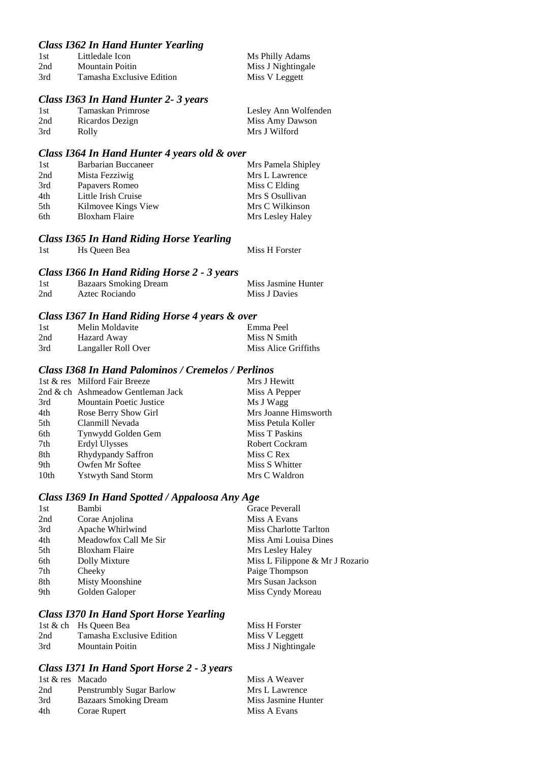### *Class I362 In Hand Hunter Yearling*

| | | |
|---|---|---|
| 1st | Littledale Icon | Ms Philly Adams |
| 2nd | Mountain Poitin | Miss J Nightingale |
| 3rd | Tamasha Exclusive Edition | Miss V Leggett |

### *Class I363 In Hand Hunter 2- 3 years*

| | | |
|---|---|---|
| 1st | Tamaskan Primrose | Lesley Ann Wolfenden |
| 2nd | Ricardos Dezign | Miss Amy Dawson |
| 3rd | Rolly | Mrs J Wilford |

### *Class I364 In Hand Hunter 4 years old & over*

| | | |
|---|---|---|
| 1st | Barbarian Buccaneer | Mrs Pamela Shipley |
| 2nd | Mista Fezziwig | Mrs L Lawrence |
| 3rd | Papavers Romeo | Miss C Elding |
| 4th | Little Irish Cruise | Mrs S Osullivan |
| 5th | Kilmovee Kings View | Mrs C Wilkinson |
| 6th | Bloxham Flaire | Mrs Lesley Haley |

### *Class I365 In Hand Riding Horse Yearling*

| | | |
|---|---|---|
| 1st | Hs Queen Bea | Miss H Forster |

### *Class I366 In Hand Riding Horse 2 - 3 years*

| | | |
|---|---|---|
| 1st | Bazaars Smoking Dream | Miss Jasmine Hunter |
| 2nd | Aztec Rociando | Miss J Davies |

### *Class I367 In Hand Riding Horse 4 years & over*

| | | |
|---|---|---|
| 1st | Melin Moldavite | Emma Peel |
| 2nd | Hazard Away | Miss N Smith |
| 3rd | Langaller Roll Over | Miss Alice Griffiths |

### *Class I368 In Hand Palominos / Cremelos / Perlinos*

| | | |
|---|---|---|
| 1st & res | Milford Fair Breeze | Mrs J Hewitt |
| 2nd & ch | Ashmeadow Gentleman Jack | Miss A Pepper |
| 3rd | Mountain Poetic Justice | Ms J Wagg |
| 4th | Rose Berry Show Girl | Mrs Joanne Himsworth |
| 5th | Clanmill Nevada | Miss Petula Koller |
| 6th | Tynwydd Golden Gem | Miss T Paskins |
| 7th | Erdyl Ulysses | Robert Cockram |
| 8th | Rhydypandy Saffron | Miss C Rex |
| 9th | Owfen Mr Softee | Miss S Whitter |
| 10th | Ystwyth Sand Storm | Mrs C Waldron |

### *Class I369 In Hand Spotted / Appaloosa Any Age*

| | | |
|---|---|---|
| 1st | Bambi | Grace Peverall |
| 2nd | Corae Anjolina | Miss A Evans |
| 3rd | Apache Whirlwind | Miss Charlotte Tarlton |
| 4th | Meadowfox Call Me Sir | Miss Ami Louisa Dines |
| 5th | Bloxham Flaire | Mrs Lesley Haley |
| 6th | Dolly Mixture | Miss L Filippone & Mr J Rozario |
| 7th | Cheeky | Paige Thompson |
| 8th | Misty Moonshine | Mrs Susan Jackson |
| 9th | Golden Galoper | Miss Cyndy Moreau |

### *Class I370 In Hand Sport Horse Yearling*

| | | |
|---|---|---|
| 1st & ch | Hs Queen Bea | Miss H Forster |
| 2nd | Tamasha Exclusive Edition | Miss V Leggett |
| 3rd | Mountain Poitin | Miss J Nightingale |

### *Class I371 In Hand Sport Horse 2 - 3 years*

| | | |
|---|---|---|
| 1st & res | Macado | Miss A Weaver |
| 2nd | Penstrumbly Sugar Barlow | Mrs L Lawrence |
| 3rd | Bazaars Smoking Dream | Miss Jasmine Hunter |
| 4th | Corae Rupert | Miss A Evans |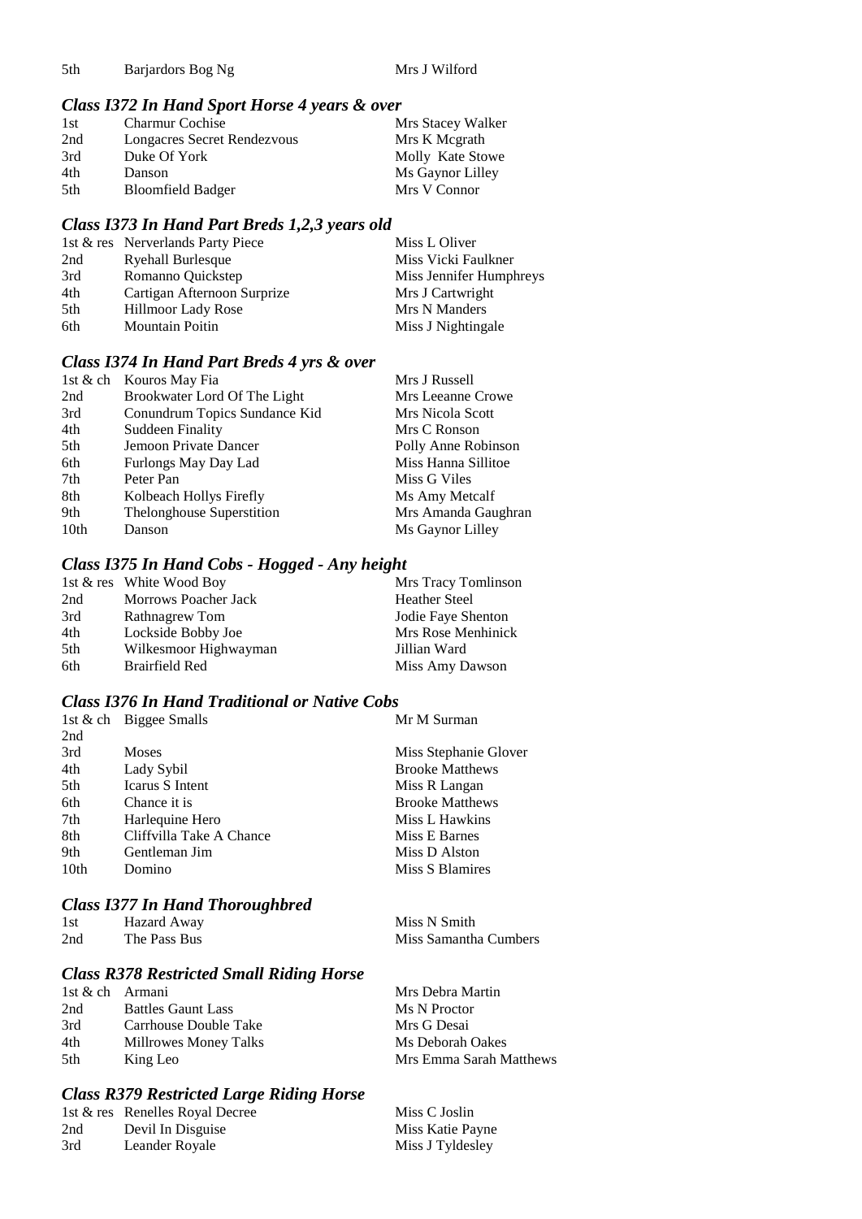| | | |
|---|---|---|
| 5th | Barjardors Bog Ng | Mrs J Wilford |

### *Class I372 In Hand Sport Horse 4 years & over*

| | | |
|---|---|---|
| 1st | Charmur Cochise | Mrs Stacey Walker |
| 2nd | Longacres Secret Rendezvous | Mrs K Mcgrath |
| 3rd | Duke Of York | Molly Kate Stowe |
| 4th | Danson | Ms Gaynor Lilley |
| 5th | Bloomfield Badger | Mrs V Connor |

### *Class I373 In Hand Part Breds 1,2,3 years old*

| | | |
|---|---|---|
| 1st & res | Nerverlands Party Piece | Miss L Oliver |
| 2nd | Ryehall Burlesque | Miss Vicki Faulkner |
| 3rd | Romanno Quickstep | Miss Jennifer Humphreys |
| 4th | Cartigan Afternoon Surprize | Mrs J Cartwright |
| 5th | Hillmoor Lady Rose | Mrs N Manders |
| 6th | Mountain Poitin | Miss J Nightingale |

### *Class I374 In Hand Part Breds 4 yrs & over*

| | | |
|---|---|---|
| 1st & ch | Kouros May Fia | Mrs J Russell |
| 2nd | Brookwater Lord Of The Light | Mrs Leeanne Crowe |
| 3rd | Conundrum Topics Sundance Kid | Mrs Nicola Scott |
| 4th | Suddeen Finality | Mrs C Ronson |
| 5th | Jemoon Private Dancer | Polly Anne Robinson |
| 6th | Furlongs May Day Lad | Miss Hanna Sillitoe |
| 7th | Peter Pan | Miss G Viles |
| 8th | Kolbeach Hollys Firefly | Ms Amy Metcalf |
| 9th | Thelonghouse Superstition | Mrs Amanda Gaughran |
| 10th | Danson | Ms Gaynor Lilley |

### *Class I375 In Hand Cobs - Hogged - Any height*

| | | |
|---|---|---|
| 1st & res | White Wood Boy | Mrs Tracy Tomlinson |
| 2nd | Morrows Poacher Jack | Heather Steel |
| 3rd | Rathnagrew Tom | Jodie Faye Shenton |
| 4th | Lockside Bobby Joe | Mrs Rose Menhinick |
| 5th | Wilkesmoor Highwayman | Jillian Ward |
| 6th | Brairfield Red | Miss Amy Dawson |

### *Class I376 In Hand Traditional or Native Cobs*

| | | |
|---|---|---|
| 1st & ch | Biggee Smalls | Mr M Surman |
| 2nd | | |
| 3rd | Moses | Miss Stephanie Glover |
| 4th | Lady Sybil | Brooke Matthews |
| 5th | Icarus S Intent | Miss R Langan |
| 6th | Chance it is | Brooke Matthews |
| 7th | Harlequine Hero | Miss L Hawkins |
| 8th | Cliffvilla Take A Chance | Miss E Barnes |
| 9th | Gentleman Jim | Miss D Alston |
| 10th | Domino | Miss S Blamires |

### *Class I377 In Hand Thoroughbred*

| | | |
|---|---|---|
| 1st | Hazard Away | Miss N Smith |
| 2nd | The Pass Bus | Miss Samantha Cumbers |

### *Class R378 Restricted Small Riding Horse*

| | | |
|---|---|---|
| 1st & ch | Armani | Mrs Debra Martin |
| 2nd | Battles Gaunt Lass | Ms N Proctor |
| 3rd | Carrhouse Double Take | Mrs G Desai |
| 4th | Millrowes Money Talks | Ms Deborah Oakes |
| 5th | King Leo | Mrs Emma Sarah Matthews |

### *Class R379 Restricted Large Riding Horse*

| | | |
|---|---|---|
| 1st & res | Renelles Royal Decree | Miss C Joslin |
| 2nd | Devil In Disguise | Miss Katie Payne |
| 3rd | Leander Royale | Miss J Tyldesley |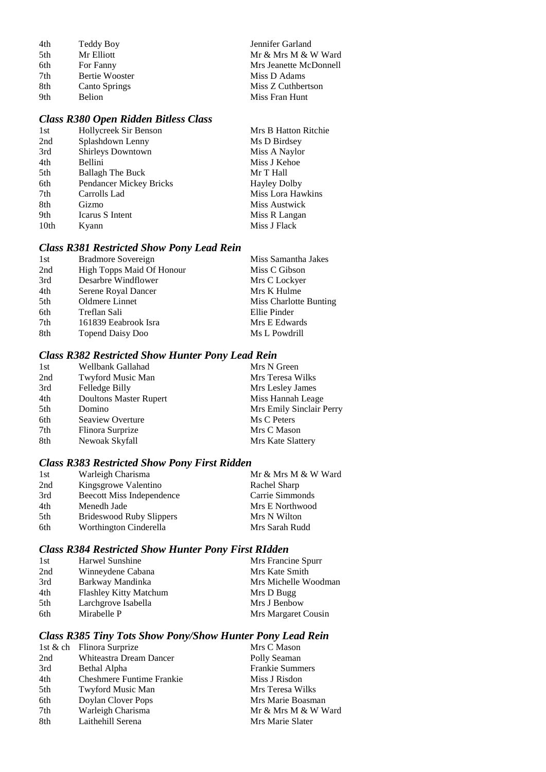| | | |
|---|---|---|
| 4th | Teddy Boy | Jennifer Garland |
| 5th | Mr Elliott | Mr & Mrs M & W Ward |
| 6th | For Fanny | Mrs Jeanette McDonnell |
| 7th | Bertie Wooster | Miss D Adams |
| 8th | Canto Springs | Miss Z Cuthbertson |
| 9th | Belion | Miss Fran Hunt |

### *Class R380 Open Ridden Bitless Class*

| | | |
|---|---|---|
| 1st | Hollycreek Sir Benson | Mrs B Hatton Ritchie |
| 2nd | Splashdown Lenny | Ms D Birdsey |
| 3rd | Shirleys Downtown | Miss A Naylor |
| 4th | Bellini | Miss J Kehoe |
| 5th | Ballagh The Buck | Mr T Hall |
| 6th | Pendancer Mickey Bricks | Hayley Dolby |
| 7th | Carrolls Lad | Miss Lora Hawkins |
| 8th | Gizmo | Miss Austwick |
| 9th | Icarus S Intent | Miss R Langan |
| 10th | Kyann | Miss J Flack |

### *Class R381 Restricted Show Pony Lead Rein*

| | | |
|---|---|---|
| 1st | Bradmore Sovereign | Miss Samantha Jakes |
| 2nd | High Topps Maid Of Honour | Miss C Gibson |
| 3rd | Desarbre Windflower | Mrs C Lockyer |
| 4th | Serene Royal Dancer | Mrs K Hulme |
| 5th | Oldmere Linnet | Miss Charlotte Bunting |
| 6th | Treflan Sali | Ellie Pinder |
| 7th | 161839 Eabrook Isra | Mrs E Edwards |
| 8th | Topend Daisy Doo | Ms L Powdrill |

### *Class R382 Restricted Show Hunter Pony Lead Rein*

| | | |
|---|---|---|
| 1st | Wellbank Gallahad | Mrs N Green |
| 2nd | Twyford Music Man | Mrs Teresa Wilks |
| 3rd | Felledge Billy | Mrs Lesley James |
| 4th | Doultons Master Rupert | Miss Hannah Leage |
| 5th | Domino | Mrs Emily Sinclair Perry |
| 6th | Seaview Overture | Ms C Peters |
| 7th | Flinora Surprize | Mrs C Mason |
| 8th | Newoak Skyfall | Mrs Kate Slattery |

### *Class R383 Restricted Show Pony First Ridden*

| | | |
|---|---|---|
| 1st | Warleigh Charisma | Mr & Mrs M & W Ward |
| 2nd | Kingsgrowe Valentino | Rachel Sharp |
| 3rd | Beecott Miss Independence | Carrie Simmonds |
| 4th | Menedh Jade | Mrs E Northwood |
| 5th | Brideswood Ruby Slippers | Mrs N Wilton |
| 6th | Worthington Cinderella | Mrs Sarah Rudd |

### *Class R384 Restricted Show Hunter Pony First RIdden*

| | | |
|---|---|---|
| 1st | Harwel Sunshine | Mrs Francine Spurr |
| 2nd | Winneydene Cabana | Mrs Kate Smith |
| 3rd | Barkway Mandinka | Mrs Michelle Woodman |
| 4th | Flashley Kitty Matchum | Mrs D Bugg |
| 5th | Larchgrove Isabella | Mrs J Benbow |
| 6th | Mirabelle P | Mrs Margaret Cousin |

### *Class R385 Tiny Tots Show Pony/Show Hunter Pony Lead Rein*

| | | |
|---|---|---|
| 1st & ch | Flinora Surprize | Mrs C Mason |
| 2nd | Whiteastra Dream Dancer | Polly Seaman |
| 3rd | Bethal Alpha | Frankie Summers |
| 4th | Cheshmere Funtime Frankie | Miss J Risdon |
| 5th | Twyford Music Man | Mrs Teresa Wilks |
| 6th | Doylan Clover Pops | Mrs Marie Boasman |
| 7th | Warleigh Charisma | Mr & Mrs M & W Ward |
| 8th | Laithehill Serena | Mrs Marie Slater |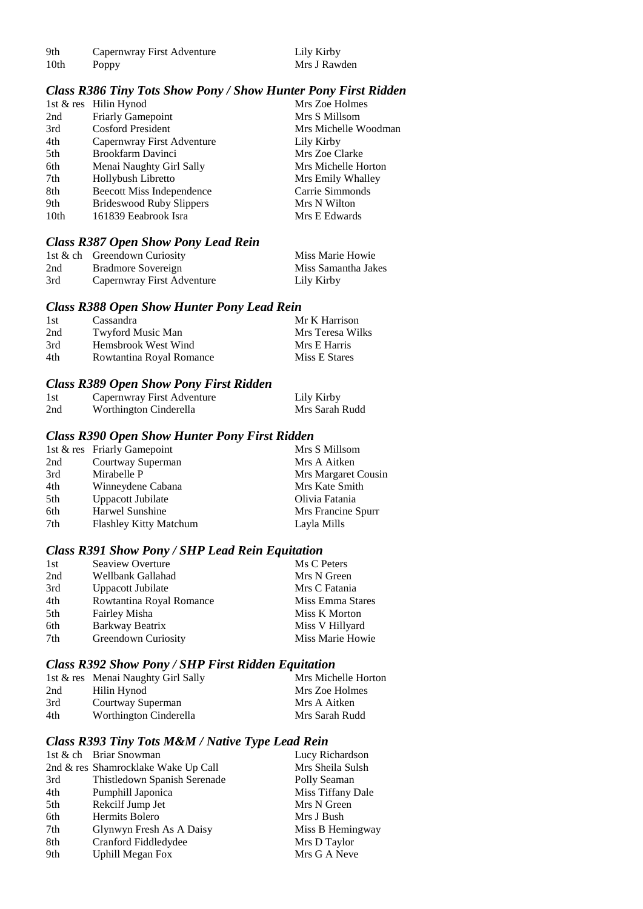| | | |
|---|---|---|
| 9th | Capernwray First Adventure | Lily Kirby |
| 10th | Poppy | Mrs J Rawden |

### *Class R386 Tiny Tots Show Pony / Show Hunter Pony First Ridden*

| | | |
|---|---|---|
| 1st & res | Hilin Hynod | Mrs Zoe Holmes |
| 2nd | Friarly Gamepoint | Mrs S Millsom |
| 3rd | Cosford President | Mrs Michelle Woodman |
| 4th | Capernwray First Adventure | Lily Kirby |
| 5th | Brookfarm Davinci | Mrs Zoe Clarke |
| 6th | Menai Naughty Girl Sally | Mrs Michelle Horton |
| 7th | Hollybush Libretto | Mrs Emily Whalley |
| 8th | Beecott Miss Independence | Carrie Simmonds |
| 9th | Brideswood Ruby Slippers | Mrs N Wilton |
| 10th | 161839 Eeabrook Isra | Mrs E Edwards |

### *Class R387 Open Show Pony Lead Rein*

| | | |
|---|---|---|
| 1st & ch | Greendown Curiosity | Miss Marie Howie |
| 2nd | Bradmore Sovereign | Miss Samantha Jakes |
| 3rd | Capernwray First Adventure | Lily Kirby |

### *Class R388 Open Show Hunter Pony Lead Rein*

| | | |
|---|---|---|
| 1st | Cassandra | Mr K Harrison |
| 2nd | Twyford Music Man | Mrs Teresa Wilks |
| 3rd | Hemsbrook West Wind | Mrs E Harris |
| 4th | Rowtantina Royal Romance | Miss E Stares |

### *Class R389 Open Show Pony First Ridden*

| | | |
|---|---|---|
| 1st | Capernwray First Adventure | Lily Kirby |
| 2nd | Worthington Cinderella | Mrs Sarah Rudd |

### *Class R390 Open Show Hunter Pony First Ridden*

| | | |
|---|---|---|
| 1st & res | Friarly Gamepoint | Mrs S Millsom |
| 2nd | Courtway Superman | Mrs A Aitken |
| 3rd | Mirabelle P | Mrs Margaret Cousin |
| 4th | Winneydene Cabana | Mrs Kate Smith |
| 5th | Uppacott Jubilate | Olivia Fatania |
| 6th | Harwel Sunshine | Mrs Francine Spurr |
| 7th | Flashley Kitty Matchum | Layla Mills |

### *Class R391 Show Pony / SHP Lead Rein Equitation*

| | | |
|---|---|---|
| 1st | Seaview Overture | Ms C Peters |
| 2nd | Wellbank Gallahad | Mrs N Green |
| 3rd | Uppacott Jubilate | Mrs C Fatania |
| 4th | Rowtantina Royal Romance | Miss Emma Stares |
| 5th | Fairley Misha | Miss K Morton |
| 6th | Barkway Beatrix | Miss V Hillyard |
| 7th | Greendown Curiosity | Miss Marie Howie |

### *Class R392 Show Pony / SHP First Ridden Equitation*

| | | |
|---|---|---|
| 1st & res | Menai Naughty Girl Sally | Mrs Michelle Horton |
| 2nd | Hilin Hynod | Mrs Zoe Holmes |
| 3rd | Courtway Superman | Mrs A Aitken |
| 4th | Worthington Cinderella | Mrs Sarah Rudd |

### *Class R393 Tiny Tots M&M / Native Type Lead Rein*

| | | |
|---|---|---|
| 1st & ch | Briar Snowman | Lucy Richardson |
| 2nd & res | Shamrocklake Wake Up Call | Mrs Sheila Sulsh |
| 3rd | Thistledown Spanish Serenade | Polly Seaman |
| 4th | Pumphill Japonica | Miss Tiffany Dale |
| 5th | Rekcilf Jump Jet | Mrs N Green |
| 6th | Hermits Bolero | Mrs J Bush |
| 7th | Glynwyn Fresh As A Daisy | Miss B Hemingway |
| 8th | Cranford Fiddledydee | Mrs D Taylor |
| 9th | Uphill Megan Fox | Mrs G A Neve |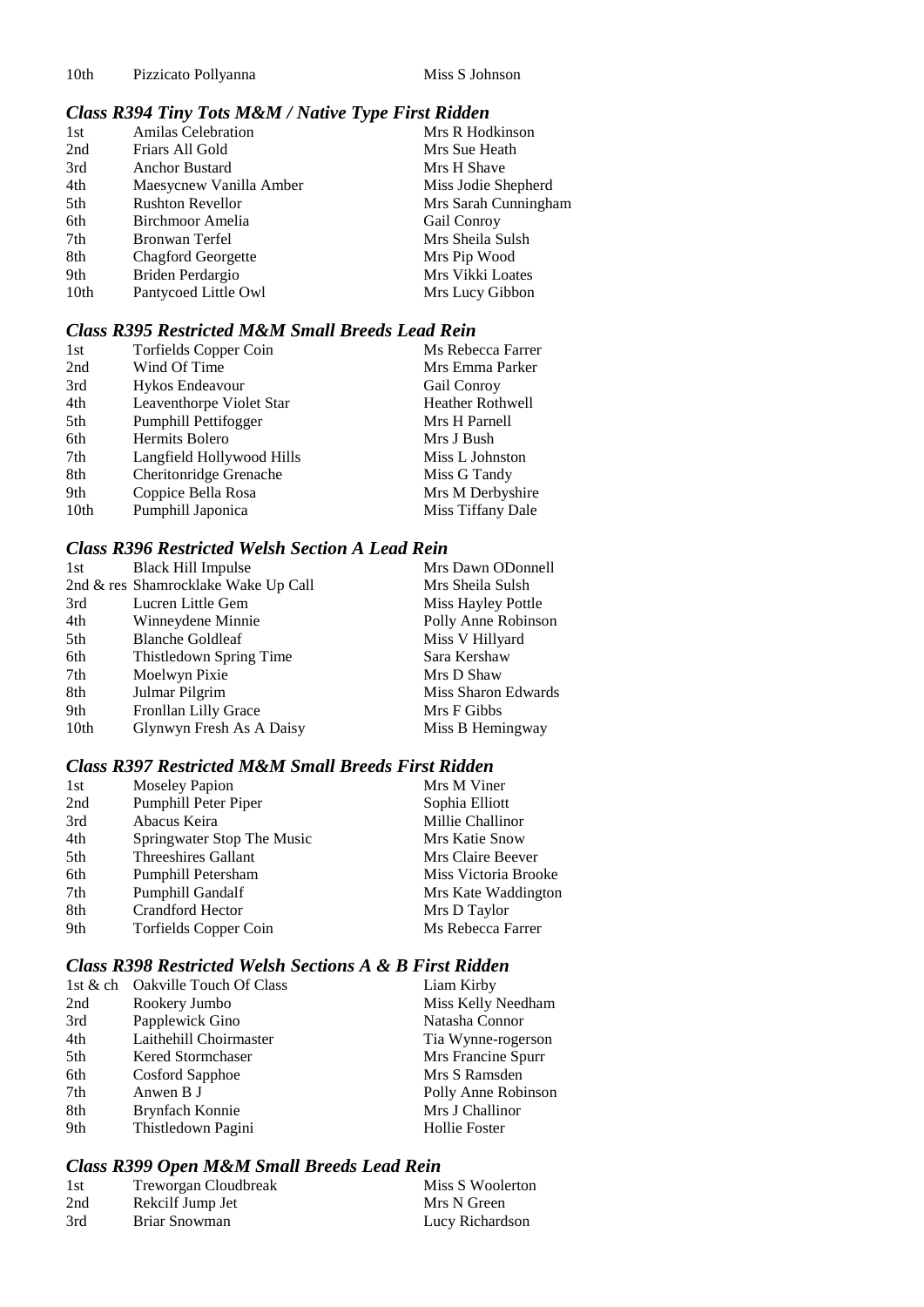| | | |
|---|---|---|
| 10th | Pizzicato Pollyanna | Miss S Johnson |

### *Class R394 Tiny Tots M&M / Native Type First Ridden*

| | | |
|---|---|---|
| 1st | Amilas Celebration | Mrs R Hodkinson |
| 2nd | Friars All Gold | Mrs Sue Heath |
| 3rd | Anchor Bustard | Mrs H Shave |
| 4th | Maesycnew Vanilla Amber | Miss Jodie Shepherd |
| 5th | Rushton Revellor | Mrs Sarah Cunningham |
| 6th | Birchmoor Amelia | Gail Conroy |
| 7th | Bronwan Terfel | Mrs Sheila Sulsh |
| 8th | Chagford Georgette | Mrs Pip Wood |
| 9th | Briden Perdargio | Mrs Vikki Loates |
| 10th | Pantycoed Little Owl | Mrs Lucy Gibbon |

### *Class R395 Restricted M&M Small Breeds Lead Rein*

| | | |
|---|---|---|
| 1st | Torfields Copper Coin | Ms Rebecca Farrer |
| 2nd | Wind Of Time | Mrs Emma Parker |
| 3rd | Hykos Endeavour | Gail Conroy |
| 4th | Leaventhorpe Violet Star | Heather Rothwell |
| 5th | Pumphill Pettifogger | Mrs H Parnell |
| 6th | Hermits Bolero | Mrs J Bush |
| 7th | Langfield Hollywood Hills | Miss L Johnston |
| 8th | Cheritonridge Grenache | Miss G Tandy |
| 9th | Coppice Bella Rosa | Mrs M Derbyshire |
| 10th | Pumphill Japonica | Miss Tiffany Dale |

### *Class R396 Restricted Welsh Section A Lead Rein*

| | | |
|---|---|---|
| 1st | Black Hill Impulse | Mrs Dawn ODonnell |
| 2nd & res | Shamrocklake Wake Up Call | Mrs Sheila Sulsh |
| 3rd | Lucren Little Gem | Miss Hayley Pottle |
| 4th | Winneydene Minnie | Polly Anne Robinson |
| 5th | Blanche Goldleaf | Miss V Hillyard |
| 6th | Thistledown Spring Time | Sara Kershaw |
| 7th | Moelwyn Pixie | Mrs D Shaw |
| 8th | Julmar Pilgrim | Miss Sharon Edwards |
| 9th | Fronllan Lilly Grace | Mrs F Gibbs |
| 10th | Glynwyn Fresh As A Daisy | Miss B Hemingway |

### *Class R397 Restricted M&M Small Breeds First Ridden*

| | | |
|---|---|---|
| 1st | Moseley Papion | Mrs M Viner |
| 2nd | Pumphill Peter Piper | Sophia Elliott |
| 3rd | Abacus Keira | Millie Challinor |
| 4th | Springwater Stop The Music | Mrs Katie Snow |
| 5th | Threeshires Gallant | Mrs Claire Beever |
| 6th | Pumphill Petersham | Miss Victoria Brooke |
| 7th | Pumphill Gandalf | Mrs Kate Waddington |
| 8th | Crandford Hector | Mrs D Taylor |
| 9th | Torfields Copper Coin | Ms Rebecca Farrer |

### *Class R398 Restricted Welsh Sections A & B First Ridden*

| | | |
|---|---|---|
| 1st & ch | Oakville Touch Of Class | Liam Kirby |
| 2nd | Rookery Jumbo | Miss Kelly Needham |
| 3rd | Papplewick Gino | Natasha Connor |
| 4th | Laithehill Choirmaster | Tia Wynne-rogerson |
| 5th | Kered Stormchaser | Mrs Francine Spurr |
| 6th | Cosford Sapphoe | Mrs S Ramsden |
| 7th | Anwen B J | Polly Anne Robinson |
| 8th | Brynfach Konnie | Mrs J Challinor |
| 9th | Thistledown Pagini | Hollie Foster |

### *Class R399 Open M&M Small Breeds Lead Rein*

| | | |
|---|---|---|
| 1st | Treworgan Cloudbreak | Miss S Woolerton |
| 2nd | Rekcilf Jump Jet | Mrs N Green |
| 3rd | Briar Snowman | Lucy Richardson |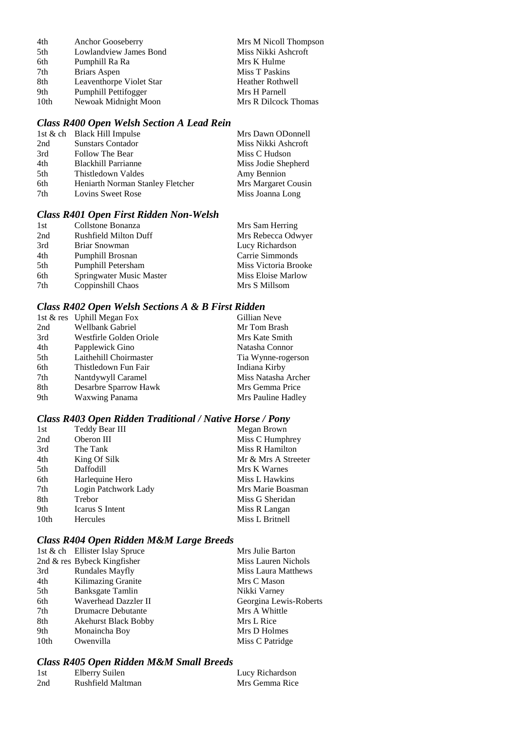| | | |
|---|---|---|
| 4th | Anchor Gooseberry | Mrs M Nicoll Thompson |
| 5th | Lowlandview James Bond | Miss Nikki Ashcroft |
| 6th | Pumphill Ra Ra | Mrs K Hulme |
| 7th | Briars Aspen | Miss T Paskins |
| 8th | Leaventhorpe Violet Star | Heather Rothwell |
| 9th | Pumphill Pettifogger | Mrs H Parnell |
| 10th | Newoak Midnight Moon | Mrs R Dilcock Thomas |

### *Class R400 Open Welsh Section A Lead Rein*

| | | |
|---|---|---|
| 1st & ch | Black Hill Impulse | Mrs Dawn ODonnell |
| 2nd | Sunstars Contador | Miss Nikki Ashcroft |
| 3rd | Follow The Bear | Miss C Hudson |
| 4th | Blackhill Parrianne | Miss Jodie Shepherd |
| 5th | Thistledown Valdes | Amy Bennion |
| 6th | Heniarth Norman Stanley Fletcher | Mrs Margaret Cousin |
| 7th | Lovins Sweet Rose | Miss Joanna Long |

### *Class R401 Open First Ridden Non-Welsh*

| | | |
|---|---|---|
| 1st | Collstone Bonanza | Mrs Sam Herring |
| 2nd | Rushfield Milton Duff | Mrs Rebecca Odwyer |
| 3rd | Briar Snowman | Lucy Richardson |
| 4th | Pumphill Brosnan | Carrie Simmonds |
| 5th | Pumphill Petersham | Miss Victoria Brooke |
| 6th | Springwater Music Master | Miss Eloise Marlow |
| 7th | Coppinshill Chaos | Mrs S Millsom |

### *Class R402 Open Welsh Sections A & B First Ridden*

| | | |
|---|---|---|
| 1st & res | Uphill Megan Fox | Gillian Neve |
| 2nd | Wellbank Gabriel | Mr Tom Brash |
| 3rd | Westfirle Golden Oriole | Mrs Kate Smith |
| 4th | Papplewick Gino | Natasha Connor |
| 5th | Laithehill Choirmaster | Tia Wynne-rogerson |
| 6th | Thistledown Fun Fair | Indiana Kirby |
| 7th | Nantdywyll Caramel | Miss Natasha Archer |
| 8th | Desarbre Sparrow Hawk | Mrs Gemma Price |
| 9th | Waxwing Panama | Mrs Pauline Hadley |

### *Class R403 Open Ridden Traditional / Native Horse / Pony*

| | | |
|---|---|---|
| 1st | Teddy Bear III | Megan Brown |
| 2nd | Oberon III | Miss C Humphrey |
| 3rd | The Tank | Miss R Hamilton |
| 4th | King Of Silk | Mr & Mrs A Streeter |
| 5th | Daffodill | Mrs K Warnes |
| 6th | Harlequine Hero | Miss L Hawkins |
| 7th | Login Patchwork Lady | Mrs Marie Boasman |
| 8th | Trebor | Miss G Sheridan |
| 9th | Icarus S Intent | Miss R Langan |
| 10th | Hercules | Miss L Britnell |

### *Class R404 Open Ridden M&M Large Breeds*

| | | |
|---|---|---|
| 1st & ch | Ellister Islay Spruce | Mrs Julie Barton |
| 2nd & res | Bybeck Kingfisher | Miss Lauren Nichols |
| 3rd | Rundales Mayfly | Miss Laura Matthews |
| 4th | Kilimazing Granite | Mrs C Mason |
| 5th | Banksgate Tamlin | Nikki Varney |
| 6th | Waverhead Dazzler II | Georgina Lewis-Roberts |
| 7th | Drumacre Debutante | Mrs A Whittle |
| 8th | Akehurst Black Bobby | Mrs L Rice |
| 9th | Monaincha Boy | Mrs D Holmes |
| 10th | Owenvilla | Miss C Patridge |

### *Class R405 Open Ridden M&M Small Breeds*

| | | |
|---|---|---|
| 1st | Elberry Suilen | Lucy Richardson |
| 2nd | Rushfield Maltman | Mrs Gemma Rice |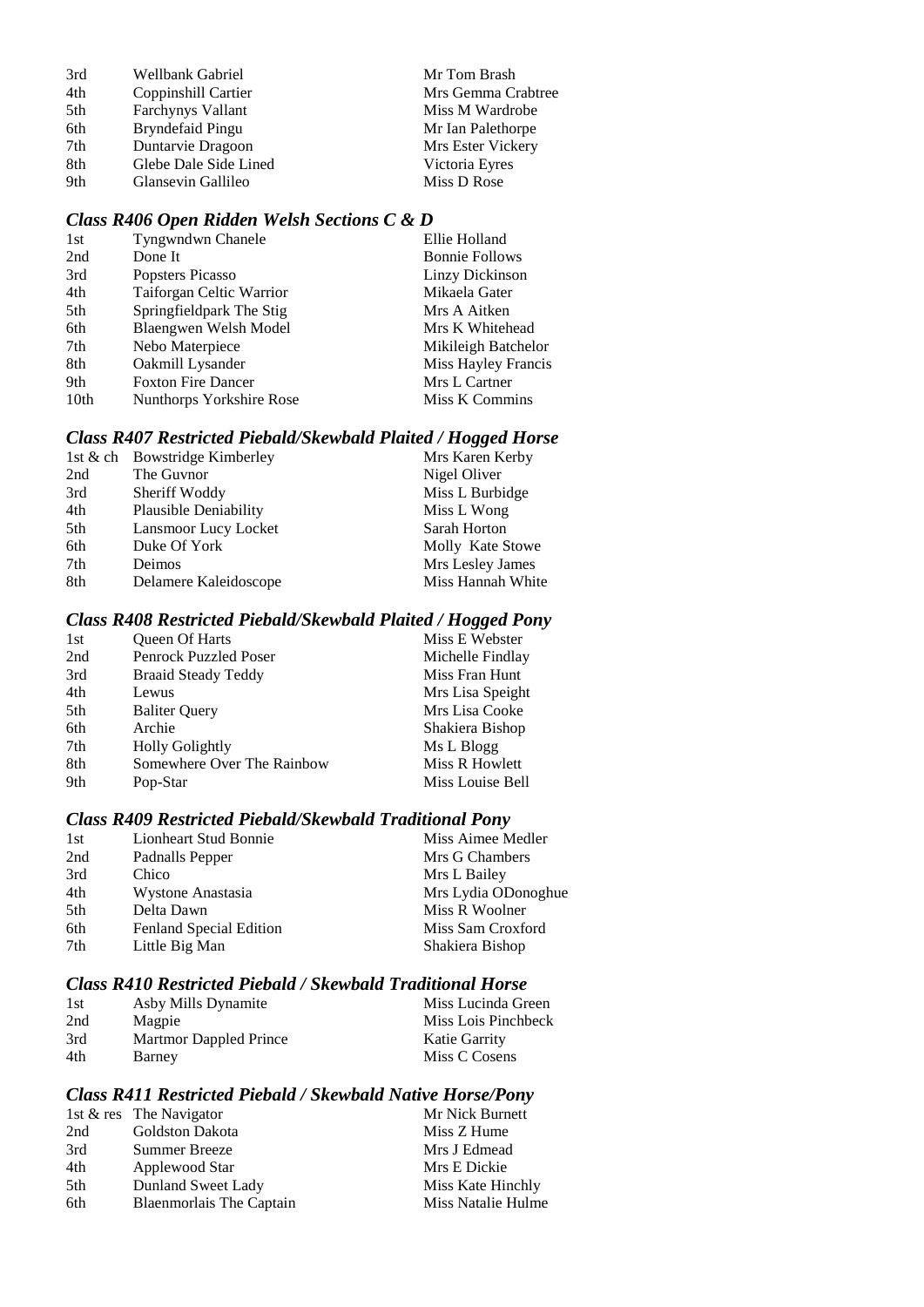| | | |
|---|---|---|
| 3rd | Wellbank Gabriel | Mr Tom Brash |
| 4th | Coppinshill Cartier | Mrs Gemma Crabtree |
| 5th | Farchynys Vallant | Miss M Wardrobe |
| 6th | Bryndefaid Pingu | Mr Ian Palethorpe |
| 7th | Duntarvie Dragoon | Mrs Ester Vickery |
| 8th | Glebe Dale Side Lined | Victoria Eyres |
| 9th | Glansevin Gallileo | Miss D Rose |

### *Class R406 Open Ridden Welsh Sections C & D*

| | | |
|---|---|---|
| 1st | Tyngwndwn Chanele | Ellie Holland |
| 2nd | Done It | Bonnie Follows |
| 3rd | Popsters Picasso | Linzy Dickinson |
| 4th | Taiforgan Celtic Warrior | Mikaela Gater |
| 5th | Springfieldpark The Stig | Mrs A Aitken |
| 6th | Blaengwen Welsh Model | Mrs K Whitehead |
| 7th | Nebo Materpiece | Mikileigh Batchelor |
| 8th | Oakmill Lysander | Miss Hayley Francis |
| 9th | Foxton Fire Dancer | Mrs L Cartner |
| 10th | Nunthorps Yorkshire Rose | Miss K Commins |

### *Class R407 Restricted Piebald/Skewbald Plaited / Hogged Horse*

| | | |
|---|---|---|
| 1st & ch | Bowstridge Kimberley | Mrs Karen Kerby |
| 2nd | The Guvnor | Nigel Oliver |
| 3rd | Sheriff Woddy | Miss L Burbidge |
| 4th | Plausible Deniability | Miss L Wong |
| 5th | Lansmoor Lucy Locket | Sarah Horton |
| 6th | Duke Of York | Molly Kate Stowe |
| 7th | Deimos | Mrs Lesley James |
| 8th | Delamere Kaleidoscope | Miss Hannah White |

### *Class R408 Restricted Piebald/Skewbald Plaited / Hogged Pony*

| | | |
|---|---|---|
| 1st | Queen Of Harts | Miss E Webster |
| 2nd | Penrock Puzzled Poser | Michelle Findlay |
| 3rd | Braaid Steady Teddy | Miss Fran Hunt |
| 4th | Lewus | Mrs Lisa Speight |
| 5th | Baliter Query | Mrs Lisa Cooke |
| 6th | Archie | Shakiera Bishop |
| 7th | Holly Golightly | Ms L Blogg |
| 8th | Somewhere Over The Rainbow | Miss R Howlett |
| 9th | Pop-Star | Miss Louise Bell |

### *Class R409 Restricted Piebald/Skewbald Traditional Pony*

| | | |
|---|---|---|
| 1st | Lionheart Stud Bonnie | Miss Aimee Medler |
| 2nd | Padnalls Pepper | Mrs G Chambers |
| 3rd | Chico | Mrs L Bailey |
| 4th | Wystone Anastasia | Mrs Lydia ODonoghue |
| 5th | Delta Dawn | Miss R Woolner |
| 6th | Fenland Special Edition | Miss Sam Croxford |
| 7th | Little Big Man | Shakiera Bishop |

### *Class R410 Restricted Piebald / Skewbald Traditional Horse*

| | | |
|---|---|---|
| 1st | Asby Mills Dynamite | Miss Lucinda Green |
| 2nd | Magpie | Miss Lois Pinchbeck |
| 3rd | Martmor Dappled Prince | Katie Garrity |
| 4th | Barney | Miss C Cosens |

### *Class R411 Restricted Piebald / Skewbald Native Horse/Pony*

| | | |
|---|---|---|
| 1st & res | The Navigator | Mr Nick Burnett |
| 2nd | Goldston Dakota | Miss Z Hume |
| 3rd | Summer Breeze | Mrs J Edmead |
| 4th | Applewood Star | Mrs E Dickie |
| 5th | Dunland Sweet Lady | Miss Kate Hinchly |
| 6th | Blaenmorlais The Captain | Miss Natalie Hulme |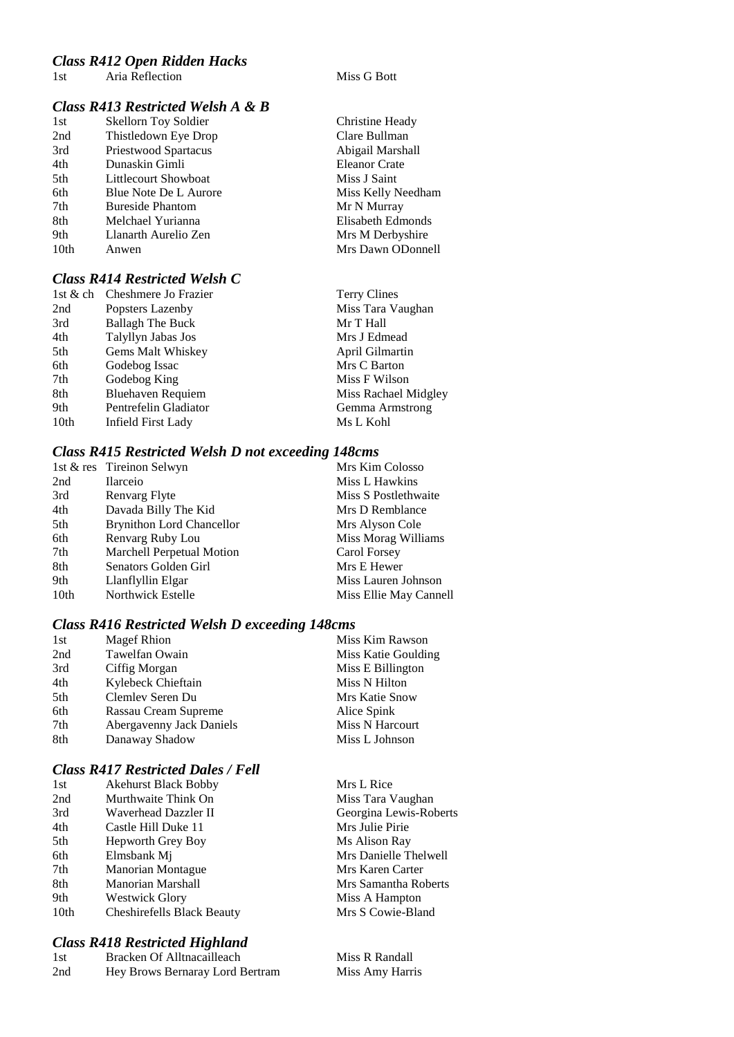### *Class R412 Open Ridden Hacks*

| | | |
|---|---|---|
| 1st | Aria Reflection | Miss G Bott |

### *Class R413 Restricted Welsh A & B*

| | | |
|---|---|---|
| 1st | Skellorn Toy Soldier | Christine Heady |
| 2nd | Thistledown Eye Drop | Clare Bullman |
| 3rd | Priestwood Spartacus | Abigail Marshall |
| 4th | Dunaskin Gimli | Eleanor Crate |
| 5th | Littlecourt Showboat | Miss J Saint |
| 6th | Blue Note De L Aurore | Miss Kelly Needham |
| 7th | Bureside Phantom | Mr N Murray |
| 8th | Melchael Yurianna | Elisabeth Edmonds |
| 9th | Llanarth Aurelio Zen | Mrs M Derbyshire |
| 10th | Anwen | Mrs Dawn ODonnell |

### *Class R414 Restricted Welsh C*

| | | |
|---|---|---|
| 1st & ch | Cheshmere Jo Frazier | Terry Clines |
| 2nd | Popsters Lazenby | Miss Tara Vaughan |
| 3rd | Ballagh The Buck | Mr T Hall |
| 4th | Talyllyn Jabas Jos | Mrs J Edmead |
| 5th | Gems Malt Whiskey | April Gilmartin |
| 6th | Godebog Issac | Mrs C Barton |
| 7th | Godebog King | Miss F Wilson |
| 8th | Bluehaven Requiem | Miss Rachael Midgley |
| 9th | Pentrefelin Gladiator | Gemma Armstrong |
| 10th | Infield First Lady | Ms L Kohl |

### *Class R415 Restricted Welsh D not exceeding 148cms*

| | | |
|---|---|---|
| 1st & res | Tireinon Selwyn | Mrs Kim Colosso |
| 2nd | Ilarceio | Miss L Hawkins |
| 3rd | Renvarg Flyte | Miss S Postlethwaite |
| 4th | Davada Billy The Kid | Mrs D Remblance |
| 5th | Brynithon Lord Chancellor | Mrs Alyson Cole |
| 6th | Renvarg Ruby Lou | Miss Morag Williams |
| 7th | Marchell Perpetual Motion | Carol Forsey |
| 8th | Senators Golden Girl | Mrs E Hewer |
| 9th | Llanflyllin Elgar | Miss Lauren Johnson |
| 10th | Northwick Estelle | Miss Ellie May Cannell |

### *Class R416 Restricted Welsh D exceeding 148cms*

| | | |
|---|---|---|
| 1st | Magef Rhion | Miss Kim Rawson |
| 2nd | Tawelfan Owain | Miss Katie Goulding |
| 3rd | Ciffig Morgan | Miss E Billington |
| 4th | Kylebeck Chieftain | Miss N Hilton |
| 5th | Clemlev Seren Du | Mrs Katie Snow |
| 6th | Rassau Cream Supreme | Alice Spink |
| 7th | Abergavenny Jack Daniels | Miss N Harcourt |
| 8th | Danaway Shadow | Miss L Johnson |

### *Class R417 Restricted Dales / Fell*

| | | |
|---|---|---|
| 1st | Akehurst Black Bobby | Mrs L Rice |
| 2nd | Murthwaite Think On | Miss Tara Vaughan |
| 3rd | Waverhead Dazzler II | Georgina Lewis-Roberts |
| 4th | Castle Hill Duke 11 | Mrs Julie Pirie |
| 5th | Hepworth Grey Boy | Ms Alison Ray |
| 6th | Elmsbank Mj | Mrs Danielle Thelwell |
| 7th | Manorian Montague | Mrs Karen Carter |
| 8th | Manorian Marshall | Mrs Samantha Roberts |
| 9th | Westwick Glory | Miss A Hampton |
| 10th | Cheshirefells Black Beauty | Mrs S Cowie-Bland |

### *Class R418 Restricted Highland*

| | | |
|---|---|---|
| 1st | Bracken Of Alltnacailleach | Miss R Randall |
| 2nd | Hey Brows Bernaray Lord Bertram | Miss Amy Harris |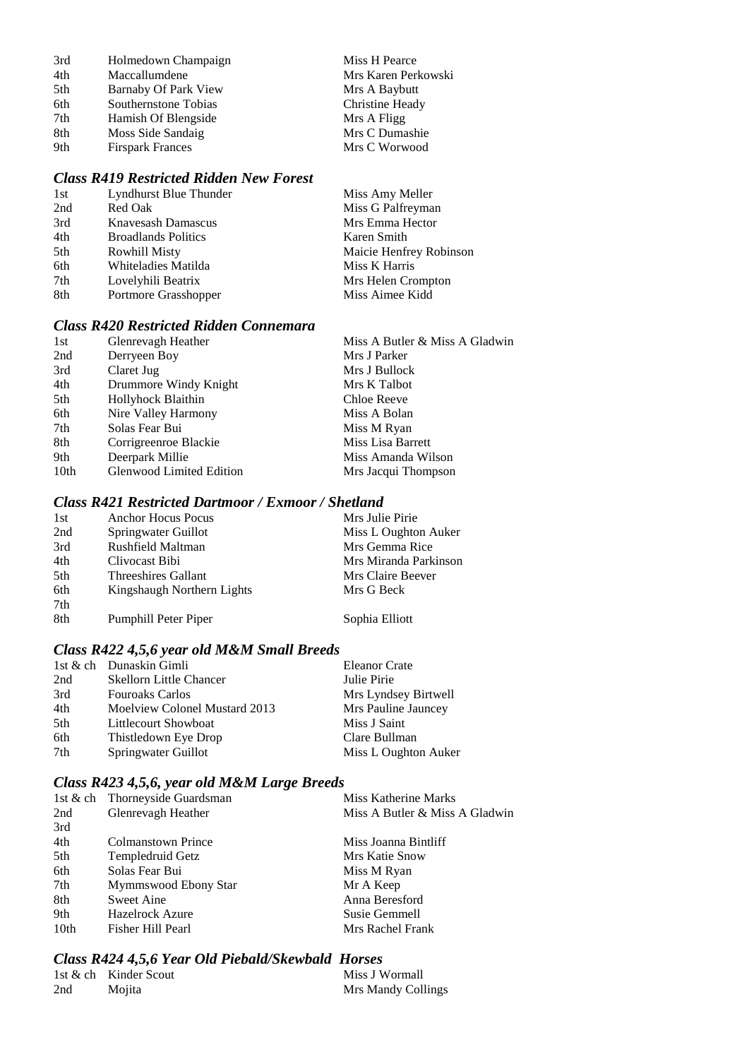| | | |
|---|---|---|
| 3rd | Holmedown Champaign | Miss H Pearce |
| 4th | Maccallumdene | Mrs Karen Perkowski |
| 5th | Barnaby Of Park View | Mrs A Baybutt |
| 6th | Southernstone Tobias | Christine Heady |
| 7th | Hamish Of Blengside | Mrs A Fligg |
| 8th | Moss Side Sandaig | Mrs C Dumashie |
| 9th | Firspark Frances | Mrs C Worwood |

### *Class R419 Restricted Ridden New Forest*

| | | |
|---|---|---|
| 1st | Lyndhurst Blue Thunder | Miss Amy Meller |
| 2nd | Red Oak | Miss G Palfreyman |
| 3rd | Knavesash Damascus | Mrs Emma Hector |
| 4th | Broadlands Politics | Karen Smith |
| 5th | Rowhill Misty | Maicie Henfrey Robinson |
| 6th | Whiteladies Matilda | Miss K Harris |
| 7th | Lovelyhili Beatrix | Mrs Helen Crompton |
| 8th | Portmore Grasshopper | Miss Aimee Kidd |

### *Class R420 Restricted Ridden Connemara*

| | | |
|---|---|---|
| 1st | Glenrevagh Heather | Miss A Butler & Miss A Gladwin |
| 2nd | Derryeen Boy | Mrs J Parker |
| 3rd | Claret Jug | Mrs J Bullock |
| 4th | Drummore Windy Knight | Mrs K Talbot |
| 5th | Hollyhock Blaithin | Chloe Reeve |
| 6th | Nire Valley Harmony | Miss A Bolan |
| 7th | Solas Fear Bui | Miss M Ryan |
| 8th | Corrigreenroe Blackie | Miss Lisa Barrett |
| 9th | Deerpark Millie | Miss Amanda Wilson |
| 10th | Glenwood Limited Edition | Mrs Jacqui Thompson |

### *Class R421 Restricted Dartmoor / Exmoor / Shetland*

| | | |
|---|---|---|
| 1st | Anchor Hocus Pocus | Mrs Julie Pirie |
| 2nd | Springwater Guillot | Miss L Oughton Auker |
| 3rd | Rushfield Maltman | Mrs Gemma Rice |
| 4th | Clivocast Bibi | Mrs Miranda Parkinson |
| 5th | Threeshires Gallant | Mrs Claire Beever |
| 6th | Kingshaugh Northern Lights | Mrs G Beck |
| 7th | | |
| 8th | Pumphill Peter Piper | Sophia Elliott |

### *Class R422 4,5,6 year old M&M Small Breeds*

| | | |
|---|---|---|
| 1st & ch | Dunaskin Gimli | Eleanor Crate |
| 2nd | Skellorn Little Chancer | Julie Pirie |
| 3rd | Fouroaks Carlos | Mrs Lyndsey Birtwell |
| 4th | Moelview Colonel Mustard 2013 | Mrs Pauline Jauncey |
| 5th | Littlecourt Showboat | Miss J Saint |
| 6th | Thistledown Eye Drop | Clare Bullman |
| 7th | Springwater Guillot | Miss L Oughton Auker |

### *Class R423 4,5,6, year old M&M Large Breeds*

| | | |
|---|---|---|
| 1st & ch | Thorneyside Guardsman | Miss Katherine Marks |
| 2nd | Glenrevagh Heather | Miss A Butler & Miss A Gladwin |
| 3rd | | |
| 4th | Colmanstown Prince | Miss Joanna Bintliff |
| 5th | Templedruid Getz | Mrs Katie Snow |
| 6th | Solas Fear Bui | Miss M Ryan |
| 7th | Mymmswood Ebony Star | Mr A Keep |
| 8th | Sweet Aine | Anna Beresford |
| 9th | Hazelrock Azure | Susie Gemmell |
| 10th | Fisher Hill Pearl | Mrs Rachel Frank |

### *Class R424 4,5,6 Year Old Piebald/Skewbald Horses*

| | | |
|---|---|---|
| 1st & ch | Kinder Scout | Miss J Wormall |
| 2nd | Mojita | Mrs Mandy Collings |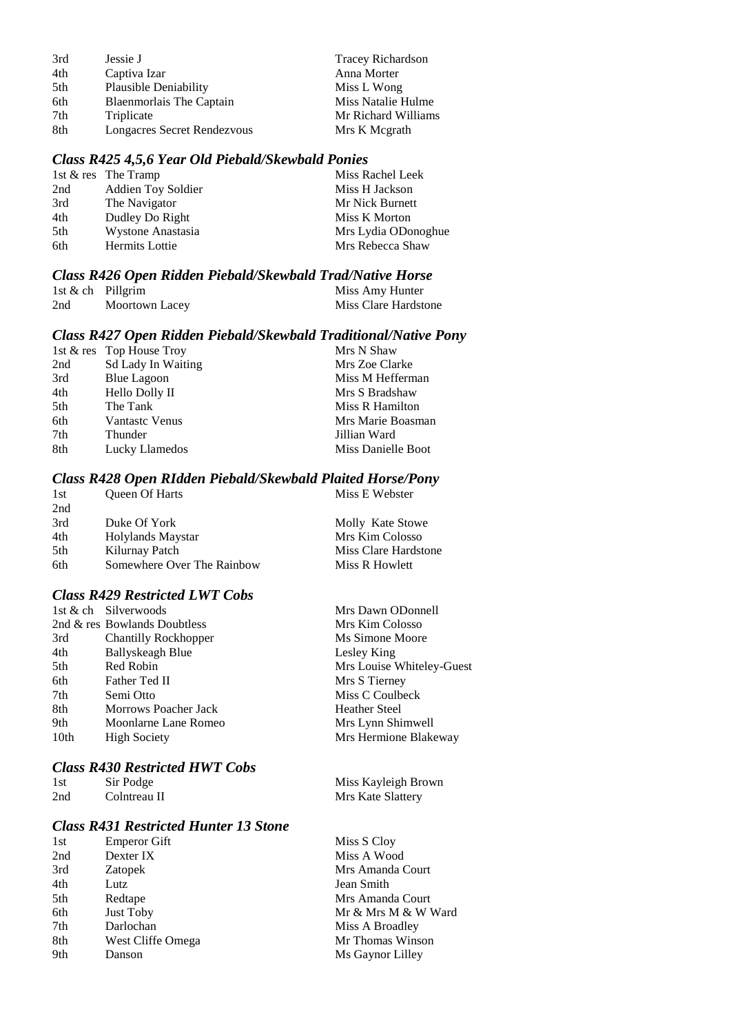| | | |
|---|---|---|
| 3rd | Jessie J | Tracey Richardson |
| 4th | Captiva Izar | Anna Morter |
| 5th | Plausible Deniability | Miss L Wong |
| 6th | Blaenmorlais The Captain | Miss Natalie Hulme |
| 7th | Triplicate | Mr Richard Williams |
| 8th | Longacres Secret Rendezvous | Mrs K Mcgrath |

### *Class R425 4,5,6 Year Old Piebald/Skewbald Ponies*

| | | |
|---|---|---|
| 1st & res | The Tramp | Miss Rachel Leek |
| 2nd | Addien Toy Soldier | Miss H Jackson |
| 3rd | The Navigator | Mr Nick Burnett |
| 4th | Dudley Do Right | Miss K Morton |
| 5th | Wystone Anastasia | Mrs Lydia ODonoghue |
| 6th | Hermits Lottie | Mrs Rebecca Shaw |

### *Class R426 Open Ridden Piebald/Skewbald Trad/Native Horse*

| | | |
|---|---|---|
| 1st & ch | Pillgrim | Miss Amy Hunter |
| 2nd | Moortown Lacey | Miss Clare Hardstone |

### *Class R427 Open Ridden Piebald/Skewbald Traditional/Native Pony*

| | | |
|---|---|---|
| 1st & res | Top House Troy | Mrs N Shaw |
| 2nd | Sd Lady In Waiting | Mrs Zoe Clarke |
| 3rd | Blue Lagoon | Miss M Hefferman |
| 4th | Hello Dolly II | Mrs S Bradshaw |
| 5th | The Tank | Miss R Hamilton |
| 6th | Vantastc Venus | Mrs Marie Boasman |
| 7th | Thunder | Jillian Ward |
| 8th | Lucky Llamedos | Miss Danielle Boot |

### *Class R428 Open RIdden Piebald/Skewbald Plaited Horse/Pony*

| | | |
|---|---|---|
| 1st | Queen Of Harts | Miss E Webster |
| 2nd | | |
| 3rd | Duke Of York | Molly Kate Stowe |
| 4th | Holylands Maystar | Mrs Kim Colosso |
| 5th | Kilurnay Patch | Miss Clare Hardstone |
| 6th | Somewhere Over The Rainbow | Miss R Howlett |

### *Class R429 Restricted LWT Cobs*

| | | |
|---|---|---|
| 1st & ch | Silverwoods | Mrs Dawn ODonnell |
| 2nd & res | Bowlands Doubtless | Mrs Kim Colosso |
| 3rd | Chantilly Rockhopper | Ms Simone Moore |
| 4th | Ballyskeagh Blue | Lesley King |
| 5th | Red Robin | Mrs Louise Whiteley-Guest |
| 6th | Father Ted II | Mrs S Tierney |
| 7th | Semi Otto | Miss C Coulbeck |
| 8th | Morrows Poacher Jack | Heather Steel |
| 9th | Moonlarne Lane Romeo | Mrs Lynn Shimwell |
| 10th | High Society | Mrs Hermione Blakeway |

### *Class R430 Restricted HWT Cobs*

| | | |
|---|---|---|
| 1st | Sir Podge | Miss Kayleigh Brown |
| 2nd | Colntreau II | Mrs Kate Slattery |

### *Class R431 Restricted Hunter 13 Stone*

| | | |
|---|---|---|
| 1st | Emperor Gift | Miss S Cloy |
| 2nd | Dexter IX | Miss A Wood |
| 3rd | Zatopek | Mrs Amanda Court |
| 4th | Lutz | Jean Smith |
| 5th | Redtape | Mrs Amanda Court |
| 6th | Just Toby | Mr & Mrs M & W Ward |
| 7th | Darlochan | Miss A Broadley |
| 8th | West Cliffe Omega | Mr Thomas Winson |
| 9th | Danson | Ms Gaynor Lilley |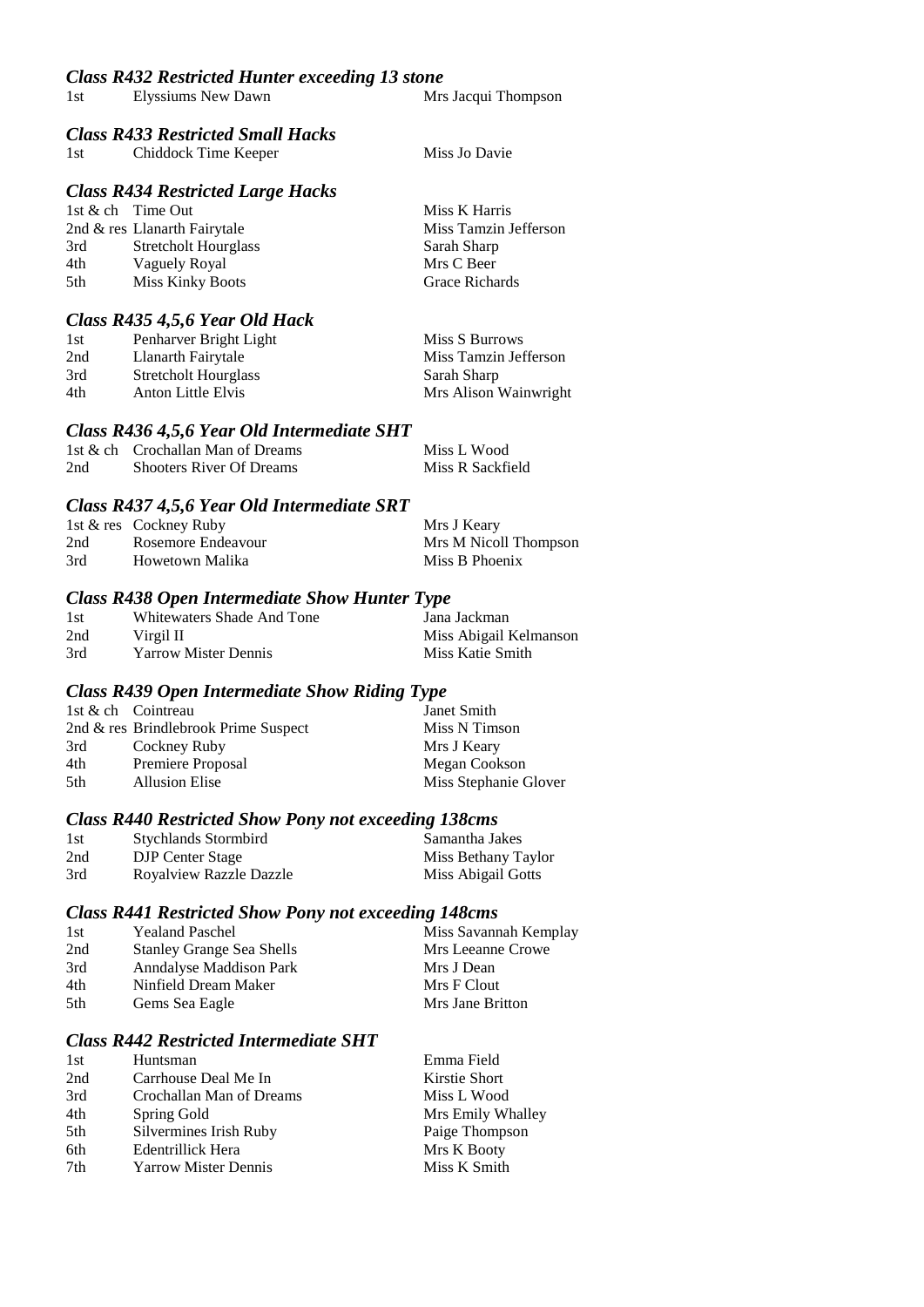### *Class R432 Restricted Hunter exceeding 13 stone*

| | | |
|---|---|---|
| 1st | Elyssiums New Dawn | Mrs Jacqui Thompson |

### *Class R433 Restricted Small Hacks*

| | | |
|---|---|---|
| 1st | Chiddock Time Keeper | Miss Jo Davie |

### *Class R434 Restricted Large Hacks*

| | | |
|---|---|---|
| 1st & ch | Time Out | Miss K Harris |
| 2nd & res | Llanarth Fairytale | Miss Tamzin Jefferson |
| 3rd | Stretcholt Hourglass | Sarah Sharp |
| 4th | Vaguely Royal | Mrs C Beer |
| 5th | Miss Kinky Boots | Grace Richards |

### *Class R435 4,5,6 Year Old Hack*

| | | |
|---|---|---|
| 1st | Penharver Bright Light | Miss S Burrows |
| 2nd | Llanarth Fairytale | Miss Tamzin Jefferson |
| 3rd | Stretcholt Hourglass | Sarah Sharp |
| 4th | Anton Little Elvis | Mrs Alison Wainwright |

### *Class R436 4,5,6 Year Old Intermediate SHT*

| | | |
|---|---|---|
| 1st & ch | Crochallan Man of Dreams | Miss L Wood |
| 2nd | Shooters River Of Dreams | Miss R Sackfield |

### *Class R437 4,5,6 Year Old Intermediate SRT*

| | | |
|---|---|---|
| 1st & res | Cockney Ruby | Mrs J Keary |
| 2nd | Rosemore Endeavour | Mrs M Nicoll Thompson |
| 3rd | Howetown Malika | Miss B Phoenix |

### *Class R438 Open Intermediate Show Hunter Type*

| | | |
|---|---|---|
| 1st | Whitewaters Shade And Tone | Jana Jackman |
| 2nd | Virgil II | Miss Abigail Kelmanson |
| 3rd | Yarrow Mister Dennis | Miss Katie Smith |

### *Class R439 Open Intermediate Show Riding Type*

| | | |
|---|---|---|
| 1st & ch | Cointreau | Janet Smith |
| 2nd & res | Brindlebrook Prime Suspect | Miss N Timson |
| 3rd | Cockney Ruby | Mrs J Keary |
| 4th | Premiere Proposal | Megan Cookson |
| 5th | Allusion Elise | Miss Stephanie Glover |

### *Class R440 Restricted Show Pony not exceeding 138cms*

| | | |
|---|---|---|
| 1st | Stychlands Stormbird | Samantha Jakes |
| 2nd | DJP Center Stage | Miss Bethany Taylor |
| 3rd | Royalview Razzle Dazzle | Miss Abigail Gotts |

### *Class R441 Restricted Show Pony not exceeding 148cms*

| | | |
|---|---|---|
| 1st | Yealand Paschel | Miss Savannah Kemplay |
| 2nd | Stanley Grange Sea Shells | Mrs Leeanne Crowe |
| 3rd | Anndalyse Maddison Park | Mrs J Dean |
| 4th | Ninfield Dream Maker | Mrs F Clout |
| 5th | Gems Sea Eagle | Mrs Jane Britton |

### *Class R442 Restricted Intermediate SHT*

| | | |
|---|---|---|
| 1st | Huntsman | Emma Field |
| 2nd | Carrhouse Deal Me In | Kirstie Short |
| 3rd | Crochallan Man of Dreams | Miss L Wood |
| 4th | Spring Gold | Mrs Emily Whalley |
| 5th | Silvermines Irish Ruby | Paige Thompson |
| 6th | Edentrillick Hera | Mrs K Booty |
| 7th | Yarrow Mister Dennis | Miss K Smith |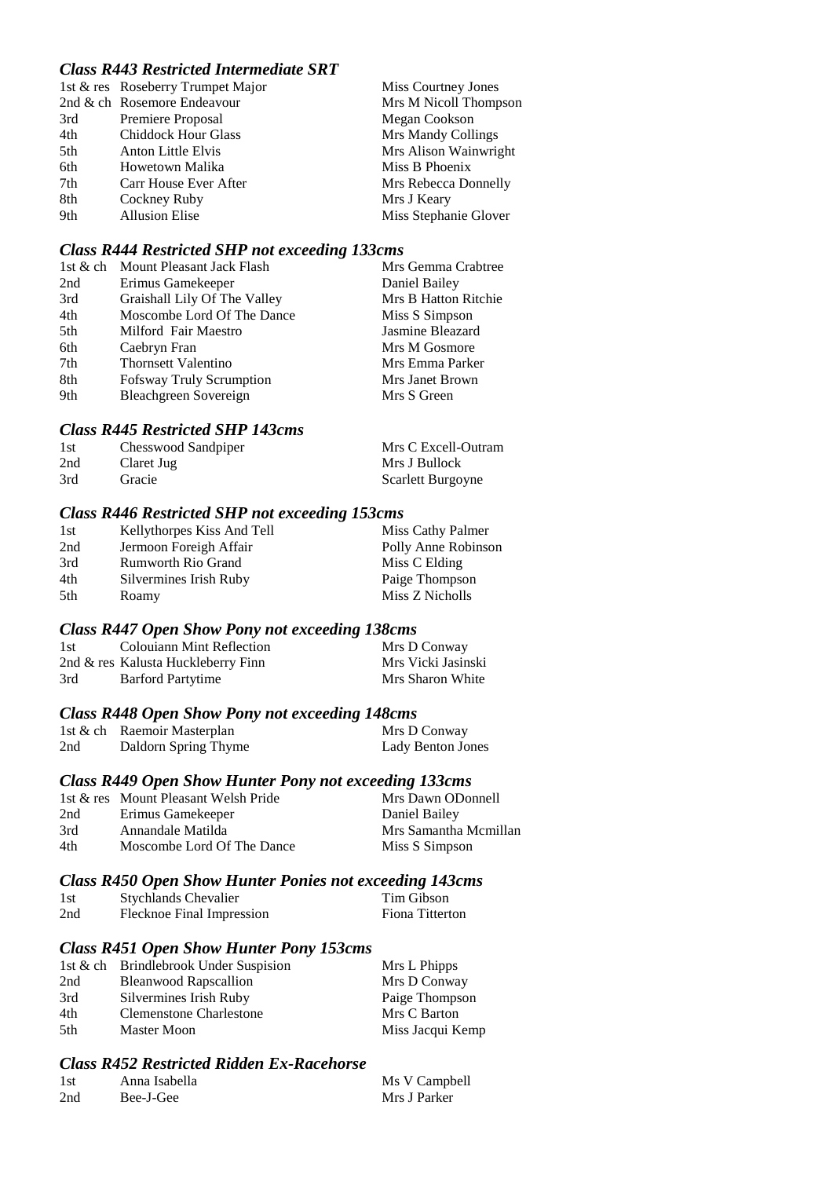### *Class R443 Restricted Intermediate SRT*

| | | |
|---|---|---|
| 1st & res | Roseberry Trumpet Major | Miss Courtney Jones |
| 2nd & ch | Rosemore Endeavour | Mrs M Nicoll Thompson |
| 3rd | Premiere Proposal | Megan Cookson |
| 4th | Chiddock Hour Glass | Mrs Mandy Collings |
| 5th | Anton Little Elvis | Mrs Alison Wainwright |
| 6th | Howetown Malika | Miss B Phoenix |
| 7th | Carr House Ever After | Mrs Rebecca Donnelly |
| 8th | Cockney Ruby | Mrs J Keary |
| 9th | Allusion Elise | Miss Stephanie Glover |

### *Class R444 Restricted SHP not exceeding 133cms*

| | | |
|---|---|---|
| 1st & ch | Mount Pleasant Jack Flash | Mrs Gemma Crabtree |
| 2nd | Erimus Gamekeeper | Daniel Bailey |
| 3rd | Graishall Lily Of The Valley | Mrs B Hatton Ritchie |
| 4th | Moscombe Lord Of The Dance | Miss S Simpson |
| 5th | Milford Fair Maestro | Jasmine Bleazard |
| 6th | Caebryn Fran | Mrs M Gosmore |
| 7th | Thornsett Valentino | Mrs Emma Parker |
| 8th | Fofsway Truly Scrumption | Mrs Janet Brown |
| 9th | Bleachgreen Sovereign | Mrs S Green |

### *Class R445 Restricted SHP 143cms*

| | | |
|---|---|---|
| 1st | Chesswood Sandpiper | Mrs C Excell-Outram |
| 2nd | Claret Jug | Mrs J Bullock |
| 3rd | Gracie | Scarlett Burgoyne |

### *Class R446 Restricted SHP not exceeding 153cms*

| | | |
|---|---|---|
| 1st | Kellythorpes Kiss And Tell | Miss Cathy Palmer |
| 2nd | Jermoon Foreigh Affair | Polly Anne Robinson |
| 3rd | Rumworth Rio Grand | Miss C Elding |
| 4th | Silvermines Irish Ruby | Paige Thompson |
| 5th | Roamy | Miss Z Nicholls |

### *Class R447 Open Show Pony not exceeding 138cms*

| | | |
|---|---|---|
| 1st | Colouiann Mint Reflection | Mrs D Conway |
| 2nd & res | Kalusta Huckleberry Finn | Mrs Vicki Jasinski |
| 3rd | Barford Partytime | Mrs Sharon White |

### *Class R448 Open Show Pony not exceeding 148cms*

| | | |
|---|---|---|
| 1st & ch | Raemoir Masterplan | Mrs D Conway |
| 2nd | Daldorn Spring Thyme | Lady Benton Jones |

### *Class R449 Open Show Hunter Pony not exceeding 133cms*

| | | |
|---|---|---|
| 1st & res | Mount Pleasant Welsh Pride | Mrs Dawn ODonnell |
| 2nd | Erimus Gamekeeper | Daniel Bailey |
| 3rd | Annandale Matilda | Mrs Samantha Mcmillan |
| 4th | Moscombe Lord Of The Dance | Miss S Simpson |

### *Class R450 Open Show Hunter Ponies not exceeding 143cms*

| | | |
|---|---|---|
| 1st | Stychlands Chevalier | Tim Gibson |
| 2nd | Flecknoe Final Impression | Fiona Titterton |

### *Class R451 Open Show Hunter Pony 153cms*

| | | |
|---|---|---|
| 1st & ch | Brindlebrook Under Suspision | Mrs L Phipps |
| 2nd | Bleanwood Rapscallion | Mrs D Conway |
| 3rd | Silvermines Irish Ruby | Paige Thompson |
| 4th | Clemenstone Charlestone | Mrs C Barton |
| 5th | Master Moon | Miss Jacqui Kemp |

### *Class R452 Restricted Ridden Ex-Racehorse*

| | | |
|---|---|---|
| 1st | Anna Isabella | Ms V Campbell |
| 2nd | Bee-J-Gee | Mrs J Parker |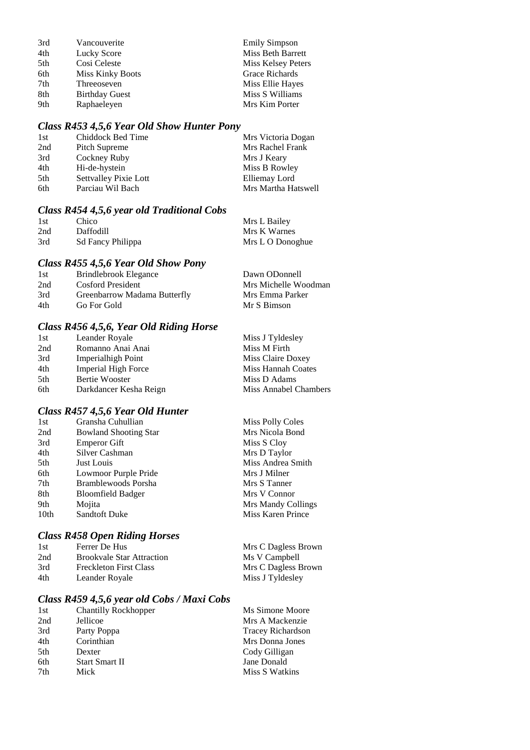| | | |
|---|---|---|
| 3rd | Vancouverite | Emily Simpson |
| 4th | Lucky Score | Miss Beth Barrett |
| 5th | Cosi Celeste | Miss Kelsey Peters |
| 6th | Miss Kinky Boots | Grace Richards |
| 7th | Threeoseven | Miss Ellie Hayes |
| 8th | Birthday Guest | Miss S Williams |
| 9th | Raphaeleyen | Mrs Kim Porter |

### *Class R453 4,5,6 Year Old Show Hunter Pony*

| | | |
|---|---|---|
| 1st | Chiddock Bed Time | Mrs Victoria Dogan |
| 2nd | Pitch Supreme | Mrs Rachel Frank |
| 3rd | Cockney Ruby | Mrs J Keary |
| 4th | Hi-de-hystein | Miss B Rowley |
| 5th | Settvalley Pixie Lott | Elliemay Lord |
| 6th | Parciau Wil Bach | Mrs Martha Hatswell |

### *Class R454 4,5,6 year old Traditional Cobs*

| | | |
|---|---|---|
| 1st | Chico | Mrs L Bailey |
| 2nd | Daffodill | Mrs K Warnes |
| 3rd | Sd Fancy Philippa | Mrs L O Donoghue |

### *Class R455 4,5,6 Year Old Show Pony*

| | | |
|---|---|---|
| 1st | Brindlebrook Elegance | Dawn ODonnell |
| 2nd | Cosford President | Mrs Michelle Woodman |
| 3rd | Greenbarrow Madama Butterfly | Mrs Emma Parker |
| 4th | Go For Gold | Mr S Bimson |

### *Class R456 4,5,6, Year Old Riding Horse*

| | | |
|---|---|---|
| 1st | Leander Royale | Miss J Tyldesley |
| 2nd | Romanno Anai Anai | Miss M Firth |
| 3rd | Imperialhigh Point | Miss Claire Doxey |
| 4th | Imperial High Force | Miss Hannah Coates |
| 5th | Bertie Wooster | Miss D Adams |
| 6th | Darkdancer Kesha Reign | Miss Annabel Chambers |

### *Class R457 4,5,6 Year Old Hunter*

| | | |
|---|---|---|
| 1st | Gransha Cuhullian | Miss Polly Coles |
| 2nd | Bowland Shooting Star | Mrs Nicola Bond |
| 3rd | Emperor Gift | Miss S Cloy |
| 4th | Silver Cashman | Mrs D Taylor |
| 5th | Just Louis | Miss Andrea Smith |
| 6th | Lowmoor Purple Pride | Mrs J Milner |
| 7th | Bramblewoods Porsha | Mrs S Tanner |
| 8th | Bloomfield Badger | Mrs V Connor |
| 9th | Mojita | Mrs Mandy Collings |
| 10th | Sandtoft Duke | Miss Karen Prince |

### *Class R458 Open Riding Horses*

| | | |
|---|---|---|
| 1st | Ferrer De Hus | Mrs C Dagless Brown |
| 2nd | Brookvale Star Attraction | Ms V Campbell |
| 3rd | Freckleton First Class | Mrs C Dagless Brown |
| 4th | Leander Royale | Miss J Tyldesley |

### *Class R459 4,5,6 year old Cobs / Maxi Cobs*

| | | |
|---|---|---|
| 1st | Chantilly Rockhopper | Ms Simone Moore |
| 2nd | Jellicoe | Mrs A Mackenzie |
| 3rd | Party Poppa | Tracey Richardson |
| 4th | Corinthian | Mrs Donna Jones |
| 5th | Dexter | Cody Gilligan |
| 6th | Start Smart II | Jane Donald |
| 7th | Mick | Miss S Watkins |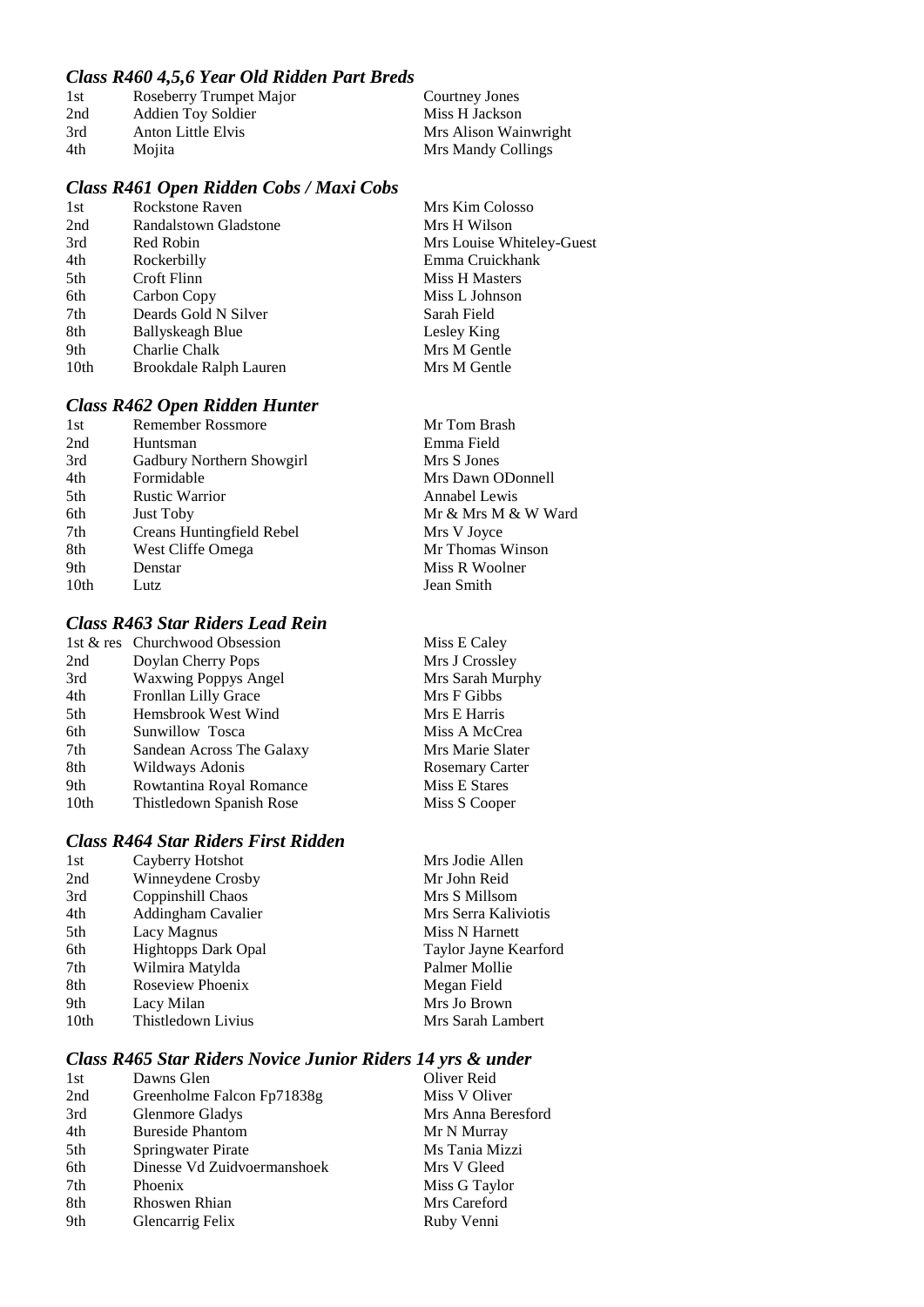### *Class R460 4,5,6 Year Old Ridden Part Breds*

| | | |
|---|---|---|
| 1st | Roseberry Trumpet Major | Courtney Jones |
| 2nd | Addien Toy Soldier | Miss H Jackson |
| 3rd | Anton Little Elvis | Mrs Alison Wainwright |
| 4th | Mojita | Mrs Mandy Collings |

### *Class R461 Open Ridden Cobs / Maxi Cobs*

| | | |
|---|---|---|
| 1st | Rockstone Raven | Mrs Kim Colosso |
| 2nd | Randalstown Gladstone | Mrs H Wilson |
| 3rd | Red Robin | Mrs Louise Whiteley-Guest |
| 4th | Rockerbilly | Emma Cruickhank |
| 5th | Croft Flinn | Miss H Masters |
| 6th | Carbon Copy | Miss L Johnson |
| 7th | Deards Gold N Silver | Sarah Field |
| 8th | Ballyskeagh Blue | Lesley King |
| 9th | Charlie Chalk | Mrs M Gentle |
| 10th | Brookdale Ralph Lauren | Mrs M Gentle |

### *Class R462 Open Ridden Hunter*

| | | |
|---|---|---|
| 1st | Remember Rossmore | Mr Tom Brash |
| 2nd | Huntsman | Emma Field |
| 3rd | Gadbury Northern Showgirl | Mrs S Jones |
| 4th | Formidable | Mrs Dawn ODonnell |
| 5th | Rustic Warrior | Annabel Lewis |
| 6th | Just Toby | Mr & Mrs M & W Ward |
| 7th | Creans Huntingfield Rebel | Mrs V Joyce |
| 8th | West Cliffe Omega | Mr Thomas Winson |
| 9th | Denstar | Miss R Woolner |
| 10th | Lutz | Jean Smith |

### *Class R463 Star Riders Lead Rein*

| | | |
|---|---|---|
| 1st & res | Churchwood Obsession | Miss E Caley |
| 2nd | Doylan Cherry Pops | Mrs J Crossley |
| 3rd | Waxwing Poppys Angel | Mrs Sarah Murphy |
| 4th | Fronllan Lilly Grace | Mrs F Gibbs |
| 5th | Hemsbrook West Wind | Mrs E Harris |
| 6th | Sunwillow Tosca | Miss A McCrea |
| 7th | Sandean Across The Galaxy | Mrs Marie Slater |
| 8th | Wildways Adonis | Rosemary Carter |
| 9th | Rowtantina Royal Romance | Miss E Stares |
| 10th | Thistledown Spanish Rose | Miss S Cooper |

### *Class R464 Star Riders First Ridden*

| | | |
|---|---|---|
| 1st | Cayberry Hotshot | Mrs Jodie Allen |
| 2nd | Winneydene Crosby | Mr John Reid |
| 3rd | Coppinshill Chaos | Mrs S Millsom |
| 4th | Addingham Cavalier | Mrs Serra Kaliviotis |
| 5th | Lacy Magnus | Miss N Harnett |
| 6th | Hightopps Dark Opal | Taylor Jayne Kearford |
| 7th | Wilmira Matylda | Palmer Mollie |
| 8th | Roseview Phoenix | Megan Field |
| 9th | Lacy Milan | Mrs Jo Brown |
| 10th | Thistledown Livius | Mrs Sarah Lambert |

### *Class R465 Star Riders Novice Junior Riders 14 yrs & under*

| | | |
|---|---|---|
| 1st | Dawns Glen | Oliver Reid |
| 2nd | Greenholme Falcon Fp71838g | Miss V Oliver |
| 3rd | Glenmore Gladys | Mrs Anna Beresford |
| 4th | Bureside Phantom | Mr N Murray |
| 5th | Springwater Pirate | Ms Tania Mizzi |
| 6th | Dinesse Vd Zuidvoermanshoek | Mrs V Gleed |
| 7th | Phoenix | Miss G Taylor |
| 8th | Rhoswen Rhian | Mrs Careford |
| 9th | Glencarrig Felix | Ruby Venni |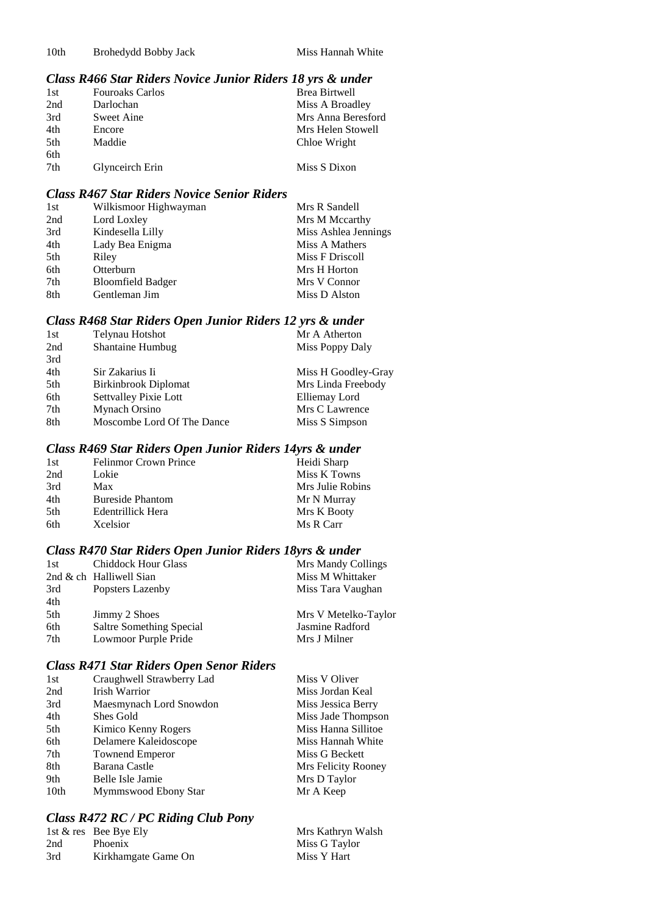| | | |
|---|---|---|
| 10th | Brohedydd Bobby Jack | Miss Hannah White |

### *Class R466 Star Riders Novice Junior Riders 18 yrs & under*

| | | |
|---|---|---|
| 1st | Fouroaks Carlos | Brea Birtwell |
| 2nd | Darlochan | Miss A Broadley |
| 3rd | Sweet Aine | Mrs Anna Beresford |
| 4th | Encore | Mrs Helen Stowell |
| 5th | Maddie | Chloe Wright |
| 6th | | |
| 7th | Glynceirch Erin | Miss S Dixon |

### *Class R467 Star Riders Novice Senior Riders*

| | | |
|---|---|---|
| 1st | Wilkismoor Highwayman | Mrs R Sandell |
| 2nd | Lord Loxley | Mrs M Mccarthy |
| 3rd | Kindesella Lilly | Miss Ashlea Jennings |
| 4th | Lady Bea Enigma | Miss A Mathers |
| 5th | Riley | Miss F Driscoll |
| 6th | Otterburn | Mrs H Horton |
| 7th | Bloomfield Badger | Mrs V Connor |
| 8th | Gentleman Jim | Miss D Alston |

### *Class R468 Star Riders Open Junior Riders 12 yrs & under*

| | | |
|---|---|---|
| 1st | Telynau Hotshot | Mr A Atherton |
| 2nd | Shantaine Humbug | Miss Poppy Daly |
| 3rd | | |
| 4th | Sir Zakarius Ii | Miss H Goodley-Gray |
| 5th | Birkinbrook Diplomat | Mrs Linda Freebody |
| 6th | Settvalley Pixie Lott | Elliemay Lord |
| 7th | Mynach Orsino | Mrs C Lawrence |
| 8th | Moscombe Lord Of The Dance | Miss S Simpson |

### *Class R469 Star Riders Open Junior Riders 14yrs & under*

| | | |
|---|---|---|
| 1st | Felinmor Crown Prince | Heidi Sharp |
| 2nd | Lokie | Miss K Towns |
| 3rd | Max | Mrs Julie Robins |
| 4th | Bureside Phantom | Mr N Murray |
| 5th | Edentrillick Hera | Mrs K Booty |
| 6th | Xcelsior | Ms R Carr |

### *Class R470 Star Riders Open Junior Riders 18yrs & under*

| | | |
|---|---|---|
| 1st | Chiddock Hour Glass | Mrs Mandy Collings |
| 2nd & ch | Halliwell Sian | Miss M Whittaker |
| 3rd | Popsters Lazenby | Miss Tara Vaughan |
| 4th | | |
| 5th | Jimmy 2 Shoes | Mrs V Metelko-Taylor |
| 6th | Saltre Something Special | Jasmine Radford |
| 7th | Lowmoor Purple Pride | Mrs J Milner |

### *Class R471 Star Riders Open Senor Riders*

| | | |
|---|---|---|
| 1st | Craughwell Strawberry Lad | Miss V Oliver |
| 2nd | Irish Warrior | Miss Jordan Keal |
| 3rd | Maesmynach Lord Snowdon | Miss Jessica Berry |
| 4th | Shes Gold | Miss Jade Thompson |
| 5th | Kimico Kenny Rogers | Miss Hanna Sillitoe |
| 6th | Delamere Kaleidoscope | Miss Hannah White |
| 7th | Townend Emperor | Miss G Beckett |
| 8th | Barana Castle | Mrs Felicity Rooney |
| 9th | Belle Isle Jamie | Mrs D Taylor |
| 10th | Mymmswood Ebony Star | Mr A Keep |

### *Class R472 RC / PC Riding Club Pony*

| | | |
|---|---|---|
| 1st & res | Bee Bye Ely | Mrs Kathryn Walsh |
| 2nd | Phoenix | Miss G Taylor |
| 3rd | Kirkhamgate Game On | Miss Y Hart |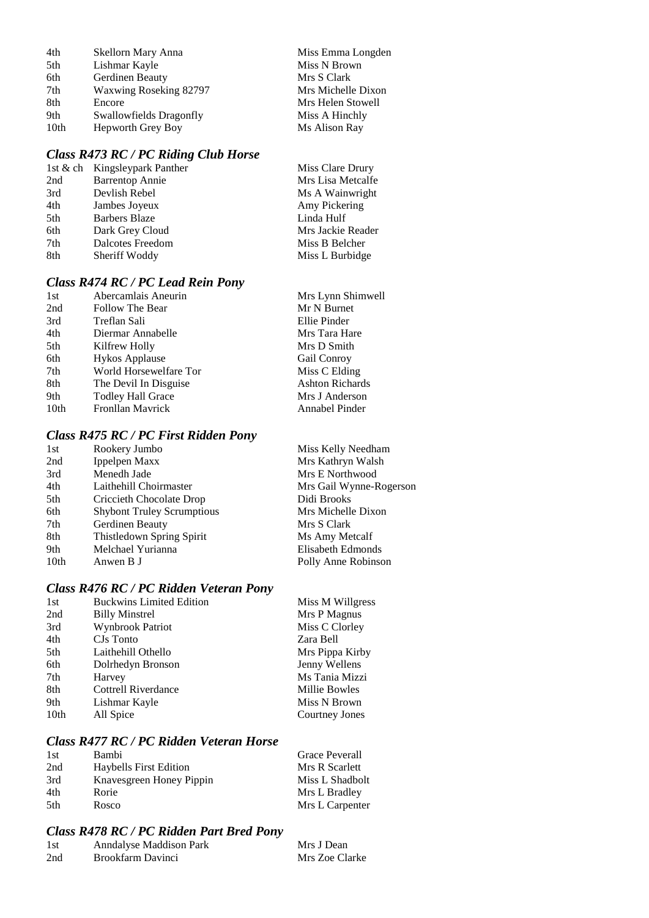| | | |
|---|---|---|
| 4th | Skellorn Mary Anna | Miss Emma Longden |
| 5th | Lishmar Kayle | Miss N Brown |
| 6th | Gerdinen Beauty | Mrs S Clark |
| 7th | Waxwing Roseking 82797 | Mrs Michelle Dixon |
| 8th | Encore | Mrs Helen Stowell |
| 9th | Swallowfields Dragonfly | Miss A Hinchly |
| 10th | Hepworth Grey Boy | Ms Alison Ray |

### *Class R473 RC / PC Riding Club Horse*

| | | |
|---|---|---|
| 1st & ch | Kingsleypark Panther | Miss Clare Drury |
| 2nd | Barrentop Annie | Mrs Lisa Metcalfe |
| 3rd | Devlish Rebel | Ms A Wainwright |
| 4th | Jambes Joyeux | Amy Pickering |
| 5th | Barbers Blaze | Linda Hulf |
| 6th | Dark Grey Cloud | Mrs Jackie Reader |
| 7th | Dalcotes Freedom | Miss B Belcher |
| 8th | Sheriff Woddy | Miss L Burbidge |

### *Class R474 RC / PC Lead Rein Pony*

| | | |
|---|---|---|
| 1st | Abercamlais Aneurin | Mrs Lynn Shimwell |
| 2nd | Follow The Bear | Mr N Burnet |
| 3rd | Treflan Sali | Ellie Pinder |
| 4th | Diermar Annabelle | Mrs Tara Hare |
| 5th | Kilfrew Holly | Mrs D Smith |
| 6th | Hykos Applause | Gail Conroy |
| 7th | World Horsewelfare Tor | Miss C Elding |
| 8th | The Devil In Disguise | Ashton Richards |
| 9th | Todley Hall Grace | Mrs J Anderson |
| 10th | Fronllan Mavrick | Annabel Pinder |

### *Class R475 RC / PC First Ridden Pony*

| | | |
|---|---|---|
| 1st | Rookery Jumbo | Miss Kelly Needham |
| 2nd | Ippelpen Maxx | Mrs Kathryn Walsh |
| 3rd | Menedh Jade | Mrs E Northwood |
| 4th | Laithehill Choirmaster | Mrs Gail Wynne-Rogerson |
| 5th | Criccieth Chocolate Drop | Didi Brooks |
| 6th | Shybont Truley Scrumptious | Mrs Michelle Dixon |
| 7th | Gerdinen Beauty | Mrs S Clark |
| 8th | Thistledown Spring Spirit | Ms Amy Metcalf |
| 9th | Melchael Yurianna | Elisabeth Edmonds |
| 10th | Anwen B J | Polly Anne Robinson |

### *Class R476 RC / PC Ridden Veteran Pony*

| | | |
|---|---|---|
| 1st | Buckwins Limited Edition | Miss M Willgress |
| 2nd | Billy Minstrel | Mrs P Magnus |
| 3rd | Wynbrook Patriot | Miss C Clorley |
| 4th | CJs Tonto | Zara Bell |
| 5th | Laithehill Othello | Mrs Pippa Kirby |
| 6th | Dolrhedyn Bronson | Jenny Wellens |
| 7th | Harvey | Ms Tania Mizzi |
| 8th | Cottrell Riverdance | Millie Bowles |
| 9th | Lishmar Kayle | Miss N Brown |
| 10th | All Spice | Courtney Jones |

### *Class R477 RC / PC Ridden Veteran Horse*

| | | |
|---|---|---|
| 1st | Bambi | Grace Peverall |
| 2nd | Haybells First Edition | Mrs R Scarlett |
| 3rd | Knavesgreen Honey Pippin | Miss L Shadbolt |
| 4th | Rorie | Mrs L Bradley |
| 5th | Rosco | Mrs L Carpenter |

### *Class R478 RC / PC Ridden Part Bred Pony*

| | | |
|---|---|---|
| 1st | Anndalyse Maddison Park | Mrs J Dean |
| 2nd | Brookfarm Davinci | Mrs Zoe Clarke |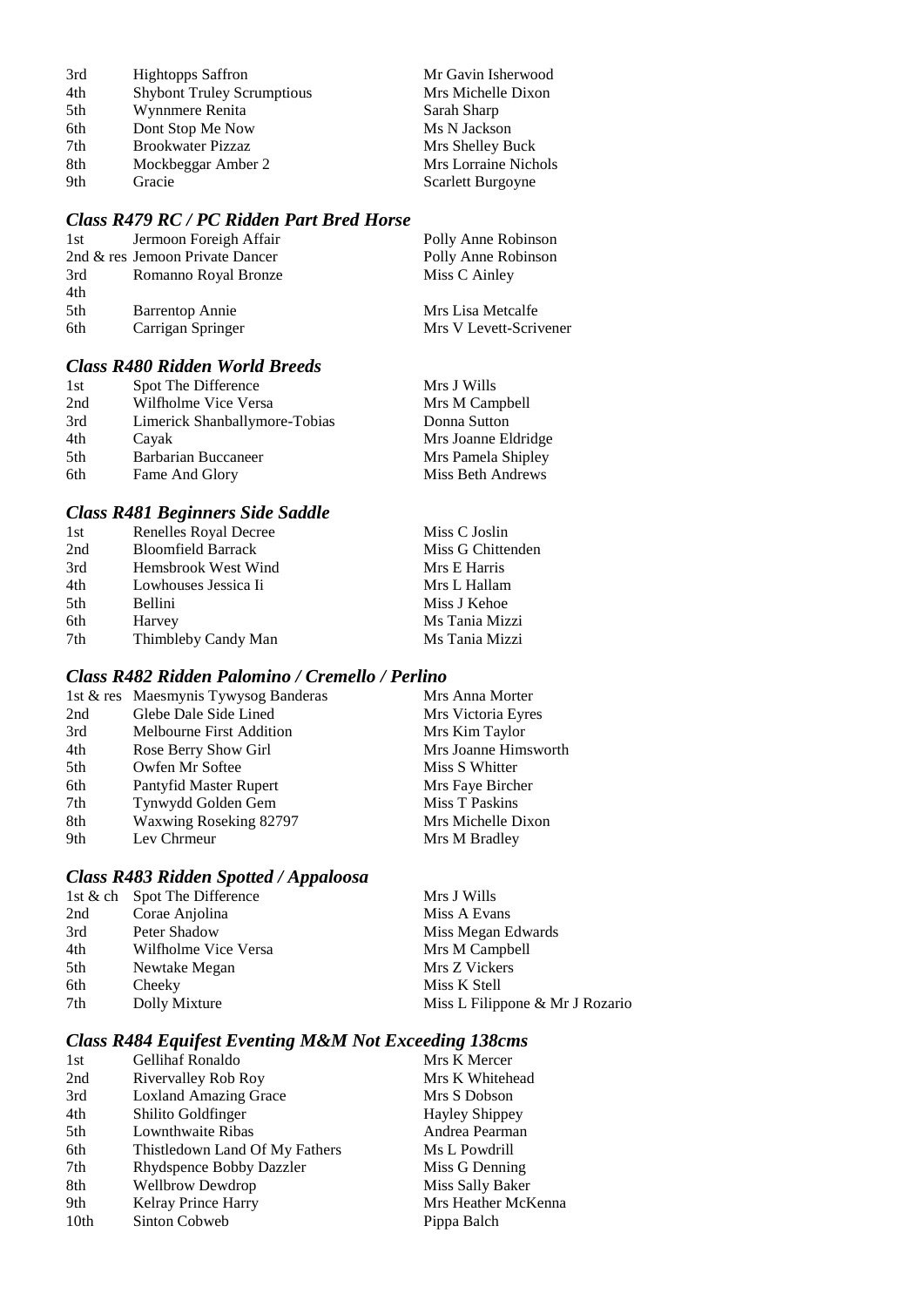| | | |
|---|---|---|
| 3rd | Hightopps Saffron | Mr Gavin Isherwood |
| 4th | Shybont Truley Scrumptious | Mrs Michelle Dixon |
| 5th | Wynnmere Renita | Sarah Sharp |
| 6th | Dont Stop Me Now | Ms N Jackson |
| 7th | Brookwater Pizzaz | Mrs Shelley Buck |
| 8th | Mockbeggar Amber 2 | Mrs Lorraine Nichols |
| 9th | Gracie | Scarlett Burgoyne |

### *Class R479 RC / PC Ridden Part Bred Horse*

| | | |
|---|---|---|
| 1st | Jermoon Foreigh Affair | Polly Anne Robinson |
| 2nd & res | Jemoon Private Dancer | Polly Anne Robinson |
| 3rd | Romanno Royal Bronze | Miss C Ainley |
| 4th | | |
| 5th | Barrentop Annie | Mrs Lisa Metcalfe |
| 6th | Carrigan Springer | Mrs V Levett-Scrivener |

### *Class R480 Ridden World Breeds*

| | | |
|---|---|---|
| 1st | Spot The Difference | Mrs J Wills |
| 2nd | Wilfholme Vice Versa | Mrs M Campbell |
| 3rd | Limerick Shanballymore-Tobias | Donna Sutton |
| 4th | Cayak | Mrs Joanne Eldridge |
| 5th | Barbarian Buccaneer | Mrs Pamela Shipley |
| 6th | Fame And Glory | Miss Beth Andrews |

### *Class R481 Beginners Side Saddle*

| | | |
|---|---|---|
| 1st | Renelles Royal Decree | Miss C Joslin |
| 2nd | Bloomfield Barrack | Miss G Chittenden |
| 3rd | Hemsbrook West Wind | Mrs E Harris |
| 4th | Lowhouses Jessica Ii | Mrs L Hallam |
| 5th | Bellini | Miss J Kehoe |
| 6th | Harvey | Ms Tania Mizzi |
| 7th | Thimbleby Candy Man | Ms Tania Mizzi |

### *Class R482 Ridden Palomino / Cremello / Perlino*

| | | |
|---|---|---|
| 1st & res | Maesmynis Tywysog Banderas | Mrs Anna Morter |
| 2nd | Glebe Dale Side Lined | Mrs Victoria Eyres |
| 3rd | Melbourne First Addition | Mrs Kim Taylor |
| 4th | Rose Berry Show Girl | Mrs Joanne Himsworth |
| 5th | Owfen Mr Softee | Miss S Whitter |
| 6th | Pantyfid Master Rupert | Mrs Faye Bircher |
| 7th | Tynwydd Golden Gem | Miss T Paskins |
| 8th | Waxwing Roseking 82797 | Mrs Michelle Dixon |
| 9th | Lev Chrmeur | Mrs M Bradley |

### *Class R483 Ridden Spotted / Appaloosa*

| | | |
|---|---|---|
| 1st & ch | Spot The Difference | Mrs J Wills |
| 2nd | Corae Anjolina | Miss A Evans |
| 3rd | Peter Shadow | Miss Megan Edwards |
| 4th | Wilfholme Vice Versa | Mrs M Campbell |
| 5th | Newtake Megan | Mrs Z Vickers |
| 6th | Cheeky | Miss K Stell |
| 7th | Dolly Mixture | Miss L Filippone & Mr J Rozario |

### *Class R484 Equifest Eventing M&M Not Exceeding 138cms*

| | | |
|---|---|---|
| 1st | Gellihaf Ronaldo | Mrs K Mercer |
| 2nd | Rivervalley Rob Roy | Mrs K Whitehead |
| 3rd | Loxland Amazing Grace | Mrs S Dobson |
| 4th | Shilito Goldfinger | Hayley Shippey |
| 5th | Lownthwaite Ribas | Andrea Pearman |
| 6th | Thistledown Land Of My Fathers | Ms L Powdrill |
| 7th | Rhydspence Bobby Dazzler | Miss G Denning |
| 8th | Wellbrow Dewdrop | Miss Sally Baker |
| 9th | Kelray Prince Harry | Mrs Heather McKenna |
| 10th | Sinton Cobweb | Pippa Balch |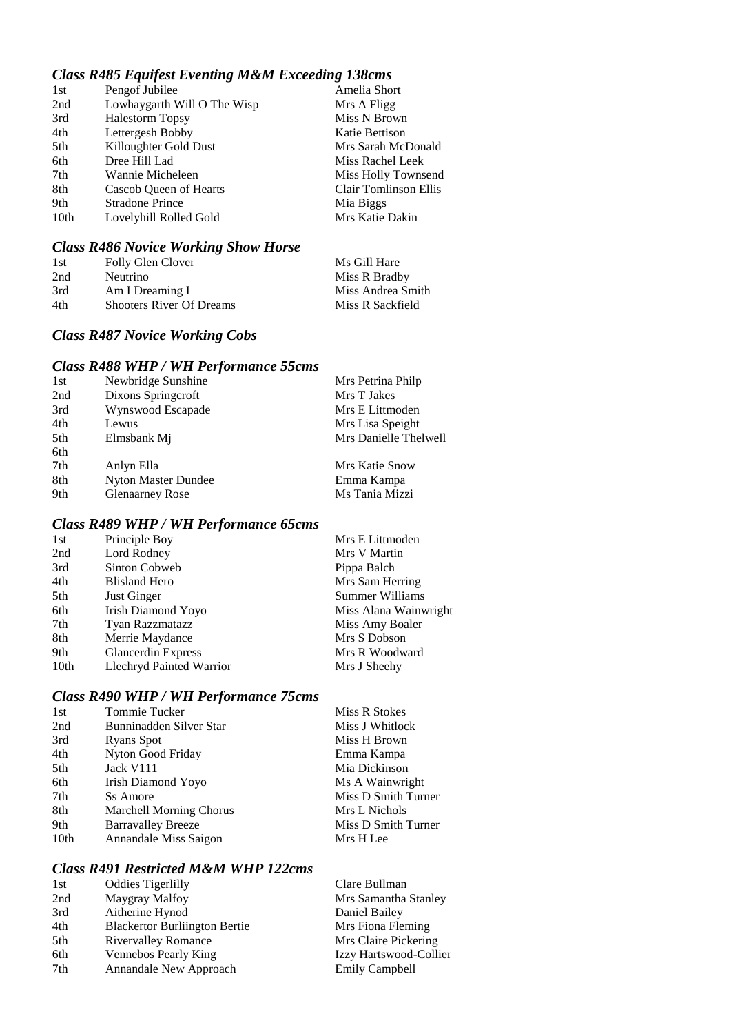### *Class R485 Equifest Eventing M&M Exceeding 138cms*

| | | |
|---|---|---|
| 1st | Pengof Jubilee | Amelia Short |
| 2nd | Lowhaygarth Will O The Wisp | Mrs A Fligg |
| 3rd | Halestorm Topsy | Miss N Brown |
| 4th | Lettergesh Bobby | Katie Bettison |
| 5th | Killoughter Gold Dust | Mrs Sarah McDonald |
| 6th | Dree Hill Lad | Miss Rachel Leek |
| 7th | Wannie Micheleen | Miss Holly Townsend |
| 8th | Cascob Queen of Hearts | Clair Tomlinson Ellis |
| 9th | Stradone Prince | Mia Biggs |
| 10th | Lovelyhill Rolled Gold | Mrs Katie Dakin |

### *Class R486 Novice Working Show Horse*

| | | |
|---|---|---|
| 1st | Folly Glen Clover | Ms Gill Hare |
| 2nd | Neutrino | Miss R Bradby |
| 3rd | Am I Dreaming I | Miss Andrea Smith |
| 4th | Shooters River Of Dreams | Miss R Sackfield |

### *Class R487 Novice Working Cobs*

### *Class R488 WHP / WH Performance 55cms*

| | | |
|---|---|---|
| 1st | Newbridge Sunshine | Mrs Petrina Philp |
| 2nd | Dixons Springcroft | Mrs T Jakes |
| 3rd | Wynswood Escapade | Mrs E Littmoden |
| 4th | Lewus | Mrs Lisa Speight |
| 5th | Elmsbank Mj | Mrs Danielle Thelwell |
| 6th | | |
| 7th | Anlyn Ella | Mrs Katie Snow |
| 8th | Nyton Master Dundee | Emma Kampa |
| 9th | Glenaarney Rose | Ms Tania Mizzi |

### *Class R489 WHP / WH Performance 65cms*

| | | |
|---|---|---|
| 1st | Principle Boy | Mrs E Littmoden |
| 2nd | Lord Rodney | Mrs V Martin |
| 3rd | Sinton Cobweb | Pippa Balch |
| 4th | Blisland Hero | Mrs Sam Herring |
| 5th | Just Ginger | Summer Williams |
| 6th | Irish Diamond Yoyo | Miss Alana Wainwright |
| 7th | Tyan Razzmatazz | Miss Amy Boaler |
| 8th | Merrie Maydance | Mrs S Dobson |
| 9th | Glancerdin Express | Mrs R Woodward |
| 10th | Llechryd Painted Warrior | Mrs J Sheehy |

### *Class R490 WHP / WH Performance 75cms*

| | | |
|---|---|---|
| 1st | Tommie Tucker | Miss R Stokes |
| 2nd | Bunninadden Silver Star | Miss J Whitlock |
| 3rd | Ryans Spot | Miss H Brown |
| 4th | Nyton Good Friday | Emma Kampa |
| 5th | Jack V111 | Mia Dickinson |
| 6th | Irish Diamond Yoyo | Ms A Wainwright |
| 7th | Ss Amore | Miss D Smith Turner |
| 8th | Marchell Morning Chorus | Mrs L Nichols |
| 9th | Barravalley Breeze | Miss D Smith Turner |
| 10th | Annandale Miss Saigon | Mrs H Lee |

### *Class R491 Restricted M&M WHP 122cms*

| | | |
|---|---|---|
| 1st | Oddies Tigerlilly | Clare Bullman |
| 2nd | Maygray Malfoy | Mrs Samantha Stanley |
| 3rd | Aitherine Hynod | Daniel Bailey |
| 4th | Blackertor Burliington Bertie | Mrs Fiona Fleming |
| 5th | Rivervalley Romance | Mrs Claire Pickering |
| 6th | Vennebos Pearly King | Izzy Hartswood-Collier |
| 7th | Annandale New Approach | Emily Campbell |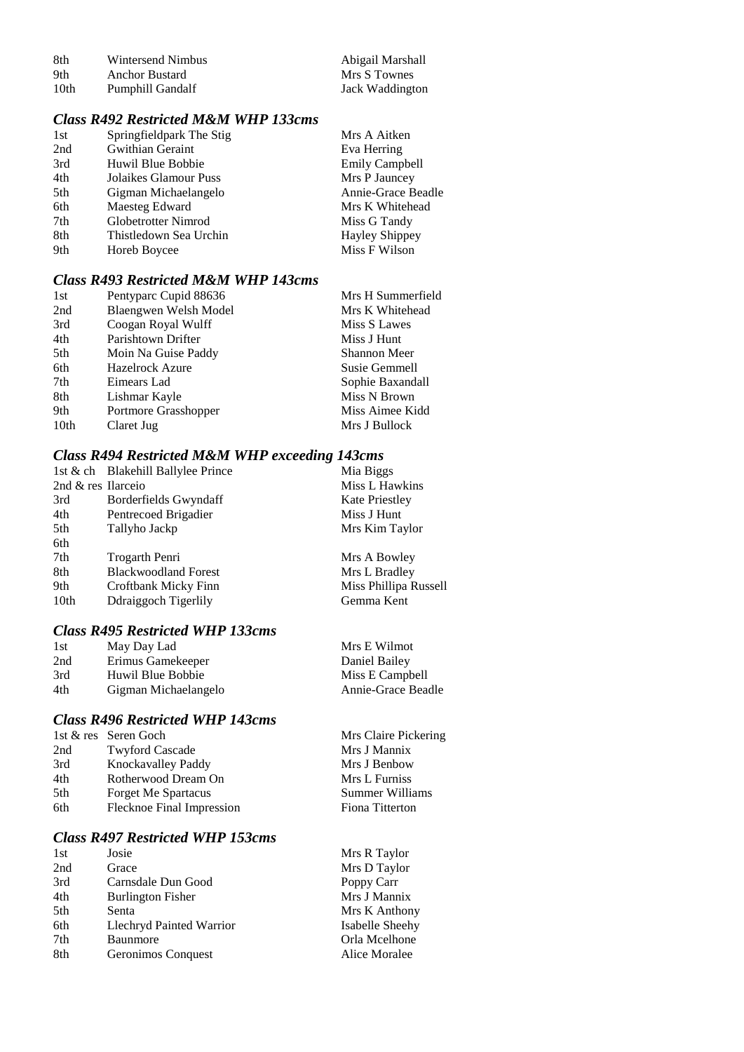| | | |
|---|---|---|
| 8th | Wintersend Nimbus | Abigail Marshall |
| 9th | Anchor Bustard | Mrs S Townes |
| 10th | Pumphill Gandalf | Jack Waddington |

### *Class R492 Restricted M&M WHP 133cms*

| | | |
|---|---|---|
| 1st | Springfieldpark The Stig | Mrs A Aitken |
| 2nd | Gwithian Geraint | Eva Herring |
| 3rd | Huwil Blue Bobbie | Emily Campbell |
| 4th | Jolaikes Glamour Puss | Mrs P Jauncey |
| 5th | Gigman Michaelangelo | Annie-Grace Beadle |
| 6th | Maesteg Edward | Mrs K Whitehead |
| 7th | Globetrotter Nimrod | Miss G Tandy |
| 8th | Thistledown Sea Urchin | Hayley Shippey |
| 9th | Horeb Boycee | Miss F Wilson |

### *Class R493 Restricted M&M WHP 143cms*

| | | |
|---|---|---|
| 1st | Pentyparc Cupid 88636 | Mrs H Summerfield |
| 2nd | Blaengwen Welsh Model | Mrs K Whitehead |
| 3rd | Coogan Royal Wulff | Miss S Lawes |
| 4th | Parishtown Drifter | Miss J Hunt |
| 5th | Moin Na Guise Paddy | Shannon Meer |
| 6th | Hazelrock Azure | Susie Gemmell |
| 7th | Eimears Lad | Sophie Baxandall |
| 8th | Lishmar Kayle | Miss N Brown |
| 9th | Portmore Grasshopper | Miss Aimee Kidd |
| 10th | Claret Jug | Mrs J Bullock |

### *Class R494 Restricted M&M WHP exceeding 143cms*

| | | |
|---|---|---|
| 1st & ch | Blakehill Ballylee Prince | Mia Biggs |
| 2nd & res | Ilarceio | Miss L Hawkins |
| 3rd | Borderfields Gwyndaff | Kate Priestley |
| 4th | Pentrecoed Brigadier | Miss J Hunt |
| 5th | Tallyho Jackp | Mrs Kim Taylor |
| 6th | | |
| 7th | Trogarth Penri | Mrs A Bowley |
| 8th | Blackwoodland Forest | Mrs L Bradley |
| 9th | Croftbank Micky Finn | Miss Phillipa Russell |
| 10th | Ddraiggoch Tigerlily | Gemma Kent |

### *Class R495 Restricted WHP 133cms*

| | | |
|---|---|---|
| 1st | May Day Lad | Mrs E Wilmot |
| 2nd | Erimus Gamekeeper | Daniel Bailey |
| 3rd | Huwil Blue Bobbie | Miss E Campbell |
| 4th | Gigman Michaelangelo | Annie-Grace Beadle |

### *Class R496 Restricted WHP 143cms*

| | | |
|---|---|---|
| 1st & res | Seren Goch | Mrs Claire Pickering |
| 2nd | Twyford Cascade | Mrs J Mannix |
| 3rd | Knockavalley Paddy | Mrs J Benbow |
| 4th | Rotherwood Dream On | Mrs L Furniss |
| 5th | Forget Me Spartacus | Summer Williams |
| 6th | Flecknoe Final Impression | Fiona Titterton |

### *Class R497 Restricted WHP 153cms*

| | | |
|---|---|---|
| 1st | Josie | Mrs R Taylor |
| 2nd | Grace | Mrs D Taylor |
| 3rd | Carnsdale Dun Good | Poppy Carr |
| 4th | Burlington Fisher | Mrs J Mannix |
| 5th | Senta | Mrs K Anthony |
| 6th | Llechryd Painted Warrior | Isabelle Sheehy |
| 7th | Baunmore | Orla Mcelhone |
| 8th | Geronimos Conquest | Alice Moralee |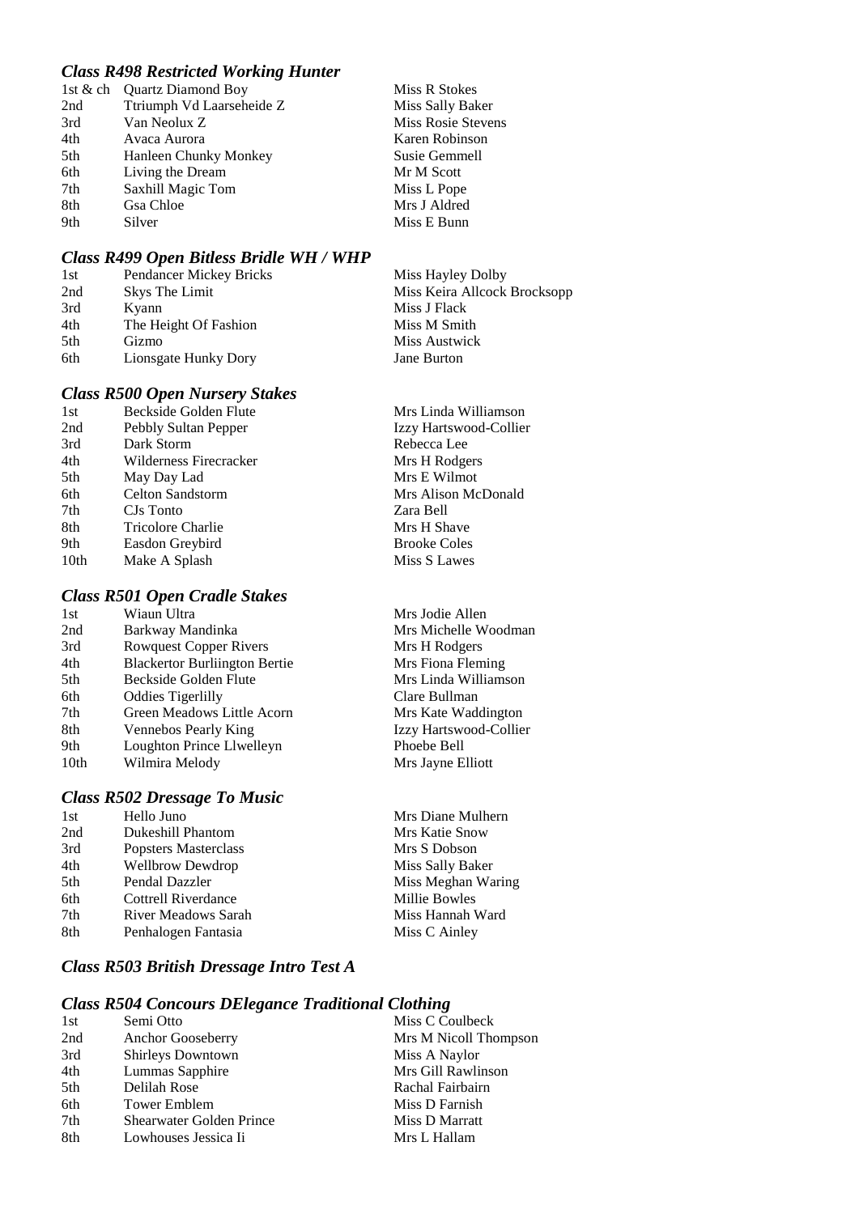### *Class R498 Restricted Working Hunter*

| | | |
|---|---|---|
| 1st & ch | Quartz Diamond Boy | Miss R Stokes |
| 2nd | Ttriumph Vd Laarseheide Z | Miss Sally Baker |
| 3rd | Van Neolux Z | Miss Rosie Stevens |
| 4th | Avaca Aurora | Karen Robinson |
| 5th | Hanleen Chunky Monkey | Susie Gemmell |
| 6th | Living the Dream | Mr M Scott |
| 7th | Saxhill Magic Tom | Miss L Pope |
| 8th | Gsa Chloe | Mrs J Aldred |
| 9th | Silver | Miss E Bunn |

### *Class R499 Open Bitless Bridle WH / WHP*

| | | |
|---|---|---|
| 1st | Pendancer Mickey Bricks | Miss Hayley Dolby |
| 2nd | Skys The Limit | Miss Keira Allcock Brocksopp |
| 3rd | Kyann | Miss J Flack |
| 4th | The Height Of Fashion | Miss M Smith |
| 5th | Gizmo | Miss Austwick |
| 6th | Lionsgate Hunky Dory | Jane Burton |

### *Class R500 Open Nursery Stakes*

| | | |
|---|---|---|
| 1st | Beckside Golden Flute | Mrs Linda Williamson |
| 2nd | Pebbly Sultan Pepper | Izzy Hartswood-Collier |
| 3rd | Dark Storm | Rebecca Lee |
| 4th | Wilderness Firecracker | Mrs H Rodgers |
| 5th | May Day Lad | Mrs E Wilmot |
| 6th | Celton Sandstorm | Mrs Alison McDonald |
| 7th | CJs Tonto | Zara Bell |
| 8th | Tricolore Charlie | Mrs H Shave |
| 9th | Easdon Greybird | Brooke Coles |
| 10th | Make A Splash | Miss S Lawes |

### *Class R501 Open Cradle Stakes*

| | | |
|---|---|---|
| 1st | Wiaun Ultra | Mrs Jodie Allen |
| 2nd | Barkway Mandinka | Mrs Michelle Woodman |
| 3rd | Rowquest Copper Rivers | Mrs H Rodgers |
| 4th | Blackertor Burliington Bertie | Mrs Fiona Fleming |
| 5th | Beckside Golden Flute | Mrs Linda Williamson |
| 6th | Oddies Tigerlilly | Clare Bullman |
| 7th | Green Meadows Little Acorn | Mrs Kate Waddington |
| 8th | Vennebos Pearly King | Izzy Hartswood-Collier |
| 9th | Loughton Prince Llwelleyn | Phoebe Bell |
| 10th | Wilmira Melody | Mrs Jayne Elliott |

### *Class R502 Dressage To Music*

| | | |
|---|---|---|
| 1st | Hello Juno | Mrs Diane Mulhern |
| 2nd | Dukeshill Phantom | Mrs Katie Snow |
| 3rd | Popsters Masterclass | Mrs S Dobson |
| 4th | Wellbrow Dewdrop | Miss Sally Baker |
| 5th | Pendal Dazzler | Miss Meghan Waring |
| 6th | Cottrell Riverdance | Millie Bowles |
| 7th | River Meadows Sarah | Miss Hannah Ward |
| 8th | Penhalogen Fantasia | Miss C Ainley |

### *Class R503 British Dressage Intro Test A*

### *Class R504 Concours DElegance Traditional Clothing*

| | | |
|---|---|---|
| 1st | Semi Otto | Miss C Coulbeck |
| 2nd | Anchor Gooseberry | Mrs M Nicoll Thompson |
| 3rd | Shirleys Downtown | Miss A Naylor |
| 4th | Lummas Sapphire | Mrs Gill Rawlinson |
| 5th | Delilah Rose | Rachal Fairbairn |
| 6th | Tower Emblem | Miss D Farnish |
| 7th | Shearwater Golden Prince | Miss D Marratt |
| 8th | Lowhouses Jessica Ii | Mrs L Hallam |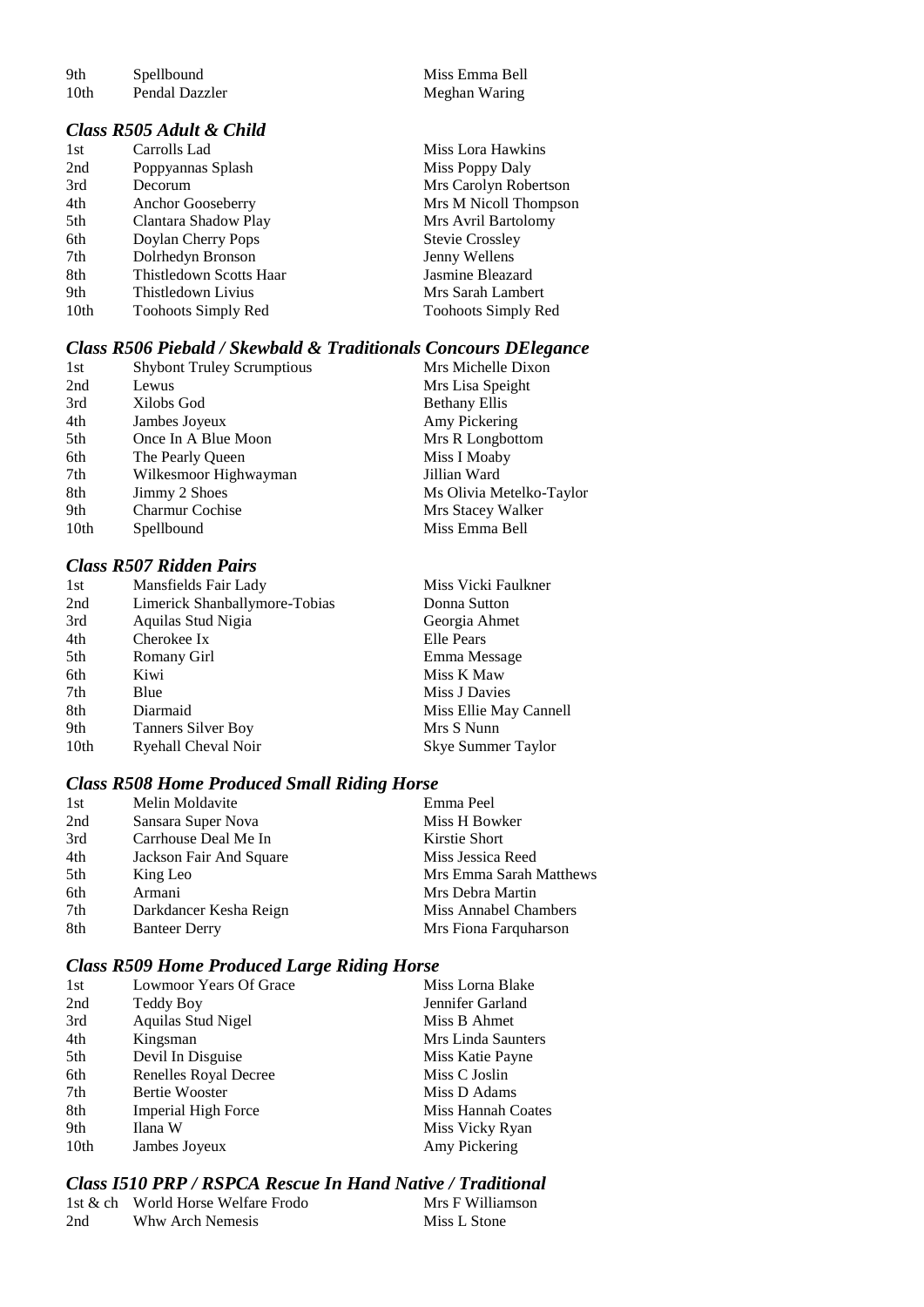| | | |
|---|---|---|
| 9th | Spellbound | Miss Emma Bell |
| 10th | Pendal Dazzler | Meghan Waring |

### *Class R505 Adult & Child*

| | | |
|---|---|---|
| 1st | Carrolls Lad | Miss Lora Hawkins |
| 2nd | Poppyannas Splash | Miss Poppy Daly |
| 3rd | Decorum | Mrs Carolyn Robertson |
| 4th | Anchor Gooseberry | Mrs M Nicoll Thompson |
| 5th | Clantara Shadow Play | Mrs Avril Bartolomy |
| 6th | Doylan Cherry Pops | Stevie Crossley |
| 7th | Dolrhedyn Bronson | Jenny Wellens |
| 8th | Thistledown Scotts Haar | Jasmine Bleazard |
| 9th | Thistledown Livius | Mrs Sarah Lambert |
| 10th | Toohoots Simply Red | Toohoots Simply Red |

### *Class R506 Piebald / Skewbald & Traditionals Concours DElegance*

| | | |
|---|---|---|
| 1st | Shybont Truley Scrumptious | Mrs Michelle Dixon |
| 2nd | Lewus | Mrs Lisa Speight |
| 3rd | Xilobs God | Bethany Ellis |
| 4th | Jambes Joyeux | Amy Pickering |
| 5th | Once In A Blue Moon | Mrs R Longbottom |
| 6th | The Pearly Queen | Miss I Moaby |
| 7th | Wilkesmoor Highwayman | Jillian Ward |
| 8th | Jimmy 2 Shoes | Ms Olivia Metelko-Taylor |
| 9th | Charmur Cochise | Mrs Stacey Walker |
| 10th | Spellbound | Miss Emma Bell |

### *Class R507 Ridden Pairs*

| | | |
|---|---|---|
| 1st | Mansfields Fair Lady | Miss Vicki Faulkner |
| 2nd | Limerick Shanballymore-Tobias | Donna Sutton |
| 3rd | Aquilas Stud Nigia | Georgia Ahmet |
| 4th | Cherokee Ix | Elle Pears |
| 5th | Romany Girl | Emma Message |
| 6th | Kiwi | Miss K Maw |
| 7th | Blue | Miss J Davies |
| 8th | Diarmaid | Miss Ellie May Cannell |
| 9th | Tanners Silver Boy | Mrs S Nunn |
| 10th | Ryehall Cheval Noir | Skye Summer Taylor |

### *Class R508 Home Produced Small Riding Horse*

| | | |
|---|---|---|
| 1st | Melin Moldavite | Emma Peel |
| 2nd | Sansara Super Nova | Miss H Bowker |
| 3rd | Carrhouse Deal Me In | Kirstie Short |
| 4th | Jackson Fair And Square | Miss Jessica Reed |
| 5th | King Leo | Mrs Emma Sarah Matthews |
| 6th | Armani | Mrs Debra Martin |
| 7th | Darkdancer Kesha Reign | Miss Annabel Chambers |
| 8th | Banteer Derry | Mrs Fiona Farquharson |

### *Class R509 Home Produced Large Riding Horse*

| | | |
|---|---|---|
| 1st | Lowmoor Years Of Grace | Miss Lorna Blake |
| 2nd | Teddy Boy | Jennifer Garland |
| 3rd | Aquilas Stud Nigel | Miss B Ahmet |
| 4th | Kingsman | Mrs Linda Saunters |
| 5th | Devil In Disguise | Miss Katie Payne |
| 6th | Renelles Royal Decree | Miss C Joslin |
| 7th | Bertie Wooster | Miss D Adams |
| 8th | Imperial High Force | Miss Hannah Coates |
| 9th | Ilana W | Miss Vicky Ryan |
| 10th | Jambes Joyeux | Amy Pickering |

### *Class I510 PRP / RSPCA Rescue In Hand Native / Traditional*

| | | |
|---|---|---|
| 1st & ch | World Horse Welfare Frodo | Mrs F Williamson |
| 2nd | Whw Arch Nemesis | Miss L Stone |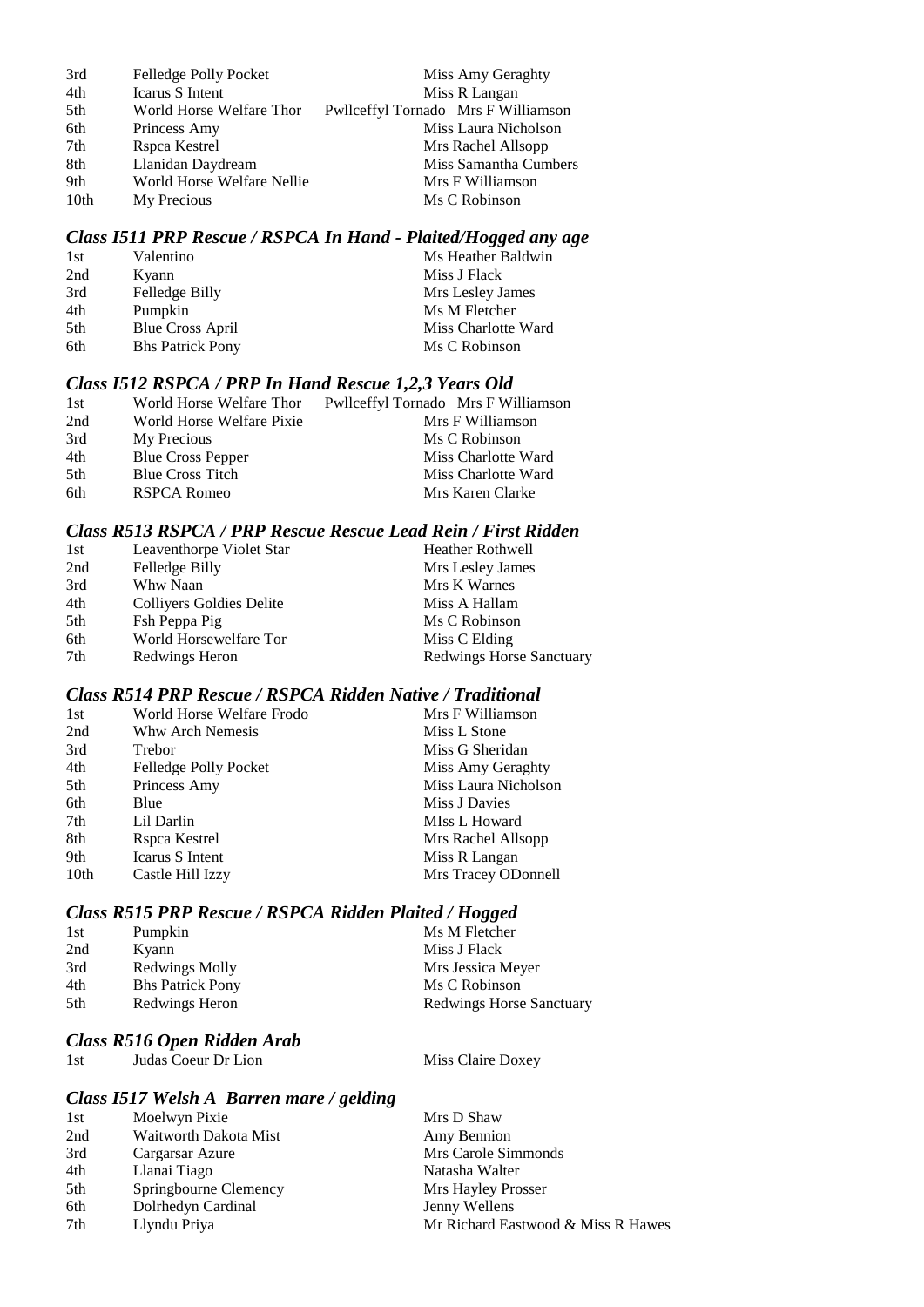| | | |
|---|---|---|
| 3rd | Felledge Polly Pocket | Miss Amy Geraghty |
| 4th | Icarus S Intent | Miss R Langan |
| 5th | World Horse Welfare Thor | Pwllceffyl Tornado Mrs F Williamson |
| 6th | Princess Amy | Miss Laura Nicholson |
| 7th | Rspca Kestrel | Mrs Rachel Allsopp |
| 8th | Llanidan Daydream | Miss Samantha Cumbers |
| 9th | World Horse Welfare Nellie | Mrs F Williamson |
| 10th | My Precious | Ms C Robinson |

### *Class I511 PRP Rescue / RSPCA In Hand - Plaited/Hogged any age*

| | | |
|---|---|---|
| 1st | Valentino | Ms Heather Baldwin |
| 2nd | Kyann | Miss J Flack |
| 3rd | Felledge Billy | Mrs Lesley James |
| 4th | Pumpkin | Ms M Fletcher |
| 5th | Blue Cross April | Miss Charlotte Ward |
| 6th | Bhs Patrick Pony | Ms C Robinson |

### *Class I512 RSPCA / PRP In Hand Rescue 1,2,3 Years Old*

| | | |
|---|---|---|
| 1st | World Horse Welfare Thor | Pwllceffyl Tornado Mrs F Williamson |
| 2nd | World Horse Welfare Pixie | Mrs F Williamson |
| 3rd | My Precious | Ms C Robinson |
| 4th | Blue Cross Pepper | Miss Charlotte Ward |
| 5th | Blue Cross Titch | Miss Charlotte Ward |
| 6th | RSPCA Romeo | Mrs Karen Clarke |

### *Class R513 RSPCA / PRP Rescue Rescue Lead Rein / First Ridden*

| | | |
|---|---|---|
| 1st | Leaventhorpe Violet Star | Heather Rothwell |
| 2nd | Felledge Billy | Mrs Lesley James |
| 3rd | Whw Naan | Mrs K Warnes |
| 4th | Colliyers Goldies Delite | Miss A Hallam |
| 5th | Fsh Peppa Pig | Ms C Robinson |
| 6th | World Horsewelfare Tor | Miss C Elding |
| 7th | Redwings Heron | Redwings Horse Sanctuary |

### *Class R514 PRP Rescue / RSPCA Ridden Native / Traditional*

| | | |
|---|---|---|
| 1st | World Horse Welfare Frodo | Mrs F Williamson |
| 2nd | Whw Arch Nemesis | Miss L Stone |
| 3rd | Trebor | Miss G Sheridan |
| 4th | Felledge Polly Pocket | Miss Amy Geraghty |
| 5th | Princess Amy | Miss Laura Nicholson |
| 6th | Blue | Miss J Davies |
| 7th | Lil Darlin | MIss L Howard |
| 8th | Rspca Kestrel | Mrs Rachel Allsopp |
| 9th | Icarus S Intent | Miss R Langan |
| 10th | Castle Hill Izzy | Mrs Tracey ODonnell |

### *Class R515 PRP Rescue / RSPCA Ridden Plaited / Hogged*

| | | |
|---|---|---|
| 1st | Pumpkin | Ms M Fletcher |
| 2nd | Kyann | Miss J Flack |
| 3rd | Redwings Molly | Mrs Jessica Meyer |
| 4th | Bhs Patrick Pony | Ms C Robinson |
| 5th | Redwings Heron | Redwings Horse Sanctuary |

### *Class R516 Open Ridden Arab*

| | | |
|---|---|---|
| 1st | Judas Coeur Dr Lion | Miss Claire Doxey |

### *Class I517 Welsh A Barren mare / gelding*

| | | |
|---|---|---|
| 1st | Moelwyn Pixie | Mrs D Shaw |
| 2nd | Waitworth Dakota Mist | Amy Bennion |
| 3rd | Cargarsar Azure | Mrs Carole Simmonds |
| 4th | Llanai Tiago | Natasha Walter |
| 5th | Springbourne Clemency | Mrs Hayley Prosser |
| 6th | Dolrhedyn Cardinal | Jenny Wellens |
| 7th | Llyndu Priya | Mr Richard Eastwood & Miss R Hawes |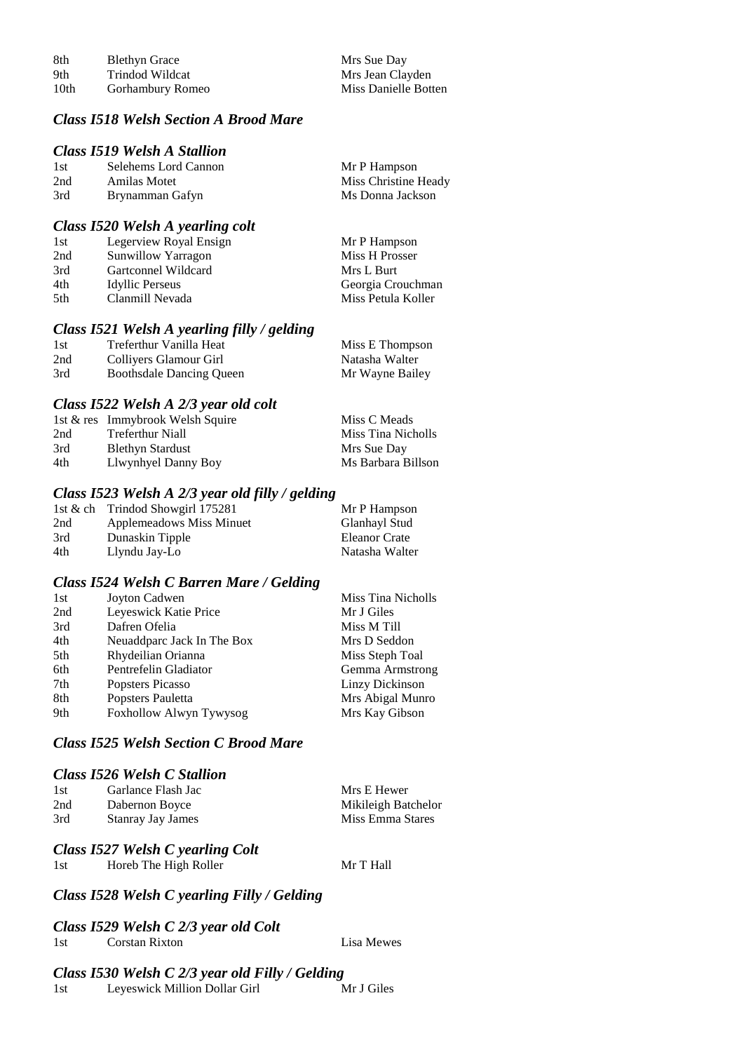| | | |
|---|---|---|
| 8th | Blethyn Grace | Mrs Sue Day |
| 9th | Trindod Wildcat | Mrs Jean Clayden |
| 10th | Gorhambury Romeo | Miss Danielle Botten |

### *Class I518 Welsh Section A Brood Mare*

### *Class I519 Welsh A Stallion*

| | | |
|---|---|---|
| 1st | Selehems Lord Cannon | Mr P Hampson |
| 2nd | Amilas Motet | Miss Christine Heady |
| 3rd | Brynamman Gafyn | Ms Donna Jackson |

### *Class I520 Welsh A yearling colt*

| | | |
|---|---|---|
| 1st | Legerview Royal Ensign | Mr P Hampson |
| 2nd | Sunwillow Yarragon | Miss H Prosser |
| 3rd | Gartconnel Wildcard | Mrs L Burt |
| 4th | Idyllic Perseus | Georgia Crouchman |
| 5th | Clanmill Nevada | Miss Petula Koller |

### *Class I521 Welsh A yearling filly / gelding*

| | | |
|---|---|---|
| 1st | Treferthur Vanilla Heat | Miss E Thompson |
| 2nd | Colliyers Glamour Girl | Natasha Walter |
| 3rd | Boothsdale Dancing Queen | Mr Wayne Bailey |

### *Class I522 Welsh A 2/3 year old colt*

| | | |
|---|---|---|
| 1st & res | Immybrook Welsh Squire | Miss C Meads |
| 2nd | Treferthur Niall | Miss Tina Nicholls |
| 3rd | Blethyn Stardust | Mrs Sue Day |
| 4th | Llwynhyel Danny Boy | Ms Barbara Billson |

### *Class I523 Welsh A 2/3 year old filly / gelding*

| | | |
|---|---|---|
| 1st & ch | Trindod Showgirl 175281 | Mr P Hampson |
| 2nd | Applemeadows Miss Minuet | Glanhayl Stud |
| 3rd | Dunaskin Tipple | Eleanor Crate |
| 4th | Llyndu Jay-Lo | Natasha Walter |

### *Class I524 Welsh C Barren Mare / Gelding*

| | | |
|---|---|---|
| 1st | Joyton Cadwen | Miss Tina Nicholls |
| 2nd | Leyeswick Katie Price | Mr J Giles |
| 3rd | Dafren Ofelia | Miss M Till |
| 4th | Neuaddparc Jack In The Box | Mrs D Seddon |
| 5th | Rhydeilian Orianna | Miss Steph Toal |
| 6th | Pentrefelin Gladiator | Gemma Armstrong |
| 7th | Popsters Picasso | Linzy Dickinson |
| 8th | Popsters Pauletta | Mrs Abigal Munro |
| 9th | Foxhollow Alwyn Tywysog | Mrs Kay Gibson |

### *Class I525 Welsh Section C Brood Mare*

### *Class I526 Welsh C Stallion*

| | | |
|---|---|---|
| 1st | Garlance Flash Jac | Mrs E Hewer |
| 2nd | Dabernon Boyce | Mikileigh Batchelor |
| 3rd | Stanray Jay James | Miss Emma Stares |

### *Class I527 Welsh C yearling Colt*

| | | |
|---|---|---|
| 1st | Horeb The High Roller | Mr T Hall |

### *Class I528 Welsh C yearling Filly / Gelding*

### *Class I529 Welsh C 2/3 year old Colt*

| | | |
|---|---|---|
| 1st | Corstan Rixton | Lisa Mewes |

### *Class I530 Welsh C 2/3 year old Filly / Gelding*

| | | |
|---|---|---|
| 1st | Leyeswick Million Dollar Girl | Mr J Giles |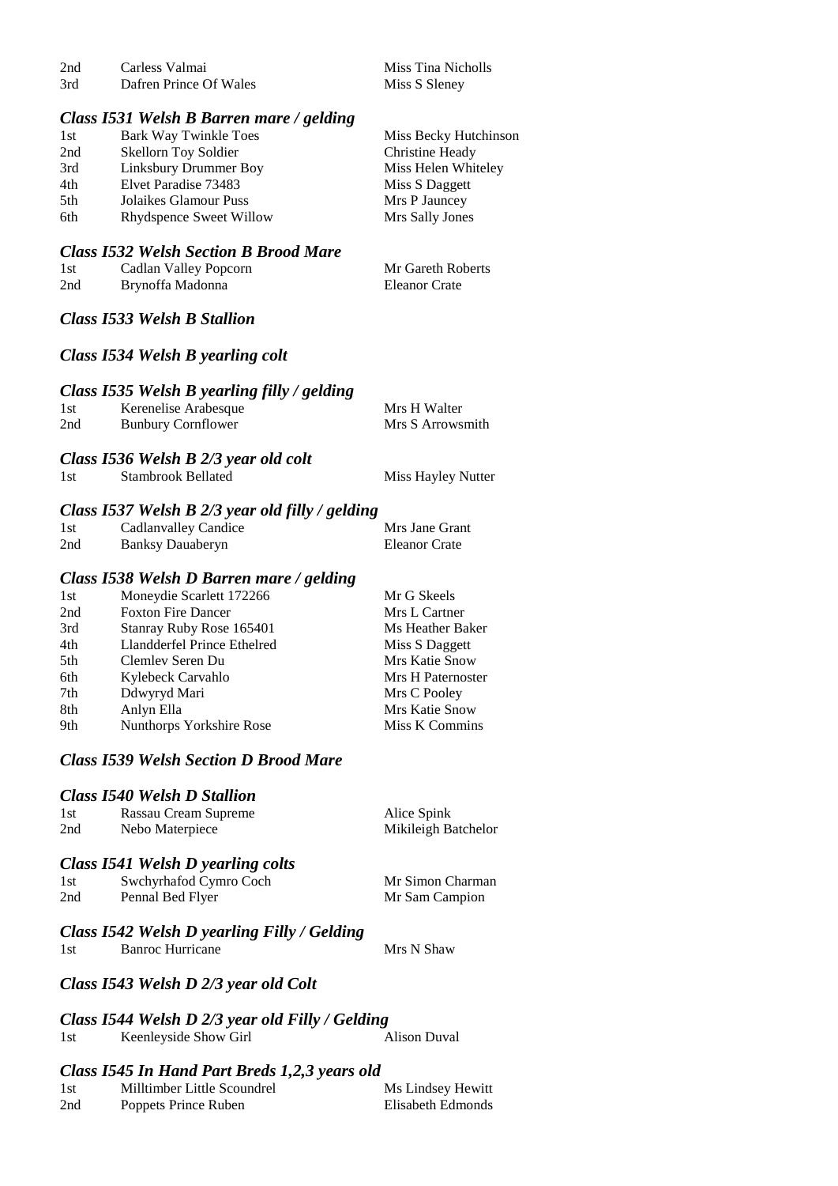| | | |
|---|---|---|
| 2nd | Carless Valmai | Miss Tina Nicholls |
| 3rd | Dafren Prince Of Wales | Miss S Sleney |

### *Class I531 Welsh B Barren mare / gelding*

| | | |
|---|---|---|
| 1st | Bark Way Twinkle Toes | Miss Becky Hutchinson |
| 2nd | Skellorn Toy Soldier | Christine Heady |
| 3rd | Linksbury Drummer Boy | Miss Helen Whiteley |
| 4th | Elvet Paradise 73483 | Miss S Daggett |
| 5th | Jolaikes Glamour Puss | Mrs P Jauncey |
| 6th | Rhydspence Sweet Willow | Mrs Sally Jones |

### *Class I532 Welsh Section B Brood Mare*

| | | |
|---|---|---|
| 1st | Cadlan Valley Popcorn | Mr Gareth Roberts |
| 2nd | Brynoffa Madonna | Eleanor Crate |

### *Class I533 Welsh B Stallion*

### *Class I534 Welsh B yearling colt*

### *Class I535 Welsh B yearling filly / gelding*

| | | |
|---|---|---|
| 1st | Kerenelise Arabesque | Mrs H Walter |
| 2nd | Bunbury Cornflower | Mrs S Arrowsmith |

### *Class I536 Welsh B 2/3 year old colt*

| | | |
|---|---|---|
| 1st | Stambrook Bellated | Miss Hayley Nutter |

### *Class I537 Welsh B 2/3 year old filly / gelding*

| | | |
|---|---|---|
| 1st | Cadlanvalley Candice | Mrs Jane Grant |
| 2nd | Banksy Dauaberyn | Eleanor Crate |

### *Class I538 Welsh D Barren mare / gelding*

| | | |
|---|---|---|
| 1st | Moneydie Scarlett 172266 | Mr G Skeels |
| 2nd | Foxton Fire Dancer | Mrs L Cartner |
| 3rd | Stanray Ruby Rose 165401 | Ms Heather Baker |
| 4th | Llandderfel Prince Ethelred | Miss S Daggett |
| 5th | Clemlev Seren Du | Mrs Katie Snow |
| 6th | Kylebeck Carvahlo | Mrs H Paternoster |
| 7th | Ddwyryd Mari | Mrs C Pooley |
| 8th | Anlyn Ella | Mrs Katie Snow |
| 9th | Nunthorps Yorkshire Rose | Miss K Commins |

### *Class I539 Welsh Section D Brood Mare*

### *Class I540 Welsh D Stallion*

| | | |
|---|---|---|
| 1st | Rassau Cream Supreme | Alice Spink |
| 2nd | Nebo Materpiece | Mikileigh Batchelor |

### *Class I541 Welsh D yearling colts*

| | | |
|---|---|---|
| 1st | Swchyrhafod Cymro Coch | Mr Simon Charman |
| 2nd | Pennal Bed Flyer | Mr Sam Campion |

### *Class I542 Welsh D yearling Filly / Gelding*

| | | |
|---|---|---|
| 1st | Banroc Hurricane | Mrs N Shaw |

### *Class I543 Welsh D 2/3 year old Colt*

### *Class I544 Welsh D 2/3 year old Filly / Gelding*

| | | |
|---|---|---|
| 1st | Keenleyside Show Girl | Alison Duval |

### *Class I545 In Hand Part Breds 1,2,3 years old*

| | | |
|---|---|---|
| 1st | Milltimber Little Scoundrel | Ms Lindsey Hewitt |
| 2nd | Poppets Prince Ruben | Elisabeth Edmonds |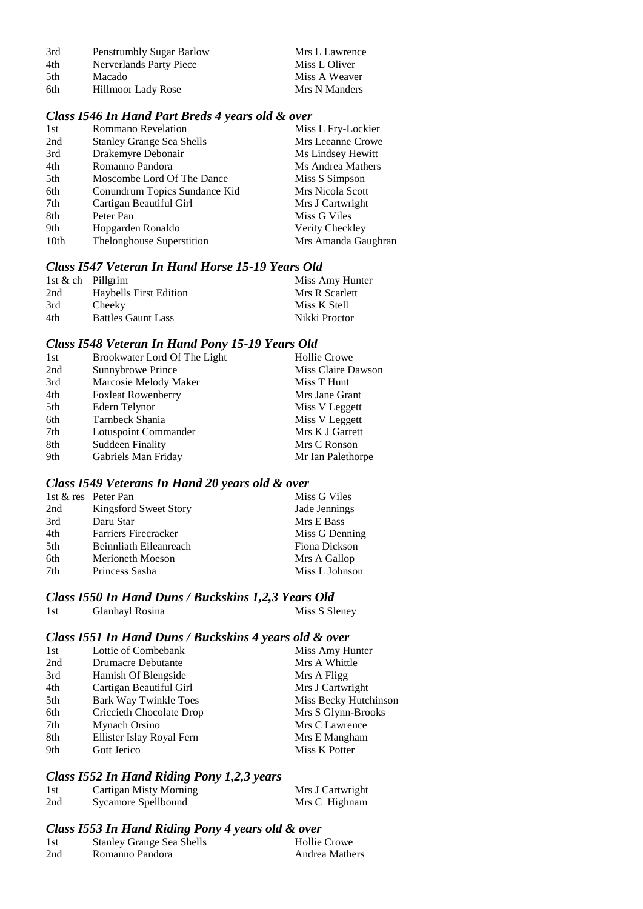| | | |
|---|---|---|
| 3rd | Penstrumbly Sugar Barlow | Mrs L Lawrence |
| 4th | Nerverlands Party Piece | Miss L Oliver |
| 5th | Macado | Miss A Weaver |
| 6th | Hillmoor Lady Rose | Mrs N Manders |

### *Class I546 In Hand Part Breds 4 years old & over*

| | | |
|---|---|---|
| 1st | Rommano Revelation | Miss L Fry-Lockier |
| 2nd | Stanley Grange Sea Shells | Mrs Leeanne Crowe |
| 3rd | Drakemyre Debonair | Ms Lindsey Hewitt |
| 4th | Romanno Pandora | Ms Andrea Mathers |
| 5th | Moscombe Lord Of The Dance | Miss S Simpson |
| 6th | Conundrum Topics Sundance Kid | Mrs Nicola Scott |
| 7th | Cartigan Beautiful Girl | Mrs J Cartwright |
| 8th | Peter Pan | Miss G Viles |
| 9th | Hopgarden Ronaldo | Verity Checkley |
| 10th | Thelonghouse Superstition | Mrs Amanda Gaughran |

### *Class I547 Veteran In Hand Horse 15-19 Years Old*

| | | |
|---|---|---|
| 1st & ch | Pillgrim | Miss Amy Hunter |
| 2nd | Haybells First Edition | Mrs R Scarlett |
| 3rd | Cheeky | Miss K Stell |
| 4th | Battles Gaunt Lass | Nikki Proctor |

### *Class I548 Veteran In Hand Pony 15-19 Years Old*

| | | |
|---|---|---|
| 1st | Brookwater Lord Of The Light | Hollie Crowe |
| 2nd | Sunnybrowe Prince | Miss Claire Dawson |
| 3rd | Marcosie Melody Maker | Miss T Hunt |
| 4th | Foxleat Rowenberry | Mrs Jane Grant |
| 5th | Edern Telynor | Miss V Leggett |
| 6th | Tarnbeck Shania | Miss V Leggett |
| 7th | Lotuspoint Commander | Mrs K J Garrett |
| 8th | Suddeen Finality | Mrs C Ronson |
| 9th | Gabriels Man Friday | Mr Ian Palethorpe |

### *Class I549 Veterans In Hand 20 years old & over*

| | | |
|---|---|---|
| 1st & res | Peter Pan | Miss G Viles |
| 2nd | Kingsford Sweet Story | Jade Jennings |
| 3rd | Daru Star | Mrs E Bass |
| 4th | Farriers Firecracker | Miss G Denning |
| 5th | Beinnliath Eileanreach | Fiona Dickson |
| 6th | Merioneth Moeson | Mrs A Gallop |
| 7th | Princess Sasha | Miss L Johnson |

### *Class I550 In Hand Duns / Buckskins 1,2,3 Years Old*

| | | |
|---|---|---|
| 1st | Glanhayl Rosina | Miss S Sleney |

### *Class I551 In Hand Duns / Buckskins 4 years old & over*

| | | |
|---|---|---|
| 1st | Lottie of Combebank | Miss Amy Hunter |
| 2nd | Drumacre Debutante | Mrs A Whittle |
| 3rd | Hamish Of Blengside | Mrs A Fligg |
| 4th | Cartigan Beautiful Girl | Mrs J Cartwright |
| 5th | Bark Way Twinkle Toes | Miss Becky Hutchinson |
| 6th | Criccieth Chocolate Drop | Mrs S Glynn-Brooks |
| 7th | Mynach Orsino | Mrs C Lawrence |
| 8th | Ellister Islay Royal Fern | Mrs E Mangham |
| 9th | Gott Jerico | Miss K Potter |

### *Class I552 In Hand Riding Pony 1,2,3 years*

| | | |
|---|---|---|
| 1st | Cartigan Misty Morning | Mrs J Cartwright |
| 2nd | Sycamore Spellbound | Mrs C Highnam |

### *Class I553 In Hand Riding Pony 4 years old & over*

| | | |
|---|---|---|
| 1st | Stanley Grange Sea Shells | Hollie Crowe |
| 2nd | Romanno Pandora | Andrea Mathers |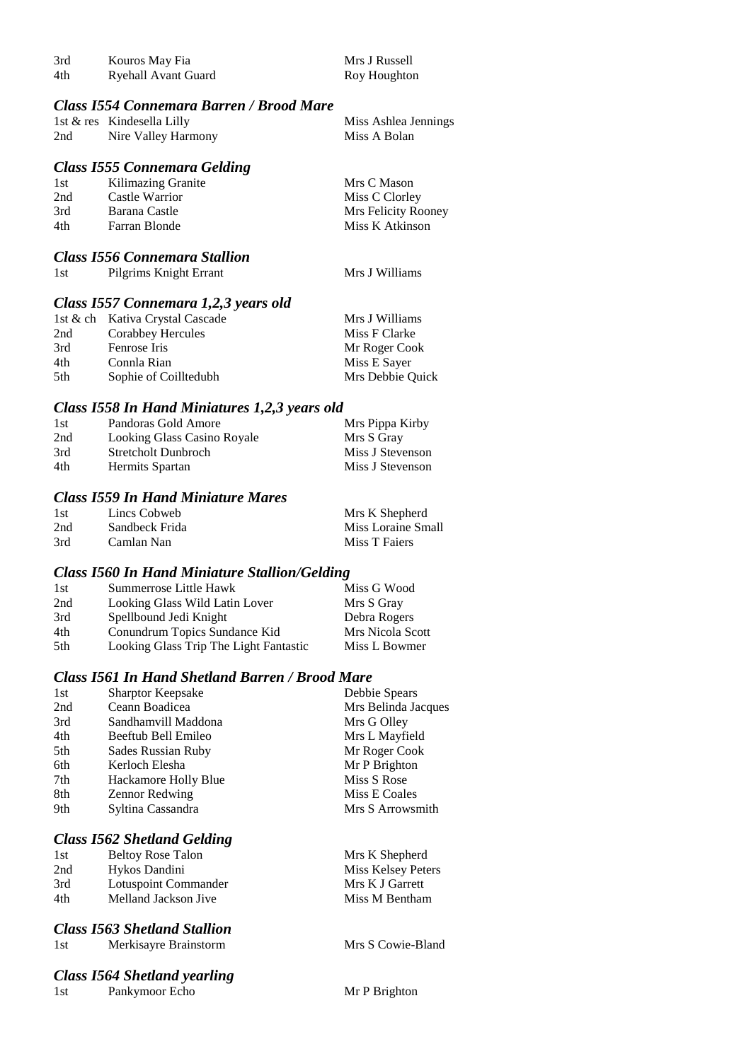| | | |
|---|---|---|
| 3rd | Kouros May Fia | Mrs J Russell |
| 4th | Ryehall Avant Guard | Roy Houghton |

### *Class I554 Connemara Barren / Brood Mare*

| | | |
|---|---|---|
| 1st & res | Kindesella Lilly | Miss Ashlea Jennings |
| 2nd | Nire Valley Harmony | Miss A Bolan |

### *Class I555 Connemara Gelding*

| | | |
|---|---|---|
| 1st | Kilimazing Granite | Mrs C Mason |
| 2nd | Castle Warrior | Miss C Clorley |
| 3rd | Barana Castle | Mrs Felicity Rooney |
| 4th | Farran Blonde | Miss K Atkinson |

### *Class I556 Connemara Stallion*

| | | |
|---|---|---|
| 1st | Pilgrims Knight Errant | Mrs J Williams |

### *Class I557 Connemara 1,2,3 years old*

| | | |
|---|---|---|
| 1st & ch | Kativa Crystal Cascade | Mrs J Williams |
| 2nd | Corabbey Hercules | Miss F Clarke |
| 3rd | Fenrose Iris | Mr Roger Cook |
| 4th | Connla Rian | Miss E Sayer |
| 5th | Sophie of Coilltedubh | Mrs Debbie Quick |

### *Class I558 In Hand Miniatures 1,2,3 years old*

| | | |
|---|---|---|
| 1st | Pandoras Gold Amore | Mrs Pippa Kirby |
| 2nd | Looking Glass Casino Royale | Mrs S Gray |
| 3rd | Stretcholt Dunbroch | Miss J Stevenson |
| 4th | Hermits Spartan | Miss J Stevenson |

### *Class I559 In Hand Miniature Mares*

| | | |
|---|---|---|
| 1st | Lincs Cobweb | Mrs K Shepherd |
| 2nd | Sandbeck Frida | Miss Loraine Small |
| 3rd | Camlan Nan | Miss T Faiers |

### *Class I560 In Hand Miniature Stallion/Gelding*

| | | |
|---|---|---|
| 1st | Summerrose Little Hawk | Miss G Wood |
| 2nd | Looking Glass Wild Latin Lover | Mrs S Gray |
| 3rd | Spellbound Jedi Knight | Debra Rogers |
| 4th | Conundrum Topics Sundance Kid | Mrs Nicola Scott |
| 5th | Looking Glass Trip The Light Fantastic | Miss L Bowmer |

### *Class I561 In Hand Shetland Barren / Brood Mare*

| | | |
|---|---|---|
| 1st | Sharptor Keepsake | Debbie Spears |
| 2nd | Ceann Boadicea | Mrs Belinda Jacques |
| 3rd | Sandhamvill Maddona | Mrs G Olley |
| 4th | Beeftub Bell Emileo | Mrs L Mayfield |
| 5th | Sades Russian Ruby | Mr Roger Cook |
| 6th | Kerloch Elesha | Mr P Brighton |
| 7th | Hackamore Holly Blue | Miss S Rose |
| 8th | Zennor Redwing | Miss E Coales |
| 9th | Syltina Cassandra | Mrs S Arrowsmith |

### *Class I562 Shetland Gelding*

| | | |
|---|---|---|
| 1st | Beltoy Rose Talon | Mrs K Shepherd |
| 2nd | Hykos Dandini | Miss Kelsey Peters |
| 3rd | Lotuspoint Commander | Mrs K J Garrett |
| 4th | Melland Jackson Jive | Miss M Bentham |

### *Class I563 Shetland Stallion*

| | | |
|---|---|---|
| 1st | Merkisayre Brainstorm | Mrs S Cowie-Bland |

### *Class I564 Shetland yearling*

| | | |
|---|---|---|
| 1st | Pankymoor Echo | Mr P Brighton |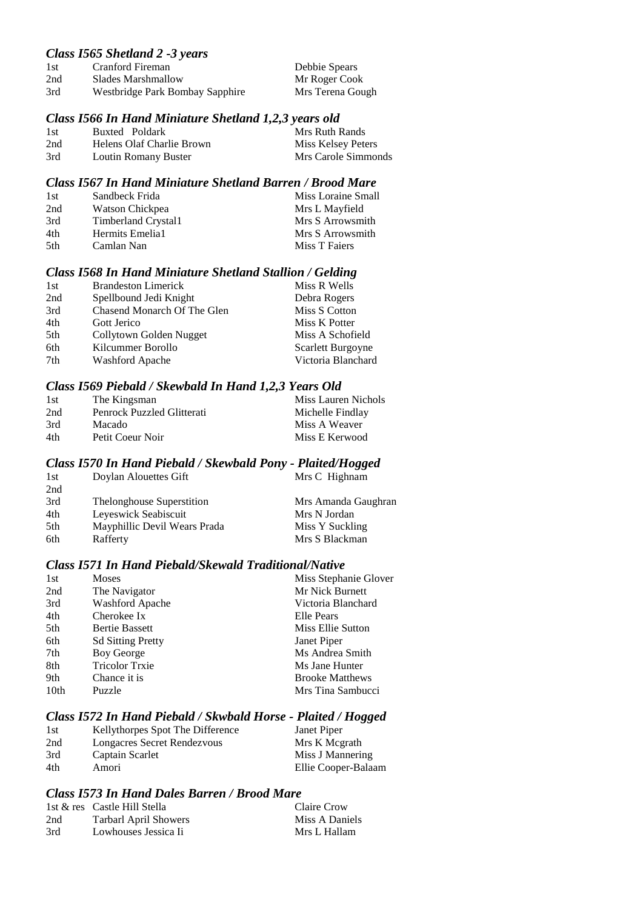### *Class I565 Shetland 2 -3 years*

| | | |
|---|---|---|
| 1st | Cranford Fireman | Debbie Spears |
| 2nd | Slades Marshmallow | Mr Roger Cook |
| 3rd | Westbridge Park Bombay Sapphire | Mrs Terena Gough |

### *Class I566 In Hand Miniature Shetland 1,2,3 years old*

| | | |
|---|---|---|
| 1st | Buxted Poldark | Mrs Ruth Rands |
| 2nd | Helens Olaf Charlie Brown | Miss Kelsey Peters |
| 3rd | Loutin Romany Buster | Mrs Carole Simmonds |

### *Class I567 In Hand Miniature Shetland Barren / Brood Mare*

| | | |
|---|---|---|
| 1st | Sandbeck Frida | Miss Loraine Small |
| 2nd | Watson Chickpea | Mrs L Mayfield |
| 3rd | Timberland Crystal1 | Mrs S Arrowsmith |
| 4th | Hermits Emelia1 | Mrs S Arrowsmith |
| 5th | Camlan Nan | Miss T Faiers |

### *Class I568 In Hand Miniature Shetland Stallion / Gelding*

| | | |
|---|---|---|
| 1st | Brandeston Limerick | Miss R Wells |
| 2nd | Spellbound Jedi Knight | Debra Rogers |
| 3rd | Chasend Monarch Of The Glen | Miss S Cotton |
| 4th | Gott Jerico | Miss K Potter |
| 5th | Collytown Golden Nugget | Miss A Schofield |
| 6th | Kilcummer Borollo | Scarlett Burgoyne |
| 7th | Washford Apache | Victoria Blanchard |

### *Class I569 Piebald / Skewbald In Hand 1,2,3 Years Old*

| | | |
|---|---|---|
| 1st | The Kingsman | Miss Lauren Nichols |
| 2nd | Penrock Puzzled Glitterati | Michelle Findlay |
| 3rd | Macado | Miss A Weaver |
| 4th | Petit Coeur Noir | Miss E Kerwood |

### *Class I570 In Hand Piebald / Skewbald Pony - Plaited/Hogged*

| | | |
|---|---|---|
| 1st | Doylan Alouettes Gift | Mrs C Highnam |
| 2nd | | |
| 3rd | Thelonghouse Superstition | Mrs Amanda Gaughran |
| 4th | Leyeswick Seabiscuit | Mrs N Jordan |
| 5th | Mayphillic Devil Wears Prada | Miss Y Suckling |
| 6th | Rafferty | Mrs S Blackman |

### *Class I571 In Hand Piebald/Skewald Traditional/Native*

| | | |
|---|---|---|
| 1st | Moses | Miss Stephanie Glover |
| 2nd | The Navigator | Mr Nick Burnett |
| 3rd | Washford Apache | Victoria Blanchard |
| 4th | Cherokee Ix | Elle Pears |
| 5th | Bertie Bassett | Miss Ellie Sutton |
| 6th | Sd Sitting Pretty | Janet Piper |
| 7th | Boy George | Ms Andrea Smith |
| 8th | Tricolor Trxie | Ms Jane Hunter |
| 9th | Chance it is | Brooke Matthews |
| 10th | Puzzle | Mrs Tina Sambucci |

### *Class I572 In Hand Piebald / Skwbald Horse - Plaited / Hogged*

| | | |
|---|---|---|
| 1st | Kellythorpes Spot The Difference | Janet Piper |
| 2nd | Longacres Secret Rendezvous | Mrs K Mcgrath |
| 3rd | Captain Scarlet | Miss J Mannering |
| 4th | Amori | Ellie Cooper-Balaam |

### *Class I573 In Hand Dales Barren / Brood Mare*

| | | |
|---|---|---|
| 1st & res | Castle Hill Stella | Claire Crow |
| 2nd | Tarbarl April Showers | Miss A Daniels |
| 3rd | Lowhouses Jessica Ii | Mrs L Hallam |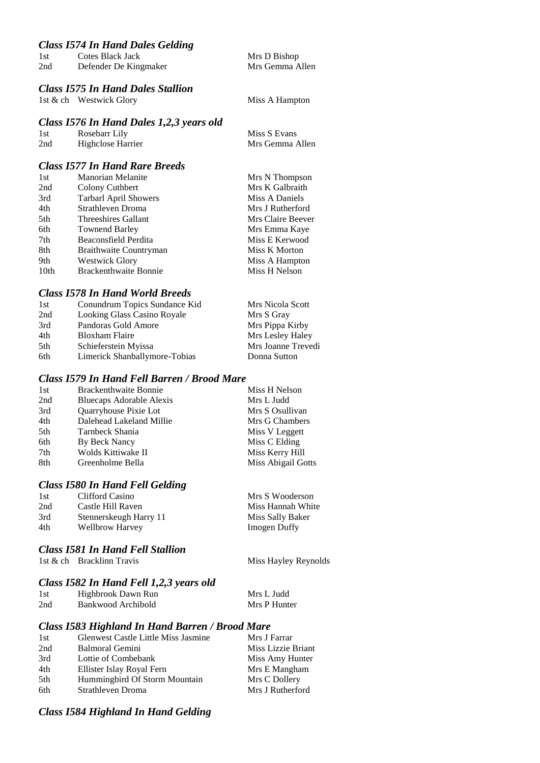### *Class I574 In Hand Dales Gelding*

| | | |
|---|---|---|
| 1st | Cotes Black Jack | Mrs D Bishop |
| 2nd | Defender De Kingmaker | Mrs Gemma Allen |

### *Class I575 In Hand Dales Stallion*

| | | |
|---|---|---|
| 1st & ch | Westwick Glory | Miss A Hampton |

### *Class I576 In Hand Dales 1,2,3 years old*

| | | |
|---|---|---|
| 1st | Rosebarr Lily | Miss S Evans |
| 2nd | Highclose Harrier | Mrs Gemma Allen |

### *Class I577 In Hand Rare Breeds*

| | | |
|---|---|---|
| 1st | Manorian Melanite | Mrs N Thompson |
| 2nd | Colony Cuthbert | Mrs K Galbraith |
| 3rd | Tarbarl April Showers | Miss A Daniels |
| 4th | Strathleven Droma | Mrs J Rutherford |
| 5th | Threeshires Gallant | Mrs Claire Beever |
| 6th | Townend Barley | Mrs Emma Kaye |
| 7th | Beaconsfield Perdita | Miss E Kerwood |
| 8th | Braithwaite Countryman | Miss K Morton |
| 9th | Westwick Glory | Miss A Hampton |
| 10th | Brackenthwaite Bonnie | Miss H Nelson |

### *Class I578 In Hand World Breeds*

| | | |
|---|---|---|
| 1st | Conundrum Topics Sundance Kid | Mrs Nicola Scott |
| 2nd | Looking Glass Casino Royale | Mrs S Gray |
| 3rd | Pandoras Gold Amore | Mrs Pippa Kirby |
| 4th | Bloxham Flaire | Mrs Lesley Haley |
| 5th | Schieferstein Myissa | Mrs Joanne Trevedi |
| 6th | Limerick Shanballymore-Tobias | Donna Sutton |

### *Class I579 In Hand Fell Barren / Brood Mare*

| | | |
|---|---|---|
| 1st | Brackenthwaite Bonnie | Miss H Nelson |
| 2nd | Bluecaps Adorable Alexis | Mrs L Judd |
| 3rd | Quarryhouse Pixie Lot | Mrs S Osullivan |
| 4th | Dalehead Lakeland Millie | Mrs G Chambers |
| 5th | Tarnbeck Shania | Miss V Leggett |
| 6th | By Beck Nancy | Miss C Elding |
| 7th | Wolds Kittiwake II | Miss Kerry Hill |
| 8th | Greenholme Bella | Miss Abigail Gotts |

### *Class I580 In Hand Fell Gelding*

| | | |
|---|---|---|
| 1st | Clifford Casino | Mrs S Wooderson |
| 2nd | Castle Hill Raven | Miss Hannah White |
| 3rd | Stennerskeugh Harry 11 | Miss Sally Baker |
| 4th | Wellbrow Harvey | Imogen Duffy |

### *Class I581 In Hand Fell Stallion*

| | | |
|---|---|---|
| 1st & ch | Bracklinn Travis | Miss Hayley Reynolds |

### *Class I582 In Hand Fell 1,2,3 years old*

| | | |
|---|---|---|
| 1st | Highbrook Dawn Run | Mrs L Judd |
| 2nd | Bankwood Archibold | Mrs P Hunter |

### *Class I583 Highland In Hand Barren / Brood Mare*

| | | |
|---|---|---|
| 1st | Glenwest Castle Little Miss Jasmine | Mrs J Farrar |
| 2nd | Balmoral Gemini | Miss Lizzie Briant |
| 3rd | Lottie of Combebank | Miss Amy Hunter |
| 4th | Ellister Islay Royal Fern | Mrs E Mangham |
| 5th | Hummingbird Of Storm Mountain | Mrs C Dollery |
| 6th | Strathleven Droma | Mrs J Rutherford |

### *Class I584 Highland In Hand Gelding*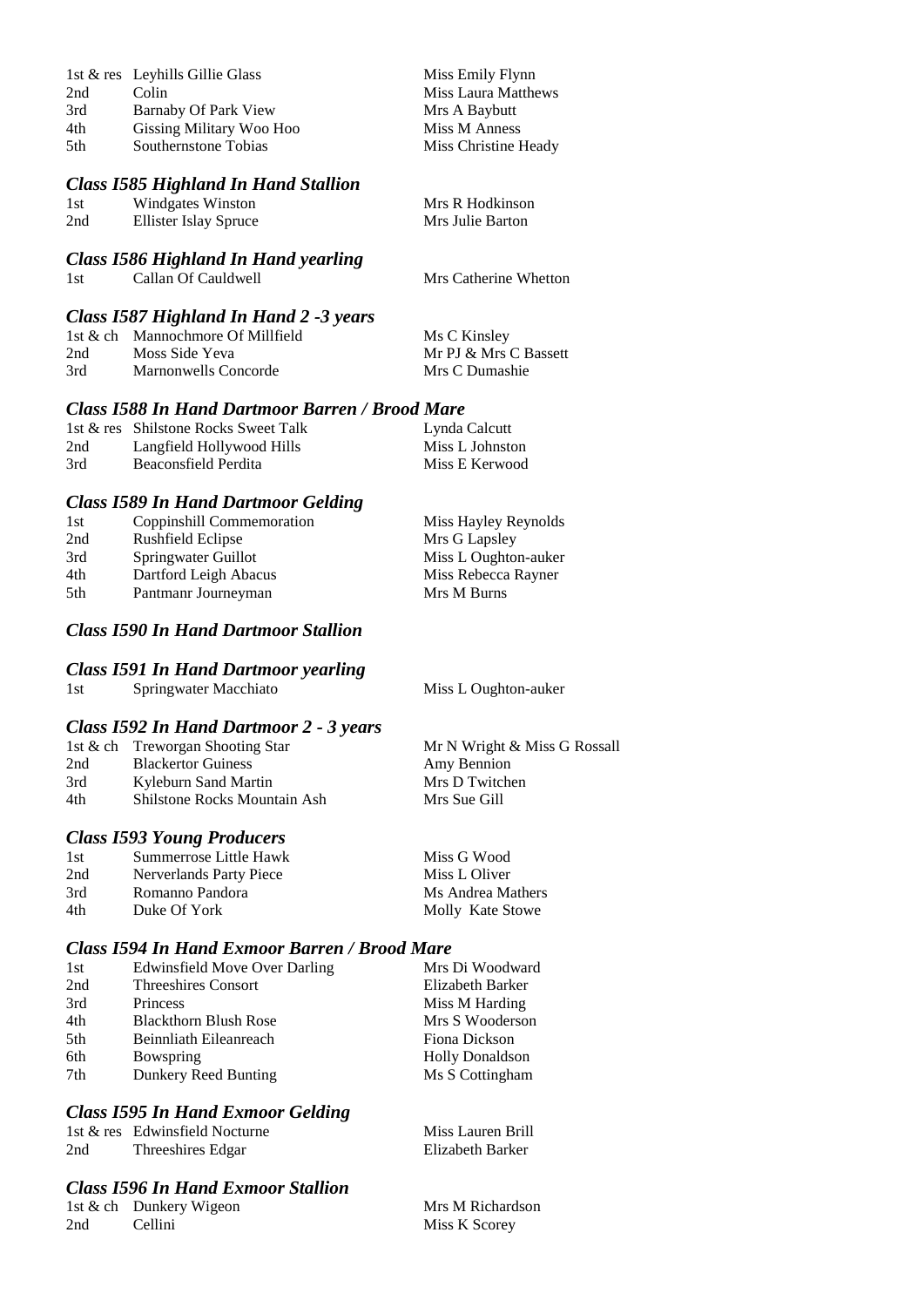| | | |
|---|---|---|
| 1st & res | Leyhills Gillie Glass | Miss Emily Flynn |
| 2nd | Colin | Miss Laura Matthews |
| 3rd | Barnaby Of Park View | Mrs A Baybutt |
| 4th | Gissing Military Woo Hoo | Miss M Anness |
| 5th | Southernstone Tobias | Miss Christine Heady |

### *Class I585 Highland In Hand Stallion*

| | | |
|---|---|---|
| 1st | Windgates Winston | Mrs R Hodkinson |
| 2nd | Ellister Islay Spruce | Mrs Julie Barton |

### *Class I586 Highland In Hand yearling*

| | | |
|---|---|---|
| 1st | Callan Of Cauldwell | Mrs Catherine Whetton |

### *Class I587 Highland In Hand 2 -3 years*

| | | |
|---|---|---|
| 1st & ch | Mannochmore Of Millfield | Ms C Kinsley |
| 2nd | Moss Side Yeva | Mr PJ & Mrs C Bassett |
| 3rd | Marnonwells Concorde | Mrs C Dumashie |

### *Class I588 In Hand Dartmoor Barren / Brood Mare*

| | | |
|---|---|---|
| 1st & res | Shilstone Rocks Sweet Talk | Lynda Calcutt |
| 2nd | Langfield Hollywood Hills | Miss L Johnston |
| 3rd | Beaconsfield Perdita | Miss E Kerwood |

### *Class I589 In Hand Dartmoor Gelding*

| | | |
|---|---|---|
| 1st | Coppinshill Commemoration | Miss Hayley Reynolds |
| 2nd | Rushfield Eclipse | Mrs G Lapsley |
| 3rd | Springwater Guillot | Miss L Oughton-auker |
| 4th | Dartford Leigh Abacus | Miss Rebecca Rayner |
| 5th | Pantmanr Journeyman | Mrs M Burns |

### *Class I590 In Hand Dartmoor Stallion*

### *Class I591 In Hand Dartmoor yearling*

| | | |
|---|---|---|
| 1st | Springwater Macchiato | Miss L Oughton-auker |

### *Class I592 In Hand Dartmoor 2 - 3 years*

| | | |
|---|---|---|
| 1st & ch | Treworgan Shooting Star | Mr N Wright & Miss G Rossall |
| 2nd | Blackertor Guiness | Amy Bennion |
| 3rd | Kyleburn Sand Martin | Mrs D Twitchen |
| 4th | Shilstone Rocks Mountain Ash | Mrs Sue Gill |

### *Class I593 Young Producers*

| | | |
|---|---|---|
| 1st | Summerrose Little Hawk | Miss G Wood |
| 2nd | Nerverlands Party Piece | Miss L Oliver |
| 3rd | Romanno Pandora | Ms Andrea Mathers |
| 4th | Duke Of York | Molly Kate Stowe |

### *Class I594 In Hand Exmoor Barren / Brood Mare*

| | | |
|---|---|---|
| 1st | Edwinsfield Move Over Darling | Mrs Di Woodward |
| 2nd | Threeshires Consort | Elizabeth Barker |
| 3rd | Princess | Miss M Harding |
| 4th | Blackthorn Blush Rose | Mrs S Wooderson |
| 5th | Beinnliath Eileanreach | Fiona Dickson |
| 6th | Bowspring | Holly Donaldson |
| 7th | Dunkery Reed Bunting | Ms S Cottingham |

### *Class I595 In Hand Exmoor Gelding*

| | | |
|---|---|---|
| 1st & res | Edwinsfield Nocturne | Miss Lauren Brill |
| 2nd | Threeshires Edgar | Elizabeth Barker |

### *Class I596 In Hand Exmoor Stallion*

| | | |
|---|---|---|
| 1st & ch | Dunkery Wigeon | Mrs M Richardson |
| 2nd | Cellini | Miss K Scorey |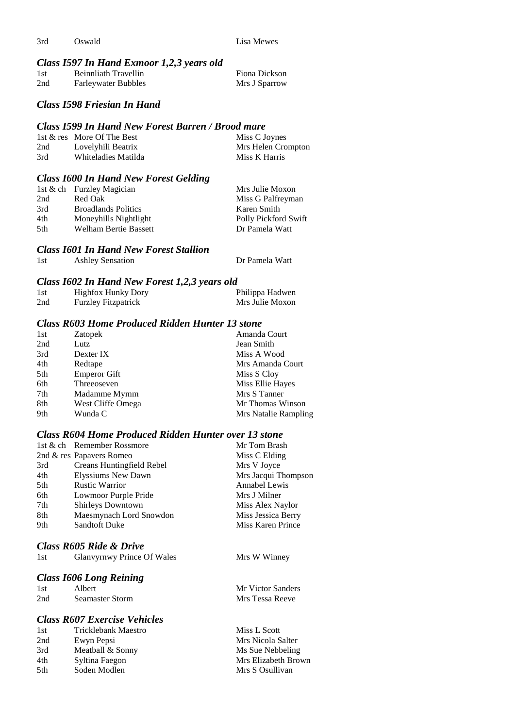| | | |
|---|---|---|
| 3rd | Oswald | Lisa Mewes |

### *Class I597 In Hand Exmoor 1,2,3 years old*

| | | |
|---|---|---|
| 1st | Beinnliath Travellin | Fiona Dickson |
| 2nd | Farleywater Bubbles | Mrs J Sparrow |

### *Class I598 Friesian In Hand*

### *Class I599 In Hand New Forest Barren / Brood mare*

| | | |
|---|---|---|
| 1st & res | More Of The Best | Miss C Joynes |
| 2nd | Lovelyhili Beatrix | Mrs Helen Crompton |
| 3rd | Whiteladies Matilda | Miss K Harris |

### *Class I600 In Hand New Forest Gelding*

| | | |
|---|---|---|
| 1st & ch | Furzley Magician | Mrs Julie Moxon |
| 2nd | Red Oak | Miss G Palfreyman |
| 3rd | Broadlands Politics | Karen Smith |
| 4th | Moneyhills Nightlight | Polly Pickford Swift |
| 5th | Welham Bertie Bassett | Dr Pamela Watt |

### *Class I601 In Hand New Forest Stallion*

| | | |
|---|---|---|
| 1st | Ashley Sensation | Dr Pamela Watt |

### *Class I602 In Hand New Forest 1,2,3 years old*

| | | |
|---|---|---|
| 1st | Highfox Hunky Dory | Philippa Hadwen |
| 2nd | Furzley Fitzpatrick | Mrs Julie Moxon |

### *Class R603 Home Produced Ridden Hunter 13 stone*

| | | |
|---|---|---|
| 1st | Zatopek | Amanda Court |
| 2nd | Lutz | Jean Smith |
| 3rd | Dexter IX | Miss A Wood |
| 4th | Redtape | Mrs Amanda Court |
| 5th | Emperor Gift | Miss S Cloy |
| 6th | Threeoseven | Miss Ellie Hayes |
| 7th | Madamme Mymm | Mrs S Tanner |
| 8th | West Cliffe Omega | Mr Thomas Winson |
| 9th | Wunda C | Mrs Natalie Rampling |

### *Class R604 Home Produced Ridden Hunter over 13 stone*

| | | |
|---|---|---|
| 1st & ch | Remember Rossmore | Mr Tom Brash |
| 2nd & res | Papavers Romeo | Miss C Elding |
| 3rd | Creans Huntingfield Rebel | Mrs V Joyce |
| 4th | Elyssiums New Dawn | Mrs Jacqui Thompson |
| 5th | Rustic Warrior | Annabel Lewis |
| 6th | Lowmoor Purple Pride | Mrs J Milner |
| 7th | Shirleys Downtown | Miss Alex Naylor |
| 8th | Maesmynach Lord Snowdon | Miss Jessica Berry |
| 9th | Sandtoft Duke | Miss Karen Prince |

### *Class R605 Ride & Drive*

| | | |
|---|---|---|
| 1st | Glanvyrnwy Prince Of Wales | Mrs W Winney |

### *Class I606 Long Reining*

| | | |
|---|---|---|
| 1st | Albert | Mr Victor Sanders |
| 2nd | Seamaster Storm | Mrs Tessa Reeve |

### *Class R607 Exercise Vehicles*

| | | |
|---|---|---|
| 1st | Tricklebank Maestro | Miss L Scott |
| 2nd | Ewyn Pepsi | Mrs Nicola Salter |
| 3rd | Meatball & Sonny | Ms Sue Nebbeling |
| 4th | Syltina Faegon | Mrs Elizabeth Brown |
| 5th | Soden Modlen | Mrs S Osullivan |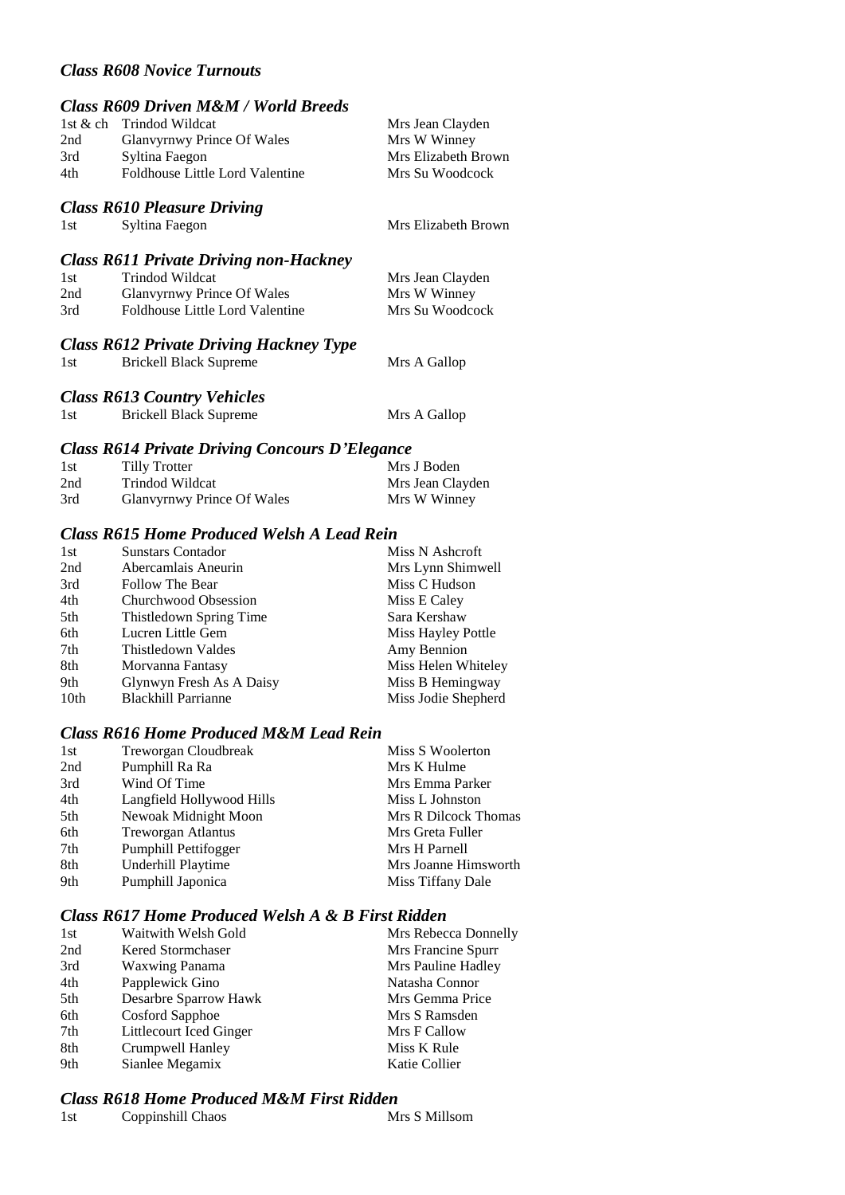### *Class R608 Novice Turnouts*

### *Class R609 Driven M&M / World Breeds*

| | | |
|---|---|---|
| 1st & ch | Trindod Wildcat | Mrs Jean Clayden |
| 2nd | Glanvyrnwy Prince Of Wales | Mrs W Winney |
| 3rd | Syltina Faegon | Mrs Elizabeth Brown |
| 4th | Foldhouse Little Lord Valentine | Mrs Su Woodcock |

### *Class R610 Pleasure Driving*

| | | |
|---|---|---|
| 1st | Syltina Faegon | Mrs Elizabeth Brown |

### *Class R611 Private Driving non-Hackney*

| | | |
|---|---|---|
| 1st | Trindod Wildcat | Mrs Jean Clayden |
| 2nd | Glanvyrnwy Prince Of Wales | Mrs W Winney |
| 3rd | Foldhouse Little Lord Valentine | Mrs Su Woodcock |

### *Class R612 Private Driving Hackney Type*

| | | |
|---|---|---|
| 1st | Brickell Black Supreme | Mrs A Gallop |

### *Class R613 Country Vehicles*

| | | |
|---|---|---|
| 1st | Brickell Black Supreme | Mrs A Gallop |

### *Class R614 Private Driving Concours D'Elegance*

| | | |
|---|---|---|
| 1st | Tilly Trotter | Mrs J Boden |
| 2nd | Trindod Wildcat | Mrs Jean Clayden |
| 3rd | Glanvyrnwy Prince Of Wales | Mrs W Winney |

### *Class R615 Home Produced Welsh A Lead Rein*

| | | |
|---|---|---|
| 1st | Sunstars Contador | Miss N Ashcroft |
| 2nd | Abercamlais Aneurin | Mrs Lynn Shimwell |
| 3rd | Follow The Bear | Miss C Hudson |
| 4th | Churchwood Obsession | Miss E Caley |
| 5th | Thistledown Spring Time | Sara Kershaw |
| 6th | Lucren Little Gem | Miss Hayley Pottle |
| 7th | Thistledown Valdes | Amy Bennion |
| 8th | Morvanna Fantasy | Miss Helen Whiteley |
| 9th | Glynwyn Fresh As A Daisy | Miss B Hemingway |
| 10th | Blackhill Parrianne | Miss Jodie Shepherd |

### *Class R616 Home Produced M&M Lead Rein*

| | | |
|---|---|---|
| 1st | Treworgan Cloudbreak | Miss S Woolerton |
| 2nd | Pumphill Ra Ra | Mrs K Hulme |
| 3rd | Wind Of Time | Mrs Emma Parker |
| 4th | Langfield Hollywood Hills | Miss L Johnston |
| 5th | Newoak Midnight Moon | Mrs R Dilcock Thomas |
| 6th | Treworgan Atlantus | Mrs Greta Fuller |
| 7th | Pumphill Pettifogger | Mrs H Parnell |
| 8th | Underhill Playtime | Mrs Joanne Himsworth |
| 9th | Pumphill Japonica | Miss Tiffany Dale |

### *Class R617 Home Produced Welsh A & B First Ridden*

| | | |
|---|---|---|
| 1st | Waitwith Welsh Gold | Mrs Rebecca Donnelly |
| 2nd | Kered Stormchaser | Mrs Francine Spurr |
| 3rd | Waxwing Panama | Mrs Pauline Hadley |
| 4th | Papplewick Gino | Natasha Connor |
| 5th | Desarbre Sparrow Hawk | Mrs Gemma Price |
| 6th | Cosford Sapphoe | Mrs S Ramsden |
| 7th | Littlecourt Iced Ginger | Mrs F Callow |
| 8th | Crumpwell Hanley | Miss K Rule |
| 9th | Sianlee Megamix | Katie Collier |

### *Class R618 Home Produced M&M First Ridden*

| | | |
|---|---|---|
| 1st | Coppinshill Chaos | Mrs S Millsom |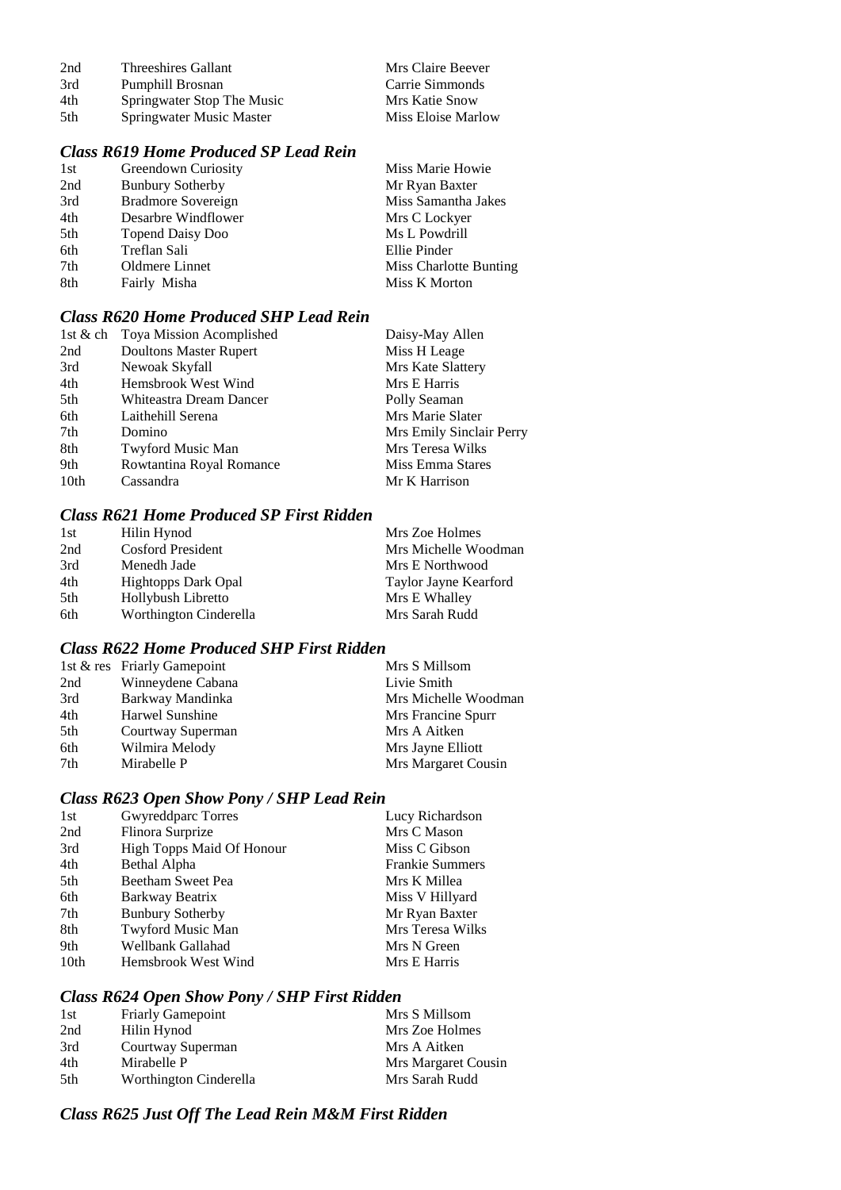| | | |
|---|---|---|
| 2nd | Threeshires Gallant | Mrs Claire Beever |
| 3rd | Pumphill Brosnan | Carrie Simmonds |
| 4th | Springwater Stop The Music | Mrs Katie Snow |
| 5th | Springwater Music Master | Miss Eloise Marlow |

### *Class R619 Home Produced SP Lead Rein*

| | | |
|---|---|---|
| 1st | Greendown Curiosity | Miss Marie Howie |
| 2nd | Bunbury Sotherby | Mr Ryan Baxter |
| 3rd | Bradmore Sovereign | Miss Samantha Jakes |
| 4th | Desarbre Windflower | Mrs C Lockyer |
| 5th | Topend Daisy Doo | Ms L Powdrill |
| 6th | Treflan Sali | Ellie Pinder |
| 7th | Oldmere Linnet | Miss Charlotte Bunting |
| 8th | Fairly Misha | Miss K Morton |

### *Class R620 Home Produced SHP Lead Rein*

| | | |
|---|---|---|
| 1st & ch | Toya Mission Acomplished | Daisy-May Allen |
| 2nd | Doultons Master Rupert | Miss H Leage |
| 3rd | Newoak Skyfall | Mrs Kate Slattery |
| 4th | Hemsbrook West Wind | Mrs E Harris |
| 5th | Whiteastra Dream Dancer | Polly Seaman |
| 6th | Laithehill Serena | Mrs Marie Slater |
| 7th | Domino | Mrs Emily Sinclair Perry |
| 8th | Twyford Music Man | Mrs Teresa Wilks |
| 9th | Rowtantina Royal Romance | Miss Emma Stares |
| 10th | Cassandra | Mr K Harrison |

### *Class R621 Home Produced SP First Ridden*

| | | |
|---|---|---|
| 1st | Hilin Hynod | Mrs Zoe Holmes |
| 2nd | Cosford President | Mrs Michelle Woodman |
| 3rd | Menedh Jade | Mrs E Northwood |
| 4th | Hightopps Dark Opal | Taylor Jayne Kearford |
| 5th | Hollybush Libretto | Mrs E Whalley |
| 6th | Worthington Cinderella | Mrs Sarah Rudd |

### *Class R622 Home Produced SHP First Ridden*

| | | |
|---|---|---|
| 1st & res | Friarly Gamepoint | Mrs S Millsom |
| 2nd | Winneydene Cabana | Livie Smith |
| 3rd | Barkway Mandinka | Mrs Michelle Woodman |
| 4th | Harwel Sunshine | Mrs Francine Spurr |
| 5th | Courtway Superman | Mrs A Aitken |
| 6th | Wilmira Melody | Mrs Jayne Elliott |
| 7th | Mirabelle P | Mrs Margaret Cousin |

### *Class R623 Open Show Pony / SHP Lead Rein*

| | | |
|---|---|---|
| 1st | Gwyreddparc Torres | Lucy Richardson |
| 2nd | Flinora Surprize | Mrs C Mason |
| 3rd | High Topps Maid Of Honour | Miss C Gibson |
| 4th | Bethal Alpha | Frankie Summers |
| 5th | Beetham Sweet Pea | Mrs K Millea |
| 6th | Barkway Beatrix | Miss V Hillyard |
| 7th | Bunbury Sotherby | Mr Ryan Baxter |
| 8th | Twyford Music Man | Mrs Teresa Wilks |
| 9th | Wellbank Gallahad | Mrs N Green |
| 10th | Hemsbrook West Wind | Mrs E Harris |

### *Class R624 Open Show Pony / SHP First Ridden*

| | | |
|---|---|---|
| 1st | Friarly Gamepoint | Mrs S Millsom |
| 2nd | Hilin Hynod | Mrs Zoe Holmes |
| 3rd | Courtway Superman | Mrs A Aitken |
| 4th | Mirabelle P | Mrs Margaret Cousin |
| 5th | Worthington Cinderella | Mrs Sarah Rudd |

### *Class R625 Just Off The Lead Rein M&M First Ridden*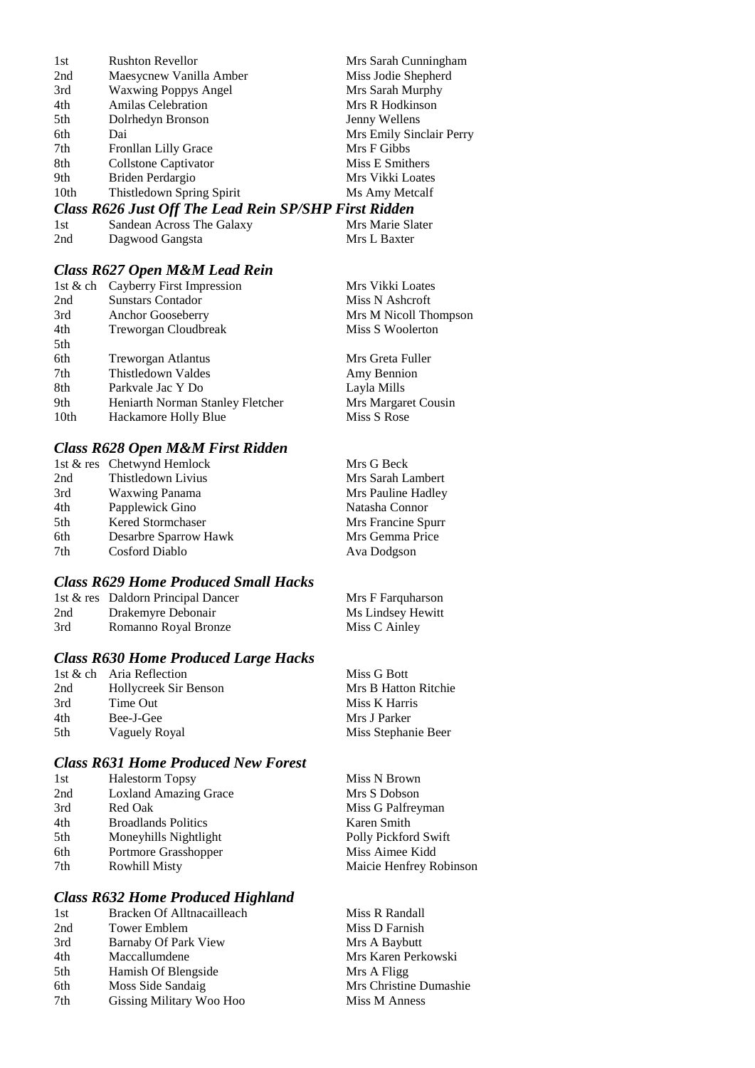| | | |
|---|---|---|
| 1st | Rushton Revellor | Mrs Sarah Cunningham |
| 2nd | Maesycnew Vanilla Amber | Miss Jodie Shepherd |
| 3rd | Waxwing Poppys Angel | Mrs Sarah Murphy |
| 4th | Amilas Celebration | Mrs R Hodkinson |
| 5th | Dolrhedyn Bronson | Jenny Wellens |
| 6th | Dai | Mrs Emily Sinclair Perry |
| 7th | Fronllan Lilly Grace | Mrs F Gibbs |
| 8th | Collstone Captivator | Miss E Smithers |
| 9th | Briden Perdargio | Mrs Vikki Loates |
| 10th | Thistledown Spring Spirit | Ms Amy Metcalf |

### *Class R626 Just Off The Lead Rein SP/SHP First Ridden*

| | | |
|---|---|---|
| 1st | Sandean Across The Galaxy | Mrs Marie Slater |
| 2nd | Dagwood Gangsta | Mrs L Baxter |

### *Class R627 Open M&M Lead Rein*

| | | |
|---|---|---|
| 1st & ch | Cayberry First Impression | Mrs Vikki Loates |
| 2nd | Sunstars Contador | Miss N Ashcroft |
| 3rd | Anchor Gooseberry | Mrs M Nicoll Thompson |
| 4th | Treworgan Cloudbreak | Miss S Woolerton |
| 5th | | |
| 6th | Treworgan Atlantus | Mrs Greta Fuller |
| 7th | Thistledown Valdes | Amy Bennion |
| 8th | Parkvale Jac Y Do | Layla Mills |
| 9th | Heniarth Norman Stanley Fletcher | Mrs Margaret Cousin |
| 10th | Hackamore Holly Blue | Miss S Rose |

### *Class R628 Open M&M First Ridden*

| | | |
|---|---|---|
| 1st & res | Chetwynd Hemlock | Mrs G Beck |
| 2nd | Thistledown Livius | Mrs Sarah Lambert |
| 3rd | Waxwing Panama | Mrs Pauline Hadley |
| 4th | Papplewick Gino | Natasha Connor |
| 5th | Kered Stormchaser | Mrs Francine Spurr |
| 6th | Desarbre Sparrow Hawk | Mrs Gemma Price |
| 7th | Cosford Diablo | Ava Dodgson |

### *Class R629 Home Produced Small Hacks*

| | | |
|---|---|---|
| 1st & res | Daldorn Principal Dancer | Mrs F Farquharson |
| 2nd | Drakemyre Debonair | Ms Lindsey Hewitt |
| 3rd | Romanno Royal Bronze | Miss C Ainley |

### *Class R630 Home Produced Large Hacks*

| | | |
|---|---|---|
| 1st & ch | Aria Reflection | Miss G Bott |
| 2nd | Hollycreek Sir Benson | Mrs B Hatton Ritchie |
| 3rd | Time Out | Miss K Harris |
| 4th | Bee-J-Gee | Mrs J Parker |
| 5th | Vaguely Royal | Miss Stephanie Beer |

### *Class R631 Home Produced New Forest*

| | | |
|---|---|---|
| 1st | Halestorm Topsy | Miss N Brown |
| 2nd | Loxland Amazing Grace | Mrs S Dobson |
| 3rd | Red Oak | Miss G Palfreyman |
| 4th | Broadlands Politics | Karen Smith |
| 5th | Moneyhills Nightlight | Polly Pickford Swift |
| 6th | Portmore Grasshopper | Miss Aimee Kidd |
| 7th | Rowhill Misty | Maicie Henfrey Robinson |

### *Class R632 Home Produced Highland*

| | | |
|---|---|---|
| 1st | Bracken Of Alltnacailleach | Miss R Randall |
| 2nd | Tower Emblem | Miss D Farnish |
| 3rd | Barnaby Of Park View | Mrs A Baybutt |
| 4th | Maccallumdene | Mrs Karen Perkowski |
| 5th | Hamish Of Blengside | Mrs A Fligg |
| 6th | Moss Side Sandaig | Mrs Christine Dumashie |
| 7th | Gissing Military Woo Hoo | Miss M Anness |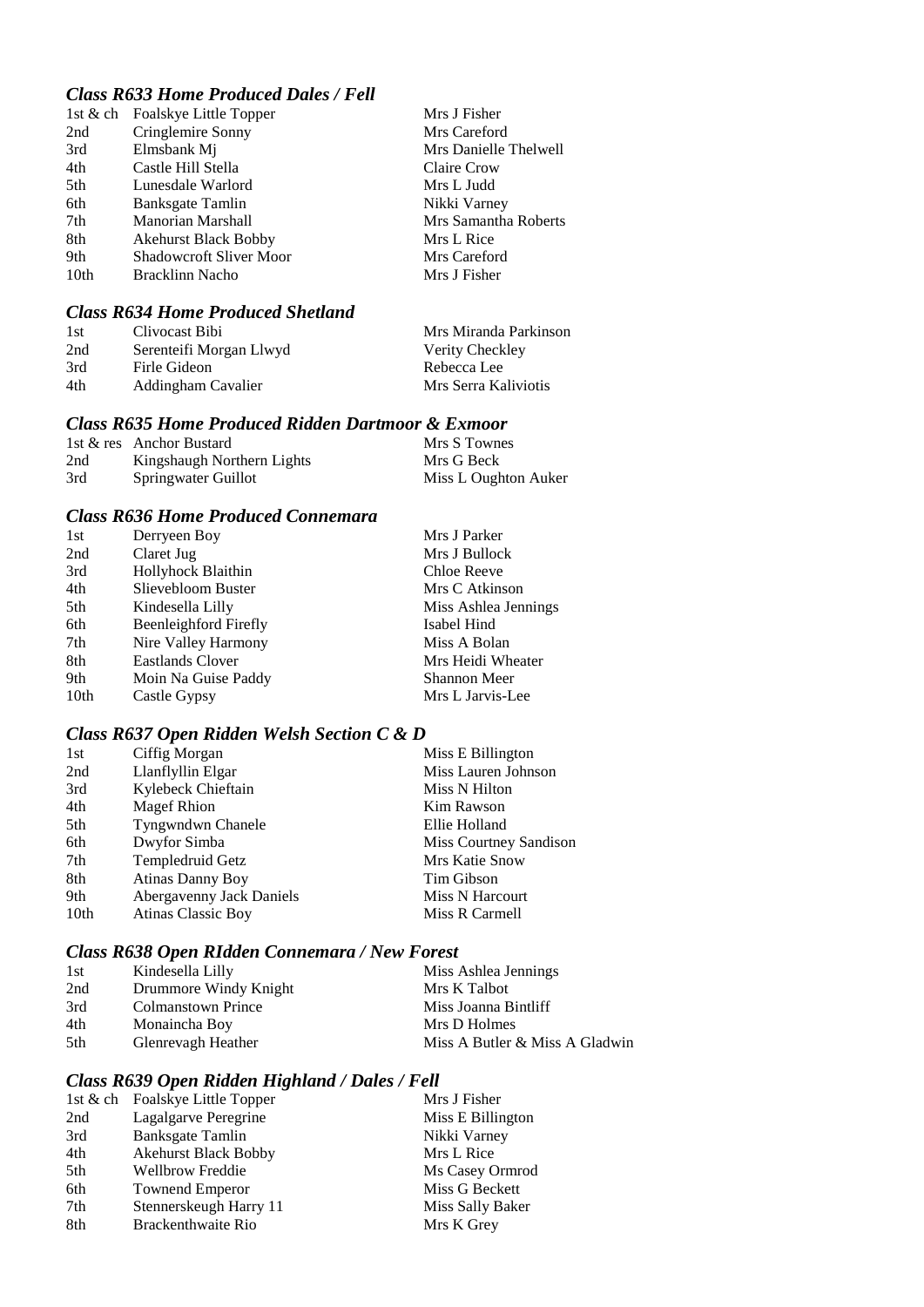### *Class R633 Home Produced Dales / Fell*

| | | |
|---|---|---|
| 1st & ch | Foalskye Little Topper | Mrs J Fisher |
| 2nd | Cringlemire Sonny | Mrs Careford |
| 3rd | Elmsbank Mj | Mrs Danielle Thelwell |
| 4th | Castle Hill Stella | Claire Crow |
| 5th | Lunesdale Warlord | Mrs L Judd |
| 6th | Banksgate Tamlin | Nikki Varney |
| 7th | Manorian Marshall | Mrs Samantha Roberts |
| 8th | Akehurst Black Bobby | Mrs L Rice |
| 9th | Shadowcroft Sliver Moor | Mrs Careford |
| 10th | Bracklinn Nacho | Mrs J Fisher |

### *Class R634 Home Produced Shetland*

| | | |
|---|---|---|
| 1st | Clivocast Bibi | Mrs Miranda Parkinson |
| 2nd | Serenteifi Morgan Llwyd | Verity Checkley |
| 3rd | Firle Gideon | Rebecca Lee |
| 4th | Addingham Cavalier | Mrs Serra Kaliviotis |

### *Class R635 Home Produced Ridden Dartmoor & Exmoor*

| | | |
|---|---|---|
| 1st & res | Anchor Bustard | Mrs S Townes |
| 2nd | Kingshaugh Northern Lights | Mrs G Beck |
| 3rd | Springwater Guillot | Miss L Oughton Auker |

### *Class R636 Home Produced Connemara*

| | | |
|---|---|---|
| 1st | Derryeen Boy | Mrs J Parker |
| 2nd | Claret Jug | Mrs J Bullock |
| 3rd | Hollyhock Blaithin | Chloe Reeve |
| 4th | Slievebloom Buster | Mrs C Atkinson |
| 5th | Kindesella Lilly | Miss Ashlea Jennings |
| 6th | Beenleighford Firefly | Isabel Hind |
| 7th | Nire Valley Harmony | Miss A Bolan |
| 8th | Eastlands Clover | Mrs Heidi Wheater |
| 9th | Moin Na Guise Paddy | Shannon Meer |
| 10th | Castle Gypsy | Mrs L Jarvis-Lee |

### *Class R637 Open Ridden Welsh Section C & D*

| | | |
|---|---|---|
| 1st | Ciffig Morgan | Miss E Billington |
| 2nd | Llanflyllin Elgar | Miss Lauren Johnson |
| 3rd | Kylebeck Chieftain | Miss N Hilton |
| 4th | Magef Rhion | Kim Rawson |
| 5th | Tyngwndwn Chanele | Ellie Holland |
| 6th | Dwyfor Simba | Miss Courtney Sandison |
| 7th | Templedruid Getz | Mrs Katie Snow |
| 8th | Atinas Danny Boy | Tim Gibson |
| 9th | Abergavenny Jack Daniels | Miss N Harcourt |
| 10th | Atinas Classic Boy | Miss R Carmell |

### *Class R638 Open RIdden Connemara / New Forest*

| | | |
|---|---|---|
| 1st | Kindesella Lilly | Miss Ashlea Jennings |
| 2nd | Drummore Windy Knight | Mrs K Talbot |
| 3rd | Colmanstown Prince | Miss Joanna Bintliff |
| 4th | Monaincha Boy | Mrs D Holmes |
| 5th | Glenrevagh Heather | Miss A Butler & Miss A Gladwin |

### *Class R639 Open Ridden Highland / Dales / Fell*

| | | |
|---|---|---|
| 1st & ch | Foalskye Little Topper | Mrs J Fisher |
| 2nd | Lagalgarve Peregrine | Miss E Billington |
| 3rd | Banksgate Tamlin | Nikki Varney |
| 4th | Akehurst Black Bobby | Mrs L Rice |
| 5th | Wellbrow Freddie | Ms Casey Ormrod |
| 6th | Townend Emperor | Miss G Beckett |
| 7th | Stennerskeugh Harry 11 | Miss Sally Baker |
| 8th | Brackenthwaite Rio | Mrs K Grey |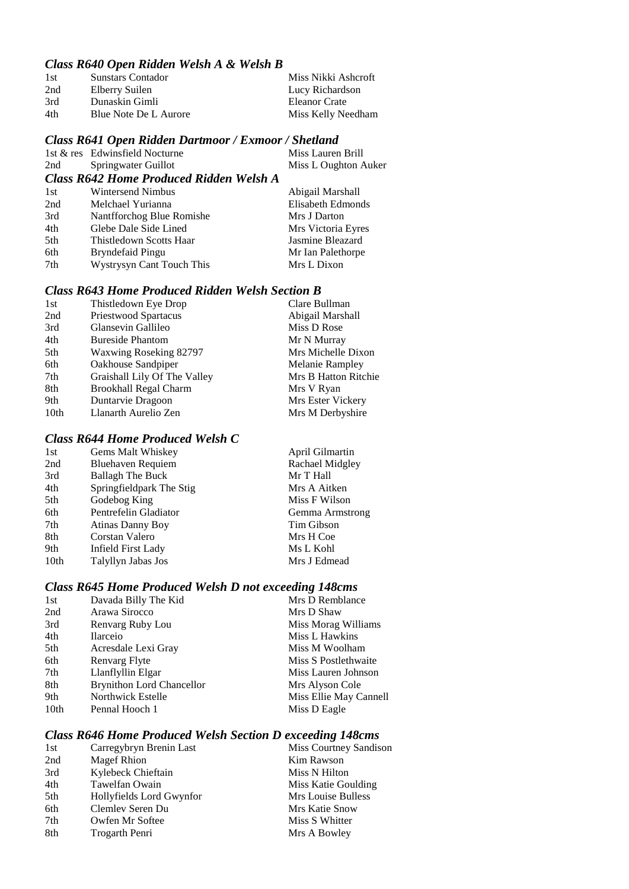### *Class R640 Open Ridden Welsh A & Welsh B*

| | | |
|---|---|---|
| 1st | Sunstars Contador | Miss Nikki Ashcroft |
| 2nd | Elberry Suilen | Lucy Richardson |
| 3rd | Dunaskin Gimli | Eleanor Crate |
| 4th | Blue Note De L Aurore | Miss Kelly Needham |

### *Class R641 Open Ridden Dartmoor / Exmoor / Shetland*

| | | |
|---|---|---|
| 1st & res | Edwinsfield Nocturne | Miss Lauren Brill |
| 2nd | Springwater Guillot | Miss L Oughton Auker |

### *Class R642 Home Produced Ridden Welsh A*

| | | |
|---|---|---|
| 1st | Wintersend Nimbus | Abigail Marshall |
| 2nd | Melchael Yurianna | Elisabeth Edmonds |
| 3rd | Nantfforchog Blue Romishe | Mrs J Darton |
| 4th | Glebe Dale Side Lined | Mrs Victoria Eyres |
| 5th | Thistledown Scotts Haar | Jasmine Bleazard |
| 6th | Bryndefaid Pingu | Mr Ian Palethorpe |
| 7th | Wystrysyn Cant Touch This | Mrs L Dixon |

### *Class R643 Home Produced Ridden Welsh Section B*

| | | |
|---|---|---|
| 1st | Thistledown Eye Drop | Clare Bullman |
| 2nd | Priestwood Spartacus | Abigail Marshall |
| 3rd | Glansevin Gallileo | Miss D Rose |
| 4th | Bureside Phantom | Mr N Murray |
| 5th | Waxwing Roseking 82797 | Mrs Michelle Dixon |
| 6th | Oakhouse Sandpiper | Melanie Rampley |
| 7th | Graishall Lily Of The Valley | Mrs B Hatton Ritchie |
| 8th | Brookhall Regal Charm | Mrs V Ryan |
| 9th | Duntarvie Dragoon | Mrs Ester Vickery |
| 10th | Llanarth Aurelio Zen | Mrs M Derbyshire |

### *Class R644 Home Produced Welsh C*

| | | |
|---|---|---|
| 1st | Gems Malt Whiskey | April Gilmartin |
| 2nd | Bluehaven Requiem | Rachael Midgley |
| 3rd | Ballagh The Buck | Mr T Hall |
| 4th | Springfieldpark The Stig | Mrs A Aitken |
| 5th | Godebog King | Miss F Wilson |
| 6th | Pentrefelin Gladiator | Gemma Armstrong |
| 7th | Atinas Danny Boy | Tim Gibson |
| 8th | Corstan Valero | Mrs H Coe |
| 9th | Infield First Lady | Ms L Kohl |
| 10th | Talyllyn Jabas Jos | Mrs J Edmead |

### *Class R645 Home Produced Welsh D not exceeding 148cms*

| | | |
|---|---|---|
| 1st | Davada Billy The Kid | Mrs D Remblance |
| 2nd | Arawa Sirocco | Mrs D Shaw |
| 3rd | Renvarg Ruby Lou | Miss Morag Williams |
| 4th | Ilarceio | Miss L Hawkins |
| 5th | Acresdale Lexi Gray | Miss M Woolham |
| 6th | Renvarg Flyte | Miss S Postlethwaite |
| 7th | Llanflyllin Elgar | Miss Lauren Johnson |
| 8th | Brynithon Lord Chancellor | Mrs Alyson Cole |
| 9th | Northwick Estelle | Miss Ellie May Cannell |
| 10th | Pennal Hooch 1 | Miss D Eagle |

### *Class R646 Home Produced Welsh Section D exceeding 148cms*

| | | |
|---|---|---|
| 1st | Carregybryn Brenin Last | Miss Courtney Sandison |
| 2nd | Magef Rhion | Kim Rawson |
| 3rd | Kylebeck Chieftain | Miss N Hilton |
| 4th | Tawelfan Owain | Miss Katie Goulding |
| 5th | Hollyfields Lord Gwynfor | Mrs Louise Bulless |
| 6th | Clemlev Seren Du | Mrs Katie Snow |
| 7th | Owfen Mr Softee | Miss S Whitter |
| 8th | Trogarth Penri | Mrs A Bowley |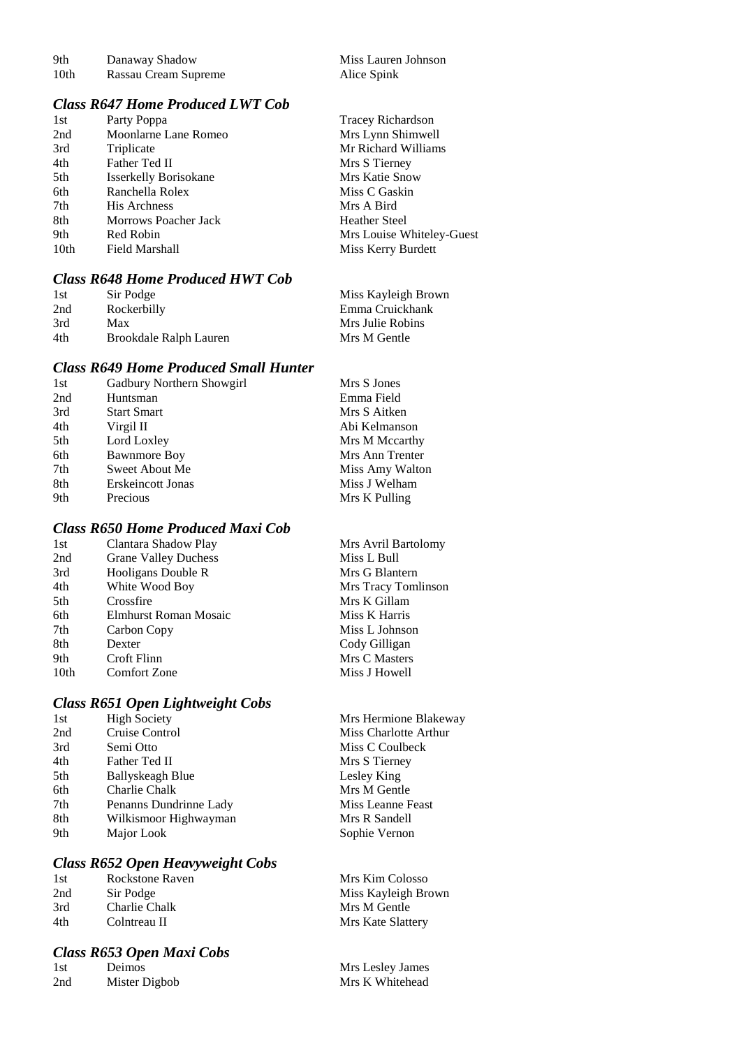| | | |
|---|---|---|
| 9th | Danaway Shadow | Miss Lauren Johnson |
| 10th | Rassau Cream Supreme | Alice Spink |

### *Class R647 Home Produced LWT Cob*

| | | |
|---|---|---|
| 1st | Party Poppa | Tracey Richardson |
| 2nd | Moonlarne Lane Romeo | Mrs Lynn Shimwell |
| 3rd | Triplicate | Mr Richard Williams |
| 4th | Father Ted II | Mrs S Tierney |
| 5th | Isserkelly Borisokane | Mrs Katie Snow |
| 6th | Ranchella Rolex | Miss C Gaskin |
| 7th | His Archness | Mrs A Bird |
| 8th | Morrows Poacher Jack | Heather Steel |
| 9th | Red Robin | Mrs Louise Whiteley-Guest |
| 10th | Field Marshall | Miss Kerry Burdett |

### *Class R648 Home Produced HWT Cob*

| | | |
|---|---|---|
| 1st | Sir Podge | Miss Kayleigh Brown |
| 2nd | Rockerbilly | Emma Cruickhank |
| 3rd | Max | Mrs Julie Robins |
| 4th | Brookdale Ralph Lauren | Mrs M Gentle |

### *Class R649 Home Produced Small Hunter*

| | | |
|---|---|---|
| 1st | Gadbury Northern Showgirl | Mrs S Jones |
| 2nd | Huntsman | Emma Field |
| 3rd | Start Smart | Mrs S Aitken |
| 4th | Virgil II | Abi Kelmanson |
| 5th | Lord Loxley | Mrs M Mccarthy |
| 6th | Bawnmore Boy | Mrs Ann Trenter |
| 7th | Sweet About Me | Miss Amy Walton |
| 8th | Erskeincott Jonas | Miss J Welham |
| 9th | Precious | Mrs K Pulling |

### *Class R650 Home Produced Maxi Cob*

| | | |
|---|---|---|
| 1st | Clantara Shadow Play | Mrs Avril Bartolomy |
| 2nd | Grane Valley Duchess | Miss L Bull |
| 3rd | Hooligans Double R | Mrs G Blantern |
| 4th | White Wood Boy | Mrs Tracy Tomlinson |
| 5th | Crossfire | Mrs K Gillam |
| 6th | Elmhurst Roman Mosaic | Miss K Harris |
| 7th | Carbon Copy | Miss L Johnson |
| 8th | Dexter | Cody Gilligan |
| 9th | Croft Flinn | Mrs C Masters |
| 10th | Comfort Zone | Miss J Howell |

### *Class R651 Open Lightweight Cobs*

| | | |
|---|---|---|
| 1st | High Society | Mrs Hermione Blakeway |
| 2nd | Cruise Control | Miss Charlotte Arthur |
| 3rd | Semi Otto | Miss C Coulbeck |
| 4th | Father Ted II | Mrs S Tierney |
| 5th | Ballyskeagh Blue | Lesley King |
| 6th | Charlie Chalk | Mrs M Gentle |
| 7th | Penanns Dundrinne Lady | Miss Leanne Feast |
| 8th | Wilkismoor Highwayman | Mrs R Sandell |
| 9th | Major Look | Sophie Vernon |

### *Class R652 Open Heavyweight Cobs*

| | | |
|---|---|---|
| 1st | Rockstone Raven | Mrs Kim Colosso |
| 2nd | Sir Podge | Miss Kayleigh Brown |
| 3rd | Charlie Chalk | Mrs M Gentle |
| 4th | Colntreau II | Mrs Kate Slattery |

### *Class R653 Open Maxi Cobs*

| | | |
|---|---|---|
| 1st | Deimos | Mrs Lesley James |
| 2nd | Mister Digbob | Mrs K Whitehead |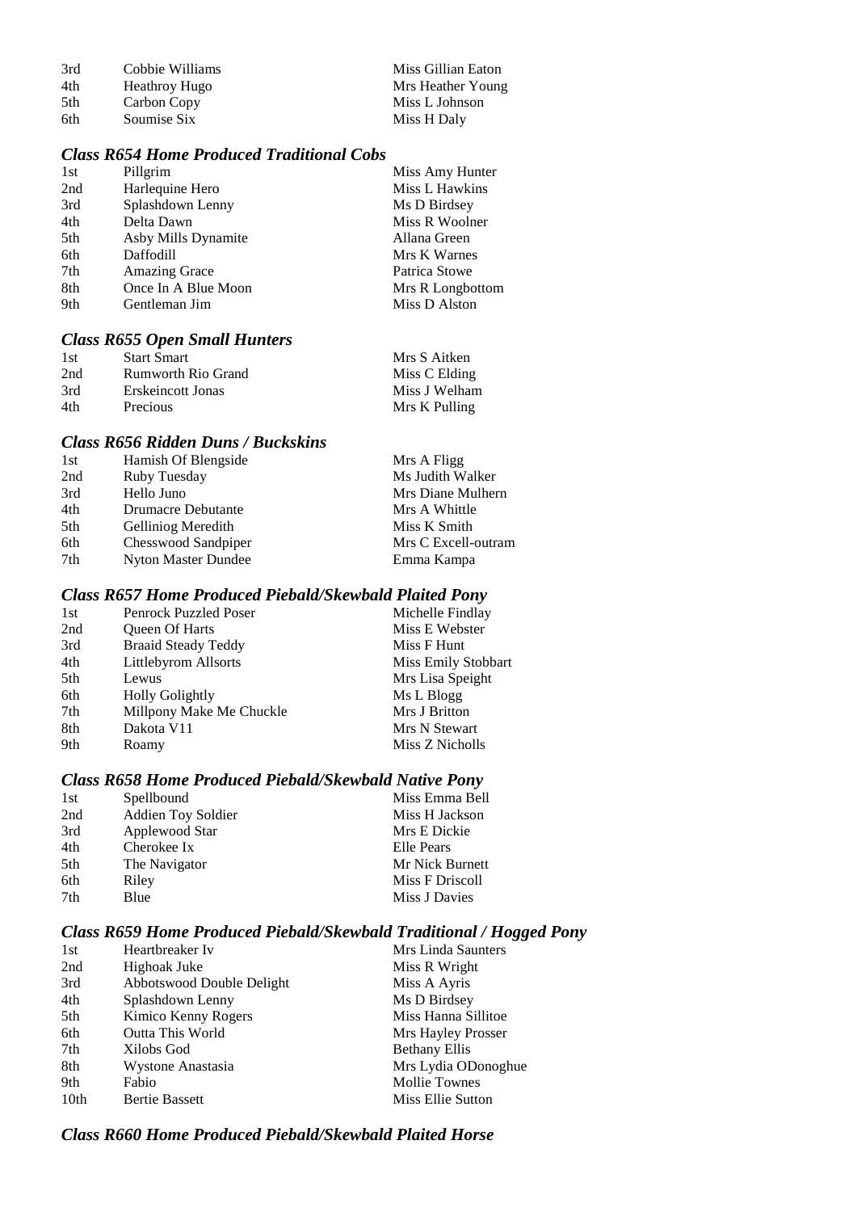| | | |
|---|---|---|
| 3rd | Cobbie Williams | Miss Gillian Eaton |
| 4th | Heathroy Hugo | Mrs Heather Young |
| 5th | Carbon Copy | Miss L Johnson |
| 6th | Soumise Six | Miss H Daly |

### *Class R654 Home Produced Traditional Cobs*

| | | |
|---|---|---|
| 1st | Pillgrim | Miss Amy Hunter |
| 2nd | Harlequine Hero | Miss L Hawkins |
| 3rd | Splashdown Lenny | Ms D Birdsey |
| 4th | Delta Dawn | Miss R Woolner |
| 5th | Asby Mills Dynamite | Allana Green |
| 6th | Daffodill | Mrs K Warnes |
| 7th | Amazing Grace | Patrica Stowe |
| 8th | Once In A Blue Moon | Mrs R Longbottom |
| 9th | Gentleman Jim | Miss D Alston |

### *Class R655 Open Small Hunters*

| | | |
|---|---|---|
| 1st | Start Smart | Mrs S Aitken |
| 2nd | Rumworth Rio Grand | Miss C Elding |
| 3rd | Erskeincott Jonas | Miss J Welham |
| 4th | Precious | Mrs K Pulling |

### *Class R656 Ridden Duns / Buckskins*

| | | |
|---|---|---|
| 1st | Hamish Of Blengside | Mrs A Fligg |
| 2nd | Ruby Tuesday | Ms Judith Walker |
| 3rd | Hello Juno | Mrs Diane Mulhern |
| 4th | Drumacre Debutante | Mrs A Whittle |
| 5th | Gelliniog Meredith | Miss K Smith |
| 6th | Chesswood Sandpiper | Mrs C Excell-outram |
| 7th | Nyton Master Dundee | Emma Kampa |

### *Class R657 Home Produced Piebald/Skewbald Plaited Pony*

| | | |
|---|---|---|
| 1st | Penrock Puzzled Poser | Michelle Findlay |
| 2nd | Queen Of Harts | Miss E Webster |
| 3rd | Braaid Steady Teddy | Miss F Hunt |
| 4th | Littlebyrom Allsorts | Miss Emily Stobbart |
| 5th | Lewus | Mrs Lisa Speight |
| 6th | Holly Golightly | Ms L Blogg |
| 7th | Millpony Make Me Chuckle | Mrs J Britton |
| 8th | Dakota V11 | Mrs N Stewart |
| 9th | Roamy | Miss Z Nicholls |

### *Class R658 Home Produced Piebald/Skewbald Native Pony*

| | | |
|---|---|---|
| 1st | Spellbound | Miss Emma Bell |
| 2nd | Addien Toy Soldier | Miss H Jackson |
| 3rd | Applewood Star | Mrs E Dickie |
| 4th | Cherokee Ix | Elle Pears |
| 5th | The Navigator | Mr Nick Burnett |
| 6th | Riley | Miss F Driscoll |
| 7th | Blue | Miss J Davies |

### *Class R659 Home Produced Piebald/Skewbald Traditional / Hogged Pony*

| | | |
|---|---|---|
| 1st | Heartbreaker Iv | Mrs Linda Saunters |
| 2nd | Highoak Juke | Miss R Wright |
| 3rd | Abbotswood Double Delight | Miss A Ayris |
| 4th | Splashdown Lenny | Ms D Birdsey |
| 5th | Kimico Kenny Rogers | Miss Hanna Sillitoe |
| 6th | Outta This World | Mrs Hayley Prosser |
| 7th | Xilobs God | Bethany Ellis |
| 8th | Wystone Anastasia | Mrs Lydia ODonoghue |
| 9th | Fabio | Mollie Townes |
| 10th | Bertie Bassett | Miss Ellie Sutton |

### *Class R660 Home Produced Piebald/Skewbald Plaited Horse*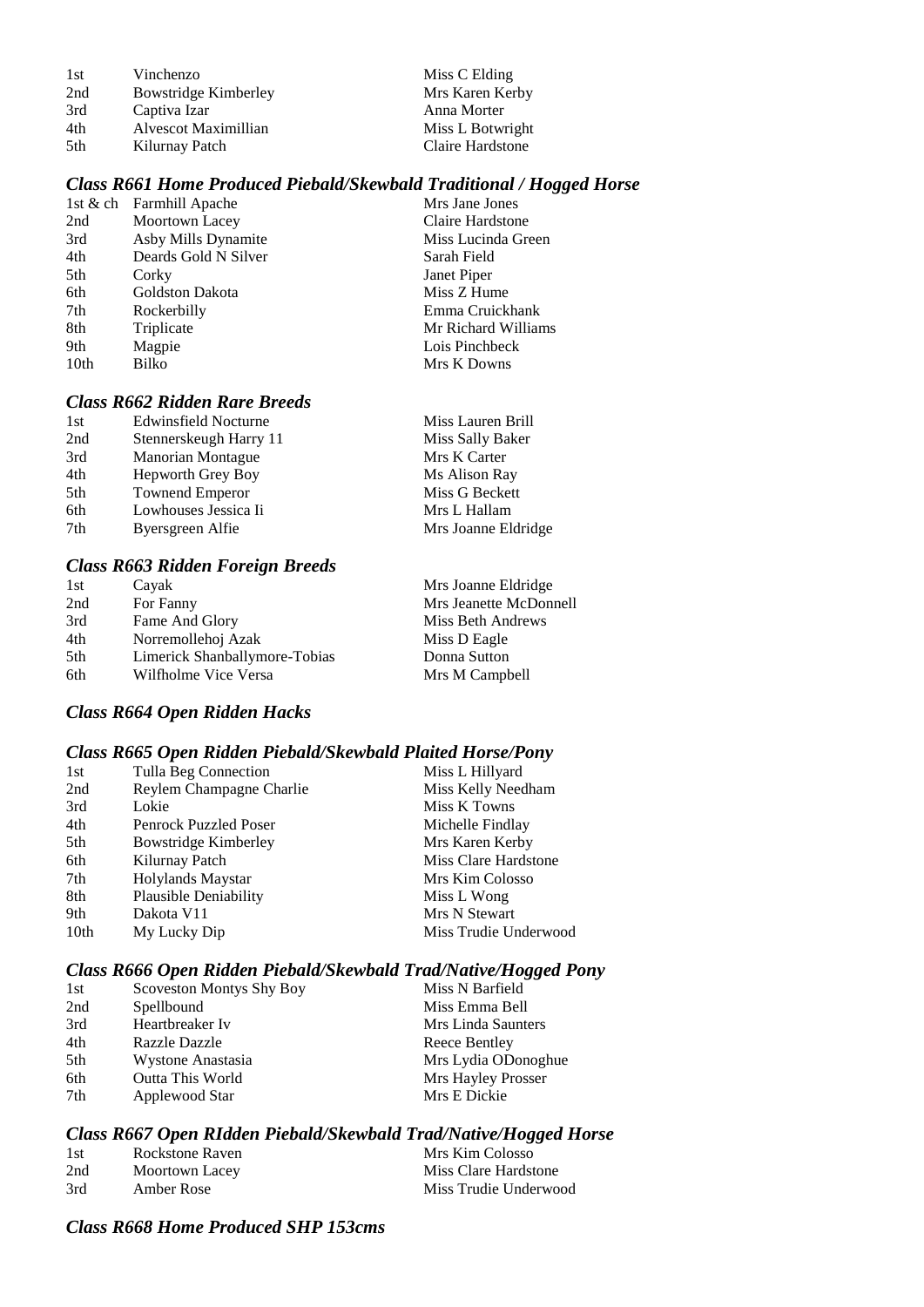| | | |
|---|---|---|
| 1st | Vinchenzo | Miss C Elding |
| 2nd | Bowstridge Kimberley | Mrs Karen Kerby |
| 3rd | Captiva Izar | Anna Morter |
| 4th | Alvescot Maximillian | Miss L Botwright |
| 5th | Kilurnay Patch | Claire Hardstone |

### *Class R661 Home Produced Piebald/Skewbald Traditional / Hogged Horse*

| | | |
|---|---|---|
| 1st & ch | Farmhill Apache | Mrs Jane Jones |
| 2nd | Moortown Lacey | Claire Hardstone |
| 3rd | Asby Mills Dynamite | Miss Lucinda Green |
| 4th | Deards Gold N Silver | Sarah Field |
| 5th | Corky | Janet Piper |
| 6th | Goldston Dakota | Miss Z Hume |
| 7th | Rockerbilly | Emma Cruickhank |
| 8th | Triplicate | Mr Richard Williams |
| 9th | Magpie | Lois Pinchbeck |
| 10th | Bilko | Mrs K Downs |

### *Class R662 Ridden Rare Breeds*

| | | |
|---|---|---|
| 1st | Edwinsfield Nocturne | Miss Lauren Brill |
| 2nd | Stennerskeugh Harry 11 | Miss Sally Baker |
| 3rd | Manorian Montague | Mrs K Carter |
| 4th | Hepworth Grey Boy | Ms Alison Ray |
| 5th | Townend Emperor | Miss G Beckett |
| 6th | Lowhouses Jessica Ii | Mrs L Hallam |
| 7th | Byersgreen Alfie | Mrs Joanne Eldridge |

### *Class R663 Ridden Foreign Breeds*

| | | |
|---|---|---|
| 1st | Cayak | Mrs Joanne Eldridge |
| 2nd | For Fanny | Mrs Jeanette McDonnell |
| 3rd | Fame And Glory | Miss Beth Andrews |
| 4th | Norremollehoj Azak | Miss D Eagle |
| 5th | Limerick Shanballymore-Tobias | Donna Sutton |
| 6th | Wilfholme Vice Versa | Mrs M Campbell |

### *Class R664 Open Ridden Hacks*

### *Class R665 Open Ridden Piebald/Skewbald Plaited Horse/Pony*

| | | |
|---|---|---|
| 1st | Tulla Beg Connection | Miss L Hillyard |
| 2nd | Reylem Champagne Charlie | Miss Kelly Needham |
| 3rd | Lokie | Miss K Towns |
| 4th | Penrock Puzzled Poser | Michelle Findlay |
| 5th | Bowstridge Kimberley | Mrs Karen Kerby |
| 6th | Kilurnay Patch | Miss Clare Hardstone |
| 7th | Holylands Maystar | Mrs Kim Colosso |
| 8th | Plausible Deniability | Miss L Wong |
| 9th | Dakota V11 | Mrs N Stewart |
| 10th | My Lucky Dip | Miss Trudie Underwood |

### *Class R666 Open Ridden Piebald/Skewbald Trad/Native/Hogged Pony*

| | | |
|---|---|---|
| 1st | Scoveston Montys Shy Boy | Miss N Barfield |
| 2nd | Spellbound | Miss Emma Bell |
| 3rd | Heartbreaker Iv | Mrs Linda Saunters |
| 4th | Razzle Dazzle | Reece Bentley |
| 5th | Wystone Anastasia | Mrs Lydia ODonoghue |
| 6th | Outta This World | Mrs Hayley Prosser |
| 7th | Applewood Star | Mrs E Dickie |

### *Class R667 Open RIdden Piebald/Skewbald Trad/Native/Hogged Horse*

| | | |
|---|---|---|
| 1st | Rockstone Raven | Mrs Kim Colosso |
| 2nd | Moortown Lacey | Miss Clare Hardstone |
| 3rd | Amber Rose | Miss Trudie Underwood |

### *Class R668 Home Produced SHP 153cms*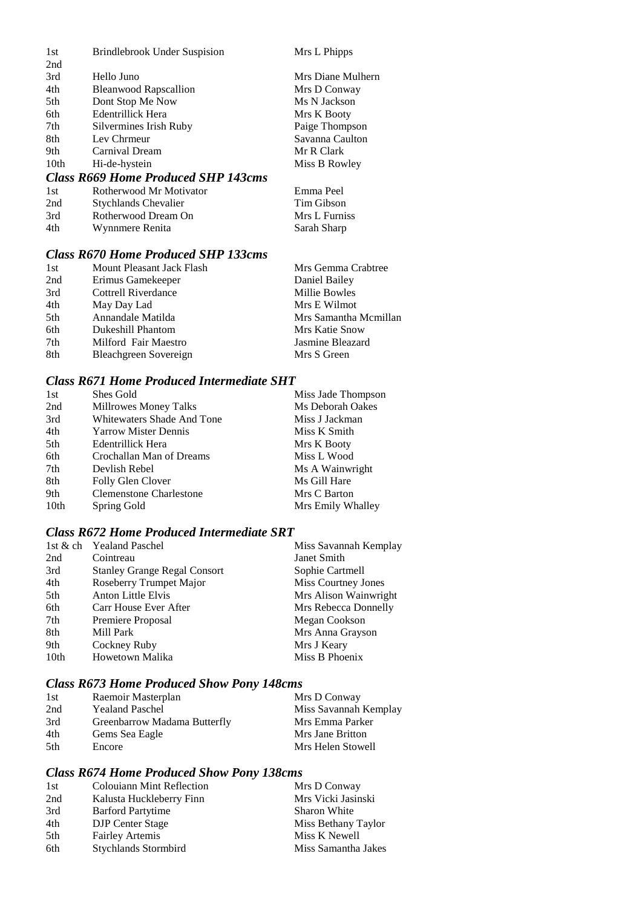| | | |
|---|---|---|
| 1st | Brindlebrook Under Suspision | Mrs L Phipps |
| 2nd | | |
| 3rd | Hello Juno | Mrs Diane Mulhern |
| 4th | Bleanwood Rapscallion | Mrs D Conway |
| 5th | Dont Stop Me Now | Ms N Jackson |
| 6th | Edentrillick Hera | Mrs K Booty |
| 7th | Silvermines Irish Ruby | Paige Thompson |
| 8th | Lev Chrmeur | Savanna Caulton |
| 9th | Carnival Dream | Mr R Clark |
| 10th | Hi-de-hystein | Miss B Rowley |

### *Class R669 Home Produced SHP 143cms*

| | | |
|---|---|---|
| 1st | Rotherwood Mr Motivator | Emma Peel |
| 2nd | Stychlands Chevalier | Tim Gibson |
| 3rd | Rotherwood Dream On | Mrs L Furniss |
| 4th | Wynnmere Renita | Sarah Sharp |

### *Class R670 Home Produced SHP 133cms*

| | | |
|---|---|---|
| 1st | Mount Pleasant Jack Flash | Mrs Gemma Crabtree |
| 2nd | Erimus Gamekeeper | Daniel Bailey |
| 3rd | Cottrell Riverdance | Millie Bowles |
| 4th | May Day Lad | Mrs E Wilmot |
| 5th | Annandale Matilda | Mrs Samantha Mcmillan |
| 6th | Dukeshill Phantom | Mrs Katie Snow |
| 7th | Milford Fair Maestro | Jasmine Bleazard |
| 8th | Bleachgreen Sovereign | Mrs S Green |

### *Class R671 Home Produced Intermediate SHT*

| | | |
|---|---|---|
| 1st | Shes Gold | Miss Jade Thompson |
| 2nd | Millrowes Money Talks | Ms Deborah Oakes |
| 3rd | Whitewaters Shade And Tone | Miss J Jackman |
| 4th | Yarrow Mister Dennis | Miss K Smith |
| 5th | Edentrillick Hera | Mrs K Booty |
| 6th | Crochallan Man of Dreams | Miss L Wood |
| 7th | Devlish Rebel | Ms A Wainwright |
| 8th | Folly Glen Clover | Ms Gill Hare |
| 9th | Clemenstone Charlestone | Mrs C Barton |
| 10th | Spring Gold | Mrs Emily Whalley |

### *Class R672 Home Produced Intermediate SRT*

| | | |
|---|---|---|
| 1st & ch | Yealand Paschel | Miss Savannah Kemplay |
| 2nd | Cointreau | Janet Smith |
| 3rd | Stanley Grange Regal Consort | Sophie Cartmell |
| 4th | Roseberry Trumpet Major | Miss Courtney Jones |
| 5th | Anton Little Elvis | Mrs Alison Wainwright |
| 6th | Carr House Ever After | Mrs Rebecca Donnelly |
| 7th | Premiere Proposal | Megan Cookson |
| 8th | Mill Park | Mrs Anna Grayson |
| 9th | Cockney Ruby | Mrs J Keary |
| 10th | Howetown Malika | Miss B Phoenix |

### *Class R673 Home Produced Show Pony 148cms*

| | | |
|---|---|---|
| 1st | Raemoir Masterplan | Mrs D Conway |
| 2nd | Yealand Paschel | Miss Savannah Kemplay |
| 3rd | Greenbarrow Madama Butterfly | Mrs Emma Parker |
| 4th | Gems Sea Eagle | Mrs Jane Britton |
| 5th | Encore | Mrs Helen Stowell |

### *Class R674 Home Produced Show Pony 138cms*

| | | |
|---|---|---|
| 1st | Colouiann Mint Reflection | Mrs D Conway |
| 2nd | Kalusta Huckleberry Finn | Mrs Vicki Jasinski |
| 3rd | Barford Partytime | Sharon White |
| 4th | DJP Center Stage | Miss Bethany Taylor |
| 5th | Fairley Artemis | Miss K Newell |
| 6th | Stychlands Stormbird | Miss Samantha Jakes |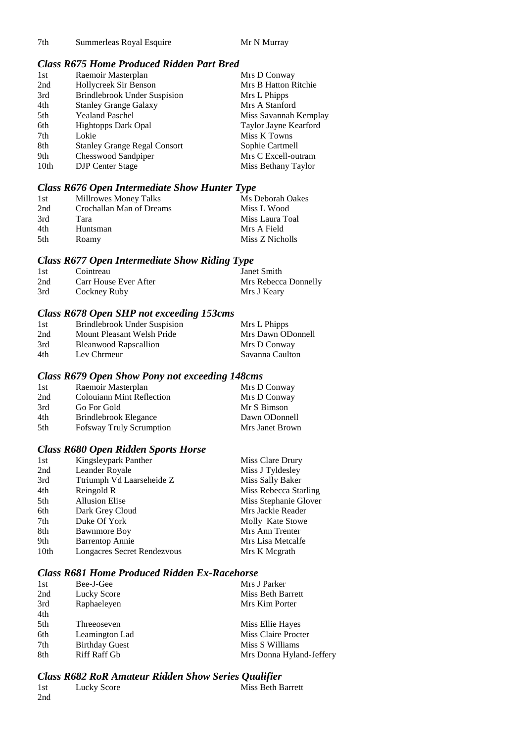| | | |
|---|---|---|
| 7th | Summerleas Royal Esquire | Mr N Murray |

### *Class R675 Home Produced Ridden Part Bred*

| | | |
|---|---|---|
| 1st | Raemoir Masterplan | Mrs D Conway |
| 2nd | Hollycreek Sir Benson | Mrs B Hatton Ritchie |
| 3rd | Brindlebrook Under Suspision | Mrs L Phipps |
| 4th | Stanley Grange Galaxy | Mrs A Stanford |
| 5th | Yealand Paschel | Miss Savannah Kemplay |
| 6th | Hightopps Dark Opal | Taylor Jayne Kearford |
| 7th | Lokie | Miss K Towns |
| 8th | Stanley Grange Regal Consort | Sophie Cartmell |
| 9th | Chesswood Sandpiper | Mrs C Excell-outram |
| 10th | DJP Center Stage | Miss Bethany Taylor |

### *Class R676 Open Intermediate Show Hunter Type*

| | | |
|---|---|---|
| 1st | Millrowes Money Talks | Ms Deborah Oakes |
| 2nd | Crochallan Man of Dreams | Miss L Wood |
| 3rd | Tara | Miss Laura Toal |
| 4th | Huntsman | Mrs A Field |
| 5th | Roamy | Miss Z Nicholls |

### *Class R677 Open Intermediate Show Riding Type*

| | | |
|---|---|---|
| 1st | Cointreau | Janet Smith |
| 2nd | Carr House Ever After | Mrs Rebecca Donnelly |
| 3rd | Cockney Ruby | Mrs J Keary |

### *Class R678 Open SHP not exceeding 153cms*

| | | |
|---|---|---|
| 1st | Brindlebrook Under Suspision | Mrs L Phipps |
| 2nd | Mount Pleasant Welsh Pride | Mrs Dawn ODonnell |
| 3rd | Bleanwood Rapscallion | Mrs D Conway |
| 4th | Lev Chrmeur | Savanna Caulton |

### *Class R679 Open Show Pony not exceeding 148cms*

| | | |
|---|---|---|
| 1st | Raemoir Masterplan | Mrs D Conway |
| 2nd | Colouiann Mint Reflection | Mrs D Conway |
| 3rd | Go For Gold | Mr S Bimson |
| 4th | Brindlebrook Elegance | Dawn ODonnell |
| 5th | Fofsway Truly Scrumption | Mrs Janet Brown |

### *Class R680 Open Ridden Sports Horse*

| | | |
|---|---|---|
| 1st | Kingsleypark Panther | Miss Clare Drury |
| 2nd | Leander Royale | Miss J Tyldesley |
| 3rd | Ttriumph Vd Laarseheide Z | Miss Sally Baker |
| 4th | Reingold R | Miss Rebecca Starling |
| 5th | Allusion Elise | Miss Stephanie Glover |
| 6th | Dark Grey Cloud | Mrs Jackie Reader |
| 7th | Duke Of York | Molly Kate Stowe |
| 8th | Bawnmore Boy | Mrs Ann Trenter |
| 9th | Barrentop Annie | Mrs Lisa Metcalfe |
| 10th | Longacres Secret Rendezvous | Mrs K Mcgrath |

### *Class R681 Home Produced Ridden Ex-Racehorse*

| | | |
|---|---|---|
| 1st | Bee-J-Gee | Mrs J Parker |
| 2nd | Lucky Score | Miss Beth Barrett |
| 3rd | Raphaeleyen | Mrs Kim Porter |
| 4th | | |
| 5th | Threeoseven | Miss Ellie Hayes |
| 6th | Leamington Lad | Miss Claire Procter |
| 7th | Birthday Guest | Miss S Williams |
| 8th | Riff Raff Gb | Mrs Donna Hyland-Jeffery |

### *Class R682 RoR Amateur Ridden Show Series Qualifier*

| | | |
|---|---|---|
| 1st | Lucky Score | Miss Beth Barrett |
| 2nd | | |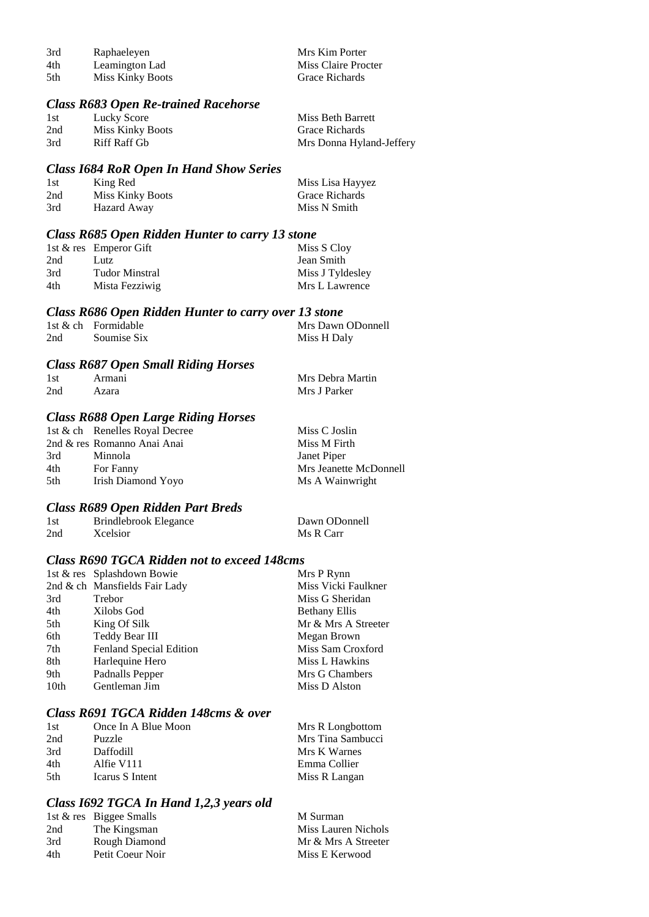| | | |
|---|---|---|
| 3rd | Raphaeleyen | Mrs Kim Porter |
| 4th | Leamington Lad | Miss Claire Procter |
| 5th | Miss Kinky Boots | Grace Richards |

### *Class R683 Open Re-trained Racehorse*

| | | |
|---|---|---|
| 1st | Lucky Score | Miss Beth Barrett |
| 2nd | Miss Kinky Boots | Grace Richards |
| 3rd | Riff Raff Gb | Mrs Donna Hyland-Jeffery |

### *Class I684 RoR Open In Hand Show Series*

| | | |
|---|---|---|
| 1st | King Red | Miss Lisa Hayyez |
| 2nd | Miss Kinky Boots | Grace Richards |
| 3rd | Hazard Away | Miss N Smith |

### *Class R685 Open Ridden Hunter to carry 13 stone*

| | | |
|---|---|---|
| 1st & res | Emperor Gift | Miss S Cloy |
| 2nd | Lutz | Jean Smith |
| 3rd | Tudor Minstral | Miss J Tyldesley |
| 4th | Mista Fezziwig | Mrs L Lawrence |

### *Class R686 Open Ridden Hunter to carry over 13 stone*

| | | |
|---|---|---|
| 1st & ch | Formidable | Mrs Dawn ODonnell |
| 2nd | Soumise Six | Miss H Daly |

### *Class R687 Open Small Riding Horses*

| | | |
|---|---|---|
| 1st | Armani | Mrs Debra Martin |
| 2nd | Azara | Mrs J Parker |

### *Class R688 Open Large Riding Horses*

| | | |
|---|---|---|
| 1st & ch | Renelles Royal Decree | Miss C Joslin |
| 2nd & res | Romanno Anai Anai | Miss M Firth |
| 3rd | Minnola | Janet Piper |
| 4th | For Fanny | Mrs Jeanette McDonnell |
| 5th | Irish Diamond Yoyo | Ms A Wainwright |

### *Class R689 Open Ridden Part Breds*

| | | |
|---|---|---|
| 1st | Brindlebrook Elegance | Dawn ODonnell |
| 2nd | Xcelsior | Ms R Carr |

### *Class R690 TGCA Ridden not to exceed 148cms*

| | | |
|---|---|---|
| 1st & res | Splashdown Bowie | Mrs P Rynn |
| 2nd & ch | Mansfields Fair Lady | Miss Vicki Faulkner |
| 3rd | Trebor | Miss G Sheridan |
| 4th | Xilobs God | Bethany Ellis |
| 5th | King Of Silk | Mr & Mrs A Streeter |
| 6th | Teddy Bear III | Megan Brown |
| 7th | Fenland Special Edition | Miss Sam Croxford |
| 8th | Harlequine Hero | Miss L Hawkins |
| 9th | Padnalls Pepper | Mrs G Chambers |
| 10th | Gentleman Jim | Miss D Alston |

### *Class R691 TGCA Ridden 148cms & over*

| | | |
|---|---|---|
| 1st | Once In A Blue Moon | Mrs R Longbottom |
| 2nd | Puzzle | Mrs Tina Sambucci |
| 3rd | Daffodill | Mrs K Warnes |
| 4th | Alfie V111 | Emma Collier |
| 5th | Icarus S Intent | Miss R Langan |

### *Class I692 TGCA In Hand 1,2,3 years old*

| | | |
|---|---|---|
| 1st & res | Biggee Smalls | M Surman |
| 2nd | The Kingsman | Miss Lauren Nichols |
| 3rd | Rough Diamond | Mr & Mrs A Streeter |
| 4th | Petit Coeur Noir | Miss E Kerwood |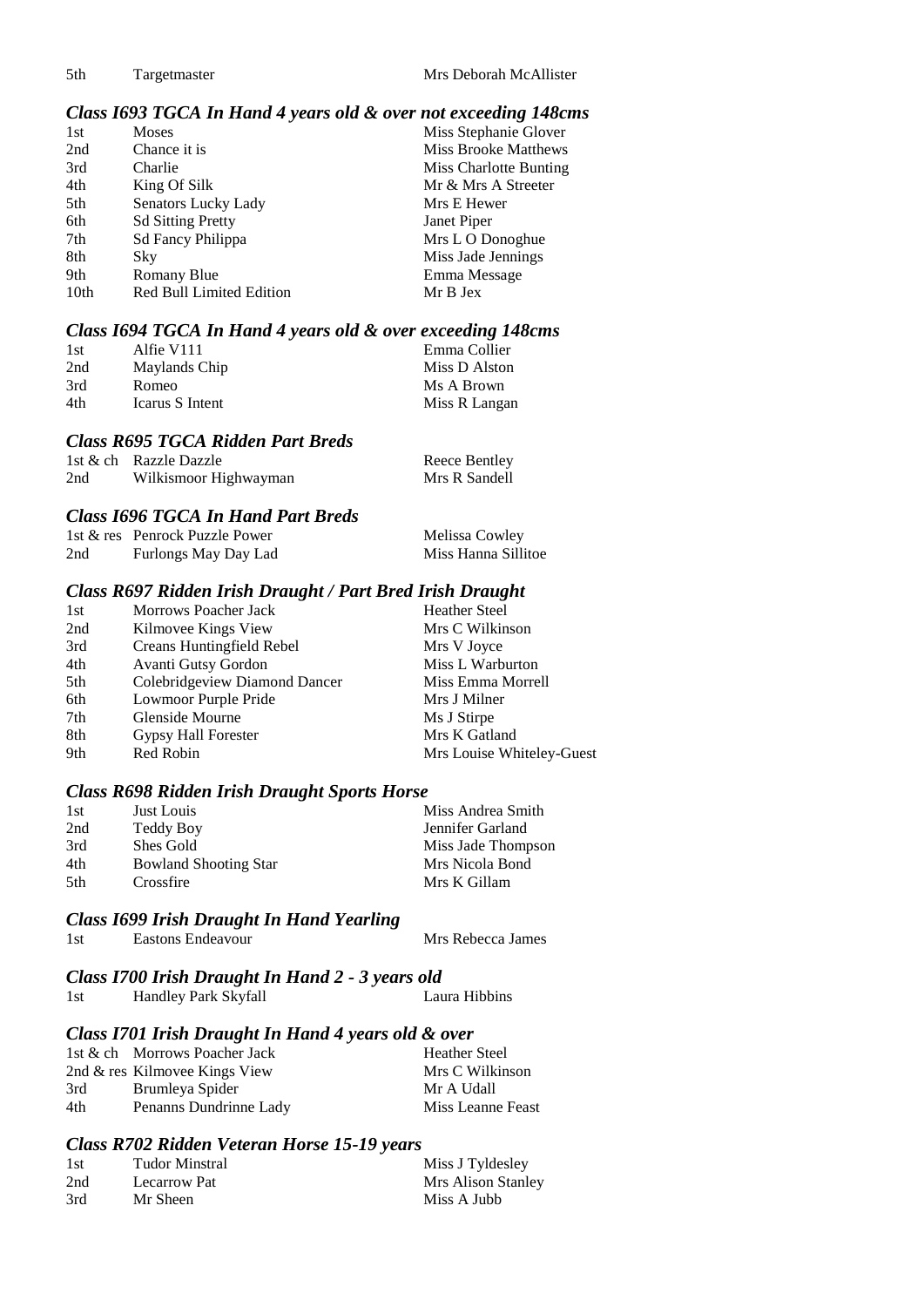| 5th | Targetmaster | Mrs Deborah McAllister |
|---|---|---|

### *Class I693 TGCA In Hand 4 years old & over not exceeding 148cms*

| | | |
|---|---|---|
| 1st | Moses | Miss Stephanie Glover |
| 2nd | Chance it is | Miss Brooke Matthews |
| 3rd | Charlie | Miss Charlotte Bunting |
| 4th | King Of Silk | Mr & Mrs A Streeter |
| 5th | Senators Lucky Lady | Mrs E Hewer |
| 6th | Sd Sitting Pretty | Janet Piper |
| 7th | Sd Fancy Philippa | Mrs L O Donoghue |
| 8th | Sky | Miss Jade Jennings |
| 9th | Romany Blue | Emma Message |
| 10th | Red Bull Limited Edition | Mr B Jex |

### *Class I694 TGCA In Hand 4 years old & over exceeding 148cms*

| | | |
|---|---|---|
| 1st | Alfie V111 | Emma Collier |
| 2nd | Maylands Chip | Miss D Alston |
| 3rd | Romeo | Ms A Brown |
| 4th | Icarus S Intent | Miss R Langan |

### *Class R695 TGCA Ridden Part Breds*

| | | |
|---|---|---|
| 1st & ch | Razzle Dazzle | Reece Bentley |
| 2nd | Wilkismoor Highwayman | Mrs R Sandell |

### *Class I696 TGCA In Hand Part Breds*

| | | |
|---|---|---|
| 1st & res | Penrock Puzzle Power | Melissa Cowley |
| 2nd | Furlongs May Day Lad | Miss Hanna Sillitoe |

### *Class R697 Ridden Irish Draught / Part Bred Irish Draught*

| | | |
|---|---|---|
| 1st | Morrows Poacher Jack | Heather Steel |
| 2nd | Kilmovee Kings View | Mrs C Wilkinson |
| 3rd | Creans Huntingfield Rebel | Mrs V Joyce |
| 4th | Avanti Gutsy Gordon | Miss L Warburton |
| 5th | Colebridgeview Diamond Dancer | Miss Emma Morrell |
| 6th | Lowmoor Purple Pride | Mrs J Milner |
| 7th | Glenside Mourne | Ms J Stirpe |
| 8th | Gypsy Hall Forester | Mrs K Gatland |
| 9th | Red Robin | Mrs Louise Whiteley-Guest |

### *Class R698 Ridden Irish Draught Sports Horse*

| | | |
|---|---|---|
| 1st | Just Louis | Miss Andrea Smith |
| 2nd | Teddy Boy | Jennifer Garland |
| 3rd | Shes Gold | Miss Jade Thompson |
| 4th | Bowland Shooting Star | Mrs Nicola Bond |
| 5th | Crossfire | Mrs K Gillam |

### *Class I699 Irish Draught In Hand Yearling*

| | | |
|---|---|---|
| 1st | Eastons Endeavour | Mrs Rebecca James |

### *Class I700 Irish Draught In Hand 2 - 3 years old*

| | | |
|---|---|---|
| 1st | Handley Park Skyfall | Laura Hibbins |

### *Class I701 Irish Draught In Hand 4 years old & over*

| | | |
|---|---|---|
| 1st & ch | Morrows Poacher Jack | Heather Steel |
| 2nd & res | Kilmovee Kings View | Mrs C Wilkinson |
| 3rd | Brumleya Spider | Mr A Udall |
| 4th | Penanns Dundrinne Lady | Miss Leanne Feast |

### *Class R702 Ridden Veteran Horse 15-19 years*

| | | |
|---|---|---|
| 1st | Tudor Minstral | Miss J Tyldesley |
| 2nd | Lecarrow Pat | Mrs Alison Stanley |
| 3rd | Mr Sheen | Miss A Jubb |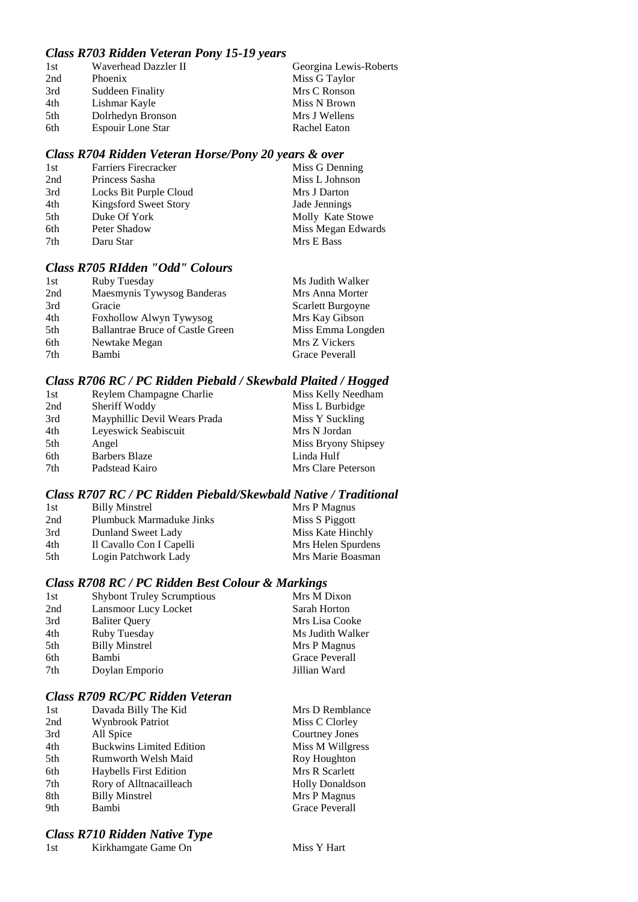### *Class R703 Ridden Veteran Pony 15-19 years*

| | | |
|---|---|---|
| 1st | Waverhead Dazzler II | Georgina Lewis-Roberts |
| 2nd | Phoenix | Miss G Taylor |
| 3rd | Suddeen Finality | Mrs C Ronson |
| 4th | Lishmar Kayle | Miss N Brown |
| 5th | Dolrhedyn Bronson | Mrs J Wellens |
| 6th | Espouir Lone Star | Rachel Eaton |

### *Class R704 Ridden Veteran Horse/Pony 20 years & over*

| | | |
|---|---|---|
| 1st | Farriers Firecracker | Miss G Denning |
| 2nd | Princess Sasha | Miss L Johnson |
| 3rd | Locks Bit Purple Cloud | Mrs J Darton |
| 4th | Kingsford Sweet Story | Jade Jennings |
| 5th | Duke Of York | Molly Kate Stowe |
| 6th | Peter Shadow | Miss Megan Edwards |
| 7th | Daru Star | Mrs E Bass |

### *Class R705 RIdden "Odd" Colours*

| | | |
|---|---|---|
| 1st | Ruby Tuesday | Ms Judith Walker |
| 2nd | Maesmynis Tywysog Banderas | Mrs Anna Morter |
| 3rd | Gracie | Scarlett Burgoyne |
| 4th | Foxhollow Alwyn Tywysog | Mrs Kay Gibson |
| 5th | Ballantrae Bruce of Castle Green | Miss Emma Longden |
| 6th | Newtake Megan | Mrs Z Vickers |
| 7th | Bambi | Grace Peverall |

### *Class R706 RC / PC Ridden Piebald / Skewbald Plaited / Hogged*

| | | |
|---|---|---|
| 1st | Reylem Champagne Charlie | Miss Kelly Needham |
| 2nd | Sheriff Woddy | Miss L Burbidge |
| 3rd | Mayphillic Devil Wears Prada | Miss Y Suckling |
| 4th | Leyeswick Seabiscuit | Mrs N Jordan |
| 5th | Angel | Miss Bryony Shipsey |
| 6th | Barbers Blaze | Linda Hulf |
| 7th | Padstead Kairo | Mrs Clare Peterson |

### *Class R707 RC / PC Ridden Piebald/Skewbald Native / Traditional*

| | | |
|---|---|---|
| 1st | Billy Minstrel | Mrs P Magnus |
| 2nd | Plumbuck Marmaduke Jinks | Miss S Piggott |
| 3rd | Dunland Sweet Lady | Miss Kate Hinchly |
| 4th | Il Cavallo Con I Capelli | Mrs Helen Spurdens |
| 5th | Login Patchwork Lady | Mrs Marie Boasman |

### *Class R708 RC / PC Ridden Best Colour & Markings*

| | | |
|---|---|---|
| 1st | Shybont Truley Scrumptious | Mrs M Dixon |
| 2nd | Lansmoor Lucy Locket | Sarah Horton |
| 3rd | Baliter Query | Mrs Lisa Cooke |
| 4th | Ruby Tuesday | Ms Judith Walker |
| 5th | Billy Minstrel | Mrs P Magnus |
| 6th | Bambi | Grace Peverall |
| 7th | Doylan Emporio | Jillian Ward |

### *Class R709 RC/PC Ridden Veteran*

| | | |
|---|---|---|
| 1st | Davada Billy The Kid | Mrs D Remblance |
| 2nd | Wynbrook Patriot | Miss C Clorley |
| 3rd | All Spice | Courtney Jones |
| 4th | Buckwins Limited Edition | Miss M Willgress |
| 5th | Rumworth Welsh Maid | Roy Houghton |
| 6th | Haybells First Edition | Mrs R Scarlett |
| 7th | Rory of Alltnacailleach | Holly Donaldson |
| 8th | Billy Minstrel | Mrs P Magnus |
| 9th | Bambi | Grace Peverall |

### *Class R710 Ridden Native Type*

| | | |
|---|---|---|
| 1st | Kirkhamgate Game On | Miss Y Hart |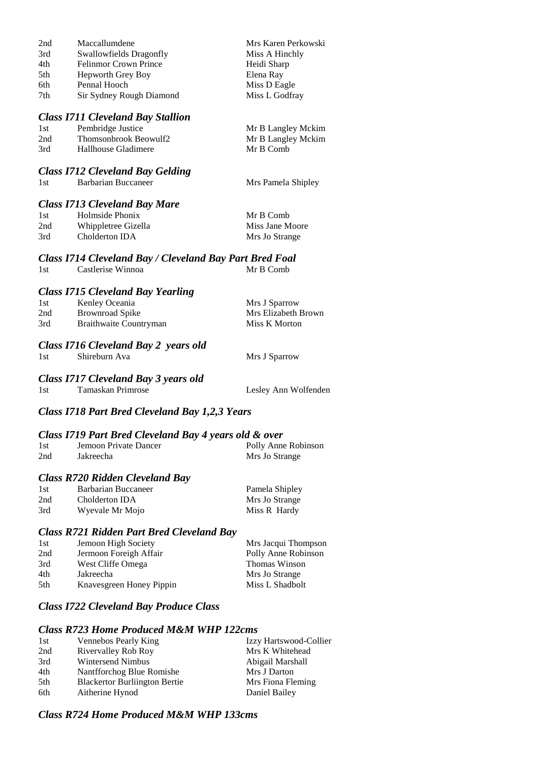| | | |
|---|---|---|
| 2nd | Maccallumdene | Mrs Karen Perkowski |
| 3rd | Swallowfields Dragonfly | Miss A Hinchly |
| 4th | Felinmor Crown Prince | Heidi Sharp |
| 5th | Hepworth Grey Boy | Elena Ray |
| 6th | Pennal Hooch | Miss D Eagle |
| 7th | Sir Sydney Rough Diamond | Miss L Godfray |

### *Class I711 Cleveland Bay Stallion*

| | | |
|---|---|---|
| 1st | Pembridge Justice | Mr B Langley Mckim |
| 2nd | Thomsonbrook Beowulf2 | Mr B Langley Mckim |
| 3rd | Hallhouse Gladimere | Mr B Comb |

### *Class I712 Cleveland Bay Gelding*

| | | |
|---|---|---|
| 1st | Barbarian Buccaneer | Mrs Pamela Shipley |

### *Class I713 Cleveland Bay Mare*

| | | |
|---|---|---|
| 1st | Holmside Phonix | Mr B Comb |
| 2nd | Whippletree Gizella | Miss Jane Moore |
| 3rd | Cholderton IDA | Mrs Jo Strange |

### *Class I714 Cleveland Bay / Cleveland Bay Part Bred Foal*

| | | |
|---|---|---|
| 1st | Castlerise Winnoa | Mr B Comb |

### *Class I715 Cleveland Bay Yearling*

| | | |
|---|---|---|
| 1st | Kenley Oceania | Mrs J Sparrow |
| 2nd | Brownroad Spike | Mrs Elizabeth Brown |
| 3rd | Braithwaite Countryman | Miss K Morton |

### *Class I716 Cleveland Bay 2 years old*

| | | |
|---|---|---|
| 1st | Shireburn Ava | Mrs J Sparrow |

### *Class I717 Cleveland Bay 3 years old*

| | | |
|---|---|---|
| 1st | Tamaskan Primrose | Lesley Ann Wolfenden |

### *Class I718 Part Bred Cleveland Bay 1,2,3 Years*

### *Class I719 Part Bred Cleveland Bay 4 years old & over*

| | | |
|---|---|---|
| 1st | Jemoon Private Dancer | Polly Anne Robinson |
| 2nd | Jakreecha | Mrs Jo Strange |

### *Class R720 Ridden Cleveland Bay*

| | | |
|---|---|---|
| 1st | Barbarian Buccaneer | Pamela Shipley |
| 2nd | Cholderton IDA | Mrs Jo Strange |
| 3rd | Wyevale Mr Mojo | Miss R Hardy |

### *Class R721 Ridden Part Bred Cleveland Bay*

| | | |
|---|---|---|
| 1st | Jemoon High Society | Mrs Jacqui Thompson |
| 2nd | Jermoon Foreigh Affair | Polly Anne Robinson |
| 3rd | West Cliffe Omega | Thomas Winson |
| 4th | Jakreecha | Mrs Jo Strange |
| 5th | Knavesgreen Honey Pippin | Miss L Shadbolt |

### *Class I722 Cleveland Bay Produce Class*

### *Class R723 Home Produced M&M WHP 122cms*

| | | |
|---|---|---|
| 1st | Vennebos Pearly King | Izzy Hartswood-Collier |
| 2nd | Rivervalley Rob Roy | Mrs K Whitehead |
| 3rd | Wintersend Nimbus | Abigail Marshall |
| 4th | Nantfforchog Blue Romishe | Mrs J Darton |
| 5th | Blackertor Burliington Bertie | Mrs Fiona Fleming |
| 6th | Aitherine Hynod | Daniel Bailey |

### *Class R724 Home Produced M&M WHP 133cms*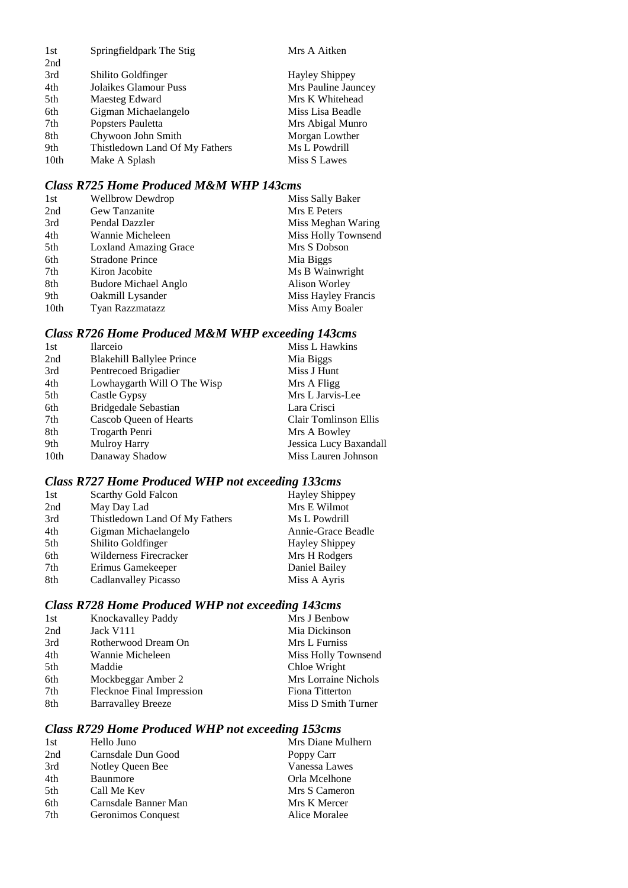| | | |
|---|---|---|
| 1st | Springfieldpark The Stig | Mrs A Aitken |
| 2nd | | |
| 3rd | Shilito Goldfinger | Hayley Shippey |
| 4th | Jolaikes Glamour Puss | Mrs Pauline Jauncey |
| 5th | Maesteg Edward | Mrs K Whitehead |
| 6th | Gigman Michaelangelo | Miss Lisa Beadle |
| 7th | Popsters Pauletta | Mrs Abigal Munro |
| 8th | Chywoon John Smith | Morgan Lowther |
| 9th | Thistledown Land Of My Fathers | Ms L Powdrill |
| 10th | Make A Splash | Miss S Lawes |

### *Class R725 Home Produced M&M WHP 143cms*

| | | |
|---|---|---|
| 1st | Wellbrow Dewdrop | Miss Sally Baker |
| 2nd | Gew Tanzanite | Mrs E Peters |
| 3rd | Pendal Dazzler | Miss Meghan Waring |
| 4th | Wannie Micheleen | Miss Holly Townsend |
| 5th | Loxland Amazing Grace | Mrs S Dobson |
| 6th | Stradone Prince | Mia Biggs |
| 7th | Kiron Jacobite | Ms B Wainwright |
| 8th | Budore Michael Anglo | Alison Worley |
| 9th | Oakmill Lysander | Miss Hayley Francis |
| 10th | Tyan Razzmatazz | Miss Amy Boaler |

### *Class R726 Home Produced M&M WHP exceeding 143cms*

| | | |
|---|---|---|
| 1st | Ilarceio | Miss L Hawkins |
| 2nd | Blakehill Ballylee Prince | Mia Biggs |
| 3rd | Pentrecoed Brigadier | Miss J Hunt |
| 4th | Lowhaygarth Will O The Wisp | Mrs A Fligg |
| 5th | Castle Gypsy | Mrs L Jarvis-Lee |
| 6th | Bridgedale Sebastian | Lara Crisci |
| 7th | Cascob Queen of Hearts | Clair Tomlinson Ellis |
| 8th | Trogarth Penri | Mrs A Bowley |
| 9th | Mulroy Harry | Jessica Lucy Baxandall |
| 10th | Danaway Shadow | Miss Lauren Johnson |

### *Class R727 Home Produced WHP not exceeding 133cms*

| | | |
|---|---|---|
| 1st | Scarthy Gold Falcon | Hayley Shippey |
| 2nd | May Day Lad | Mrs E Wilmot |
| 3rd | Thistledown Land Of My Fathers | Ms L Powdrill |
| 4th | Gigman Michaelangelo | Annie-Grace Beadle |
| 5th | Shilito Goldfinger | Hayley Shippey |
| 6th | Wilderness Firecracker | Mrs H Rodgers |
| 7th | Erimus Gamekeeper | Daniel Bailey |
| 8th | Cadlanvalley Picasso | Miss A Ayris |

### *Class R728 Home Produced WHP not exceeding 143cms*

| | | |
|---|---|---|
| 1st | Knockavalley Paddy | Mrs J Benbow |
| 2nd | Jack V111 | Mia Dickinson |
| 3rd | Rotherwood Dream On | Mrs L Furniss |
| 4th | Wannie Micheleen | Miss Holly Townsend |
| 5th | Maddie | Chloe Wright |
| 6th | Mockbeggar Amber 2 | Mrs Lorraine Nichols |
| 7th | Flecknoe Final Impression | Fiona Titterton |
| 8th | Barravalley Breeze | Miss D Smith Turner |

### *Class R729 Home Produced WHP not exceeding 153cms*

| | | |
|---|---|---|
| 1st | Hello Juno | Mrs Diane Mulhern |
| 2nd | Carnsdale Dun Good | Poppy Carr |
| 3rd | Notley Queen Bee | Vanessa Lawes |
| 4th | Baunmore | Orla Mcelhone |
| 5th | Call Me Kev | Mrs S Cameron |
| 6th | Carnsdale Banner Man | Mrs K Mercer |
| 7th | Geronimos Conquest | Alice Moralee |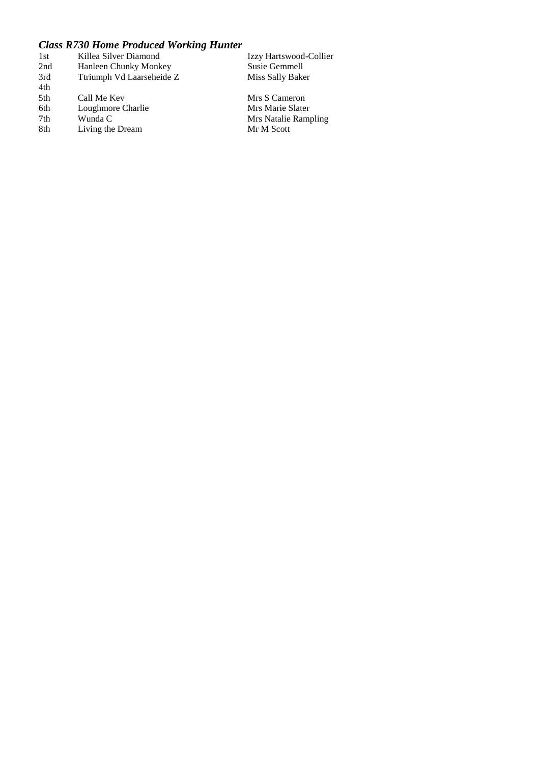### *Class R730 Home Produced Working Hunter*

| | | |
|---|---|---|
| 1st | Killea Silver Diamond | Izzy Hartswood-Collier |
| 2nd | Hanleen Chunky Monkey | Susie Gemmell |
| 3rd | Ttriumph Vd Laarseheide Z | Miss Sally Baker |
| 4th | | |
| 5th | Call Me Kev | Mrs S Cameron |
| 6th | Loughmore Charlie | Mrs Marie Slater |
| 7th | Wunda C | Mrs Natalie Rampling |
| 8th | Living the Dream | Mr M Scott |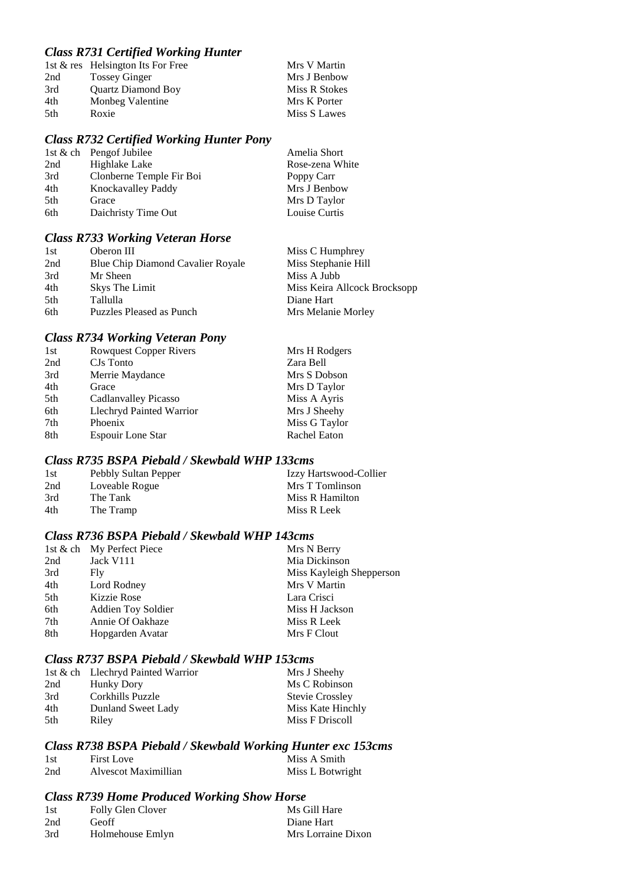### *Class R731 Certified Working Hunter*

| | | |
|---|---|---|
| 1st & res | Helsington Its For Free | Mrs V Martin |
| 2nd | Tossey Ginger | Mrs J Benbow |
| 3rd | Quartz Diamond Boy | Miss R Stokes |
| 4th | Monbeg Valentine | Mrs K Porter |
| 5th | Roxie | Miss S Lawes |

### *Class R732 Certified Working Hunter Pony*

| | | |
|---|---|---|
| 1st & ch | Pengof Jubilee | Amelia Short |
| 2nd | Highlake Lake | Rose-zena White |
| 3rd | Clonberne Temple Fir Boi | Poppy Carr |
| 4th | Knockavalley Paddy | Mrs J Benbow |
| 5th | Grace | Mrs D Taylor |
| 6th | Daichristy Time Out | Louise Curtis |

### *Class R733 Working Veteran Horse*

| | | |
|---|---|---|
| 1st | Oberon III | Miss C Humphrey |
| 2nd | Blue Chip Diamond Cavalier Royale | Miss Stephanie Hill |
| 3rd | Mr Sheen | Miss A Jubb |
| 4th | Skys The Limit | Miss Keira Allcock Brocksopp |
| 5th | Tallulla | Diane Hart |
| 6th | Puzzles Pleased as Punch | Mrs Melanie Morley |

### *Class R734 Working Veteran Pony*

| | | |
|---|---|---|
| 1st | Rowquest Copper Rivers | Mrs H Rodgers |
| 2nd | CJs Tonto | Zara Bell |
| 3rd | Merrie Maydance | Mrs S Dobson |
| 4th | Grace | Mrs D Taylor |
| 5th | Cadlanvalley Picasso | Miss A Ayris |
| 6th | Llechryd Painted Warrior | Mrs J Sheehy |
| 7th | Phoenix | Miss G Taylor |
| 8th | Espouir Lone Star | Rachel Eaton |

### *Class R735 BSPA Piebald / Skewbald WHP 133cms*

| | | |
|---|---|---|
| 1st | Pebbly Sultan Pepper | Izzy Hartswood-Collier |
| 2nd | Loveable Rogue | Mrs T Tomlinson |
| 3rd | The Tank | Miss R Hamilton |
| 4th | The Tramp | Miss R Leek |

### *Class R736 BSPA Piebald / Skewbald WHP 143cms*

| | | |
|---|---|---|
| 1st & ch | My Perfect Piece | Mrs N Berry |
| 2nd | Jack V111 | Mia Dickinson |
| 3rd | Fly | Miss Kayleigh Shepperson |
| 4th | Lord Rodney | Mrs V Martin |
| 5th | Kizzie Rose | Lara Crisci |
| 6th | Addien Toy Soldier | Miss H Jackson |
| 7th | Annie Of Oakhaze | Miss R Leek |
| 8th | Hopgarden Avatar | Mrs F Clout |

### *Class R737 BSPA Piebald / Skewbald WHP 153cms*

| | | |
|---|---|---|
| 1st & ch | Llechryd Painted Warrior | Mrs J Sheehy |
| 2nd | Hunky Dory | Ms C Robinson |
| 3rd | Corkhills Puzzle | Stevie Crossley |
| 4th | Dunland Sweet Lady | Miss Kate Hinchly |
| 5th | Riley | Miss F Driscoll |

### *Class R738 BSPA Piebald / Skewbald Working Hunter exc 153cms*

| | | |
|---|---|---|
| 1st | First Love | Miss A Smith |
| 2nd | Alvescot Maximillian | Miss L Botwright |

### *Class R739 Home Produced Working Show Horse*

| | | |
|---|---|---|
| 1st | Folly Glen Clover | Ms Gill Hare |
| 2nd | Geoff | Diane Hart |
| 3rd | Holmehouse Emlyn | Mrs Lorraine Dixon |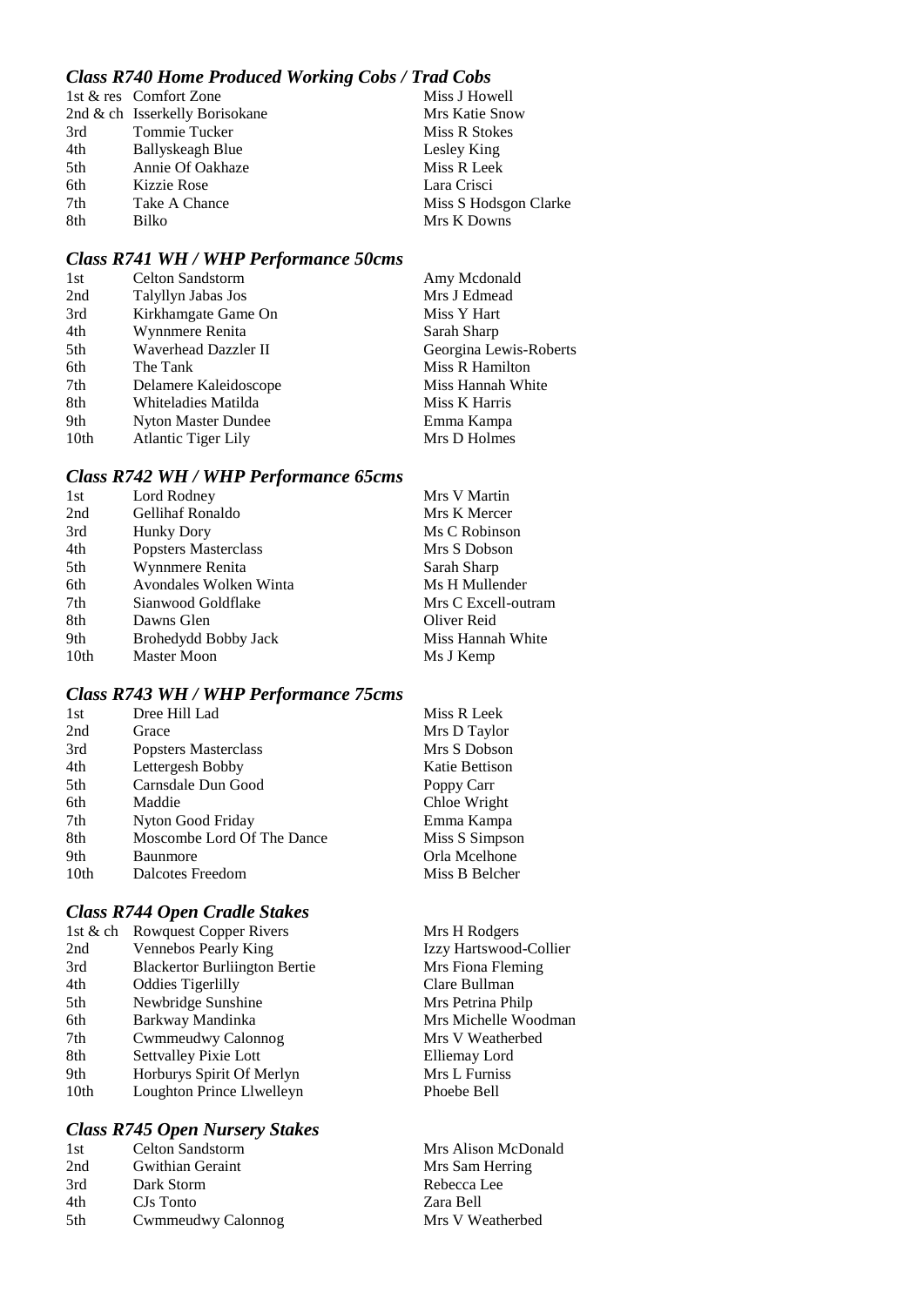### *Class R740 Home Produced Working Cobs / Trad Cobs*

| | | |
|---|---|---|
| 1st & res | Comfort Zone | Miss J Howell |
| 2nd & ch | Isserkelly Borisokane | Mrs Katie Snow |
| 3rd | Tommie Tucker | Miss R Stokes |
| 4th | Ballyskeagh Blue | Lesley King |
| 5th | Annie Of Oakhaze | Miss R Leek |
| 6th | Kizzie Rose | Lara Crisci |
| 7th | Take A Chance | Miss S Hodsgon Clarke |
| 8th | Bilko | Mrs K Downs |

### *Class R741 WH / WHP Performance 50cms*

| | | |
|---|---|---|
| 1st | Celton Sandstorm | Amy Mcdonald |
| 2nd | Talyllyn Jabas Jos | Mrs J Edmead |
| 3rd | Kirkhamgate Game On | Miss Y Hart |
| 4th | Wynnmere Renita | Sarah Sharp |
| 5th | Waverhead Dazzler II | Georgina Lewis-Roberts |
| 6th | The Tank | Miss R Hamilton |
| 7th | Delamere Kaleidoscope | Miss Hannah White |
| 8th | Whiteladies Matilda | Miss K Harris |
| 9th | Nyton Master Dundee | Emma Kampa |
| 10th | Atlantic Tiger Lily | Mrs D Holmes |

### *Class R742 WH / WHP Performance 65cms*

| | | |
|---|---|---|
| 1st | Lord Rodney | Mrs V Martin |
| 2nd | Gellihaf Ronaldo | Mrs K Mercer |
| 3rd | Hunky Dory | Ms C Robinson |
| 4th | Popsters Masterclass | Mrs S Dobson |
| 5th | Wynnmere Renita | Sarah Sharp |
| 6th | Avondales Wolken Winta | Ms H Mullender |
| 7th | Sianwood Goldflake | Mrs C Excell-outram |
| 8th | Dawns Glen | Oliver Reid |
| 9th | Brohedydd Bobby Jack | Miss Hannah White |
| 10th | Master Moon | Ms J Kemp |

### *Class R743 WH / WHP Performance 75cms*

| | | |
|---|---|---|
| 1st | Dree Hill Lad | Miss R Leek |
| 2nd | Grace | Mrs D Taylor |
| 3rd | Popsters Masterclass | Mrs S Dobson |
| 4th | Lettergesh Bobby | Katie Bettison |
| 5th | Carnsdale Dun Good | Poppy Carr |
| 6th | Maddie | Chloe Wright |
| 7th | Nyton Good Friday | Emma Kampa |
| 8th | Moscombe Lord Of The Dance | Miss S Simpson |
| 9th | Baunmore | Orla Mcelhone |
| 10th | Dalcotes Freedom | Miss B Belcher |

### *Class R744 Open Cradle Stakes*

| | | |
|---|---|---|
| 1st & ch | Rowquest Copper Rivers | Mrs H Rodgers |
| 2nd | Vennebos Pearly King | Izzy Hartswood-Collier |
| 3rd | Blackertor Burliington Bertie | Mrs Fiona Fleming |
| 4th | Oddies Tigerlilly | Clare Bullman |
| 5th | Newbridge Sunshine | Mrs Petrina Philp |
| 6th | Barkway Mandinka | Mrs Michelle Woodman |
| 7th | Cwmmeudwy Calonnog | Mrs V Weatherbed |
| 8th | Settvalley Pixie Lott | Elliemay Lord |
| 9th | Horburys Spirit Of Merlyn | Mrs L Furniss |
| 10th | Loughton Prince Llwelleyn | Phoebe Bell |

### *Class R745 Open Nursery Stakes*

| | | |
|---|---|---|
| 1st | Celton Sandstorm | Mrs Alison McDonald |
| 2nd | Gwithian Geraint | Mrs Sam Herring |
| 3rd | Dark Storm | Rebecca Lee |
| 4th | CJs Tonto | Zara Bell |
| 5th | Cwmmeudwy Calonnog | Mrs V Weatherbed |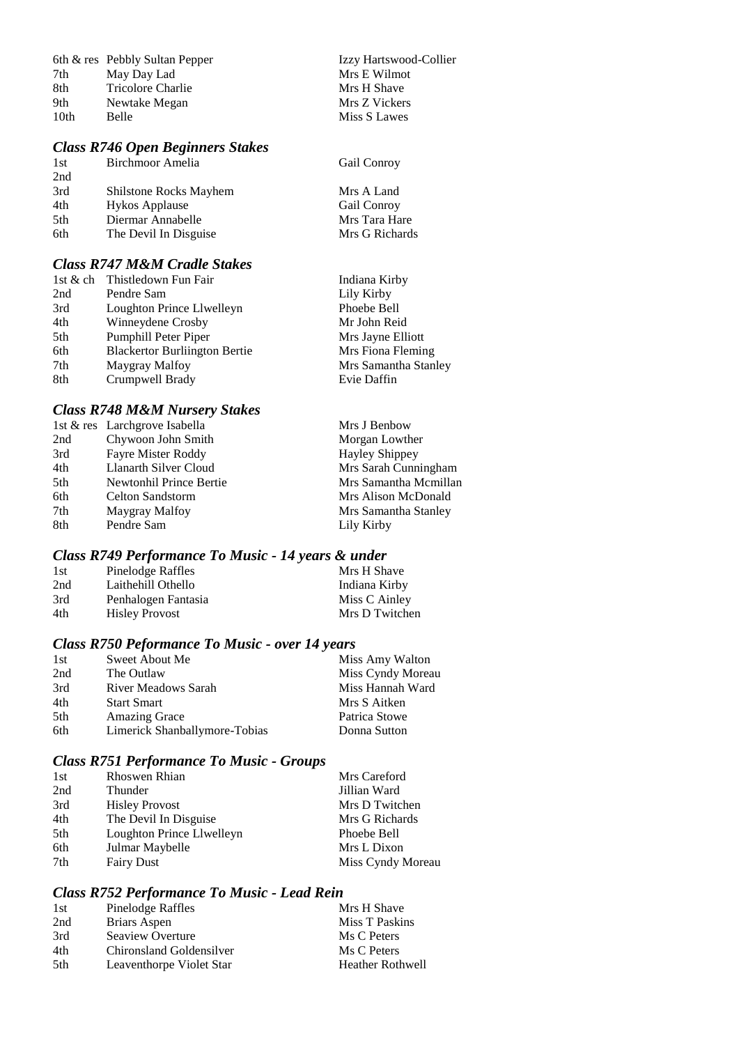| | | |
|---|---|---|
| 6th & res | Pebbly Sultan Pepper | Izzy Hartswood-Collier |
| 7th | May Day Lad | Mrs E Wilmot |
| 8th | Tricolore Charlie | Mrs H Shave |
| 9th | Newtake Megan | Mrs Z Vickers |
| 10th | Belle | Miss S Lawes |

### *Class R746 Open Beginners Stakes*

| | | |
|---|---|---|
| 1st | Birchmoor Amelia | Gail Conroy |
| 2nd | | |
| 3rd | Shilstone Rocks Mayhem | Mrs A Land |
| 4th | Hykos Applause | Gail Conroy |
| 5th | Diermar Annabelle | Mrs Tara Hare |
| 6th | The Devil In Disguise | Mrs G Richards |

### *Class R747 M&M Cradle Stakes*

| | | |
|---|---|---|
| 1st & ch | Thistledown Fun Fair | Indiana Kirby |
| 2nd | Pendre Sam | Lily Kirby |
| 3rd | Loughton Prince Llwelleyn | Phoebe Bell |
| 4th | Winneydene Crosby | Mr John Reid |
| 5th | Pumphill Peter Piper | Mrs Jayne Elliott |
| 6th | Blackertor Burliington Bertie | Mrs Fiona Fleming |
| 7th | Maygray Malfoy | Mrs Samantha Stanley |
| 8th | Crumpwell Brady | Evie Daffin |

### *Class R748 M&M Nursery Stakes*

| | | |
|---|---|---|
| 1st & res | Larchgrove Isabella | Mrs J Benbow |
| 2nd | Chywoon John Smith | Morgan Lowther |
| 3rd | Fayre Mister Roddy | Hayley Shippey |
| 4th | Llanarth Silver Cloud | Mrs Sarah Cunningham |
| 5th | Newtonhil Prince Bertie | Mrs Samantha Mcmillan |
| 6th | Celton Sandstorm | Mrs Alison McDonald |
| 7th | Maygray Malfoy | Mrs Samantha Stanley |
| 8th | Pendre Sam | Lily Kirby |

### *Class R749 Performance To Music - 14 years & under*

| | | |
|---|---|---|
| 1st | Pinelodge Raffles | Mrs H Shave |
| 2nd | Laithehill Othello | Indiana Kirby |
| 3rd | Penhalogen Fantasia | Miss C Ainley |
| 4th | Hisley Provost | Mrs D Twitchen |

### *Class R750 Peformance To Music - over 14 years*

| | | |
|---|---|---|
| 1st | Sweet About Me | Miss Amy Walton |
| 2nd | The Outlaw | Miss Cyndy Moreau |
| 3rd | River Meadows Sarah | Miss Hannah Ward |
| 4th | Start Smart | Mrs S Aitken |
| 5th | Amazing Grace | Patrica Stowe |
| 6th | Limerick Shanballymore-Tobias | Donna Sutton |

### *Class R751 Performance To Music - Groups*

| | | |
|---|---|---|
| 1st | Rhoswen Rhian | Mrs Careford |
| 2nd | Thunder | Jillian Ward |
| 3rd | Hisley Provost | Mrs D Twitchen |
| 4th | The Devil In Disguise | Mrs G Richards |
| 5th | Loughton Prince Llwelleyn | Phoebe Bell |
| 6th | Julmar Maybelle | Mrs L Dixon |
| 7th | Fairy Dust | Miss Cyndy Moreau |

### *Class R752 Performance To Music - Lead Rein*

| | | |
|---|---|---|
| 1st | Pinelodge Raffles | Mrs H Shave |
| 2nd | Briars Aspen | Miss T Paskins |
| 3rd | Seaview Overture | Ms C Peters |
| 4th | Chironsland Goldensilver | Ms C Peters |
| 5th | Leaventhorpe Violet Star | Heather Rothwell |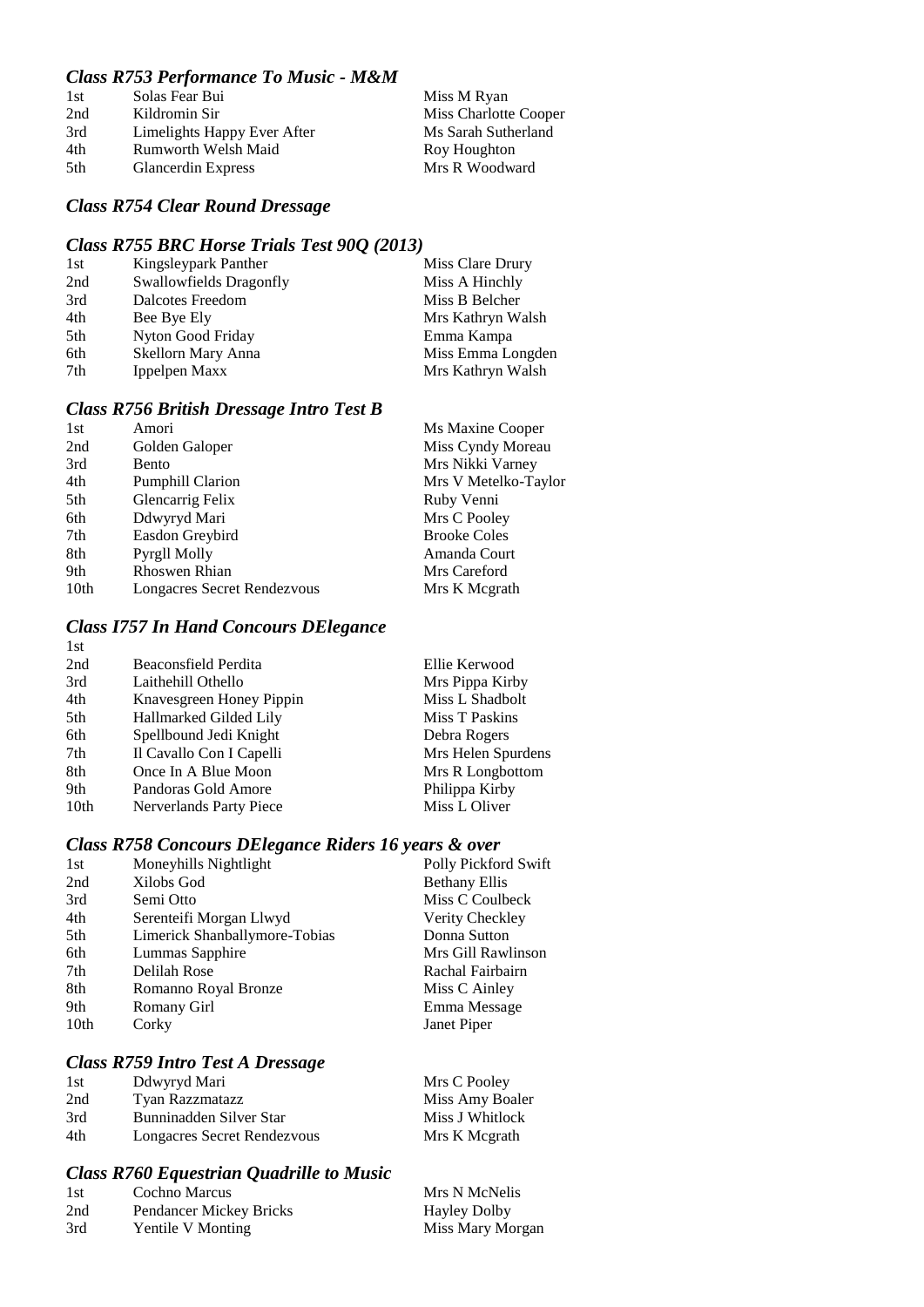### *Class R753 Performance To Music - M&M*

| | | |
|---|---|---|
| 1st | Solas Fear Bui | Miss M Ryan |
| 2nd | Kildromin Sir | Miss Charlotte Cooper |
| 3rd | Limelights Happy Ever After | Ms Sarah Sutherland |
| 4th | Rumworth Welsh Maid | Roy Houghton |
| 5th | Glancerdin Express | Mrs R Woodward |

### *Class R754 Clear Round Dressage*

### *Class R755 BRC Horse Trials Test 90Q (2013)*

| | | |
|---|---|---|
| 1st | Kingsleypark Panther | Miss Clare Drury |
| 2nd | Swallowfields Dragonfly | Miss A Hinchly |
| 3rd | Dalcotes Freedom | Miss B Belcher |
| 4th | Bee Bye Ely | Mrs Kathryn Walsh |
| 5th | Nyton Good Friday | Emma Kampa |
| 6th | Skellorn Mary Anna | Miss Emma Longden |
| 7th | Ippelpen Maxx | Mrs Kathryn Walsh |

### *Class R756 British Dressage Intro Test B*

| | | |
|---|---|---|
| 1st | Amori | Ms Maxine Cooper |
| 2nd | Golden Galoper | Miss Cyndy Moreau |
| 3rd | Bento | Mrs Nikki Varney |
| 4th | Pumphill Clarion | Mrs V Metelko-Taylor |
| 5th | Glencarrig Felix | Ruby Venni |
| 6th | Ddwyryd Mari | Mrs C Pooley |
| 7th | Easdon Greybird | Brooke Coles |
| 8th | Pyrgll Molly | Amanda Court |
| 9th | Rhoswen Rhian | Mrs Careford |
| 10th | Longacres Secret Rendezvous | Mrs K Mcgrath |

### *Class I757 In Hand Concours DElegance*

| | | |
|---|---|---|
| 1st | | |
| 2nd | Beaconsfield Perdita | Ellie Kerwood |
| 3rd | Laithehill Othello | Mrs Pippa Kirby |
| 4th | Knavesgreen Honey Pippin | Miss L Shadbolt |
| 5th | Hallmarked Gilded Lily | Miss T Paskins |
| 6th | Spellbound Jedi Knight | Debra Rogers |
| 7th | Il Cavallo Con I Capelli | Mrs Helen Spurdens |
| 8th | Once In A Blue Moon | Mrs R Longbottom |
| 9th | Pandoras Gold Amore | Philippa Kirby |
| 10th | Nerverlands Party Piece | Miss L Oliver |

### *Class R758 Concours DElegance Riders 16 years & over*

| | | |
|---|---|---|
| 1st | Moneyhills Nightlight | Polly Pickford Swift |
| 2nd | Xilobs God | Bethany Ellis |
| 3rd | Semi Otto | Miss C Coulbeck |
| 4th | Serenteifi Morgan Llwyd | Verity Checkley |
| 5th | Limerick Shanballymore-Tobias | Donna Sutton |
| 6th | Lummas Sapphire | Mrs Gill Rawlinson |
| 7th | Delilah Rose | Rachal Fairbairn |
| 8th | Romanno Royal Bronze | Miss C Ainley |
| 9th | Romany Girl | Emma Message |
| 10th | Corky | Janet Piper |

### *Class R759 Intro Test A Dressage*

| | | |
|---|---|---|
| 1st | Ddwyryd Mari | Mrs C Pooley |
| 2nd | Tyan Razzmatazz | Miss Amy Boaler |
| 3rd | Bunninadden Silver Star | Miss J Whitlock |
| 4th | Longacres Secret Rendezvous | Mrs K Mcgrath |

### *Class R760 Equestrian Quadrille to Music*

| | | |
|---|---|---|
| 1st | Cochno Marcus | Mrs N McNelis |
| 2nd | Pendancer Mickey Bricks | Hayley Dolby |
| 3rd | Yentile V Monting | Miss Mary Morgan |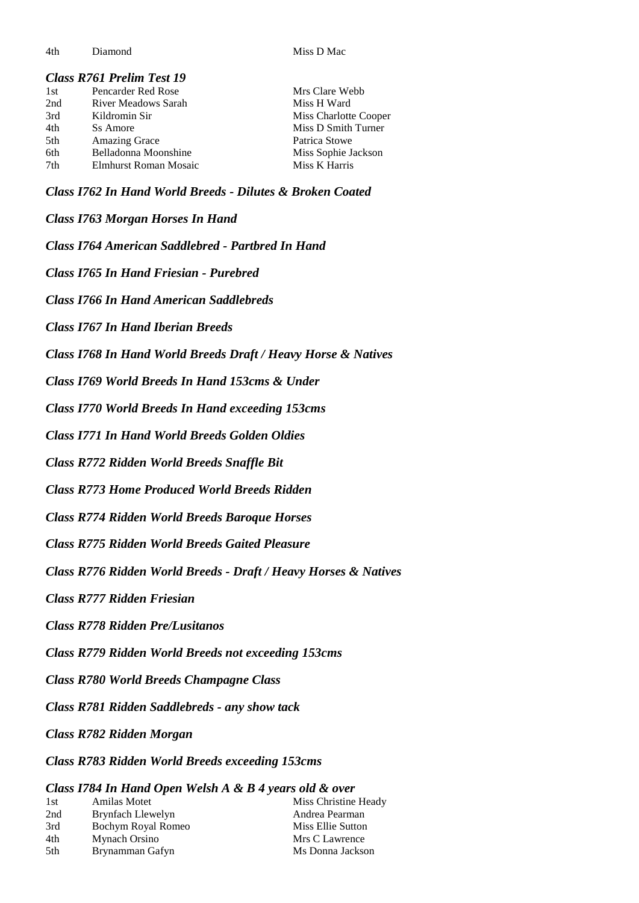| | | |
|---|---|---|
| 4th | Diamond | Miss D Mac |

### *Class R761 Prelim Test 19*

| | | |
|---|---|---|
| 1st | Pencarder Red Rose | Mrs Clare Webb |
| 2nd | River Meadows Sarah | Miss H Ward |
| 3rd | Kildromin Sir | Miss Charlotte Cooper |
| 4th | Ss Amore | Miss D Smith Turner |
| 5th | Amazing Grace | Patrica Stowe |
| 6th | Belladonna Moonshine | Miss Sophie Jackson |
| 7th | Elmhurst Roman Mosaic | Miss K Harris |

### *Class I762 In Hand World Breeds - Dilutes & Broken Coated*

### *Class I763 Morgan Horses In Hand*

### *Class I764 American Saddlebred - Partbred In Hand*

### *Class I765 In Hand Friesian - Purebred*

### *Class I766 In Hand American Saddlebreds*

### *Class I767 In Hand Iberian Breeds*

### *Class I768 In Hand World Breeds Draft / Heavy Horse & Natives*

### *Class I769 World Breeds In Hand 153cms & Under*

### *Class I770 World Breeds In Hand exceeding 153cms*

### *Class I771 In Hand World Breeds Golden Oldies*

### *Class R772 Ridden World Breeds Snaffle Bit*

### *Class R773 Home Produced World Breeds Ridden*

### *Class R774 Ridden World Breeds Baroque Horses*

### *Class R775 Ridden World Breeds Gaited Pleasure*

### *Class R776 Ridden World Breeds - Draft / Heavy Horses & Natives*

### *Class R777 Ridden Friesian*

### *Class R778 Ridden Pre/Lusitanos*

### *Class R779 Ridden World Breeds not exceeding 153cms*

### *Class R780 World Breeds Champagne Class*

### *Class R781 Ridden Saddlebreds - any show tack*

### *Class R782 Ridden Morgan*

### *Class R783 Ridden World Breeds exceeding 153cms*

### *Class I784 In Hand Open Welsh A & B 4 years old & over*

| | | |
|---|---|---|
| 1st | Amilas Motet | Miss Christine Heady |
| 2nd | Brynfach Llewelyn | Andrea Pearman |
| 3rd | Bochym Royal Romeo | Miss Ellie Sutton |
| 4th | Mynach Orsino | Mrs C Lawrence |
| 5th | Brynamman Gafyn | Ms Donna Jackson |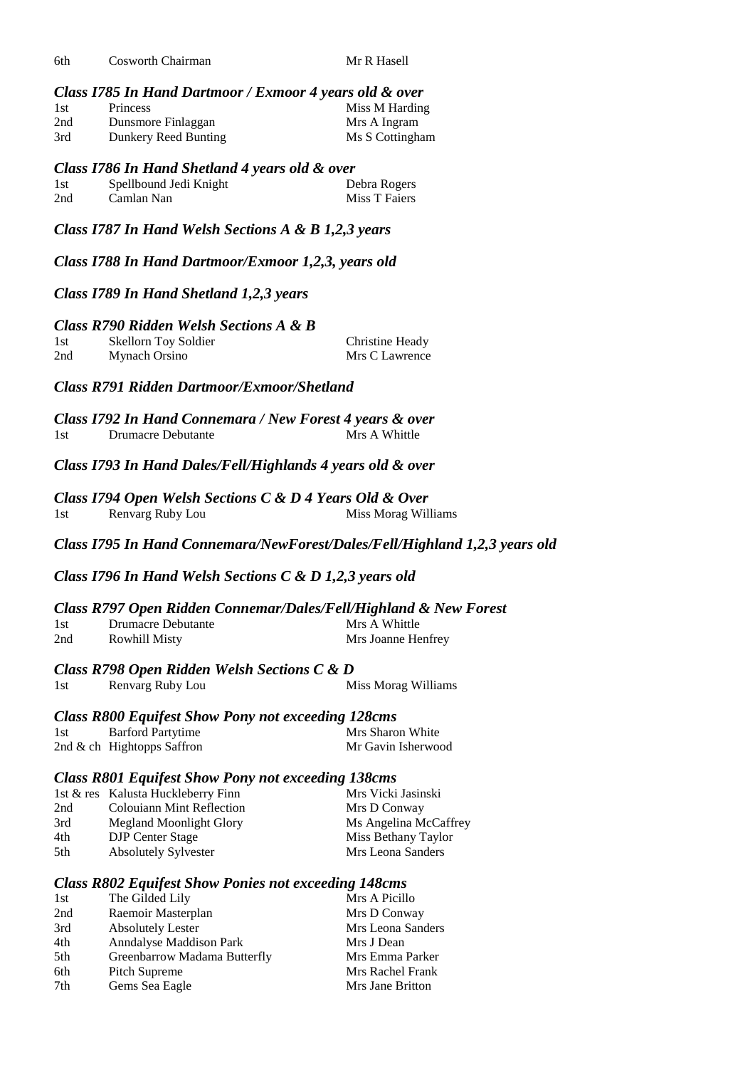| | | |
|---|---|---|
| 6th | Cosworth Chairman | Mr R Hasell |

### *Class I785 In Hand Dartmoor / Exmoor 4 years old & over*

| | | |
|---|---|---|
| 1st | Princess | Miss M Harding |
| 2nd | Dunsmore Finlaggan | Mrs A Ingram |
| 3rd | Dunkery Reed Bunting | Ms S Cottingham |

### *Class I786 In Hand Shetland 4 years old & over*

| | | |
|---|---|---|
| 1st | Spellbound Jedi Knight | Debra Rogers |
| 2nd | Camlan Nan | Miss T Faiers |

### *Class I787 In Hand Welsh Sections A & B 1,2,3 years*

### *Class I788 In Hand Dartmoor/Exmoor 1,2,3, years old*

### *Class I789 In Hand Shetland 1,2,3 years*

### *Class R790 Ridden Welsh Sections A & B*

| | | |
|---|---|---|
| 1st | Skellorn Toy Soldier | Christine Heady |
| 2nd | Mynach Orsino | Mrs C Lawrence |

### *Class R791 Ridden Dartmoor/Exmoor/Shetland*

### *Class I792 In Hand Connemara / New Forest 4 years & over*

| | | |
|---|---|---|
| 1st | Drumacre Debutante | Mrs A Whittle |

### *Class I793 In Hand Dales/Fell/Highlands 4 years old & over*

### *Class I794 Open Welsh Sections C & D 4 Years Old & Over*

| | | |
|---|---|---|
| 1st | Renvarg Ruby Lou | Miss Morag Williams |

### *Class I795 In Hand Connemara/NewForest/Dales/Fell/Highland 1,2,3 years old*

### *Class I796 In Hand Welsh Sections C & D 1,2,3 years old*

### *Class R797 Open Ridden Connemar/Dales/Fell/Highland & New Forest*

| | | |
|---|---|---|
| 1st | Drumacre Debutante | Mrs A Whittle |
| 2nd | Rowhill Misty | Mrs Joanne Henfrey |

### *Class R798 Open Ridden Welsh Sections C & D*

| | | |
|---|---|---|
| 1st | Renvarg Ruby Lou | Miss Morag Williams |

### *Class R800 Equifest Show Pony not exceeding 128cms*

| | | |
|---|---|---|
| 1st | Barford Partytime | Mrs Sharon White |
| 2nd & ch | Hightopps Saffron | Mr Gavin Isherwood |

### *Class R801 Equifest Show Pony not exceeding 138cms*

| | | |
|---|---|---|
| 1st & res | Kalusta Huckleberry Finn | Mrs Vicki Jasinski |
| 2nd | Colouiann Mint Reflection | Mrs D Conway |
| 3rd | Megland Moonlight Glory | Ms Angelina McCaffrey |
| 4th | DJP Center Stage | Miss Bethany Taylor |
| 5th | Absolutely Sylvester | Mrs Leona Sanders |

### *Class R802 Equifest Show Ponies not exceeding 148cms*

| | | |
|---|---|---|
| 1st | The Gilded Lily | Mrs A Picillo |
| 2nd | Raemoir Masterplan | Mrs D Conway |
| 3rd | Absolutely Lester | Mrs Leona Sanders |
| 4th | Anndalyse Maddison Park | Mrs J Dean |
| 5th | Greenbarrow Madama Butterfly | Mrs Emma Parker |
| 6th | Pitch Supreme | Mrs Rachel Frank |
| 7th | Gems Sea Eagle | Mrs Jane Britton |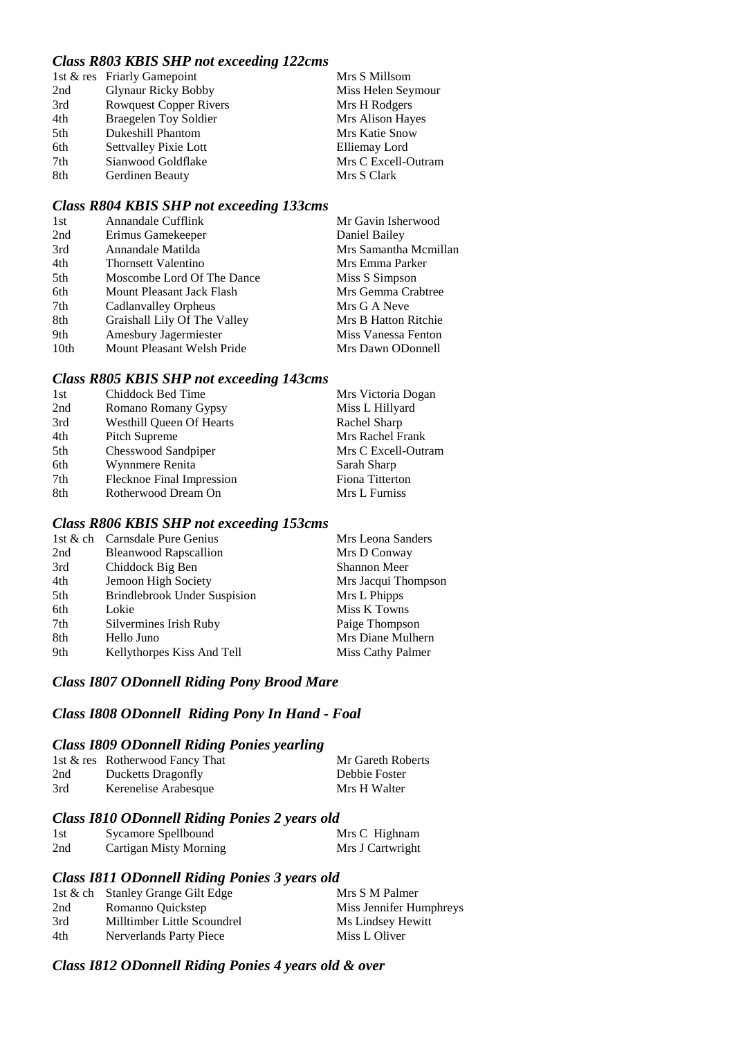### *Class R803 KBIS SHP not exceeding 122cms*

| | | |
|---|---|---|
| 1st & res | Friarly Gamepoint | Mrs S Millsom |
| 2nd | Glynaur Ricky Bobby | Miss Helen Seymour |
| 3rd | Rowquest Copper Rivers | Mrs H Rodgers |
| 4th | Braegelen Toy Soldier | Mrs Alison Hayes |
| 5th | Dukeshill Phantom | Mrs Katie Snow |
| 6th | Settvalley Pixie Lott | Elliemay Lord |
| 7th | Sianwood Goldflake | Mrs C Excell-Outram |
| 8th | Gerdinen Beauty | Mrs S Clark |

### *Class R804 KBIS SHP not exceeding 133cms*

| | | |
|---|---|---|
| 1st | Annandale Cufflink | Mr Gavin Isherwood |
| 2nd | Erimus Gamekeeper | Daniel Bailey |
| 3rd | Annandale Matilda | Mrs Samantha Mcmillan |
| 4th | Thornsett Valentino | Mrs Emma Parker |
| 5th | Moscombe Lord Of The Dance | Miss S Simpson |
| 6th | Mount Pleasant Jack Flash | Mrs Gemma Crabtree |
| 7th | Cadlanvalley Orpheus | Mrs G A Neve |
| 8th | Graishall Lily Of The Valley | Mrs B Hatton Ritchie |
| 9th | Amesbury Jagermiester | Miss Vanessa Fenton |
| 10th | Mount Pleasant Welsh Pride | Mrs Dawn ODonnell |

### *Class R805 KBIS SHP not exceeding 143cms*

| | | |
|---|---|---|
| 1st | Chiddock Bed Time | Mrs Victoria Dogan |
| 2nd | Romano Romany Gypsy | Miss L Hillyard |
| 3rd | Westhill Queen Of Hearts | Rachel Sharp |
| 4th | Pitch Supreme | Mrs Rachel Frank |
| 5th | Chesswood Sandpiper | Mrs C Excell-Outram |
| 6th | Wynnmere Renita | Sarah Sharp |
| 7th | Flecknoe Final Impression | Fiona Titterton |
| 8th | Rotherwood Dream On | Mrs L Furniss |

### *Class R806 KBIS SHP not exceeding 153cms*

| | | |
|---|---|---|
| 1st & ch | Carnsdale Pure Genius | Mrs Leona Sanders |
| 2nd | Bleanwood Rapscallion | Mrs D Conway |
| 3rd | Chiddock Big Ben | Shannon Meer |
| 4th | Jemoon High Society | Mrs Jacqui Thompson |
| 5th | Brindlebrook Under Suspision | Mrs L Phipps |
| 6th | Lokie | Miss K Towns |
| 7th | Silvermines Irish Ruby | Paige Thompson |
| 8th | Hello Juno | Mrs Diane Mulhern |
| 9th | Kellythorpes Kiss And Tell | Miss Cathy Palmer |

### *Class I807 ODonnell Riding Pony Brood Mare*

### *Class I808 ODonnell Riding Pony In Hand - Foal*

### *Class I809 ODonnell Riding Ponies yearling*

| | | |
|---|---|---|
| 1st & res | Rotherwood Fancy That | Mr Gareth Roberts |
| 2nd | Ducketts Dragonfly | Debbie Foster |
| 3rd | Kerenelise Arabesque | Mrs H Walter |

### *Class I810 ODonnell Riding Ponies 2 years old*

| | | |
|---|---|---|
| 1st | Sycamore Spellbound | Mrs C Highnam |
| 2nd | Cartigan Misty Morning | Mrs J Cartwright |

### *Class I811 ODonnell Riding Ponies 3 years old*

| | | |
|---|---|---|
| 1st & ch | Stanley Grange Gilt Edge | Mrs S M Palmer |
| 2nd | Romanno Quickstep | Miss Jennifer Humphreys |
| 3rd | Milltimber Little Scoundrel | Ms Lindsey Hewitt |
| 4th | Nerverlands Party Piece | Miss L Oliver |

### *Class I812 ODonnell Riding Ponies 4 years old & over*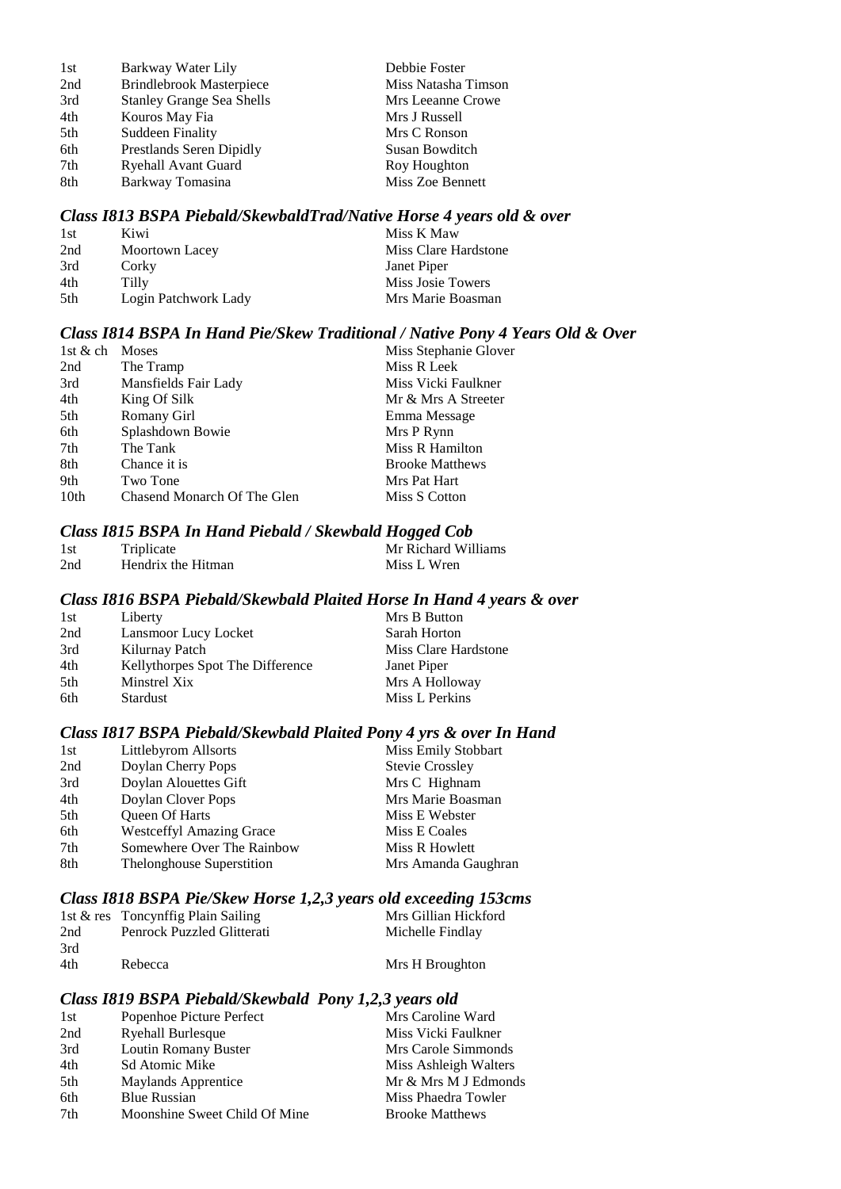| | | |
|---|---|---|
| 1st | Barkway Water Lily | Debbie Foster |
| 2nd | Brindlebrook Masterpiece | Miss Natasha Timson |
| 3rd | Stanley Grange Sea Shells | Mrs Leeanne Crowe |
| 4th | Kouros May Fia | Mrs J Russell |
| 5th | Suddeen Finality | Mrs C Ronson |
| 6th | Prestlands Seren Dipidly | Susan Bowditch |
| 7th | Ryehall Avant Guard | Roy Houghton |
| 8th | Barkway Tomasina | Miss Zoe Bennett |

### *Class I813 BSPA Piebald/SkewbaldTrad/Native Horse 4 years old & over*

| | | |
|---|---|---|
| 1st | Kiwi | Miss K Maw |
| 2nd | Moortown Lacey | Miss Clare Hardstone |
| 3rd | Corky | Janet Piper |
| 4th | Tilly | Miss Josie Towers |
| 5th | Login Patchwork Lady | Mrs Marie Boasman |

### *Class I814 BSPA In Hand Pie/Skew Traditional / Native Pony 4 Years Old & Over*

| | | |
|---|---|---|
| 1st & ch | Moses | Miss Stephanie Glover |
| 2nd | The Tramp | Miss R Leek |
| 3rd | Mansfields Fair Lady | Miss Vicki Faulkner |
| 4th | King Of Silk | Mr & Mrs A Streeter |
| 5th | Romany Girl | Emma Message |
| 6th | Splashdown Bowie | Mrs P Rynn |
| 7th | The Tank | Miss R Hamilton |
| 8th | Chance it is | Brooke Matthews |
| 9th | Two Tone | Mrs Pat Hart |
| 10th | Chasend Monarch Of The Glen | Miss S Cotton |

### *Class I815 BSPA In Hand Piebald / Skewbald Hogged Cob*

| | | |
|---|---|---|
| 1st | Triplicate | Mr Richard Williams |
| 2nd | Hendrix the Hitman | Miss L Wren |

### *Class I816 BSPA Piebald/Skewbald Plaited Horse In Hand 4 years & over*

| | | |
|---|---|---|
| 1st | Liberty | Mrs B Button |
| 2nd | Lansmoor Lucy Locket | Sarah Horton |
| 3rd | Kilurnay Patch | Miss Clare Hardstone |
| 4th | Kellythorpes Spot The Difference | Janet Piper |
| 5th | Minstrel Xix | Mrs A Holloway |
| 6th | Stardust | Miss L Perkins |

### *Class I817 BSPA Piebald/Skewbald Plaited Pony 4 yrs & over In Hand*

| | | |
|---|---|---|
| 1st | Littlebyrom Allsorts | Miss Emily Stobbart |
| 2nd | Doylan Cherry Pops | Stevie Crossley |
| 3rd | Doylan Alouettes Gift | Mrs C Highnam |
| 4th | Doylan Clover Pops | Mrs Marie Boasman |
| 5th | Queen Of Harts | Miss E Webster |
| 6th | Westceffyl Amazing Grace | Miss E Coales |
| 7th | Somewhere Over The Rainbow | Miss R Howlett |
| 8th | Thelonghouse Superstition | Mrs Amanda Gaughran |

### *Class I818 BSPA Pie/Skew Horse 1,2,3 years old exceeding 153cms*

| | | |
|---|---|---|
| 1st & res | Toncynffig Plain Sailing | Mrs Gillian Hickford |
| 2nd | Penrock Puzzled Glitterati | Michelle Findlay |
| 3rd | | |
| 4th | Rebecca | Mrs H Broughton |

### *Class I819 BSPA Piebald/Skewbald Pony 1,2,3 years old*

| | | |
|---|---|---|
| 1st | Popenhoe Picture Perfect | Mrs Caroline Ward |
| 2nd | Ryehall Burlesque | Miss Vicki Faulkner |
| 3rd | Loutin Romany Buster | Mrs Carole Simmonds |
| 4th | Sd Atomic Mike | Miss Ashleigh Walters |
| 5th | Maylands Apprentice | Mr & Mrs M J Edmonds |
| 6th | Blue Russian | Miss Phaedra Towler |
| 7th | Moonshine Sweet Child Of Mine | Brooke Matthews |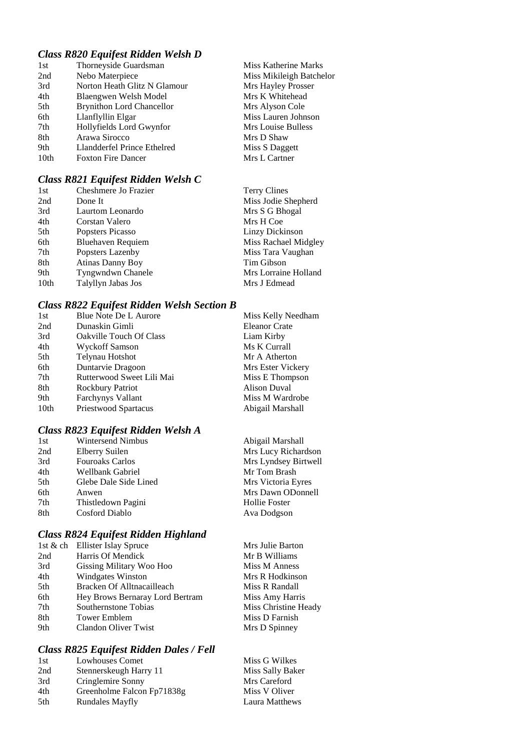### *Class R820 Equifest Ridden Welsh D*

| | | |
|---|---|---|
| 1st | Thorneyside Guardsman | Miss Katherine Marks |
| 2nd | Nebo Materpiece | Miss Mikileigh Batchelor |
| 3rd | Norton Heath Glitz N Glamour | Mrs Hayley Prosser |
| 4th | Blaengwen Welsh Model | Mrs K Whitehead |
| 5th | Brynithon Lord Chancellor | Mrs Alyson Cole |
| 6th | Llanflyllin Elgar | Miss Lauren Johnson |
| 7th | Hollyfields Lord Gwynfor | Mrs Louise Bulless |
| 8th | Arawa Sirocco | Mrs D Shaw |
| 9th | Llandderfel Prince Ethelred | Miss S Daggett |
| 10th | Foxton Fire Dancer | Mrs L Cartner |

### *Class R821 Equifest Ridden Welsh C*

| | | |
|---|---|---|
| 1st | Cheshmere Jo Frazier | Terry Clines |
| 2nd | Done It | Miss Jodie Shepherd |
| 3rd | Laurtom Leonardo | Mrs S G Bhogal |
| 4th | Corstan Valero | Mrs H Coe |
| 5th | Popsters Picasso | Linzy Dickinson |
| 6th | Bluehaven Requiem | Miss Rachael Midgley |
| 7th | Popsters Lazenby | Miss Tara Vaughan |
| 8th | Atinas Danny Boy | Tim Gibson |
| 9th | Tyngwndwn Chanele | Mrs Lorraine Holland |
| 10th | Talyllyn Jabas Jos | Mrs J Edmead |

### *Class R822 Equifest Ridden Welsh Section B*

| | | |
|---|---|---|
| 1st | Blue Note De L Aurore | Miss Kelly Needham |
| 2nd | Dunaskin Gimli | Eleanor Crate |
| 3rd | Oakville Touch Of Class | Liam Kirby |
| 4th | Wyckoff Samson | Ms K Currall |
| 5th | Telynau Hotshot | Mr A Atherton |
| 6th | Duntarvie Dragoon | Mrs Ester Vickery |
| 7th | Rutterwood Sweet Lili Mai | Miss E Thompson |
| 8th | Rockbury Patriot | Alison Duval |
| 9th | Farchynys Vallant | Miss M Wardrobe |
| 10th | Priestwood Spartacus | Abigail Marshall |

### *Class R823 Equifest Ridden Welsh A*

| | | |
|---|---|---|
| 1st | Wintersend Nimbus | Abigail Marshall |
| 2nd | Elberry Suilen | Mrs Lucy Richardson |
| 3rd | Fouroaks Carlos | Mrs Lyndsey Birtwell |
| 4th | Wellbank Gabriel | Mr Tom Brash |
| 5th | Glebe Dale Side Lined | Mrs Victoria Eyres |
| 6th | Anwen | Mrs Dawn ODonnell |
| 7th | Thistledown Pagini | Hollie Foster |
| 8th | Cosford Diablo | Ava Dodgson |

### *Class R824 Equifest Ridden Highland*

| | | |
|---|---|---|
| 1st & ch | Ellister Islay Spruce | Mrs Julie Barton |
| 2nd | Harris Of Mendick | Mr B Williams |
| 3rd | Gissing Military Woo Hoo | Miss M Anness |
| 4th | Windgates Winston | Mrs R Hodkinson |
| 5th | Bracken Of Alltnacailleach | Miss R Randall |
| 6th | Hey Brows Bernaray Lord Bertram | Miss Amy Harris |
| 7th | Southernstone Tobias | Miss Christine Heady |
| 8th | Tower Emblem | Miss D Farnish |
| 9th | Clandon Oliver Twist | Mrs D Spinney |

### *Class R825 Equifest Ridden Dales / Fell*

| | | |
|---|---|---|
| 1st | Lowhouses Comet | Miss G Wilkes |
| 2nd | Stennerskeugh Harry 11 | Miss Sally Baker |
| 3rd | Cringlemire Sonny | Mrs Careford |
| 4th | Greenholme Falcon Fp71838g | Miss V Oliver |
| 5th | Rundales Mayfly | Laura Matthews |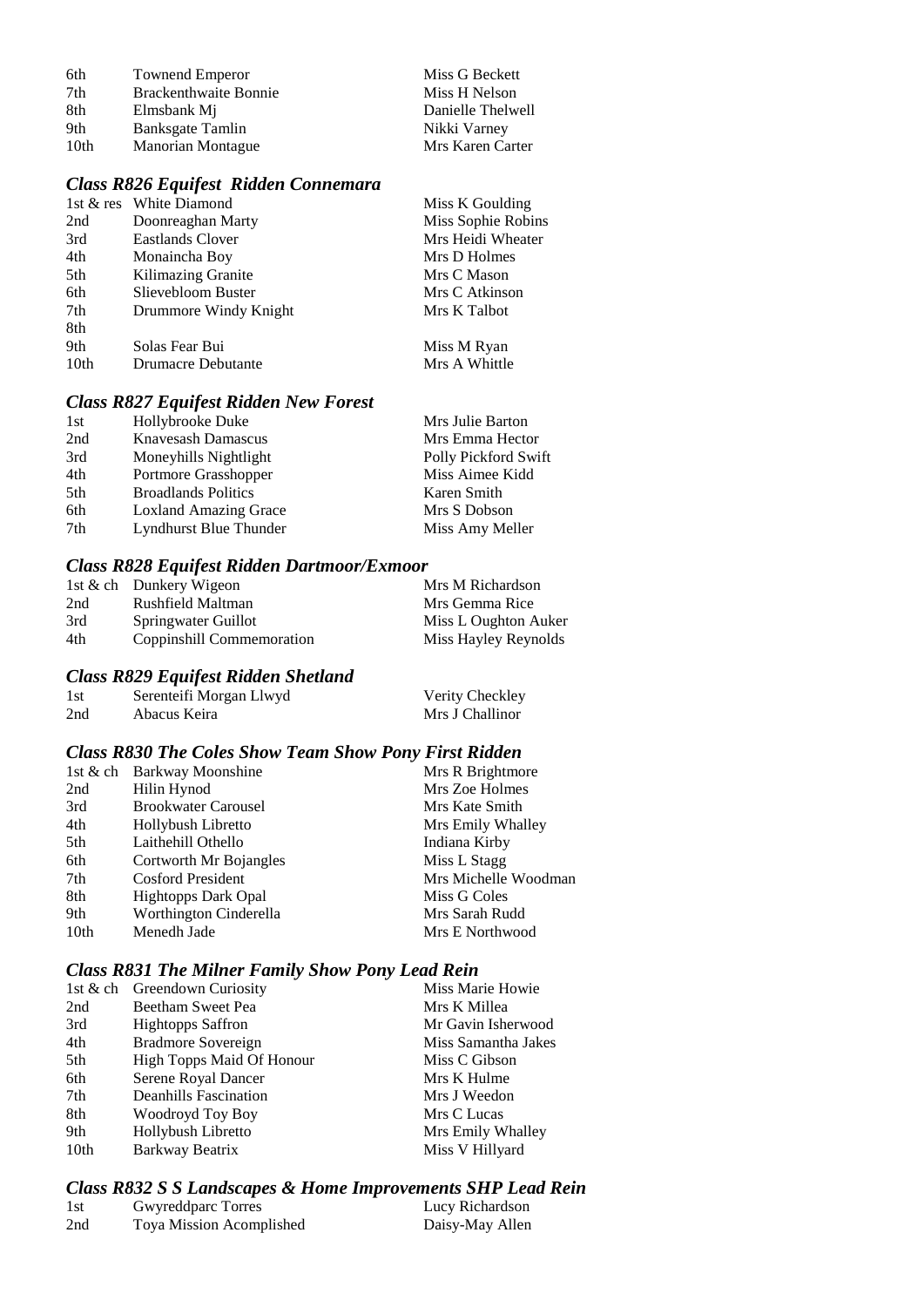| | | |
|---|---|---|
| 6th | Townend Emperor | Miss G Beckett |
| 7th | Brackenthwaite Bonnie | Miss H Nelson |
| 8th | Elmsbank Mj | Danielle Thelwell |
| 9th | Banksgate Tamlin | Nikki Varney |
| 10th | Manorian Montague | Mrs Karen Carter |

### *Class R826 Equifest Ridden Connemara*

| | | |
|---|---|---|
| 1st & res | White Diamond | Miss K Goulding |
| 2nd | Doonreaghan Marty | Miss Sophie Robins |
| 3rd | Eastlands Clover | Mrs Heidi Wheater |
| 4th | Monaincha Boy | Mrs D Holmes |
| 5th | Kilimazing Granite | Mrs C Mason |
| 6th | Slievebloom Buster | Mrs C Atkinson |
| 7th | Drummore Windy Knight | Mrs K Talbot |
| 8th | | |
| 9th | Solas Fear Bui | Miss M Ryan |
| 10th | Drumacre Debutante | Mrs A Whittle |

### *Class R827 Equifest Ridden New Forest*

| | | |
|---|---|---|
| 1st | Hollybrooke Duke | Mrs Julie Barton |
| 2nd | Knavesash Damascus | Mrs Emma Hector |
| 3rd | Moneyhills Nightlight | Polly Pickford Swift |
| 4th | Portmore Grasshopper | Miss Aimee Kidd |
| 5th | Broadlands Politics | Karen Smith |
| 6th | Loxland Amazing Grace | Mrs S Dobson |
| 7th | Lyndhurst Blue Thunder | Miss Amy Meller |

### *Class R828 Equifest Ridden Dartmoor/Exmoor*

| | | |
|---|---|---|
| 1st & ch | Dunkery Wigeon | Mrs M Richardson |
| 2nd | Rushfield Maltman | Mrs Gemma Rice |
| 3rd | Springwater Guillot | Miss L Oughton Auker |
| 4th | Coppinshill Commemoration | Miss Hayley Reynolds |

### *Class R829 Equifest Ridden Shetland*

| | | |
|---|---|---|
| 1st | Serenteifi Morgan Llwyd | Verity Checkley |
| 2nd | Abacus Keira | Mrs J Challinor |

### *Class R830 The Coles Show Team Show Pony First Ridden*

| | | |
|---|---|---|
| 1st & ch | Barkway Moonshine | Mrs R Brightmore |
| 2nd | Hilin Hynod | Mrs Zoe Holmes |
| 3rd | Brookwater Carousel | Mrs Kate Smith |
| 4th | Hollybush Libretto | Mrs Emily Whalley |
| 5th | Laithehill Othello | Indiana Kirby |
| 6th | Cortworth Mr Bojangles | Miss L Stagg |
| 7th | Cosford President | Mrs Michelle Woodman |
| 8th | Hightopps Dark Opal | Miss G Coles |
| 9th | Worthington Cinderella | Mrs Sarah Rudd |
| 10th | Menedh Jade | Mrs E Northwood |

### *Class R831 The Milner Family Show Pony Lead Rein*

| | | |
|---|---|---|
| 1st & ch | Greendown Curiosity | Miss Marie Howie |
| 2nd | Beetham Sweet Pea | Mrs K Millea |
| 3rd | Hightopps Saffron | Mr Gavin Isherwood |
| 4th | Bradmore Sovereign | Miss Samantha Jakes |
| 5th | High Topps Maid Of Honour | Miss C Gibson |
| 6th | Serene Royal Dancer | Mrs K Hulme |
| 7th | Deanhills Fascination | Mrs J Weedon |
| 8th | Woodroyd Toy Boy | Mrs C Lucas |
| 9th | Hollybush Libretto | Mrs Emily Whalley |
| 10th | Barkway Beatrix | Miss V Hillyard |

### *Class R832 S S Landscapes & Home Improvements SHP Lead Rein*

| | | |
|---|---|---|
| 1st | Gwyreddparc Torres | Lucy Richardson |
| 2nd | Toya Mission Acomplished | Daisy-May Allen |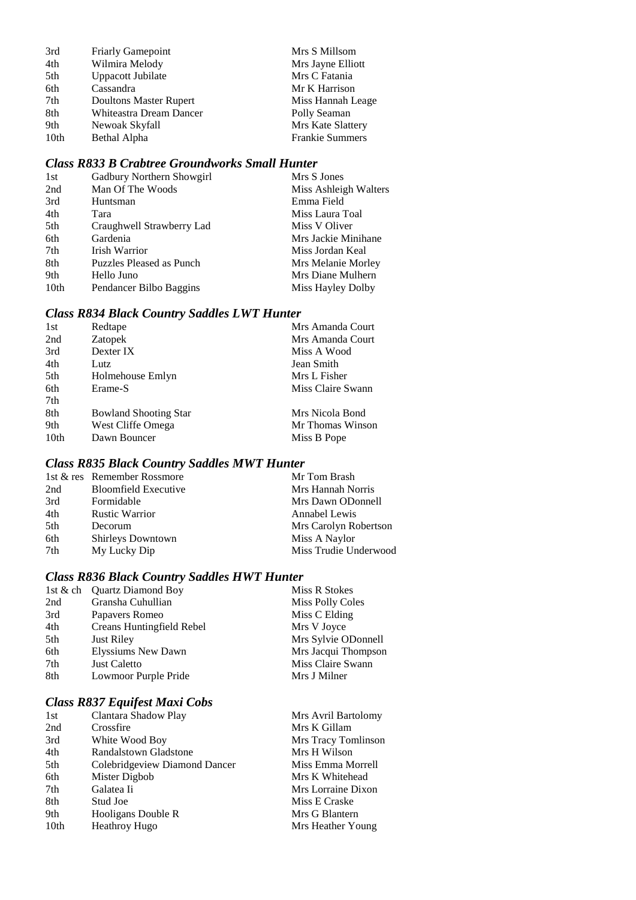| | | |
|---|---|---|
| 3rd | Friarly Gamepoint | Mrs S Millsom |
| 4th | Wilmira Melody | Mrs Jayne Elliott |
| 5th | Uppacott Jubilate | Mrs C Fatania |
| 6th | Cassandra | Mr K Harrison |
| 7th | Doultons Master Rupert | Miss Hannah Leage |
| 8th | Whiteastra Dream Dancer | Polly Seaman |
| 9th | Newoak Skyfall | Mrs Kate Slattery |
| 10th | Bethal Alpha | Frankie Summers |

### *Class R833 B Crabtree Groundworks Small Hunter*

| | | |
|---|---|---|
| 1st | Gadbury Northern Showgirl | Mrs S Jones |
| 2nd | Man Of The Woods | Miss Ashleigh Walters |
| 3rd | Huntsman | Emma Field |
| 4th | Tara | Miss Laura Toal |
| 5th | Craughwell Strawberry Lad | Miss V Oliver |
| 6th | Gardenia | Mrs Jackie Minihane |
| 7th | Irish Warrior | Miss Jordan Keal |
| 8th | Puzzles Pleased as Punch | Mrs Melanie Morley |
| 9th | Hello Juno | Mrs Diane Mulhern |
| 10th | Pendancer Bilbo Baggins | Miss Hayley Dolby |

### *Class R834 Black Country Saddles LWT Hunter*

| | | |
|---|---|---|
| 1st | Redtape | Mrs Amanda Court |
| 2nd | Zatopek | Mrs Amanda Court |
| 3rd | Dexter IX | Miss A Wood |
| 4th | Lutz | Jean Smith |
| 5th | Holmehouse Emlyn | Mrs L Fisher |
| 6th | Erame-S | Miss Claire Swann |
| 7th | | |
| 8th | Bowland Shooting Star | Mrs Nicola Bond |
| 9th | West Cliffe Omega | Mr Thomas Winson |
| 10th | Dawn Bouncer | Miss B Pope |

### *Class R835 Black Country Saddles MWT Hunter*

| | | |
|---|---|---|
| 1st & res | Remember Rossmore | Mr Tom Brash |
| 2nd | Bloomfield Executive | Mrs Hannah Norris |
| 3rd | Formidable | Mrs Dawn ODonnell |
| 4th | Rustic Warrior | Annabel Lewis |
| 5th | Decorum | Mrs Carolyn Robertson |
| 6th | Shirleys Downtown | Miss A Naylor |
| 7th | My Lucky Dip | Miss Trudie Underwood |

### *Class R836 Black Country Saddles HWT Hunter*

| | | |
|---|---|---|
| 1st & ch | Quartz Diamond Boy | Miss R Stokes |
| 2nd | Gransha Cuhullian | Miss Polly Coles |
| 3rd | Papavers Romeo | Miss C Elding |
| 4th | Creans Huntingfield Rebel | Mrs V Joyce |
| 5th | Just Riley | Mrs Sylvie ODonnell |
| 6th | Elyssiums New Dawn | Mrs Jacqui Thompson |
| 7th | Just Caletto | Miss Claire Swann |
| 8th | Lowmoor Purple Pride | Mrs J Milner |

### *Class R837 Equifest Maxi Cobs*

| | | |
|---|---|---|
| 1st | Clantara Shadow Play | Mrs Avril Bartolomy |
| 2nd | Crossfire | Mrs K Gillam |
| 3rd | White Wood Boy | Mrs Tracy Tomlinson |
| 4th | Randalstown Gladstone | Mrs H Wilson |
| 5th | Colebridgeview Diamond Dancer | Miss Emma Morrell |
| 6th | Mister Digbob | Mrs K Whitehead |
| 7th | Galatea Ii | Mrs Lorraine Dixon |
| 8th | Stud Joe | Miss E Craske |
| 9th | Hooligans Double R | Mrs G Blantern |
| 10th | Heathroy Hugo | Mrs Heather Young |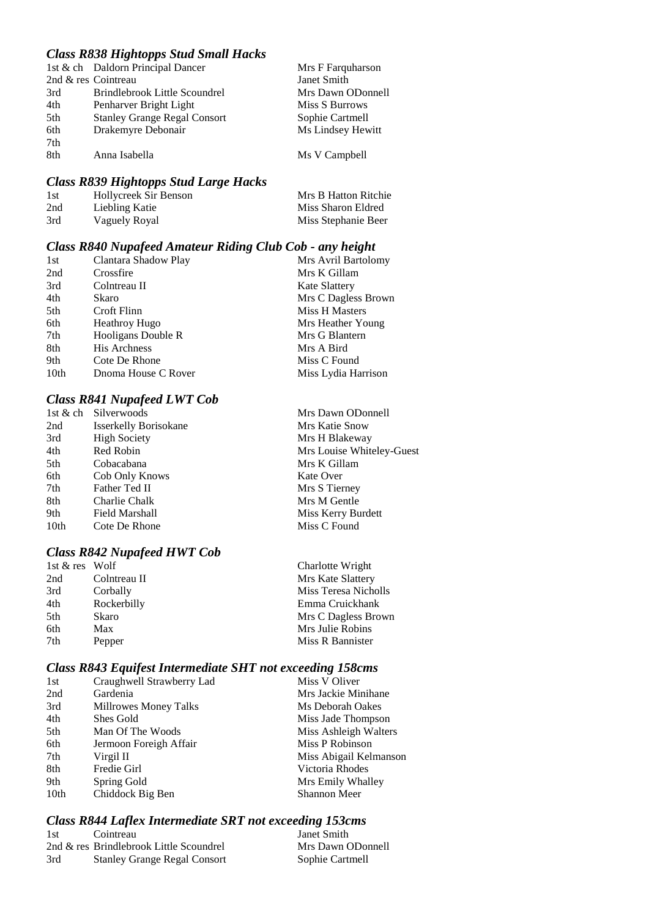### *Class R838 Hightopps Stud Small Hacks*

| | | |
|---|---|---|
| 1st & ch | Daldorn Principal Dancer | Mrs F Farquharson |
| 2nd & res | Cointreau | Janet Smith |
| 3rd | Brindlebrook Little Scoundrel | Mrs Dawn ODonnell |
| 4th | Penharver Bright Light | Miss S Burrows |
| 5th | Stanley Grange Regal Consort | Sophie Cartmell |
| 6th | Drakemyre Debonair | Ms Lindsey Hewitt |
| 7th | | |
| 8th | Anna Isabella | Ms V Campbell |

### *Class R839 Hightopps Stud Large Hacks*

| | | |
|---|---|---|
| 1st | Hollycreek Sir Benson | Mrs B Hatton Ritchie |
| 2nd | Liebling Katie | Miss Sharon Eldred |
| 3rd | Vaguely Royal | Miss Stephanie Beer |

### *Class R840 Nupafeed Amateur Riding Club Cob - any height*

| | | |
|---|---|---|
| 1st | Clantara Shadow Play | Mrs Avril Bartolomy |
| 2nd | Crossfire | Mrs K Gillam |
| 3rd | Colntreau II | Kate Slattery |
| 4th | Skaro | Mrs C Dagless Brown |
| 5th | Croft Flinn | Miss H Masters |
| 6th | Heathroy Hugo | Mrs Heather Young |
| 7th | Hooligans Double R | Mrs G Blantern |
| 8th | His Archness | Mrs A Bird |
| 9th | Cote De Rhone | Miss C Found |
| 10th | Dnoma House C Rover | Miss Lydia Harrison |

### *Class R841 Nupafeed LWT Cob*

| | | |
|---|---|---|
| 1st & ch | Silverwoods | Mrs Dawn ODonnell |
| 2nd | Isserkelly Borisokane | Mrs Katie Snow |
| 3rd | High Society | Mrs H Blakeway |
| 4th | Red Robin | Mrs Louise Whiteley-Guest |
| 5th | Cobacabana | Mrs K Gillam |
| 6th | Cob Only Knows | Kate Over |
| 7th | Father Ted II | Mrs S Tierney |
| 8th | Charlie Chalk | Mrs M Gentle |
| 9th | Field Marshall | Miss Kerry Burdett |
| 10th | Cote De Rhone | Miss C Found |

### *Class R842 Nupafeed HWT Cob*

| | | |
|---|---|---|
| 1st & res | Wolf | Charlotte Wright |
| 2nd | Colntreau II | Mrs Kate Slattery |
| 3rd | Corbally | Miss Teresa Nicholls |
| 4th | Rockerbilly | Emma Cruickhank |
| 5th | Skaro | Mrs C Dagless Brown |
| 6th | Max | Mrs Julie Robins |
| 7th | Pepper | Miss R Bannister |

### *Class R843 Equifest Intermediate SHT not exceeding 158cms*

| | | |
|---|---|---|
| 1st | Craughwell Strawberry Lad | Miss V Oliver |
| 2nd | Gardenia | Mrs Jackie Minihane |
| 3rd | Millrowes Money Talks | Ms Deborah Oakes |
| 4th | Shes Gold | Miss Jade Thompson |
| 5th | Man Of The Woods | Miss Ashleigh Walters |
| 6th | Jermoon Foreigh Affair | Miss P Robinson |
| 7th | Virgil II | Miss Abigail Kelmanson |
| 8th | Fredie Girl | Victoria Rhodes |
| 9th | Spring Gold | Mrs Emily Whalley |
| 10th | Chiddock Big Ben | Shannon Meer |

### *Class R844 Laflex Intermediate SRT not exceeding 153cms*

| | | |
|---|---|---|
| 1st | Cointreau | Janet Smith |
| 2nd & res | Brindlebrook Little Scoundrel | Mrs Dawn ODonnell |
| 3rd | Stanley Grange Regal Consort | Sophie Cartmell |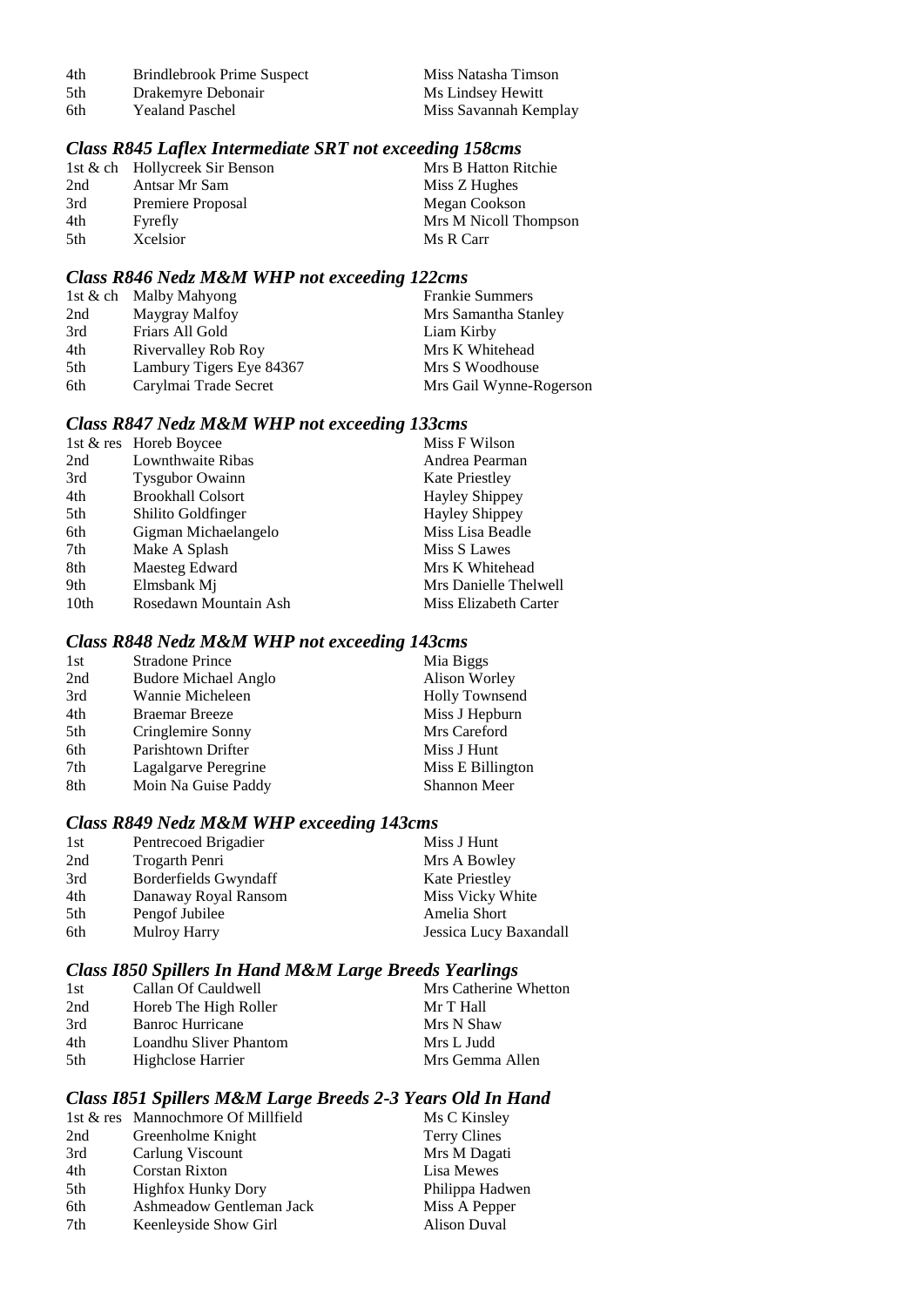| | | |
|---|---|---|
| 4th | Brindlebrook Prime Suspect | Miss Natasha Timson |
| 5th | Drakemyre Debonair | Ms Lindsey Hewitt |
| 6th | Yealand Paschel | Miss Savannah Kemplay |

### *Class R845 Laflex Intermediate SRT not exceeding 158cms*

| | | |
|---|---|---|
| 1st & ch | Hollycreek Sir Benson | Mrs B Hatton Ritchie |
| 2nd | Antsar Mr Sam | Miss Z Hughes |
| 3rd | Premiere Proposal | Megan Cookson |
| 4th | Fyrefly | Mrs M Nicoll Thompson |
| 5th | Xcelsior | Ms R Carr |

### *Class R846 Nedz M&M WHP not exceeding 122cms*

| | | |
|---|---|---|
| 1st & ch | Malby Mahyong | Frankie Summers |
| 2nd | Maygray Malfoy | Mrs Samantha Stanley |
| 3rd | Friars All Gold | Liam Kirby |
| 4th | Rivervalley Rob Roy | Mrs K Whitehead |
| 5th | Lambury Tigers Eye 84367 | Mrs S Woodhouse |
| 6th | Carylmai Trade Secret | Mrs Gail Wynne-Rogerson |

### *Class R847 Nedz M&M WHP not exceeding 133cms*

| | | |
|---|---|---|
| 1st & res | Horeb Boycee | Miss F Wilson |
| 2nd | Lownthwaite Ribas | Andrea Pearman |
| 3rd | Tysgubor Owainn | Kate Priestley |
| 4th | Brookhall Colsort | Hayley Shippey |
| 5th | Shilito Goldfinger | Hayley Shippey |
| 6th | Gigman Michaelangelo | Miss Lisa Beadle |
| 7th | Make A Splash | Miss S Lawes |
| 8th | Maesteg Edward | Mrs K Whitehead |
| 9th | Elmsbank Mj | Mrs Danielle Thelwell |
| 10th | Rosedawn Mountain Ash | Miss Elizabeth Carter |

### *Class R848 Nedz M&M WHP not exceeding 143cms*

| | | |
|---|---|---|
| 1st | Stradone Prince | Mia Biggs |
| 2nd | Budore Michael Anglo | Alison Worley |
| 3rd | Wannie Micheleen | Holly Townsend |
| 4th | Braemar Breeze | Miss J Hepburn |
| 5th | Cringlemire Sonny | Mrs Careford |
| 6th | Parishtown Drifter | Miss J Hunt |
| 7th | Lagalgarve Peregrine | Miss E Billington |
| 8th | Moin Na Guise Paddy | Shannon Meer |

### *Class R849 Nedz M&M WHP exceeding 143cms*

| | | |
|---|---|---|
| 1st | Pentrecoed Brigadier | Miss J Hunt |
| 2nd | Trogarth Penri | Mrs A Bowley |
| 3rd | Borderfields Gwyndaff | Kate Priestley |
| 4th | Danaway Royal Ransom | Miss Vicky White |
| 5th | Pengof Jubilee | Amelia Short |
| 6th | Mulroy Harry | Jessica Lucy Baxandall |

### *Class I850 Spillers In Hand M&M Large Breeds Yearlings*

| | | |
|---|---|---|
| 1st | Callan Of Cauldwell | Mrs Catherine Whetton |
| 2nd | Horeb The High Roller | Mr T Hall |
| 3rd | Banroc Hurricane | Mrs N Shaw |
| 4th | Loandhu Sliver Phantom | Mrs L Judd |
| 5th | Highclose Harrier | Mrs Gemma Allen |

### *Class I851 Spillers M&M Large Breeds 2-3 Years Old In Hand*

| | | |
|---|---|---|
| 1st & res | Mannochmore Of Millfield | Ms C Kinsley |
| 2nd | Greenholme Knight | Terry Clines |
| 3rd | Carlung Viscount | Mrs M Dagati |
| 4th | Corstan Rixton | Lisa Mewes |
| 5th | Highfox Hunky Dory | Philippa Hadwen |
| 6th | Ashmeadow Gentleman Jack | Miss A Pepper |
| 7th | Keenleyside Show Girl | Alison Duval |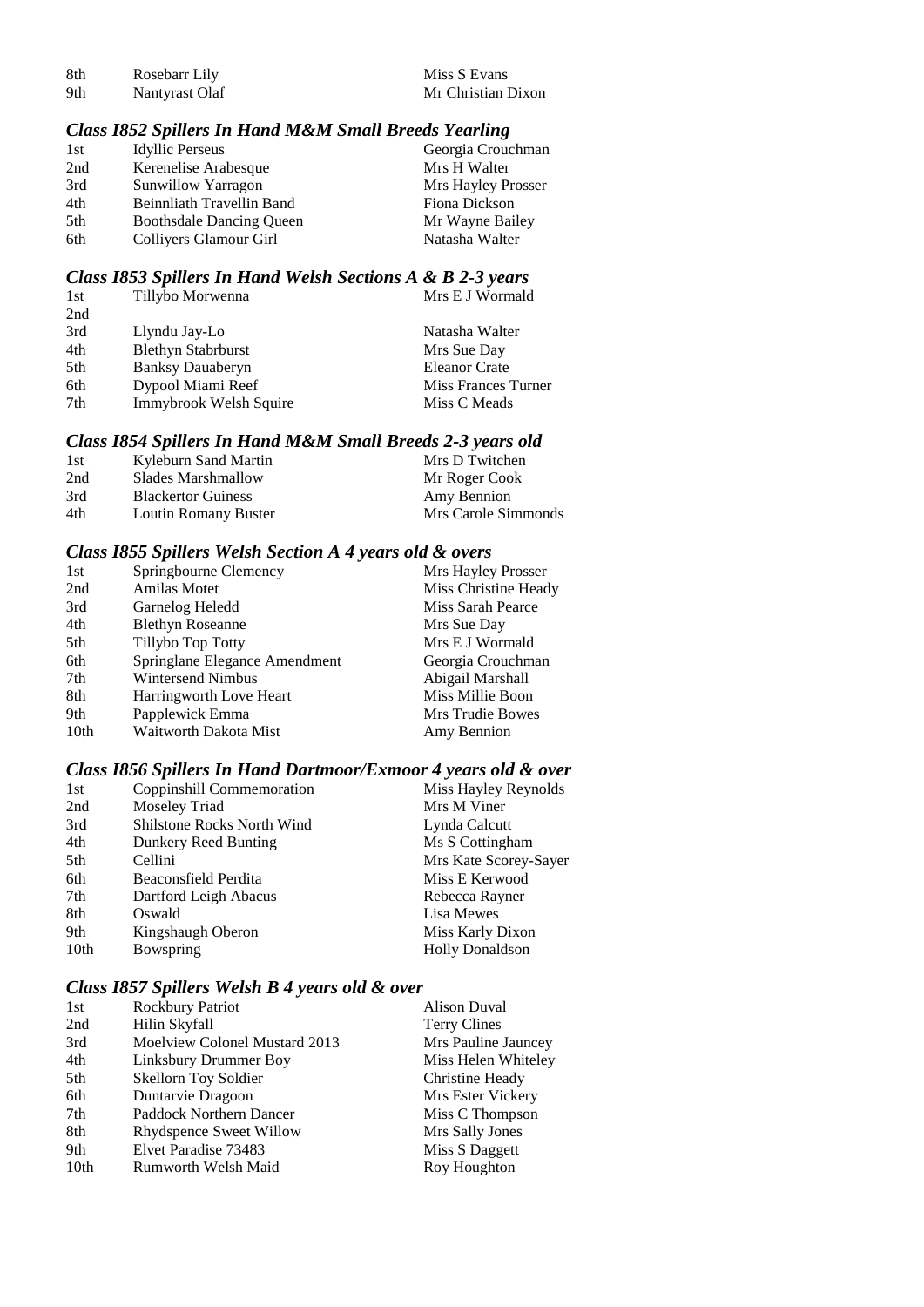| | | |
|---|---|---|
| 8th | Rosebarr Lily | Miss S Evans |
| 9th | Nantyrast Olaf | Mr Christian Dixon |

### *Class I852 Spillers In Hand M&M Small Breeds Yearling*

| | | |
|---|---|---|
| 1st | Idyllic Perseus | Georgia Crouchman |
| 2nd | Kerenelise Arabesque | Mrs H Walter |
| 3rd | Sunwillow Yarragon | Mrs Hayley Prosser |
| 4th | Beinnliath Travellin Band | Fiona Dickson |
| 5th | Boothsdale Dancing Queen | Mr Wayne Bailey |
| 6th | Colliyers Glamour Girl | Natasha Walter |

### *Class I853 Spillers In Hand Welsh Sections A & B 2-3 years*

| | | |
|---|---|---|
| 1st | Tillybo Morwenna | Mrs E J Wormald |
| 2nd | | |
| 3rd | Llyndu Jay-Lo | Natasha Walter |
| 4th | Blethyn Stabrburst | Mrs Sue Day |
| 5th | Banksy Dauaberyn | Eleanor Crate |
| 6th | Dypool Miami Reef | Miss Frances Turner |
| 7th | Immybrook Welsh Squire | Miss C Meads |

### *Class I854 Spillers In Hand M&M Small Breeds 2-3 years old*

| | | |
|---|---|---|
| 1st | Kyleburn Sand Martin | Mrs D Twitchen |
| 2nd | Slades Marshmallow | Mr Roger Cook |
| 3rd | Blackertor Guiness | Amy Bennion |
| 4th | Loutin Romany Buster | Mrs Carole Simmonds |

### *Class I855 Spillers Welsh Section A 4 years old & overs*

| | | |
|---|---|---|
| 1st | Springbourne Clemency | Mrs Hayley Prosser |
| 2nd | Amilas Motet | Miss Christine Heady |
| 3rd | Garnelog Heledd | Miss Sarah Pearce |
| 4th | Blethyn Roseanne | Mrs Sue Day |
| 5th | Tillybo Top Totty | Mrs E J Wormald |
| 6th | Springlane Elegance Amendment | Georgia Crouchman |
| 7th | Wintersend Nimbus | Abigail Marshall |
| 8th | Harringworth Love Heart | Miss Millie Boon |
| 9th | Papplewick Emma | Mrs Trudie Bowes |
| 10th | Waitworth Dakota Mist | Amy Bennion |

### *Class I856 Spillers In Hand Dartmoor/Exmoor 4 years old & over*

| | | |
|---|---|---|
| 1st | Coppinshill Commemoration | Miss Hayley Reynolds |
| 2nd | Moseley Triad | Mrs M Viner |
| 3rd | Shilstone Rocks North Wind | Lynda Calcutt |
| 4th | Dunkery Reed Bunting | Ms S Cottingham |
| 5th | Cellini | Mrs Kate Scorey-Sayer |
| 6th | Beaconsfield Perdita | Miss E Kerwood |
| 7th | Dartford Leigh Abacus | Rebecca Rayner |
| 8th | Oswald | Lisa Mewes |
| 9th | Kingshaugh Oberon | Miss Karly Dixon |
| 10th | Bowspring | Holly Donaldson |

### *Class I857 Spillers Welsh B 4 years old & over*

| | | |
|---|---|---|
| 1st | Rockbury Patriot | Alison Duval |
| 2nd | Hilin Skyfall | Terry Clines |
| 3rd | Moelview Colonel Mustard 2013 | Mrs Pauline Jauncey |
| 4th | Linksbury Drummer Boy | Miss Helen Whiteley |
| 5th | Skellorn Toy Soldier | Christine Heady |
| 6th | Duntarvie Dragoon | Mrs Ester Vickery |
| 7th | Paddock Northern Dancer | Miss C Thompson |
| 8th | Rhydspence Sweet Willow | Mrs Sally Jones |
| 9th | Elvet Paradise 73483 | Miss S Daggett |
| 10th | Rumworth Welsh Maid | Roy Houghton |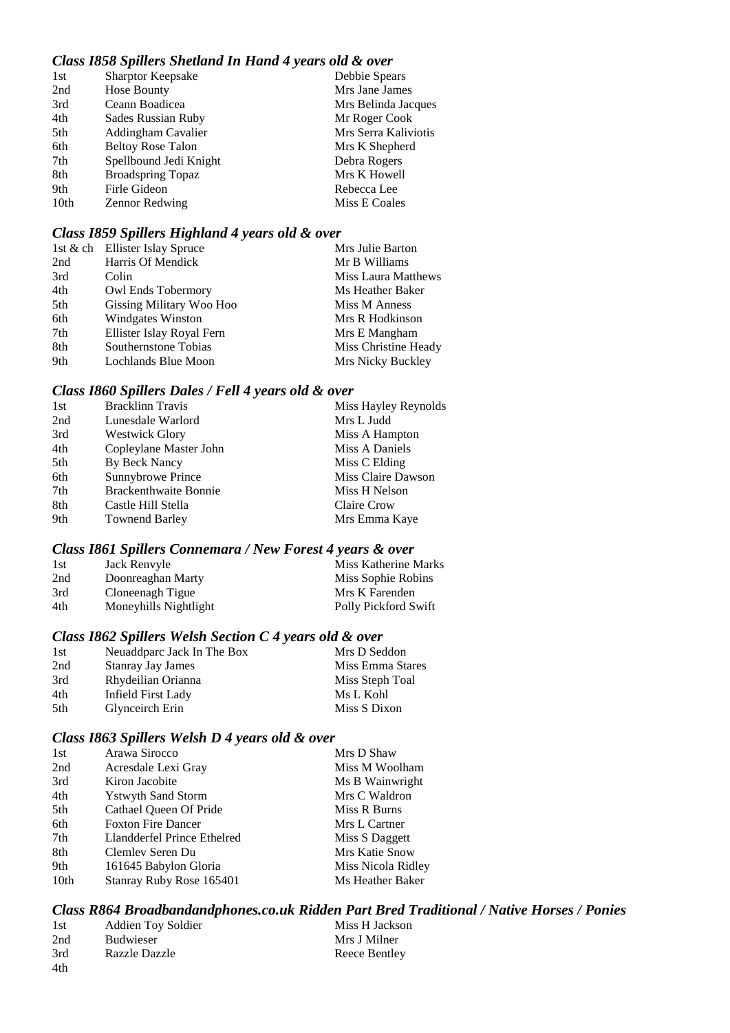### *Class I858 Spillers Shetland In Hand 4 years old & over*

| | | |
|---|---|---|
| 1st | Sharptor Keepsake | Debbie Spears |
| 2nd | Hose Bounty | Mrs Jane James |
| 3rd | Ceann Boadicea | Mrs Belinda Jacques |
| 4th | Sades Russian Ruby | Mr Roger Cook |
| 5th | Addingham Cavalier | Mrs Serra Kaliviotis |
| 6th | Beltoy Rose Talon | Mrs K Shepherd |
| 7th | Spellbound Jedi Knight | Debra Rogers |
| 8th | Broadspring Topaz | Mrs K Howell |
| 9th | Firle Gideon | Rebecca Lee |
| 10th | Zennor Redwing | Miss E Coales |

### *Class I859 Spillers Highland 4 years old & over*

| | | |
|---|---|---|
| 1st & ch | Ellister Islay Spruce | Mrs Julie Barton |
| 2nd | Harris Of Mendick | Mr B Williams |
| 3rd | Colin | Miss Laura Matthews |
| 4th | Owl Ends Tobermory | Ms Heather Baker |
| 5th | Gissing Military Woo Hoo | Miss M Anness |
| 6th | Windgates Winston | Mrs R Hodkinson |
| 7th | Ellister Islay Royal Fern | Mrs E Mangham |
| 8th | Southernstone Tobias | Miss Christine Heady |
| 9th | Lochlands Blue Moon | Mrs Nicky Buckley |

### *Class I860 Spillers Dales / Fell 4 years old & over*

| | | |
|---|---|---|
| 1st | Bracklinn Travis | Miss Hayley Reynolds |
| 2nd | Lunesdale Warlord | Mrs L Judd |
| 3rd | Westwick Glory | Miss A Hampton |
| 4th | Copleylane Master John | Miss A Daniels |
| 5th | By Beck Nancy | Miss C Elding |
| 6th | Sunnybrowe Prince | Miss Claire Dawson |
| 7th | Brackenthwaite Bonnie | Miss H Nelson |
| 8th | Castle Hill Stella | Claire Crow |
| 9th | Townend Barley | Mrs Emma Kaye |

### *Class I861 Spillers Connemara / New Forest 4 years & over*

| | | |
|---|---|---|
| 1st | Jack Renvyle | Miss Katherine Marks |
| 2nd | Doonreaghan Marty | Miss Sophie Robins |
| 3rd | Cloneenagh Tigue | Mrs K Farenden |
| 4th | Moneyhills Nightlight | Polly Pickford Swift |

### *Class I862 Spillers Welsh Section C 4 years old & over*

| | | |
|---|---|---|
| 1st | Neuaddparc Jack In The Box | Mrs D Seddon |
| 2nd | Stanray Jay James | Miss Emma Stares |
| 3rd | Rhydeilian Orianna | Miss Steph Toal |
| 4th | Infield First Lady | Ms L Kohl |
| 5th | Glynceirch Erin | Miss S Dixon |

### *Class I863 Spillers Welsh D 4 years old & over*

| | | |
|---|---|---|
| 1st | Arawa Sirocco | Mrs D Shaw |
| 2nd | Acresdale Lexi Gray | Miss M Woolham |
| 3rd | Kiron Jacobite | Ms B Wainwright |
| 4th | Ystwyth Sand Storm | Mrs C Waldron |
| 5th | Cathael Queen Of Pride | Miss R Burns |
| 6th | Foxton Fire Dancer | Mrs L Cartner |
| 7th | Llandderfel Prince Ethelred | Miss S Daggett |
| 8th | Clemlev Seren Du | Mrs Katie Snow |
| 9th | 161645 Babylon Gloria | Miss Nicola Ridley |
| 10th | Stanray Ruby Rose 165401 | Ms Heather Baker |

### *Class R864 Broadbandandphones.co.uk Ridden Part Bred Traditional / Native Horses / Ponies*

| | | |
|---|---|---|
| 1st | Addien Toy Soldier | Miss H Jackson |
| 2nd | Budwieser | Mrs J Milner |
| 3rd | Razzle Dazzle | Reece Bentley |
| 4th | | |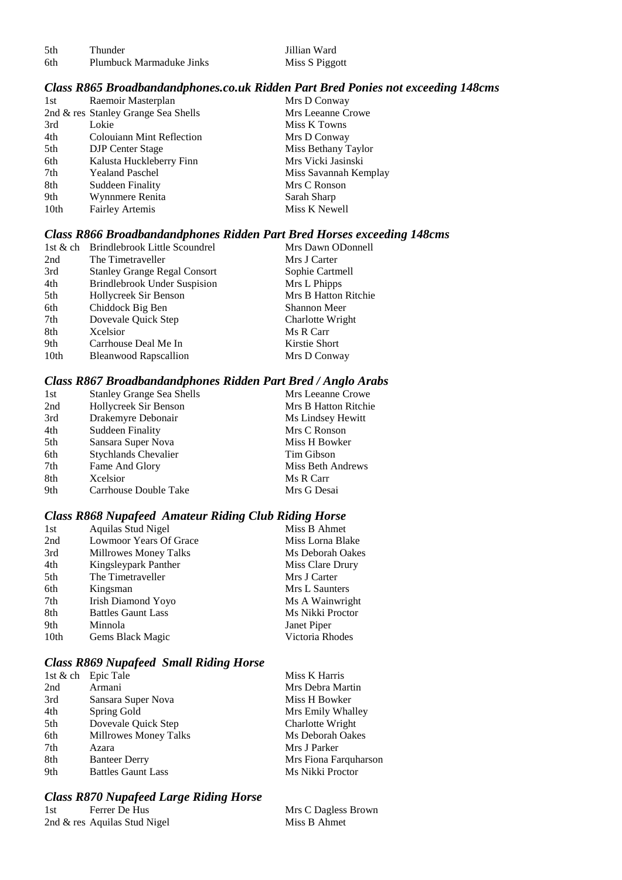| | | |
|---|---|---|
| 5th | Thunder | Jillian Ward |
| 6th | Plumbuck Marmaduke Jinks | Miss S Piggott |

### *Class R865 Broadbandandphones.co.uk Ridden Part Bred Ponies not exceeding 148cms*

| | | |
|---|---|---|
| 1st | Raemoir Masterplan | Mrs D Conway |
| 2nd & res | Stanley Grange Sea Shells | Mrs Leeanne Crowe |
| 3rd | Lokie | Miss K Towns |
| 4th | Colouiann Mint Reflection | Mrs D Conway |
| 5th | DJP Center Stage | Miss Bethany Taylor |
| 6th | Kalusta Huckleberry Finn | Mrs Vicki Jasinski |
| 7th | Yealand Paschel | Miss Savannah Kemplay |
| 8th | Suddeen Finality | Mrs C Ronson |
| 9th | Wynnmere Renita | Sarah Sharp |
| 10th | Fairley Artemis | Miss K Newell |

### *Class R866 Broadbandandphones Ridden Part Bred Horses exceeding 148cms*

| | | |
|---|---|---|
| 1st & ch | Brindlebrook Little Scoundrel | Mrs Dawn ODonnell |
| 2nd | The Timetraveller | Mrs J Carter |
| 3rd | Stanley Grange Regal Consort | Sophie Cartmell |
| 4th | Brindlebrook Under Suspision | Mrs L Phipps |
| 5th | Hollycreek Sir Benson | Mrs B Hatton Ritchie |
| 6th | Chiddock Big Ben | Shannon Meer |
| 7th | Dovevale Quick Step | Charlotte Wright |
| 8th | Xcelsior | Ms R Carr |
| 9th | Carrhouse Deal Me In | Kirstie Short |
| 10th | Bleanwood Rapscallion | Mrs D Conway |

### *Class R867 Broadbandandphones Ridden Part Bred / Anglo Arabs*

| | | |
|---|---|---|
| 1st | Stanley Grange Sea Shells | Mrs Leeanne Crowe |
| 2nd | Hollycreek Sir Benson | Mrs B Hatton Ritchie |
| 3rd | Drakemyre Debonair | Ms Lindsey Hewitt |
| 4th | Suddeen Finality | Mrs C Ronson |
| 5th | Sansara Super Nova | Miss H Bowker |
| 6th | Stychlands Chevalier | Tim Gibson |
| 7th | Fame And Glory | Miss Beth Andrews |
| 8th | Xcelsior | Ms R Carr |
| 9th | Carrhouse Double Take | Mrs G Desai |

### *Class R868 Nupafeed Amateur Riding Club Riding Horse*

| | | |
|---|---|---|
| 1st | Aquilas Stud Nigel | Miss B Ahmet |
| 2nd | Lowmoor Years Of Grace | Miss Lorna Blake |
| 3rd | Millrowes Money Talks | Ms Deborah Oakes |
| 4th | Kingsleypark Panther | Miss Clare Drury |
| 5th | The Timetraveller | Mrs J Carter |
| 6th | Kingsman | Mrs L Saunters |
| 7th | Irish Diamond Yoyo | Ms A Wainwright |
| 8th | Battles Gaunt Lass | Ms Nikki Proctor |
| 9th | Minnola | Janet Piper |
| 10th | Gems Black Magic | Victoria Rhodes |

### *Class R869 Nupafeed Small Riding Horse*

| | | |
|---|---|---|
| 1st & ch | Epic Tale | Miss K Harris |
| 2nd | Armani | Mrs Debra Martin |
| 3rd | Sansara Super Nova | Miss H Bowker |
| 4th | Spring Gold | Mrs Emily Whalley |
| 5th | Dovevale Quick Step | Charlotte Wright |
| 6th | Millrowes Money Talks | Ms Deborah Oakes |
| 7th | Azara | Mrs J Parker |
| 8th | Banteer Derry | Mrs Fiona Farquharson |
| 9th | Battles Gaunt Lass | Ms Nikki Proctor |

### *Class R870 Nupafeed Large Riding Horse*

| | | |
|---|---|---|
| 1st | Ferrer De Hus | Mrs C Dagless Brown |
| 2nd & res | Aquilas Stud Nigel | Miss B Ahmet |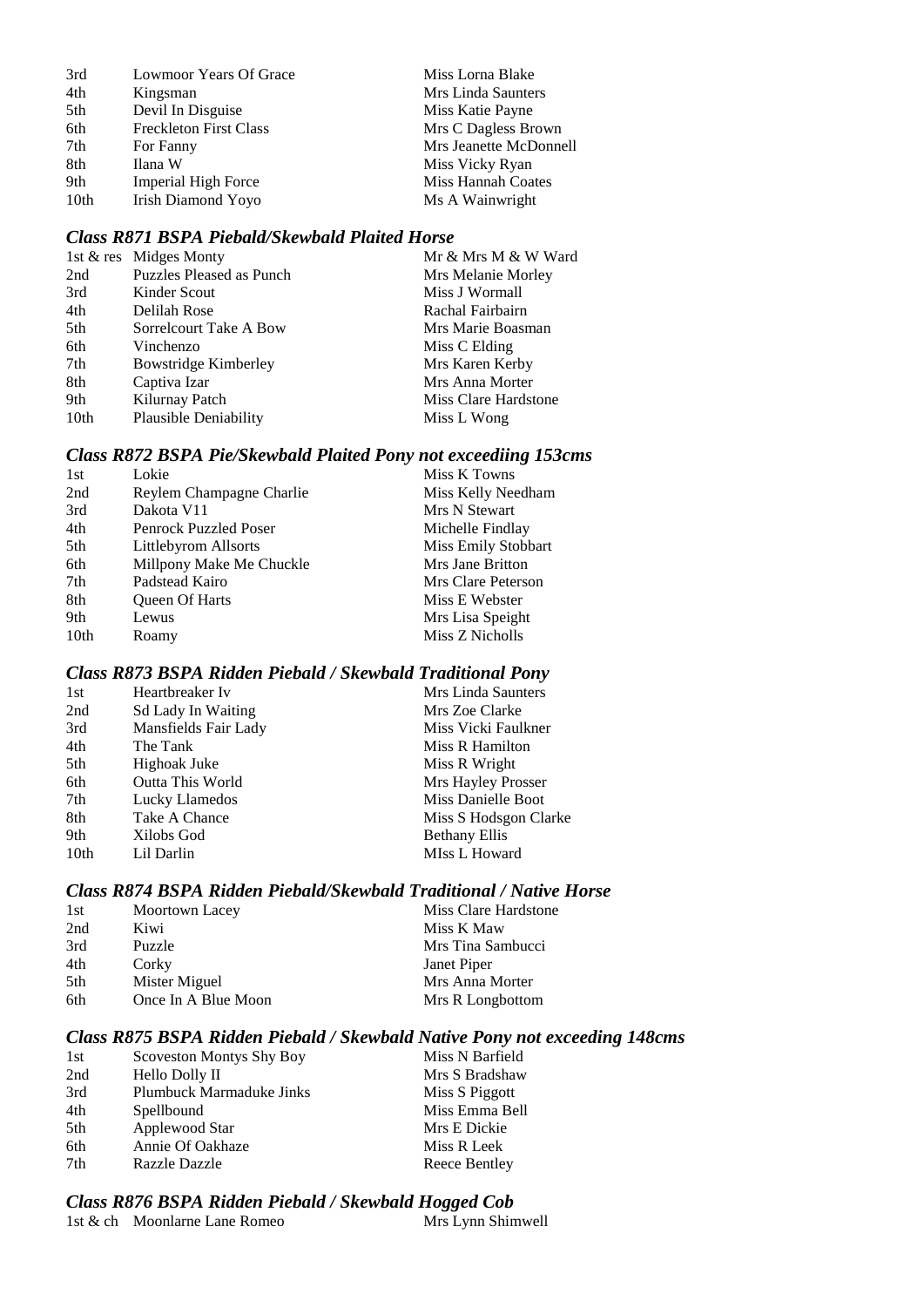| | | |
|---|---|---|
| 3rd | Lowmoor Years Of Grace | Miss Lorna Blake |
| 4th | Kingsman | Mrs Linda Saunters |
| 5th | Devil In Disguise | Miss Katie Payne |
| 6th | Freckleton First Class | Mrs C Dagless Brown |
| 7th | For Fanny | Mrs Jeanette McDonnell |
| 8th | Ilana W | Miss Vicky Ryan |
| 9th | Imperial High Force | Miss Hannah Coates |
| 10th | Irish Diamond Yoyo | Ms A Wainwright |

### *Class R871 BSPA Piebald/Skewbald Plaited Horse*

| | | |
|---|---|---|
| 1st & res | Midges Monty | Mr & Mrs M & W Ward |
| 2nd | Puzzles Pleased as Punch | Mrs Melanie Morley |
| 3rd | Kinder Scout | Miss J Wormall |
| 4th | Delilah Rose | Rachal Fairbairn |
| 5th | Sorrelcourt Take A Bow | Mrs Marie Boasman |
| 6th | Vinchenzo | Miss C Elding |
| 7th | Bowstridge Kimberley | Mrs Karen Kerby |
| 8th | Captiva Izar | Mrs Anna Morter |
| 9th | Kilurnay Patch | Miss Clare Hardstone |
| 10th | Plausible Deniability | Miss L Wong |

### *Class R872 BSPA Pie/Skewbald Plaited Pony not exceediing 153cms*

| | | |
|---|---|---|
| 1st | Lokie | Miss K Towns |
| 2nd | Reylem Champagne Charlie | Miss Kelly Needham |
| 3rd | Dakota V11 | Mrs N Stewart |
| 4th | Penrock Puzzled Poser | Michelle Findlay |
| 5th | Littlebyrom Allsorts | Miss Emily Stobbart |
| 6th | Millpony Make Me Chuckle | Mrs Jane Britton |
| 7th | Padstead Kairo | Mrs Clare Peterson |
| 8th | Queen Of Harts | Miss E Webster |
| 9th | Lewus | Mrs Lisa Speight |
| 10th | Roamy | Miss Z Nicholls |

### *Class R873 BSPA Ridden Piebald / Skewbald Traditional Pony*

| | | |
|---|---|---|
| 1st | Heartbreaker Iv | Mrs Linda Saunters |
| 2nd | Sd Lady In Waiting | Mrs Zoe Clarke |
| 3rd | Mansfields Fair Lady | Miss Vicki Faulkner |
| 4th | The Tank | Miss R Hamilton |
| 5th | Highoak Juke | Miss R Wright |
| 6th | Outta This World | Mrs Hayley Prosser |
| 7th | Lucky Llamedos | Miss Danielle Boot |
| 8th | Take A Chance | Miss S Hodsgon Clarke |
| 9th | Xilobs God | Bethany Ellis |
| 10th | Lil Darlin | MIss L Howard |

### *Class R874 BSPA Ridden Piebald/Skewbald Traditional / Native Horse*

| | | |
|---|---|---|
| 1st | Moortown Lacey | Miss Clare Hardstone |
| 2nd | Kiwi | Miss K Maw |
| 3rd | Puzzle | Mrs Tina Sambucci |
| 4th | Corky | Janet Piper |
| 5th | Mister Miguel | Mrs Anna Morter |
| 6th | Once In A Blue Moon | Mrs R Longbottom |

### *Class R875 BSPA Ridden Piebald / Skewbald Native Pony not exceeding 148cms*

| | | |
|---|---|---|
| 1st | Scoveston Montys Shy Boy | Miss N Barfield |
| 2nd | Hello Dolly II | Mrs S Bradshaw |
| 3rd | Plumbuck Marmaduke Jinks | Miss S Piggott |
| 4th | Spellbound | Miss Emma Bell |
| 5th | Applewood Star | Mrs E Dickie |
| 6th | Annie Of Oakhaze | Miss R Leek |
| 7th | Razzle Dazzle | Reece Bentley |

### *Class R876 BSPA Ridden Piebald / Skewbald Hogged Cob*

| | | |
|---|---|---|
| 1st & ch | Moonlarne Lane Romeo | Mrs Lynn Shimwell |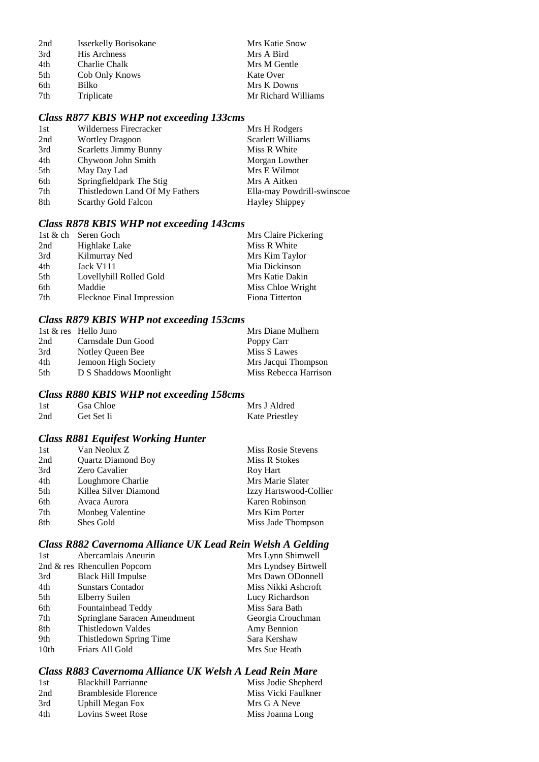| | | |
|---|---|---|
| 2nd | Isserkelly Borisokane | Mrs Katie Snow |
| 3rd | His Archness | Mrs A Bird |
| 4th | Charlie Chalk | Mrs M Gentle |
| 5th | Cob Only Knows | Kate Over |
| 6th | Bilko | Mrs K Downs |
| 7th | Triplicate | Mr Richard Williams |

### *Class R877 KBIS WHP not exceeding 133cms*

| | | |
|---|---|---|
| 1st | Wilderness Firecracker | Mrs H Rodgers |
| 2nd | Wortley Dragoon | Scarlett Williams |
| 3rd | Scarletts Jimmy Bunny | Miss R White |
| 4th | Chywoon John Smith | Morgan Lowther |
| 5th | May Day Lad | Mrs E Wilmot |
| 6th | Springfieldpark The Stig | Mrs A Aitken |
| 7th | Thistledown Land Of My Fathers | Ella-may Powdrill-swinscoe |
| 8th | Scarthy Gold Falcon | Hayley Shippey |

### *Class R878 KBIS WHP not exceeding 143cms*

| | | |
|---|---|---|
| 1st & ch | Seren Goch | Mrs Claire Pickering |
| 2nd | Highlake Lake | Miss R White |
| 3rd | Kilmurray Ned | Mrs Kim Taylor |
| 4th | Jack V111 | Mia Dickinson |
| 5th | Lovellyhill Rolled Gold | Mrs Katie Dakin |
| 6th | Maddie | Miss Chloe Wright |
| 7th | Flecknoe Final Impression | Fiona Titterton |

### *Class R879 KBIS WHP not exceeding 153cms*

| | | |
|---|---|---|
| 1st & res | Hello Juno | Mrs Diane Mulhern |
| 2nd | Carnsdale Dun Good | Poppy Carr |
| 3rd | Notley Queen Bee | Miss S Lawes |
| 4th | Jemoon High Society | Mrs Jacqui Thompson |
| 5th | D S Shaddows Moonlight | Miss Rebecca Harrison |

### *Class R880 KBIS WHP not exceeding 158cms*

| | | |
|---|---|---|
| 1st | Gsa Chloe | Mrs J Aldred |
| 2nd | Get Set Ii | Kate Priestley |

### *Class R881 Equifest Working Hunter*

| | | |
|---|---|---|
| 1st | Van Neolux Z | Miss Rosie Stevens |
| 2nd | Quartz Diamond Boy | Miss R Stokes |
| 3rd | Zero Cavalier | Roy Hart |
| 4th | Loughmore Charlie | Mrs Marie Slater |
| 5th | Killea Silver Diamond | Izzy Hartswood-Collier |
| 6th | Avaca Aurora | Karen Robinson |
| 7th | Monbeg Valentine | Mrs Kim Porter |
| 8th | Shes Gold | Miss Jade Thompson |

### *Class R882 Cavernoma Alliance UK Lead Rein Welsh A Gelding*

| | | |
|---|---|---|
| 1st | Abercamlais Aneurin | Mrs Lynn Shimwell |
| 2nd & res | Rhencullen Popcorn | Mrs Lyndsey Birtwell |
| 3rd | Black Hill Impulse | Mrs Dawn ODonnell |
| 4th | Sunstars Contador | Miss Nikki Ashcroft |
| 5th | Elberry Suilen | Lucy Richardson |
| 6th | Fountainhead Teddy | Miss Sara Bath |
| 7th | Springlane Saracen Amendment | Georgia Crouchman |
| 8th | Thistledown Valdes | Amy Bennion |
| 9th | Thistledown Spring Time | Sara Kershaw |
| 10th | Friars All Gold | Mrs Sue Heath |

### *Class R883 Cavernoma Alliance UK Welsh A Lead Rein Mare*

| | | |
|---|---|---|
| 1st | Blackhill Parrianne | Miss Jodie Shepherd |
| 2nd | Brambleside Florence | Miss Vicki Faulkner |
| 3rd | Uphill Megan Fox | Mrs G A Neve |
| 4th | Lovins Sweet Rose | Miss Joanna Long |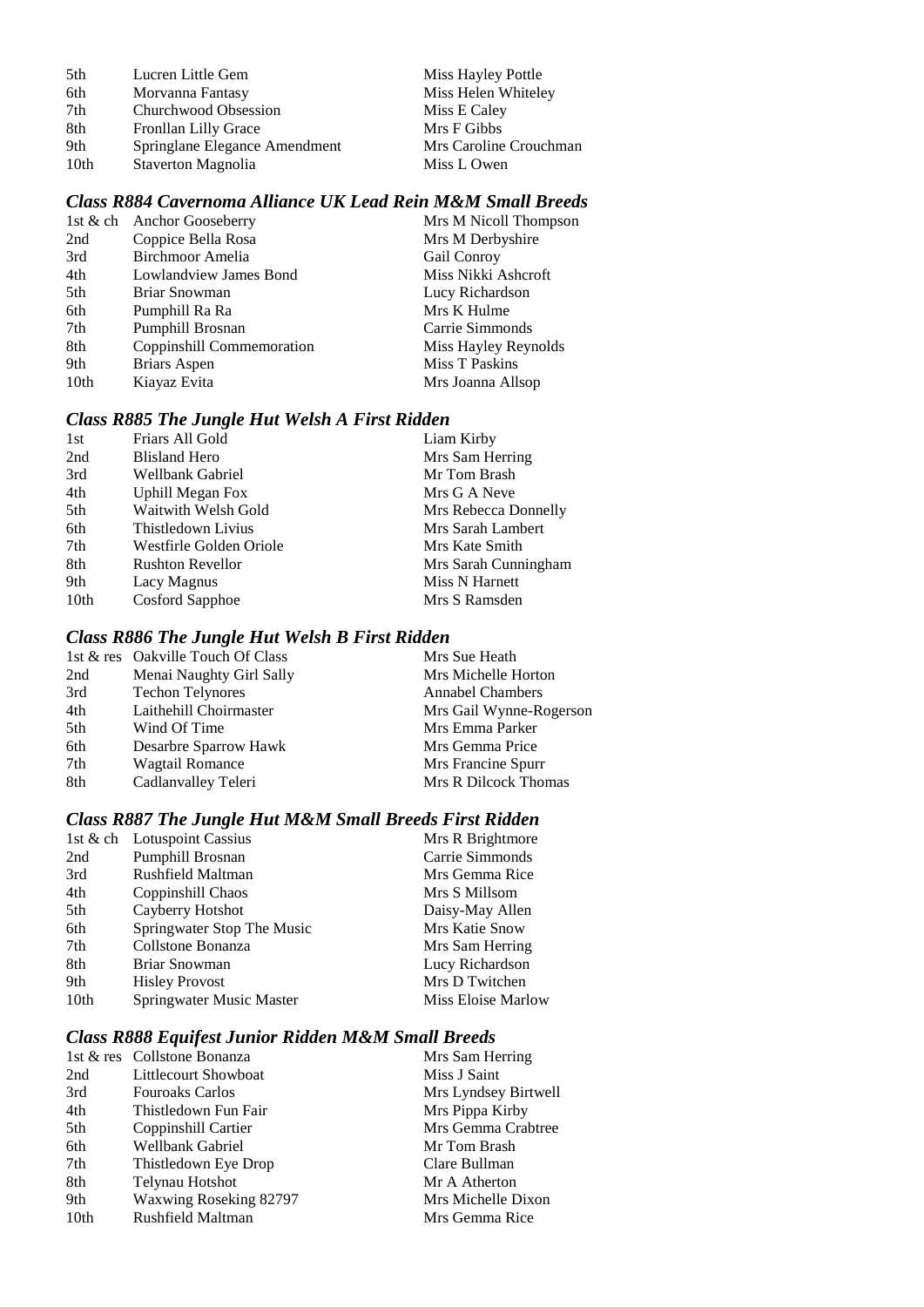| | | |
|---|---|---|
| 5th | Lucren Little Gem | Miss Hayley Pottle |
| 6th | Morvanna Fantasy | Miss Helen Whiteley |
| 7th | Churchwood Obsession | Miss E Caley |
| 8th | Fronllan Lilly Grace | Mrs F Gibbs |
| 9th | Springlane Elegance Amendment | Mrs Caroline Crouchman |
| 10th | Staverton Magnolia | Miss L Owen |

### *Class R884 Cavernoma Alliance UK Lead Rein M&M Small Breeds*

| | | |
|---|---|---|
| 1st & ch | Anchor Gooseberry | Mrs M Nicoll Thompson |
| 2nd | Coppice Bella Rosa | Mrs M Derbyshire |
| 3rd | Birchmoor Amelia | Gail Conroy |
| 4th | Lowlandview James Bond | Miss Nikki Ashcroft |
| 5th | Briar Snowman | Lucy Richardson |
| 6th | Pumphill Ra Ra | Mrs K Hulme |
| 7th | Pumphill Brosnan | Carrie Simmonds |
| 8th | Coppinshill Commemoration | Miss Hayley Reynolds |
| 9th | Briars Aspen | Miss T Paskins |
| 10th | Kiayaz Evita | Mrs Joanna Allsop |

### *Class R885 The Jungle Hut Welsh A First Ridden*

| | | |
|---|---|---|
| 1st | Friars All Gold | Liam Kirby |
| 2nd | Blisland Hero | Mrs Sam Herring |
| 3rd | Wellbank Gabriel | Mr Tom Brash |
| 4th | Uphill Megan Fox | Mrs G A Neve |
| 5th | Waitwith Welsh Gold | Mrs Rebecca Donnelly |
| 6th | Thistledown Livius | Mrs Sarah Lambert |
| 7th | Westfirle Golden Oriole | Mrs Kate Smith |
| 8th | Rushton Revellor | Mrs Sarah Cunningham |
| 9th | Lacy Magnus | Miss N Harnett |
| 10th | Cosford Sapphoe | Mrs S Ramsden |

### *Class R886 The Jungle Hut Welsh B First Ridden*

| | | |
|---|---|---|
| 1st & res | Oakville Touch Of Class | Mrs Sue Heath |
| 2nd | Menai Naughty Girl Sally | Mrs Michelle Horton |
| 3rd | Techon Telynores | Annabel Chambers |
| 4th | Laithehill Choirmaster | Mrs Gail Wynne-Rogerson |
| 5th | Wind Of Time | Mrs Emma Parker |
| 6th | Desarbre Sparrow Hawk | Mrs Gemma Price |
| 7th | Wagtail Romance | Mrs Francine Spurr |
| 8th | Cadlanvalley Teleri | Mrs R Dilcock Thomas |

### *Class R887 The Jungle Hut M&M Small Breeds First Ridden*

| | | |
|---|---|---|
| 1st & ch | Lotuspoint Cassius | Mrs R Brightmore |
| 2nd | Pumphill Brosnan | Carrie Simmonds |
| 3rd | Rushfield Maltman | Mrs Gemma Rice |
| 4th | Coppinshill Chaos | Mrs S Millsom |
| 5th | Cayberry Hotshot | Daisy-May Allen |
| 6th | Springwater Stop The Music | Mrs Katie Snow |
| 7th | Collstone Bonanza | Mrs Sam Herring |
| 8th | Briar Snowman | Lucy Richardson |
| 9th | Hisley Provost | Mrs D Twitchen |
| 10th | Springwater Music Master | Miss Eloise Marlow |

### *Class R888 Equifest Junior Ridden M&M Small Breeds*

| | | |
|---|---|---|
| 1st & res | Collstone Bonanza | Mrs Sam Herring |
| 2nd | Littlecourt Showboat | Miss J Saint |
| 3rd | Fouroaks Carlos | Mrs Lyndsey Birtwell |
| 4th | Thistledown Fun Fair | Mrs Pippa Kirby |
| 5th | Coppinshill Cartier | Mrs Gemma Crabtree |
| 6th | Wellbank Gabriel | Mr Tom Brash |
| 7th | Thistledown Eye Drop | Clare Bullman |
| 8th | Telynau Hotshot | Mr A Atherton |
| 9th | Waxwing Roseking 82797 | Mrs Michelle Dixon |
| 10th | Rushfield Maltman | Mrs Gemma Rice |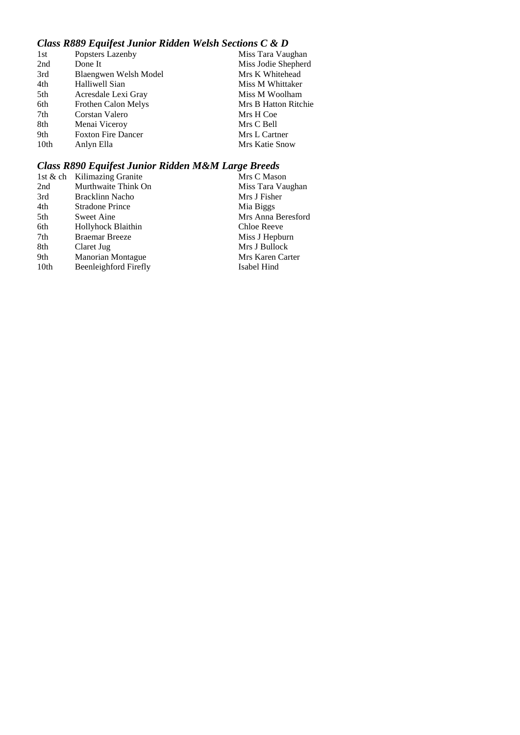### *Class R889 Equifest Junior Ridden Welsh Sections C & D*

| | | |
|---|---|---|
| 1st | Popsters Lazenby | Miss Tara Vaughan |
| 2nd | Done It | Miss Jodie Shepherd |
| 3rd | Blaengwen Welsh Model | Mrs K Whitehead |
| 4th | Halliwell Sian | Miss M Whittaker |
| 5th | Acresdale Lexi Gray | Miss M Woolham |
| 6th | Frothen Calon Melys | Mrs B Hatton Ritchie |
| 7th | Corstan Valero | Mrs H Coe |
| 8th | Menai Viceroy | Mrs C Bell |
| 9th | Foxton Fire Dancer | Mrs L Cartner |
| 10th | Anlyn Ella | Mrs Katie Snow |

### *Class R890 Equifest Junior Ridden M&M Large Breeds*

| | | |
|---|---|---|
| 1st & ch | Kilimazing Granite | Mrs C Mason |
| 2nd | Murthwaite Think On | Miss Tara Vaughan |
| 3rd | Bracklinn Nacho | Mrs J Fisher |
| 4th | Stradone Prince | Mia Biggs |
| 5th | Sweet Aine | Mrs Anna Beresford |
| 6th | Hollyhock Blaithin | Chloe Reeve |
| 7th | Braemar Breeze | Miss J Hepburn |
| 8th | Claret Jug | Mrs J Bullock |
| 9th | Manorian Montague | Mrs Karen Carter |
| 10th | Beenleighford Firefly | Isabel Hind |